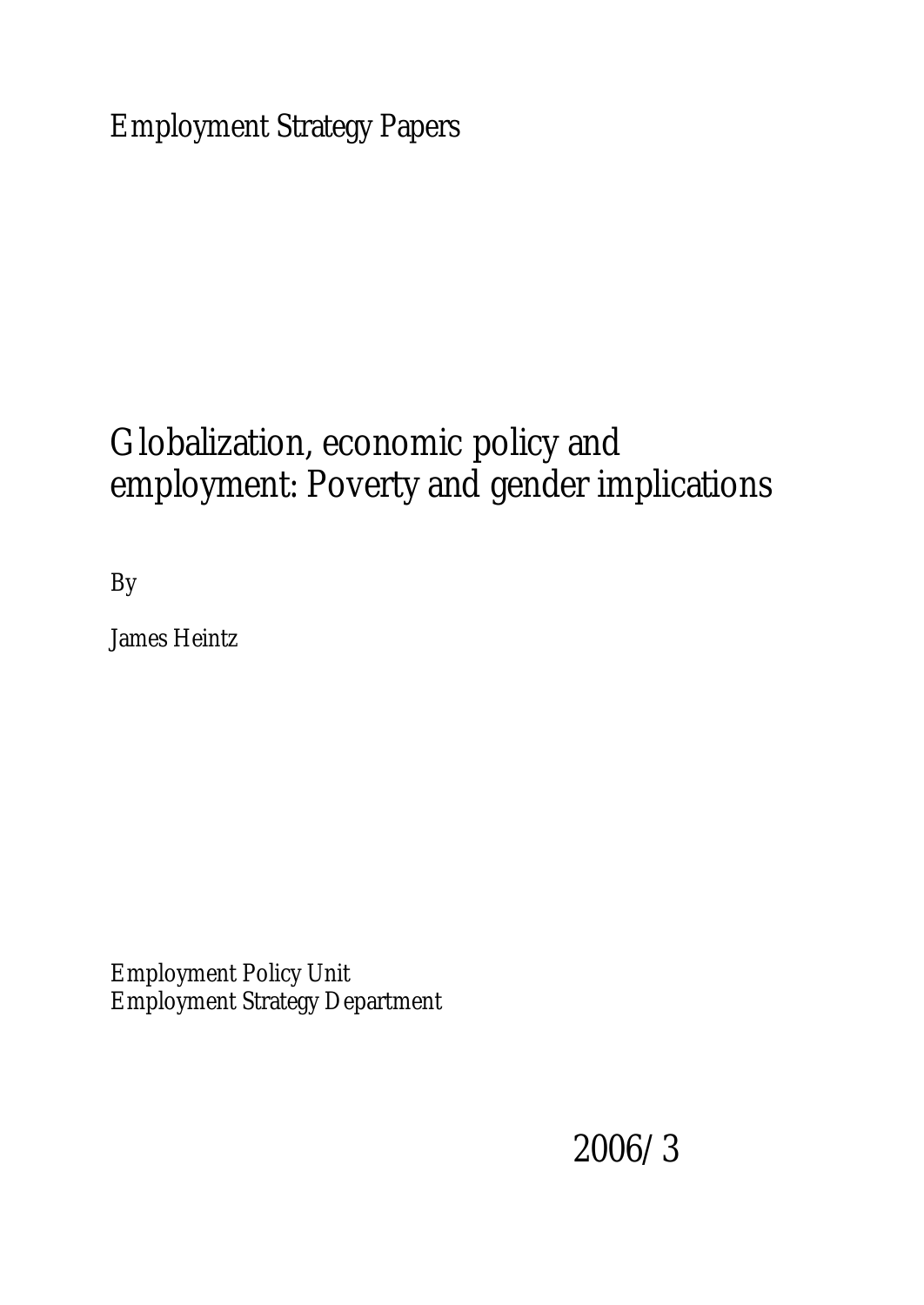Employment Strategy Papers

# Globalization, economic policy and employment: Poverty and gender implications

By

James Heintz

Employment Policy Unit
Employment Strategy Department

2006/3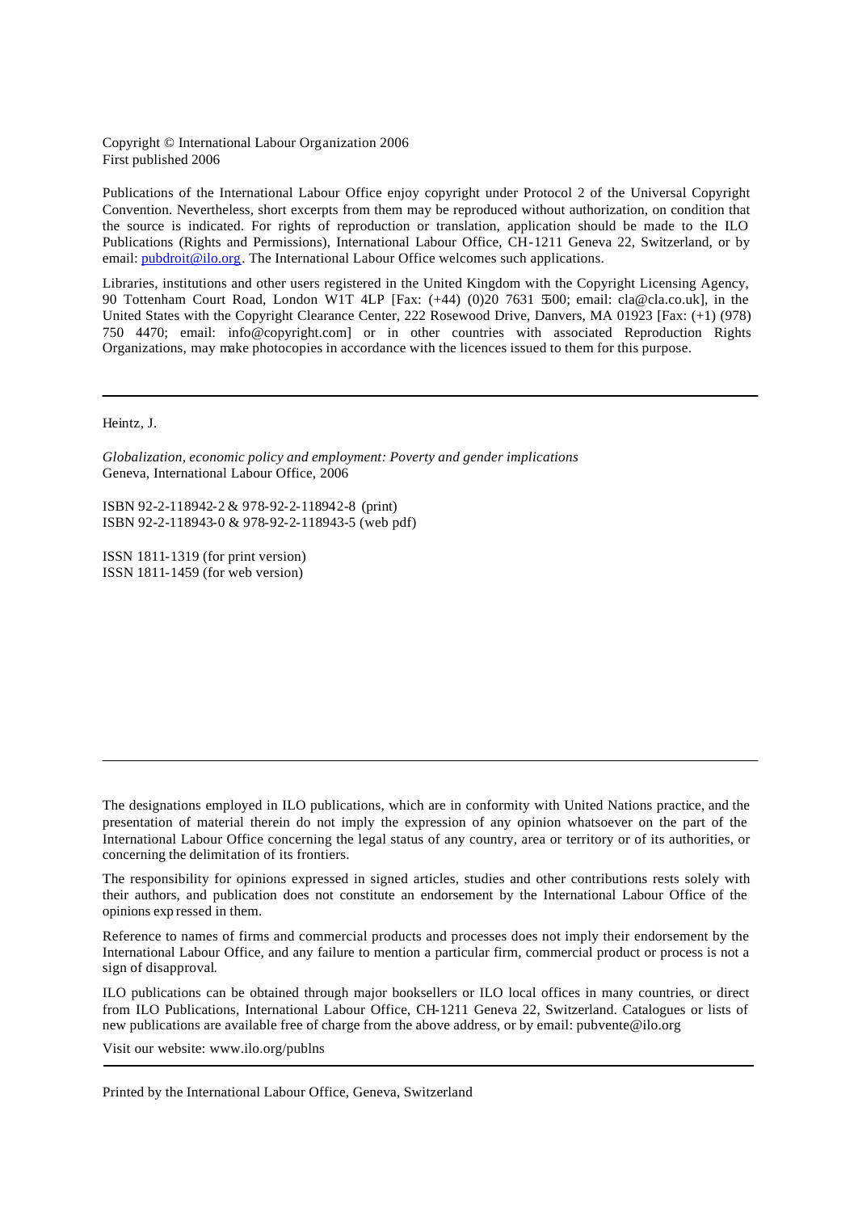Copyright © International Labour Organization 2006
First published 2006

Publications of the International Labour Office enjoy copyright under Protocol 2 of the Universal Copyright Convention. Nevertheless, short excerpts from them may be reproduced without authorization, on condition that the source is indicated. For rights of reproduction or translation, application should be made to the ILO Publications (Rights and Permissions), International Labour Office, CH-1211 Geneva 22, Switzerland, or by email: pubdroit@ilo.org. The International Labour Office welcomes such applications.

Libraries, institutions and other users registered in the United Kingdom with the Copyright Licensing Agency, 90 Tottenham Court Road, London W1T 4LP [Fax: (+44) (0)20 7631 5500; email: cla@cla.co.uk], in the United States with the Copyright Clearance Center, 222 Rosewood Drive, Danvers, MA 01923 [Fax: (+1) (978) 750 4470; email: info@copyright.com] or in other countries with associated Reproduction Rights Organizations, may make photocopies in accordance with the licences issued to them for this purpose.

---

Heintz, J.

*Globalization, economic policy and employment: Poverty and gender implications*
Geneva, International Labour Office, 2006

ISBN 92-2-118942-2 & 978-92-2-118942-8 (print)
ISBN 92-2-118943-0 & 978-92-2-118943-5 (web pdf)

ISSN 1811-1319 (for print version)
ISSN 1811-1459 (for web version)

---

The designations employed in ILO publications, which are in conformity with United Nations practice, and the presentation of material therein do not imply the expression of any opinion whatsoever on the part of the International Labour Office concerning the legal status of any country, area or territory or of its authorities, or concerning the delimitation of its frontiers.

The responsibility for opinions expressed in signed articles, studies and other contributions rests solely with their authors, and publication does not constitute an endorsement by the International Labour Office of the opinions expressed in them.

Reference to names of firms and commercial products and processes does not imply their endorsement by the International Labour Office, and any failure to mention a particular firm, commercial product or process is not a sign of disapproval.

ILO publications can be obtained through major booksellers or ILO local offices in many countries, or direct from ILO Publications, International Labour Office, CH-1211 Geneva 22, Switzerland. Catalogues or lists of new publications are available free of charge from the above address, or by email: pubvente@ilo.org

Visit our website: www.ilo.org/publns

---

Printed by the International Labour Office, Geneva, Switzerland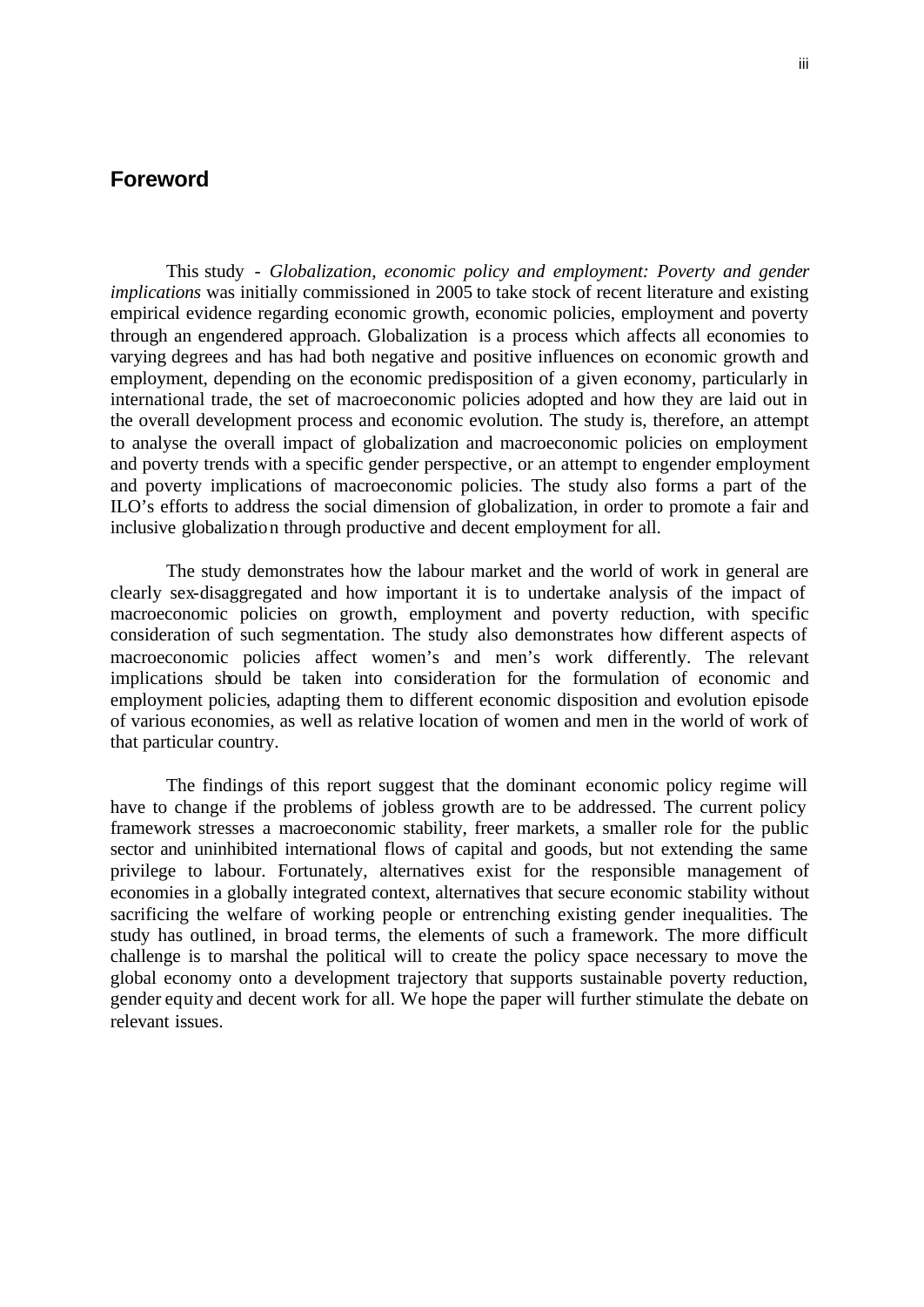# Foreword

This study - *Globalization, economic policy and employment: Poverty and gender implications* was initially commissioned in 2005 to take stock of recent literature and existing empirical evidence regarding economic growth, economic policies, employment and poverty through an engendered approach. Globalization is a process which affects all economies to varying degrees and has had both negative and positive influences on economic growth and employment, depending on the economic predisposition of a given economy, particularly in international trade, the set of macroeconomic policies adopted and how they are laid out in the overall development process and economic evolution. The study is, therefore, an attempt to analyse the overall impact of globalization and macroeconomic policies on employment and poverty trends with a specific gender perspective, or an attempt to engender employment and poverty implications of macroeconomic policies. The study also forms a part of the ILO's efforts to address the social dimension of globalization, in order to promote a fair and inclusive globalization through productive and decent employment for all.

The study demonstrates how the labour market and the world of work in general are clearly sex-disaggregated and how important it is to undertake analysis of the impact of macroeconomic policies on growth, employment and poverty reduction, with specific consideration of such segmentation. The study also demonstrates how different aspects of macroeconomic policies affect women's and men's work differently. The relevant implications should be taken into consideration for the formulation of economic and employment policies, adapting them to different economic disposition and evolution episode of various economies, as well as relative location of women and men in the world of work of that particular country.

The findings of this report suggest that the dominant economic policy regime will have to change if the problems of jobless growth are to be addressed. The current policy framework stresses a macroeconomic stability, freer markets, a smaller role for the public sector and uninhibited international flows of capital and goods, but not extending the same privilege to labour. Fortunately, alternatives exist for the responsible management of economies in a globally integrated context, alternatives that secure economic stability without sacrificing the welfare of working people or entrenching existing gender inequalities. The study has outlined, in broad terms, the elements of such a framework. The more difficult challenge is to marshal the political will to create the policy space necessary to move the global economy onto a development trajectory that supports sustainable poverty reduction, gender equity and decent work for all. We hope the paper will further stimulate the debate on relevant issues.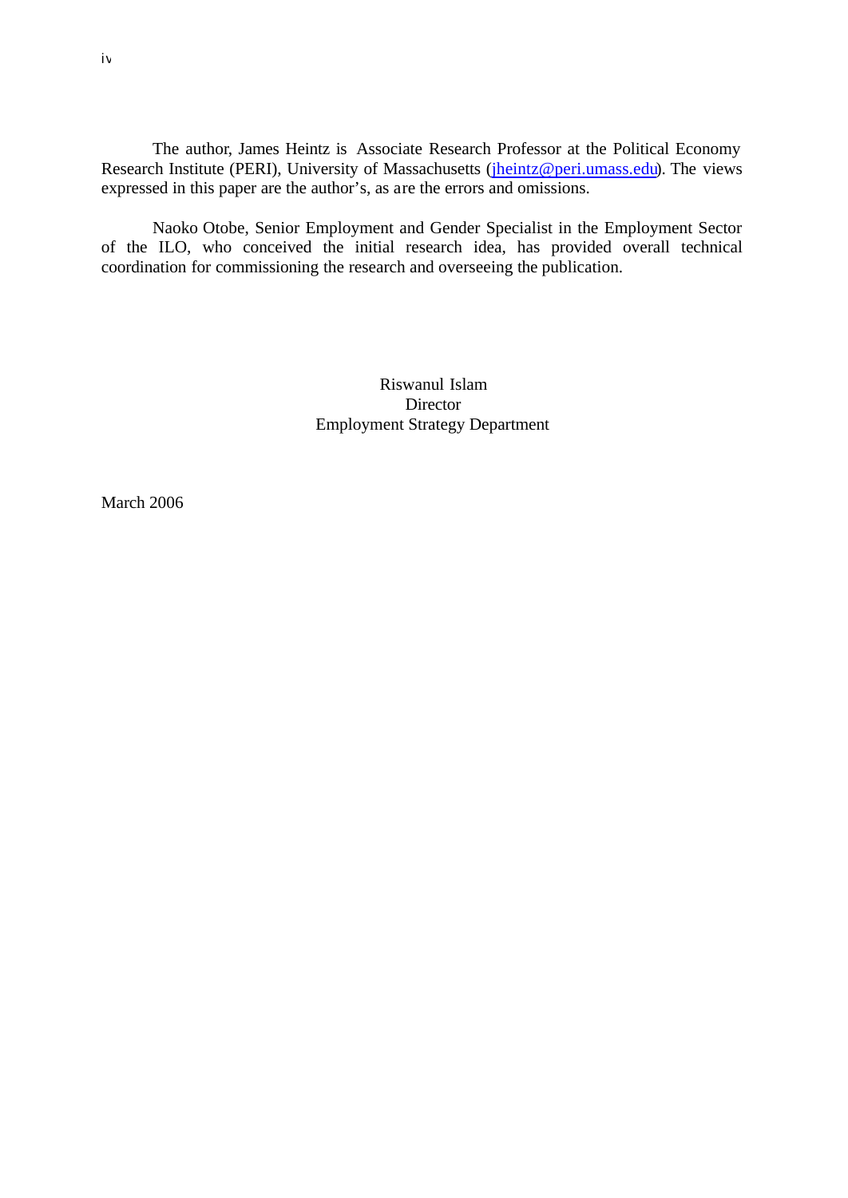The author, James Heintz is Associate Research Professor at the Political Economy Research Institute (PERI), University of Massachusetts (jheintz@peri.umass.edu). The views expressed in this paper are the author's, as are the errors and omissions.

Naoko Otobe, Senior Employment and Gender Specialist in the Employment Sector of the ILO, who conceived the initial research idea, has provided overall technical coordination for commissioning the research and overseeing the publication.

Riswanul Islam
Director
Employment Strategy Department

March 2006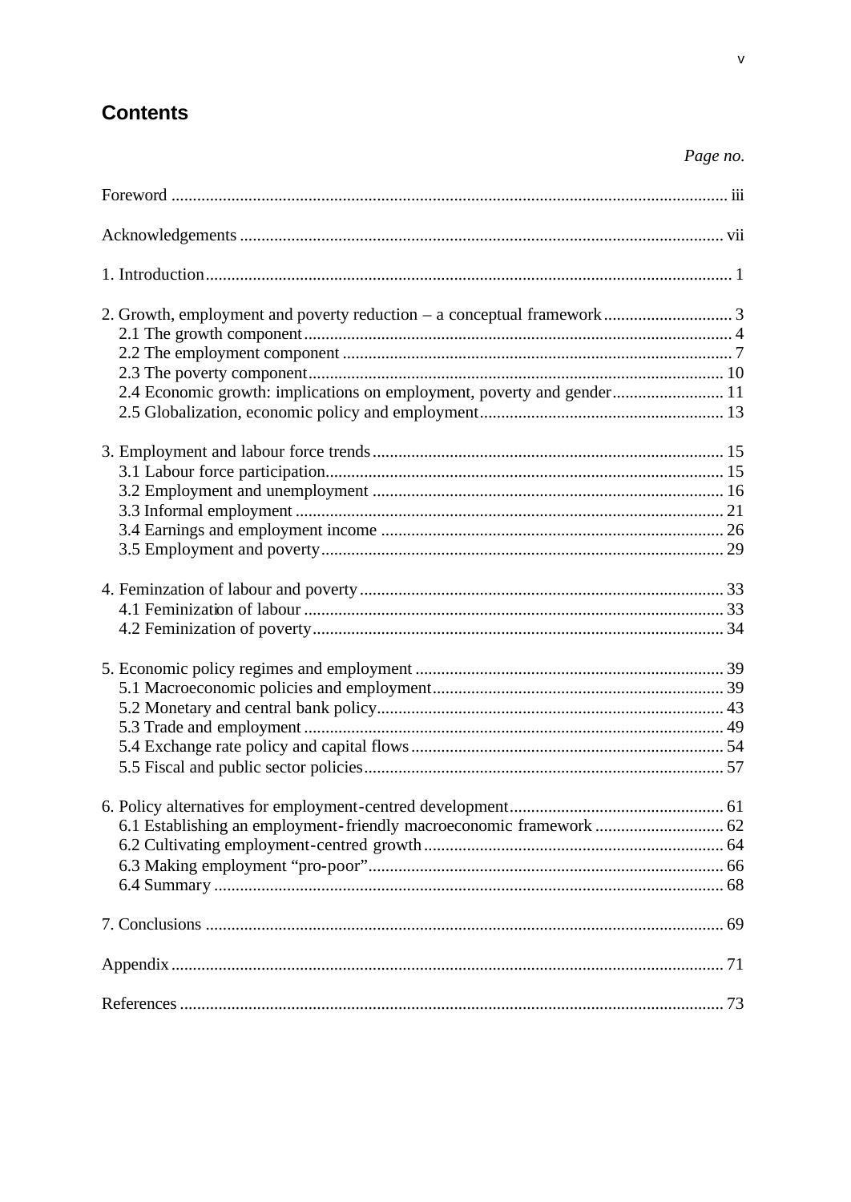# Contents

| | *Page no.* |
|---|---|
| Foreword | iii |
| Acknowledgements | vii |
| 1. Introduction | 1 |
| 2. Growth, employment and poverty reduction – a conceptual framework | 3 |
| 2.1 The growth component | 4 |
| 2.2 The employment component | 7 |
| 2.3 The poverty component | 10 |
| 2.4 Economic growth: implications on employment, poverty and gender | 11 |
| 2.5 Globalization, economic policy and employment | 13 |
| 3. Employment and labour force trends | 15 |
| 3.1 Labour force participation | 15 |
| 3.2 Employment and unemployment | 16 |
| 3.3 Informal employment | 21 |
| 3.4 Earnings and employment income | 26 |
| 3.5 Employment and poverty | 29 |
| 4. Feminzation of labour and poverty | 33 |
| 4.1 Feminization of labour | 33 |
| 4.2 Feminization of poverty | 34 |
| 5. Economic policy regimes and employment | 39 |
| 5.1 Macroeconomic policies and employment | 39 |
| 5.2 Monetary and central bank policy | 43 |
| 5.3 Trade and employment | 49 |
| 5.4 Exchange rate policy and capital flows | 54 |
| 5.5 Fiscal and public sector policies | 57 |
| 6. Policy alternatives for employment-centred development | 61 |
| 6.1 Establishing an employment-friendly macroeconomic framework | 62 |
| 6.2 Cultivating employment-centred growth | 64 |
| 6.3 Making employment "pro-poor" | 66 |
| 6.4 Summary | 68 |
| 7. Conclusions | 69 |
| Appendix | 71 |
| References | 73 |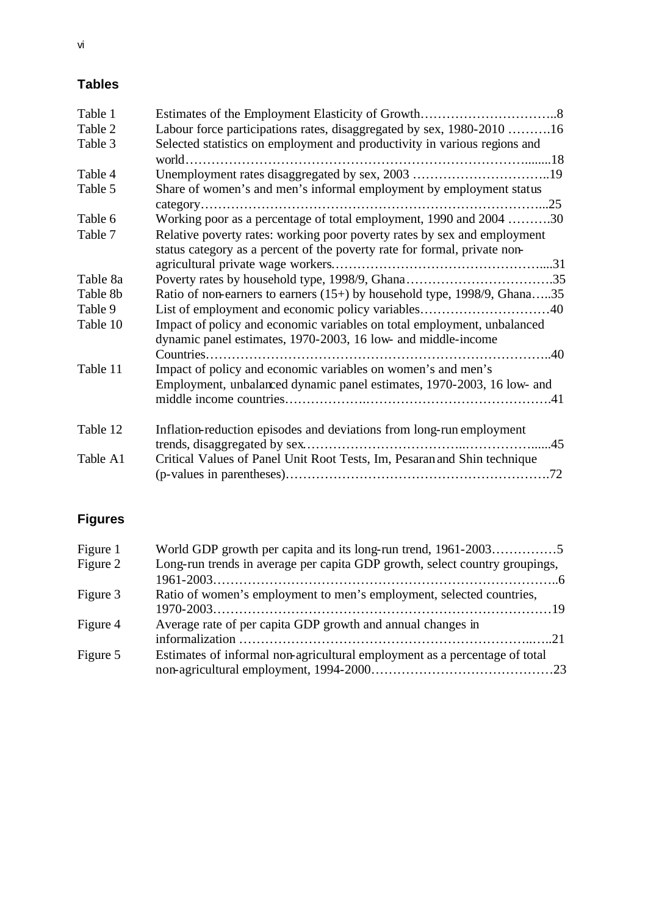## Tables

| | | |
|---|---|---|
| Table 1 | Estimates of the Employment Elasticity of Growth | 8 |
| Table 2 | Labour force participations rates, disaggregated by sex, 1980-2010 | 16 |
| Table 3 | Selected statistics on employment and productivity in various regions and world | 18 |
| Table 4 | Unemployment rates disaggregated by sex, 2003 | 19 |
| Table 5 | Share of women's and men's informal employment by employment status category | 25 |
| Table 6 | Working poor as a percentage of total employment, 1990 and 2004 | 30 |
| Table 7 | Relative poverty rates: working poor poverty rates by sex and employment status category as a percent of the poverty rate for formal, private non-agricultural private wage workers | 31 |
| Table 8a | Poverty rates by household type, 1998/9, Ghana | 35 |
| Table 8b | Ratio of non-earners to earners (15+) by household type, 1998/9, Ghana | 35 |
| Table 9 | List of employment and economic policy variables | 40 |
| Table 10 | Impact of policy and economic variables on total employment, unbalanced dynamic panel estimates, 1970-2003, 16 low- and middle-income Countries | 40 |
| Table 11 | Impact of policy and economic variables on women's and men's Employment, unbalanced dynamic panel estimates, 1970-2003, 16 low- and middle income countries | 41 |
| Table 12 | Inflation-reduction episodes and deviations from long-run employment trends, disaggregated by sex | 45 |
| Table A1 | Critical Values of Panel Unit Root Tests, Im, Pesaran and Shin technique (p-values in parentheses) | 72 |

## Figures

| | | |
|---|---|---|
| Figure 1 | World GDP growth per capita and its long-run trend, 1961-2003 | 5 |
| Figure 2 | Long-run trends in average per capita GDP growth, select country groupings, 1961-2003 | 6 |
| Figure 3 | Ratio of women's employment to men's employment, selected countries, 1970-2003 | 19 |
| Figure 4 | Average rate of per capita GDP growth and annual changes in informalization | 21 |
| Figure 5 | Estimates of informal non-agricultural employment as a percentage of total non-agricultural employment, 1994-2000 | 23 |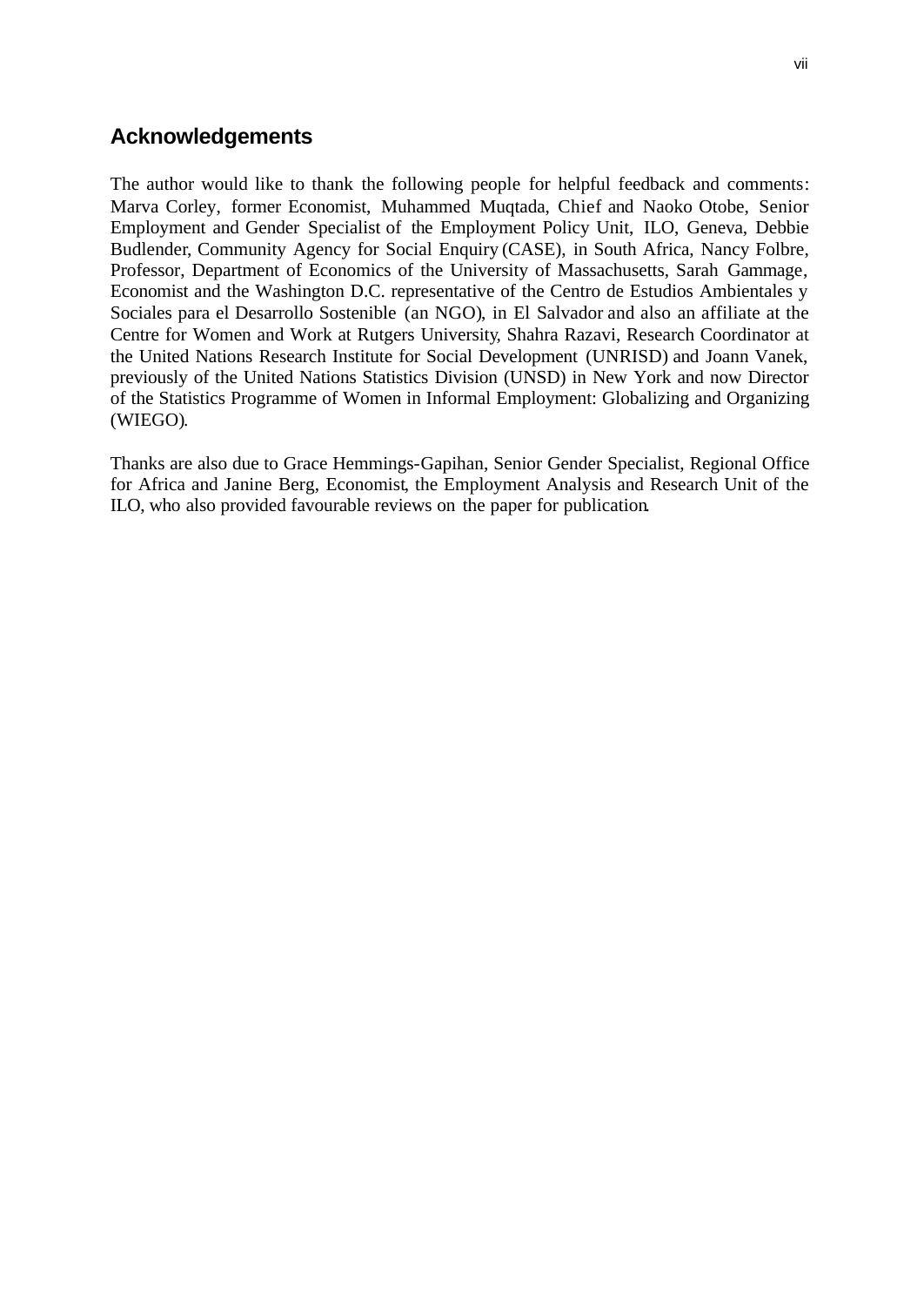## Acknowledgements

The author would like to thank the following people for helpful feedback and comments: Marva Corley, former Economist, Muhammed Muqtada, Chief and Naoko Otobe, Senior Employment and Gender Specialist of the Employment Policy Unit, ILO, Geneva, Debbie Budlender, Community Agency for Social Enquiry (CASE), in South Africa, Nancy Folbre, Professor, Department of Economics of the University of Massachusetts, Sarah Gammage, Economist and the Washington D.C. representative of the Centro de Estudios Ambientales y Sociales para el Desarrollo Sostenible (an NGO), in El Salvador and also an affiliate at the Centre for Women and Work at Rutgers University, Shahra Razavi, Research Coordinator at the United Nations Research Institute for Social Development (UNRISD) and Joann Vanek, previously of the United Nations Statistics Division (UNSD) in New York and now Director of the Statistics Programme of Women in Informal Employment: Globalizing and Organizing (WIEGO).

Thanks are also due to Grace Hemmings-Gapihan, Senior Gender Specialist, Regional Office for Africa and Janine Berg, Economist, the Employment Analysis and Research Unit of the ILO, who also provided favourable reviews on the paper for publication.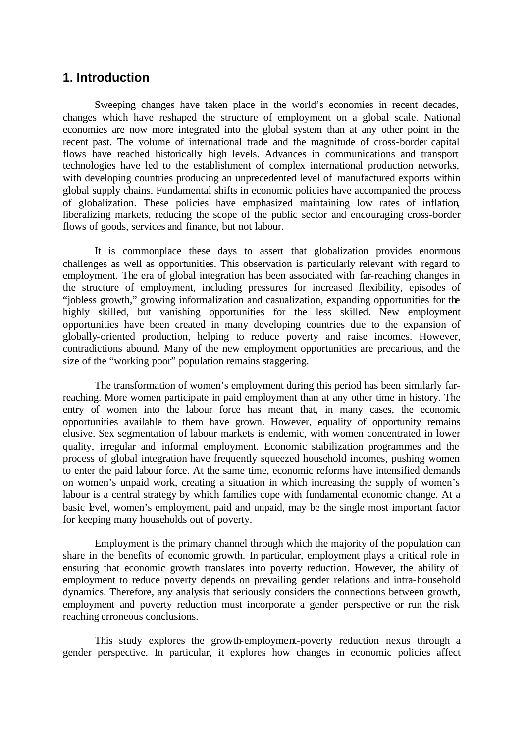## 1. Introduction

Sweeping changes have taken place in the world's economies in recent decades, changes which have reshaped the structure of employment on a global scale. National economies are now more integrated into the global system than at any other point in the recent past. The volume of international trade and the magnitude of cross-border capital flows have reached historically high levels. Advances in communications and transport technologies have led to the establishment of complex international production networks, with developing countries producing an unprecedented level of manufactured exports within global supply chains. Fundamental shifts in economic policies have accompanied the process of globalization. These policies have emphasized maintaining low rates of inflation, liberalizing markets, reducing the scope of the public sector and encouraging cross-border flows of goods, services and finance, but not labour.

It is commonplace these days to assert that globalization provides enormous challenges as well as opportunities. This observation is particularly relevant with regard to employment. The era of global integration has been associated with far-reaching changes in the structure of employment, including pressures for increased flexibility, episodes of "jobless growth," growing informalization and casualization, expanding opportunities for the highly skilled, but vanishing opportunities for the less skilled. New employment opportunities have been created in many developing countries due to the expansion of globally-oriented production, helping to reduce poverty and raise incomes. However, contradictions abound. Many of the new employment opportunities are precarious, and the size of the "working poor" population remains staggering.

The transformation of women's employment during this period has been similarly far-reaching. More women participate in paid employment than at any other time in history. The entry of women into the labour force has meant that, in many cases, the economic opportunities available to them have grown. However, equality of opportunity remains elusive. Sex segmentation of labour markets is endemic, with women concentrated in lower quality, irregular and informal employment. Economic stabilization programmes and the process of global integration have frequently squeezed household incomes, pushing women to enter the paid labour force. At the same time, economic reforms have intensified demands on women's unpaid work, creating a situation in which increasing the supply of women's labour is a central strategy by which families cope with fundamental economic change. At a basic level, women's employment, paid and unpaid, may be the single most important factor for keeping many households out of poverty.

Employment is the primary channel through which the majority of the population can share in the benefits of economic growth. In particular, employment plays a critical role in ensuring that economic growth translates into poverty reduction. However, the ability of employment to reduce poverty depends on prevailing gender relations and intra-household dynamics. Therefore, any analysis that seriously considers the connections between growth, employment and poverty reduction must incorporate a gender perspective or run the risk reaching erroneous conclusions.

This study explores the growth-employment-poverty reduction nexus through a gender perspective. In particular, it explores how changes in economic policies affect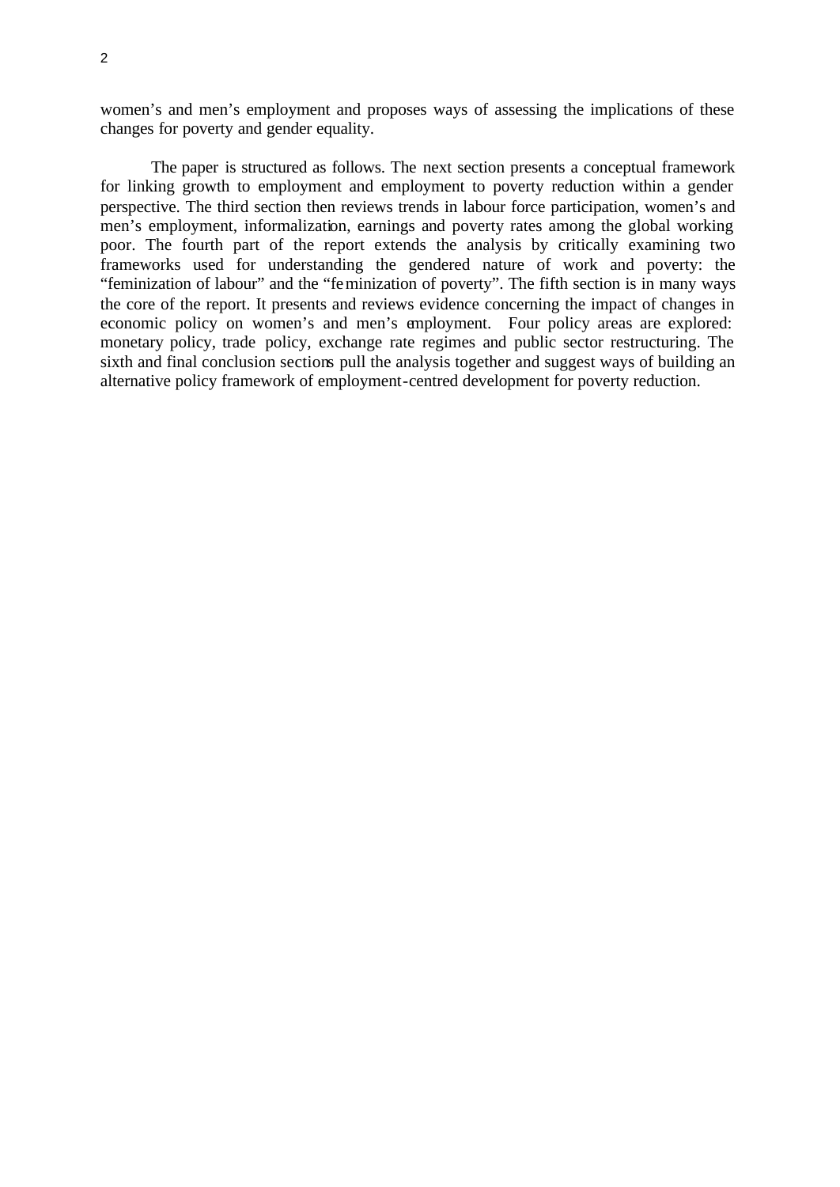women's and men's employment and proposes ways of assessing the implications of these changes for poverty and gender equality.

The paper is structured as follows. The next section presents a conceptual framework for linking growth to employment and employment to poverty reduction within a gender perspective. The third section then reviews trends in labour force participation, women's and men's employment, informalization, earnings and poverty rates among the global working poor. The fourth part of the report extends the analysis by critically examining two frameworks used for understanding the gendered nature of work and poverty: the "feminization of labour" and the "feminization of poverty". The fifth section is in many ways the core of the report. It presents and reviews evidence concerning the impact of changes in economic policy on women's and men's employment. Four policy areas are explored: monetary policy, trade policy, exchange rate regimes and public sector restructuring. The sixth and final conclusion sections pull the analysis together and suggest ways of building an alternative policy framework of employment-centred development for poverty reduction.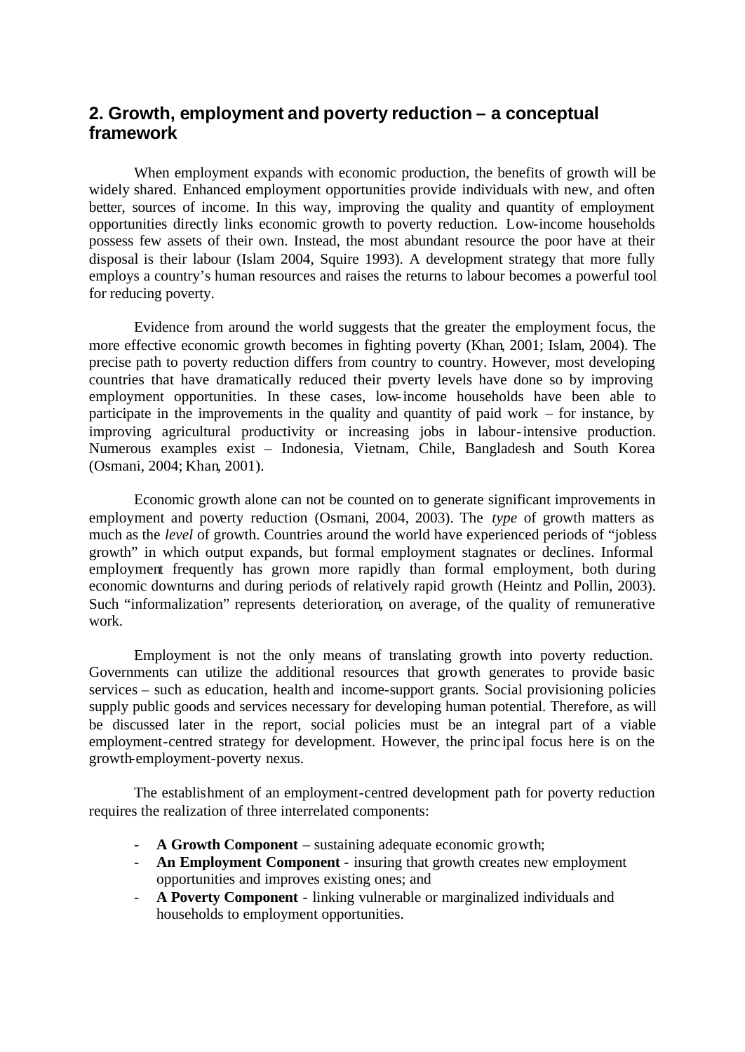## 2. Growth, employment and poverty reduction – a conceptual framework

When employment expands with economic production, the benefits of growth will be widely shared. Enhanced employment opportunities provide individuals with new, and often better, sources of income. In this way, improving the quality and quantity of employment opportunities directly links economic growth to poverty reduction. Low-income households possess few assets of their own. Instead, the most abundant resource the poor have at their disposal is their labour (Islam 2004, Squire 1993). A development strategy that more fully employs a country's human resources and raises the returns to labour becomes a powerful tool for reducing poverty.

Evidence from around the world suggests that the greater the employment focus, the more effective economic growth becomes in fighting poverty (Khan, 2001; Islam, 2004). The precise path to poverty reduction differs from country to country. However, most developing countries that have dramatically reduced their poverty levels have done so by improving employment opportunities. In these cases, low-income households have been able to participate in the improvements in the quality and quantity of paid work – for instance, by improving agricultural productivity or increasing jobs in labour-intensive production. Numerous examples exist – Indonesia, Vietnam, Chile, Bangladesh and South Korea (Osmani, 2004; Khan, 2001).

Economic growth alone can not be counted on to generate significant improvements in employment and poverty reduction (Osmani, 2004, 2003). The *type* of growth matters as much as the *level* of growth. Countries around the world have experienced periods of "jobless growth" in which output expands, but formal employment stagnates or declines. Informal employment frequently has grown more rapidly than formal employment, both during economic downturns and during periods of relatively rapid growth (Heintz and Pollin, 2003). Such "informalization" represents deterioration, on average, of the quality of remunerative work.

Employment is not the only means of translating growth into poverty reduction. Governments can utilize the additional resources that growth generates to provide basic services – such as education, health and income-support grants. Social provisioning policies supply public goods and services necessary for developing human potential. Therefore, as will be discussed later in the report, social policies must be an integral part of a viable employment-centred strategy for development. However, the principal focus here is on the growth-employment-poverty nexus.

The establishment of an employment-centred development path for poverty reduction requires the realization of three interrelated components:

- **A Growth Component** – sustaining adequate economic growth;
- **An Employment Component** - insuring that growth creates new employment opportunities and improves existing ones; and
- **A Poverty Component** - linking vulnerable or marginalized individuals and households to employment opportunities.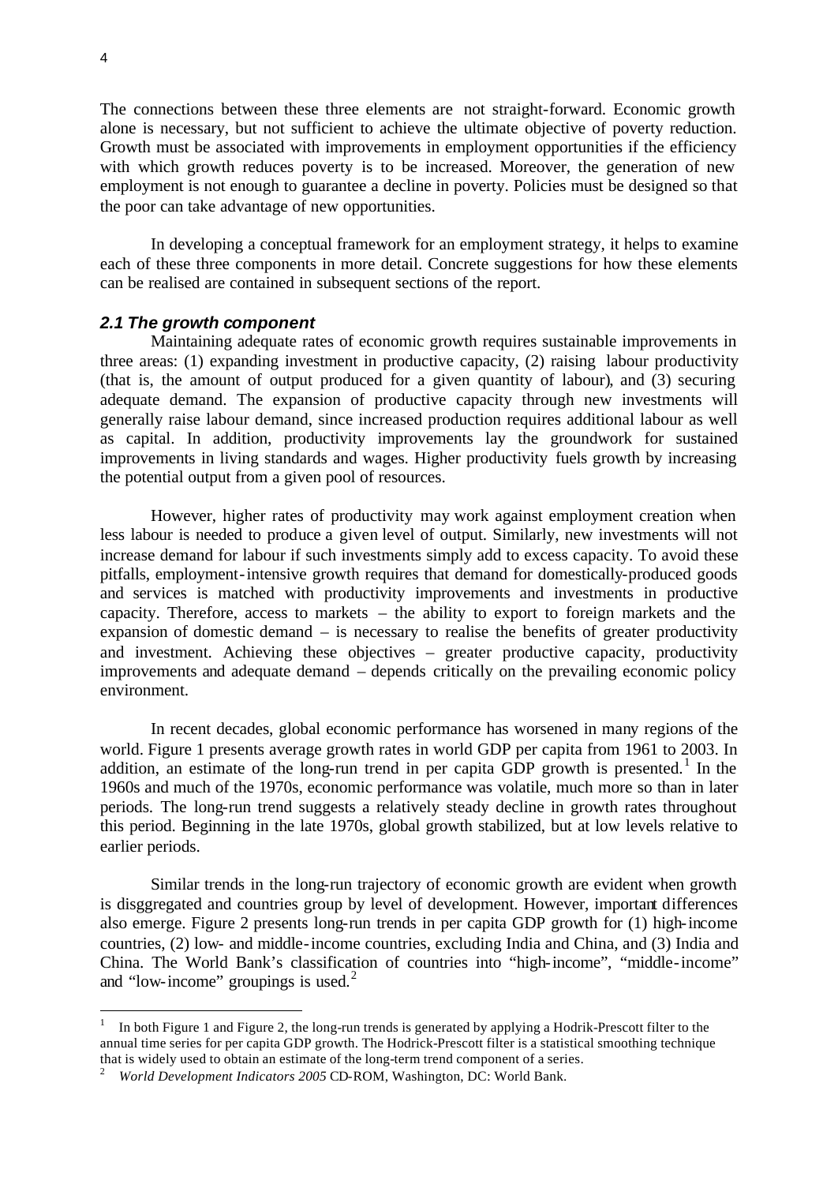The connections between these three elements are not straight-forward. Economic growth alone is necessary, but not sufficient to achieve the ultimate objective of poverty reduction. Growth must be associated with improvements in employment opportunities if the efficiency with which growth reduces poverty is to be increased. Moreover, the generation of new employment is not enough to guarantee a decline in poverty. Policies must be designed so that the poor can take advantage of new opportunities.

In developing a conceptual framework for an employment strategy, it helps to examine each of these three components in more detail. Concrete suggestions for how these elements can be realised are contained in subsequent sections of the report.

### *2.1 The growth component*

Maintaining adequate rates of economic growth requires sustainable improvements in three areas: (1) expanding investment in productive capacity, (2) raising labour productivity (that is, the amount of output produced for a given quantity of labour), and (3) securing adequate demand. The expansion of productive capacity through new investments will generally raise labour demand, since increased production requires additional labour as well as capital. In addition, productivity improvements lay the groundwork for sustained improvements in living standards and wages. Higher productivity fuels growth by increasing the potential output from a given pool of resources.

However, higher rates of productivity may work against employment creation when less labour is needed to produce a given level of output. Similarly, new investments will not increase demand for labour if such investments simply add to excess capacity. To avoid these pitfalls, employment-intensive growth requires that demand for domestically-produced goods and services is matched with productivity improvements and investments in productive capacity. Therefore, access to markets – the ability to export to foreign markets and the expansion of domestic demand – is necessary to realise the benefits of greater productivity and investment. Achieving these objectives – greater productive capacity, productivity improvements and adequate demand – depends critically on the prevailing economic policy environment.

In recent decades, global economic performance has worsened in many regions of the world. Figure 1 presents average growth rates in world GDP per capita from 1961 to 2003. In addition, an estimate of the long-run trend in per capita GDP growth is presented.[1] In the 1960s and much of the 1970s, economic performance was volatile, much more so than in later periods. The long-run trend suggests a relatively steady decline in growth rates throughout this period. Beginning in the late 1970s, global growth stabilized, but at low levels relative to earlier periods.

Similar trends in the long-run trajectory of economic growth are evident when growth is disggregated and countries group by level of development. However, important differences also emerge. Figure 2 presents long-run trends in per capita GDP growth for (1) high-income countries, (2) low- and middle-income countries, excluding India and China, and (3) India and China. The World Bank's classification of countries into "high-income", "middle-income" and "low-income" groupings is used.[2]

---

[1] In both Figure 1 and Figure 2, the long-run trends is generated by applying a Hodrik-Prescott filter to the annual time series for per capita GDP growth. The Hodrick-Prescott filter is a statistical smoothing technique that is widely used to obtain an estimate of the long-term trend component of a series.

[2] *World Development Indicators 2005* CD-ROM, Washington, DC: World Bank.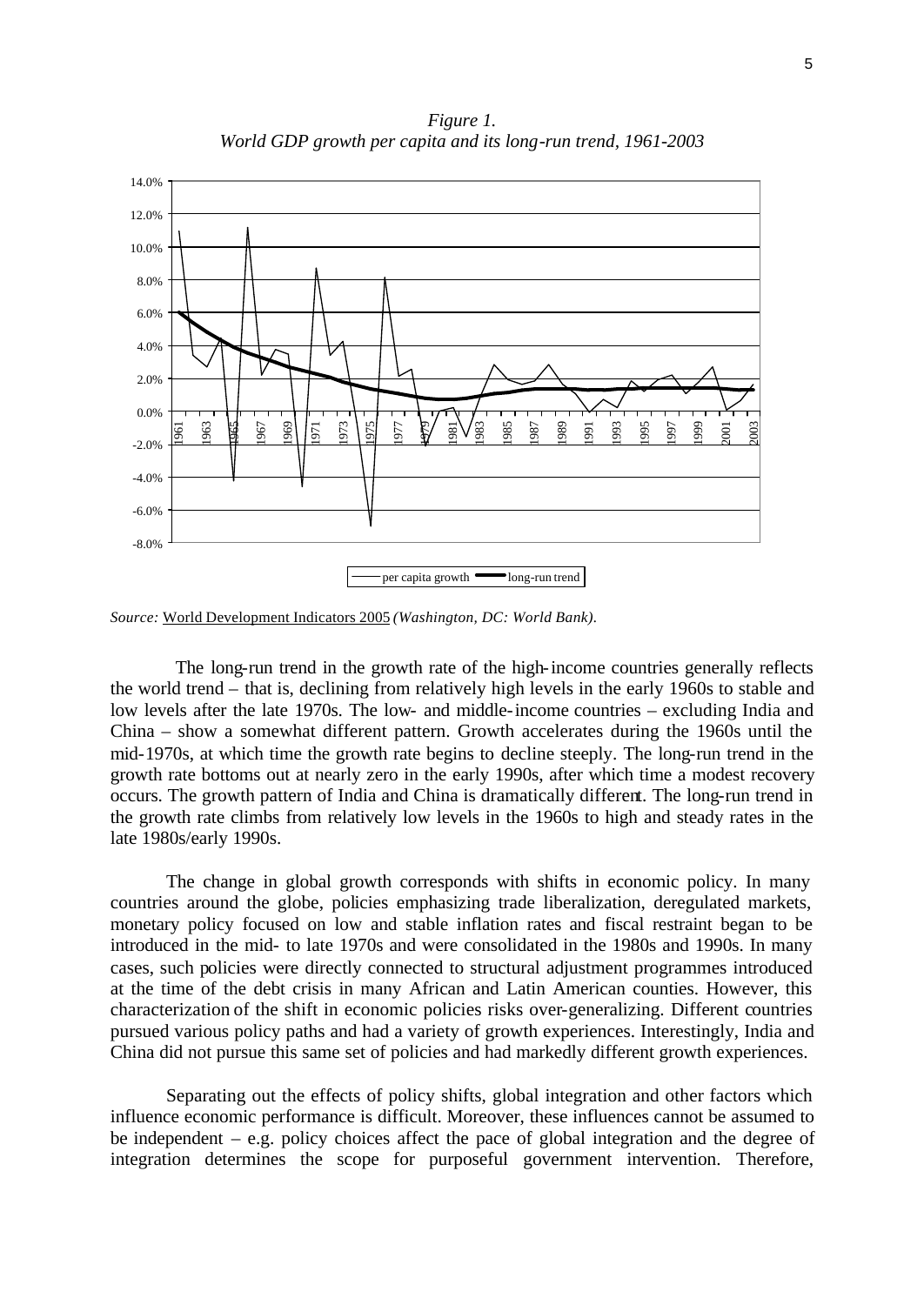*Figure 1.*
*World GDP growth per capita and its long-run trend, 1961-2003*

*Source:* World Development Indicators 2005 *(Washington, DC: World Bank).*

The long-run trend in the growth rate of the high-income countries generally reflects the world trend – that is, declining from relatively high levels in the early 1960s to stable and low levels after the late 1970s. The low- and middle-income countries – excluding India and China – show a somewhat different pattern. Growth accelerates during the 1960s until the mid-1970s, at which time the growth rate begins to decline steeply. The long-run trend in the growth rate bottoms out at nearly zero in the early 1990s, after which time a modest recovery occurs. The growth pattern of India and China is dramatically different. The long-run trend in the growth rate climbs from relatively low levels in the 1960s to high and steady rates in the late 1980s/early 1990s.

The change in global growth corresponds with shifts in economic policy. In many countries around the globe, policies emphasizing trade liberalization, deregulated markets, monetary policy focused on low and stable inflation rates and fiscal restraint began to be introduced in the mid- to late 1970s and were consolidated in the 1980s and 1990s. In many cases, such policies were directly connected to structural adjustment programmes introduced at the time of the debt crisis in many African and Latin American counties. However, this characterization of the shift in economic policies risks over-generalizing. Different countries pursued various policy paths and had a variety of growth experiences. Interestingly, India and China did not pursue this same set of policies and had markedly different growth experiences.

Separating out the effects of policy shifts, global integration and other factors which influence economic performance is difficult. Moreover, these influences cannot be assumed to be independent – e.g. policy choices affect the pace of global integration and the degree of integration determines the scope for purposeful government intervention. Therefore,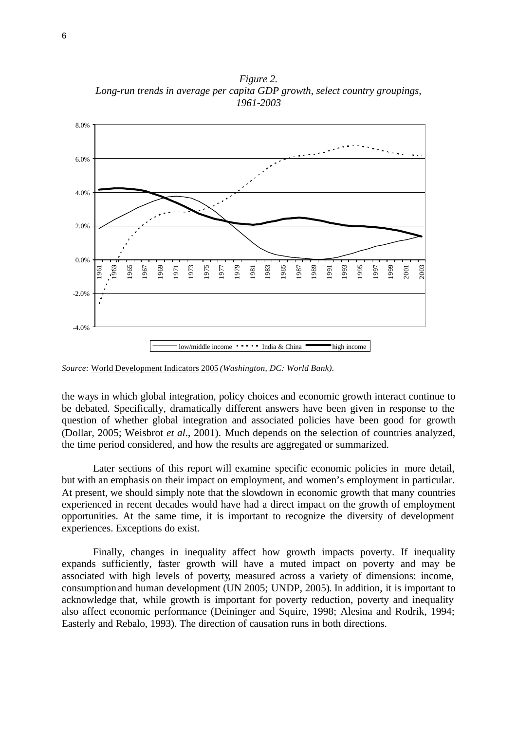*Figure 2.*
*Long-run trends in average per capita GDP growth, select country groupings, 1961-2003*

*Source:* World Development Indicators 2005 *(Washington, DC: World Bank).*

the ways in which global integration, policy choices and economic growth interact continue to be debated. Specifically, dramatically different answers have been given in response to the question of whether global integration and associated policies have been good for growth (Dollar, 2005; Weisbrot *et al*., 2001). Much depends on the selection of countries analyzed, the time period considered, and how the results are aggregated or summarized.

Later sections of this report will examine specific economic policies in more detail, but with an emphasis on their impact on employment, and women's employment in particular. At present, we should simply note that the slowdown in economic growth that many countries experienced in recent decades would have had a direct impact on the growth of employment opportunities. At the same time, it is important to recognize the diversity of development experiences. Exceptions do exist.

Finally, changes in inequality affect how growth impacts poverty. If inequality expands sufficiently, faster growth will have a muted impact on poverty and may be associated with high levels of poverty, measured across a variety of dimensions: income, consumption and human development (UN 2005; UNDP, 2005). In addition, it is important to acknowledge that, while growth is important for poverty reduction, poverty and inequality also affect economic performance (Deininger and Squire, 1998; Alesina and Rodrik, 1994; Easterly and Rebalo, 1993). The direction of causation runs in both directions.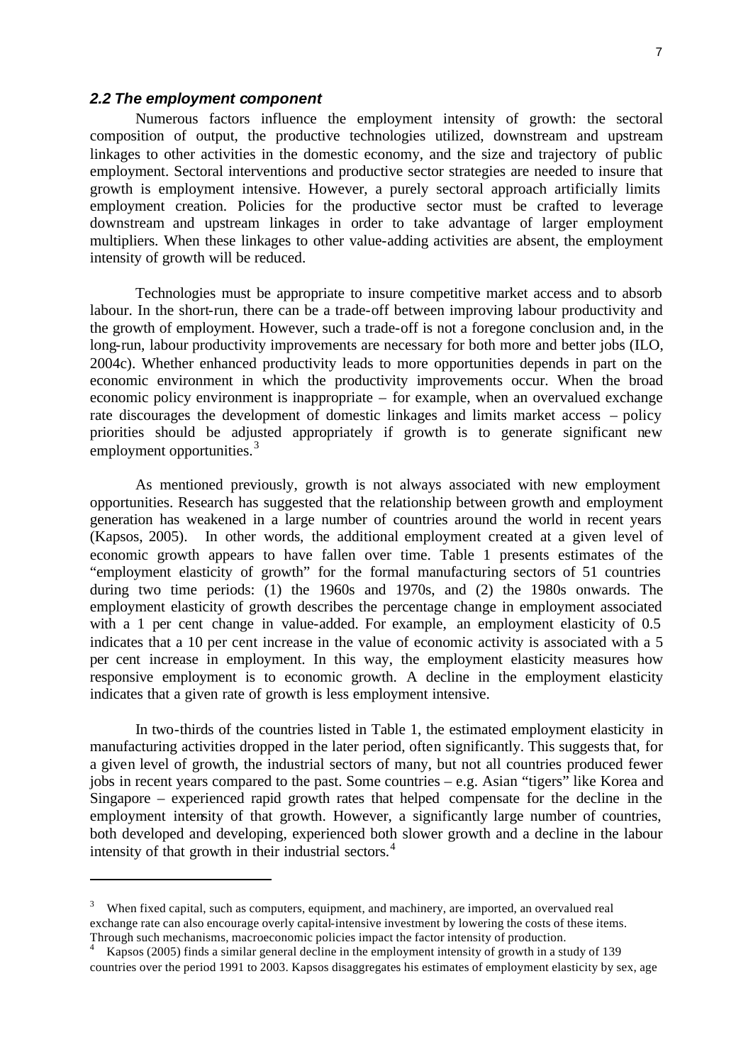### *2.2 The employment component*

Numerous factors influence the employment intensity of growth: the sectoral composition of output, the productive technologies utilized, downstream and upstream linkages to other activities in the domestic economy, and the size and trajectory of public employment. Sectoral interventions and productive sector strategies are needed to insure that growth is employment intensive. However, a purely sectoral approach artificially limits employment creation. Policies for the productive sector must be crafted to leverage downstream and upstream linkages in order to take advantage of larger employment multipliers. When these linkages to other value-adding activities are absent, the employment intensity of growth will be reduced.

Technologies must be appropriate to insure competitive market access and to absorb labour. In the short-run, there can be a trade-off between improving labour productivity and the growth of employment. However, such a trade-off is not a foregone conclusion and, in the long-run, labour productivity improvements are necessary for both more and better jobs (ILO, 2004c). Whether enhanced productivity leads to more opportunities depends in part on the economic environment in which the productivity improvements occur. When the broad economic policy environment is inappropriate – for example, when an overvalued exchange rate discourages the development of domestic linkages and limits market access – policy priorities should be adjusted appropriately if growth is to generate significant new employment opportunities.[3]

As mentioned previously, growth is not always associated with new employment opportunities. Research has suggested that the relationship between growth and employment generation has weakened in a large number of countries around the world in recent years (Kapsos, 2005). In other words, the additional employment created at a given level of economic growth appears to have fallen over time. Table 1 presents estimates of the "employment elasticity of growth" for the formal manufacturing sectors of 51 countries during two time periods: (1) the 1960s and 1970s, and (2) the 1980s onwards. The employment elasticity of growth describes the percentage change in employment associated with a 1 per cent change in value-added. For example, an employment elasticity of 0.5 indicates that a 10 per cent increase in the value of economic activity is associated with a 5 per cent increase in employment. In this way, the employment elasticity measures how responsive employment is to economic growth. A decline in the employment elasticity indicates that a given rate of growth is less employment intensive.

In two-thirds of the countries listed in Table 1, the estimated employment elasticity in manufacturing activities dropped in the later period, often significantly. This suggests that, for a given level of growth, the industrial sectors of many, but not all countries produced fewer jobs in recent years compared to the past. Some countries – e.g. Asian "tigers" like Korea and Singapore – experienced rapid growth rates that helped compensate for the decline in the employment intensity of that growth. However, a significantly large number of countries, both developed and developing, experienced both slower growth and a decline in the labour intensity of that growth in their industrial sectors.[4]

---

[3] When fixed capital, such as computers, equipment, and machinery, are imported, an overvalued real exchange rate can also encourage overly capital-intensive investment by lowering the costs of these items. Through such mechanisms, macroeconomic policies impact the factor intensity of production.

[4] Kapsos (2005) finds a similar general decline in the employment intensity of growth in a study of 139 countries over the period 1991 to 2003. Kapsos disaggregates his estimates of employment elasticity by sex, age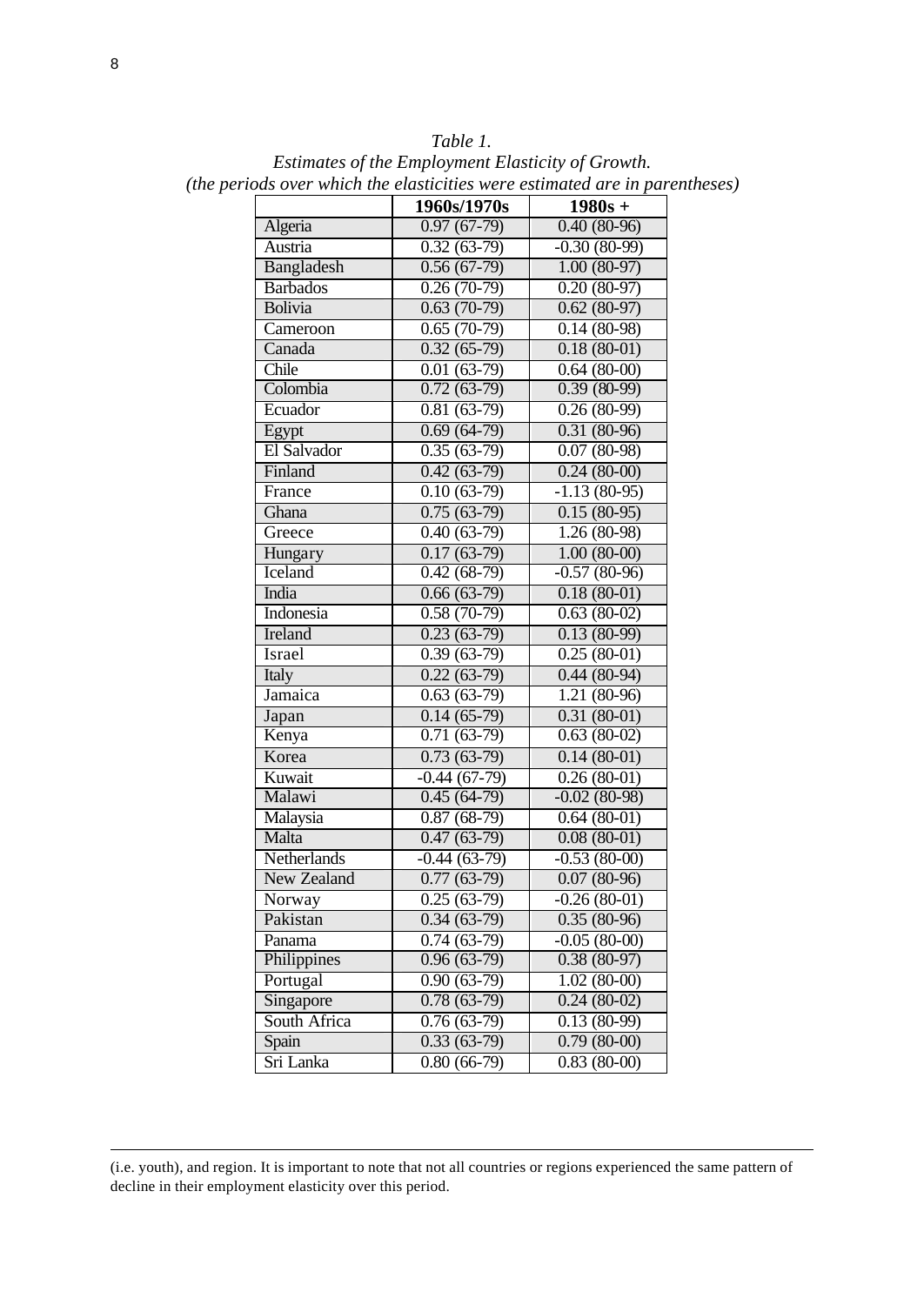*Table 1.*
*Estimates of the Employment Elasticity of Growth.*
*(the periods over which the elasticities were estimated are in parentheses)*

| | 1960s/1970s | 1980s + |
|---|---|---|
| Algeria | 0.97 (67-79) | 0.40 (80-96) |
| Austria | 0.32 (63-79) | -0.30 (80-99) |
| Bangladesh | 0.56 (67-79) | 1.00 (80-97) |
| Barbados | 0.26 (70-79) | 0.20 (80-97) |
| Bolivia | 0.63 (70-79) | 0.62 (80-97) |
| Cameroon | 0.65 (70-79) | 0.14 (80-98) |
| Canada | 0.32 (65-79) | 0.18 (80-01) |
| Chile | 0.01 (63-79) | 0.64 (80-00) |
| Colombia | 0.72 (63-79) | 0.39 (80-99) |
| Ecuador | 0.81 (63-79) | 0.26 (80-99) |
| Egypt | 0.69 (64-79) | 0.31 (80-96) |
| El Salvador | 0.35 (63-79) | 0.07 (80-98) |
| Finland | 0.42 (63-79) | 0.24 (80-00) |
| France | 0.10 (63-79) | -1.13 (80-95) |
| Ghana | 0.75 (63-79) | 0.15 (80-95) |
| Greece | 0.40 (63-79) | 1.26 (80-98) |
| Hungary | 0.17 (63-79) | 1.00 (80-00) |
| Iceland | 0.42 (68-79) | -0.57 (80-96) |
| India | 0.66 (63-79) | 0.18 (80-01) |
| Indonesia | 0.58 (70-79) | 0.63 (80-02) |
| Ireland | 0.23 (63-79) | 0.13 (80-99) |
| Israel | 0.39 (63-79) | 0.25 (80-01) |
| Italy | 0.22 (63-79) | 0.44 (80-94) |
| Jamaica | 0.63 (63-79) | 1.21 (80-96) |
| Japan | 0.14 (65-79) | 0.31 (80-01) |
| Kenya | 0.71 (63-79) | 0.63 (80-02) |
| Korea | 0.73 (63-79) | 0.14 (80-01) |
| Kuwait | -0.44 (67-79) | 0.26 (80-01) |
| Malawi | 0.45 (64-79) | -0.02 (80-98) |
| Malaysia | 0.87 (68-79) | 0.64 (80-01) |
| Malta | 0.47 (63-79) | 0.08 (80-01) |
| Netherlands | -0.44 (63-79) | -0.53 (80-00) |
| New Zealand | 0.77 (63-79) | 0.07 (80-96) |
| Norway | 0.25 (63-79) | -0.26 (80-01) |
| Pakistan | 0.34 (63-79) | 0.35 (80-96) |
| Panama | 0.74 (63-79) | -0.05 (80-00) |
| Philippines | 0.96 (63-79) | 0.38 (80-97) |
| Portugal | 0.90 (63-79) | 1.02 (80-00) |
| Singapore | 0.78 (63-79) | 0.24 (80-02) |
| South Africa | 0.76 (63-79) | 0.13 (80-99) |
| Spain | 0.33 (63-79) | 0.79 (80-00) |
| Sri Lanka | 0.80 (66-79) | 0.83 (80-00) |

(i.e. youth), and region. It is important to note that not all countries or regions experienced the same pattern of decline in their employment elasticity over this period.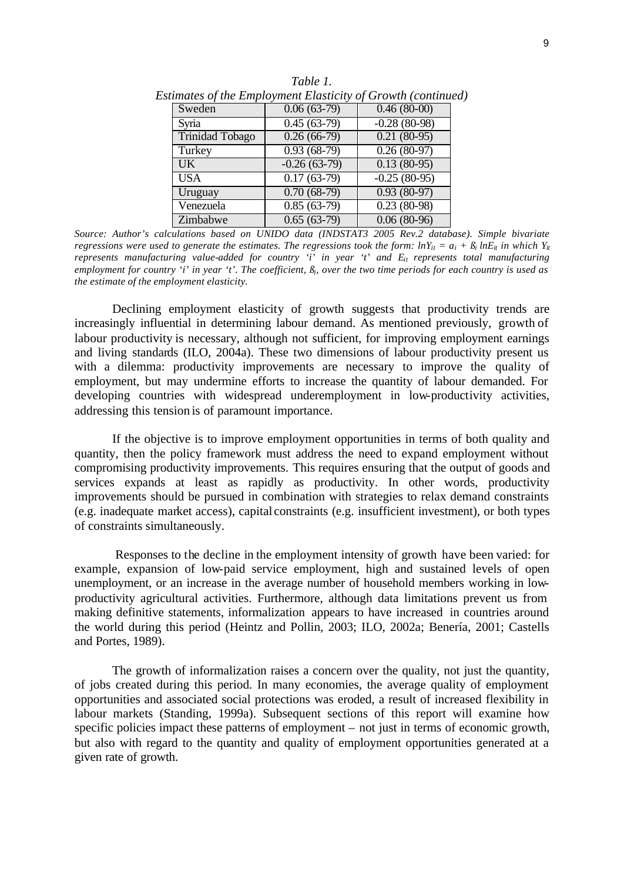*Table 1.*
*Estimates of the Employment Elasticity of Growth (continued)*

| | | |
|---|---|---|
| Sweden | 0.06 (63-79) | 0.46 (80-00) |
| Syria | 0.45 (63-79) | -0.28 (80-98) |
| Trinidad Tobago | 0.26 (66-79) | 0.21 (80-95) |
| Turkey | 0.93 (68-79) | 0.26 (80-97) |
| UK | -0.26 (63-79) | 0.13 (80-95) |
| USA | 0.17 (63-79) | -0.25 (80-95) |
| Uruguay | 0.70 (68-79) | 0.93 (80-97) |
| Venezuela | 0.85 (63-79) | 0.23 (80-98) |
| Zimbabwe | 0.65 (63-79) | 0.06 (80-96) |

*Source: Author's calculations based on UNIDO data (INDSTAT3 2005 Rev.2 database). Simple bivariate regressions were used to generate the estimates. The regressions took the form: $lnY_{it} = a_i + ß_i lnE_{it}$ in which $Y_{it}$ represents manufacturing value-added for country 'i' in year 't' and $E_{it}$ represents total manufacturing employment for country 'i' in year 't'. The coefficient, $ß_i$, over the two time periods for each country is used as the estimate of the employment elasticity.*

Declining employment elasticity of growth suggests that productivity trends are increasingly influential in determining labour demand. As mentioned previously, growth of labour productivity is necessary, although not sufficient, for improving employment earnings and living standards (ILO, 2004a). These two dimensions of labour productivity present us with a dilemma: productivity improvements are necessary to improve the quality of employment, but may undermine efforts to increase the quantity of labour demanded. For developing countries with widespread underemployment in low-productivity activities, addressing this tension is of paramount importance.

If the objective is to improve employment opportunities in terms of both quality and quantity, then the policy framework must address the need to expand employment without compromising productivity improvements. This requires ensuring that the output of goods and services expands at least as rapidly as productivity. In other words, productivity improvements should be pursued in combination with strategies to relax demand constraints (e.g. inadequate market access), capital constraints (e.g. insufficient investment), or both types of constraints simultaneously.

Responses to the decline in the employment intensity of growth have been varied: for example, expansion of low-paid service employment, high and sustained levels of open unemployment, or an increase in the average number of household members working in low-productivity agricultural activities. Furthermore, although data limitations prevent us from making definitive statements, informalization appears to have increased in countries around the world during this period (Heintz and Pollin, 2003; ILO, 2002a; Benería, 2001; Castells and Portes, 1989).

The growth of informalization raises a concern over the quality, not just the quantity, of jobs created during this period. In many economies, the average quality of employment opportunities and associated social protections was eroded, a result of increased flexibility in labour markets (Standing, 1999a). Subsequent sections of this report will examine how specific policies impact these patterns of employment – not just in terms of economic growth, but also with regard to the quantity and quality of employment opportunities generated at a given rate of growth.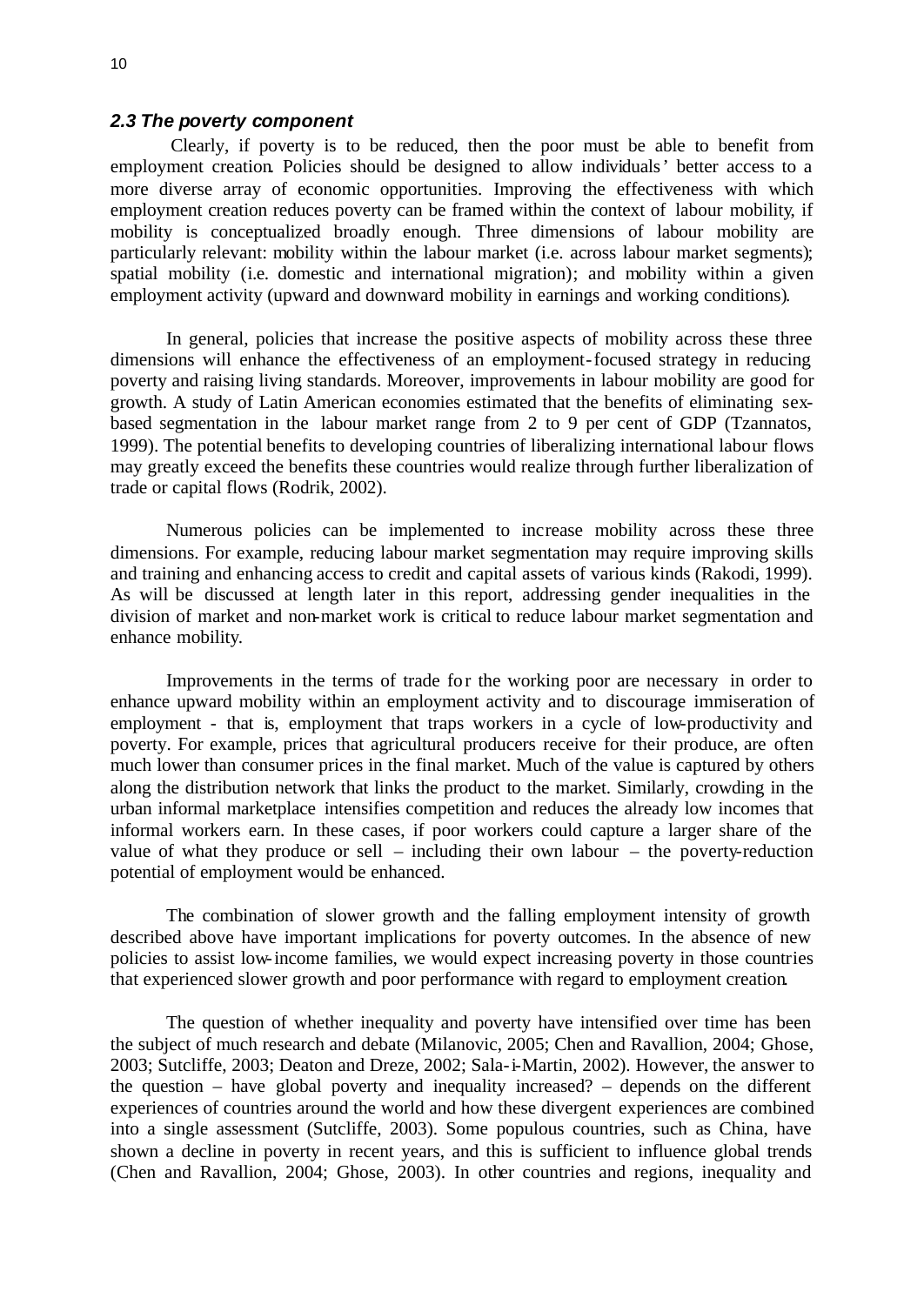### *2.3 The poverty component*

Clearly, if poverty is to be reduced, then the poor must be able to benefit from employment creation. Policies should be designed to allow individuals' better access to a more diverse array of economic opportunities. Improving the effectiveness with which employment creation reduces poverty can be framed within the context of labour mobility, if mobility is conceptualized broadly enough. Three dimensions of labour mobility are particularly relevant: mobility within the labour market (i.e. across labour market segments); spatial mobility (i.e. domestic and international migration); and mobility within a given employment activity (upward and downward mobility in earnings and working conditions).

In general, policies that increase the positive aspects of mobility across these three dimensions will enhance the effectiveness of an employment-focused strategy in reducing poverty and raising living standards. Moreover, improvements in labour mobility are good for growth. A study of Latin American economies estimated that the benefits of eliminating sex-based segmentation in the labour market range from 2 to 9 per cent of GDP (Tzannatos, 1999). The potential benefits to developing countries of liberalizing international labour flows may greatly exceed the benefits these countries would realize through further liberalization of trade or capital flows (Rodrik, 2002).

Numerous policies can be implemented to increase mobility across these three dimensions. For example, reducing labour market segmentation may require improving skills and training and enhancing access to credit and capital assets of various kinds (Rakodi, 1999). As will be discussed at length later in this report, addressing gender inequalities in the division of market and non-market work is critical to reduce labour market segmentation and enhance mobility.

Improvements in the terms of trade for the working poor are necessary in order to enhance upward mobility within an employment activity and to discourage immiseration of employment - that is, employment that traps workers in a cycle of low-productivity and poverty. For example, prices that agricultural producers receive for their produce, are often much lower than consumer prices in the final market. Much of the value is captured by others along the distribution network that links the product to the market. Similarly, crowding in the urban informal marketplace intensifies competition and reduces the already low incomes that informal workers earn. In these cases, if poor workers could capture a larger share of the value of what they produce or sell – including their own labour – the poverty-reduction potential of employment would be enhanced.

The combination of slower growth and the falling employment intensity of growth described above have important implications for poverty outcomes. In the absence of new policies to assist low-income families, we would expect increasing poverty in those countries that experienced slower growth and poor performance with regard to employment creation.

The question of whether inequality and poverty have intensified over time has been the subject of much research and debate (Milanovic, 2005; Chen and Ravallion, 2004; Ghose, 2003; Sutcliffe, 2003; Deaton and Dreze, 2002; Sala-i-Martin, 2002). However, the answer to the question – have global poverty and inequality increased? – depends on the different experiences of countries around the world and how these divergent experiences are combined into a single assessment (Sutcliffe, 2003). Some populous countries, such as China, have shown a decline in poverty in recent years, and this is sufficient to influence global trends (Chen and Ravallion, 2004; Ghose, 2003). In other countries and regions, inequality and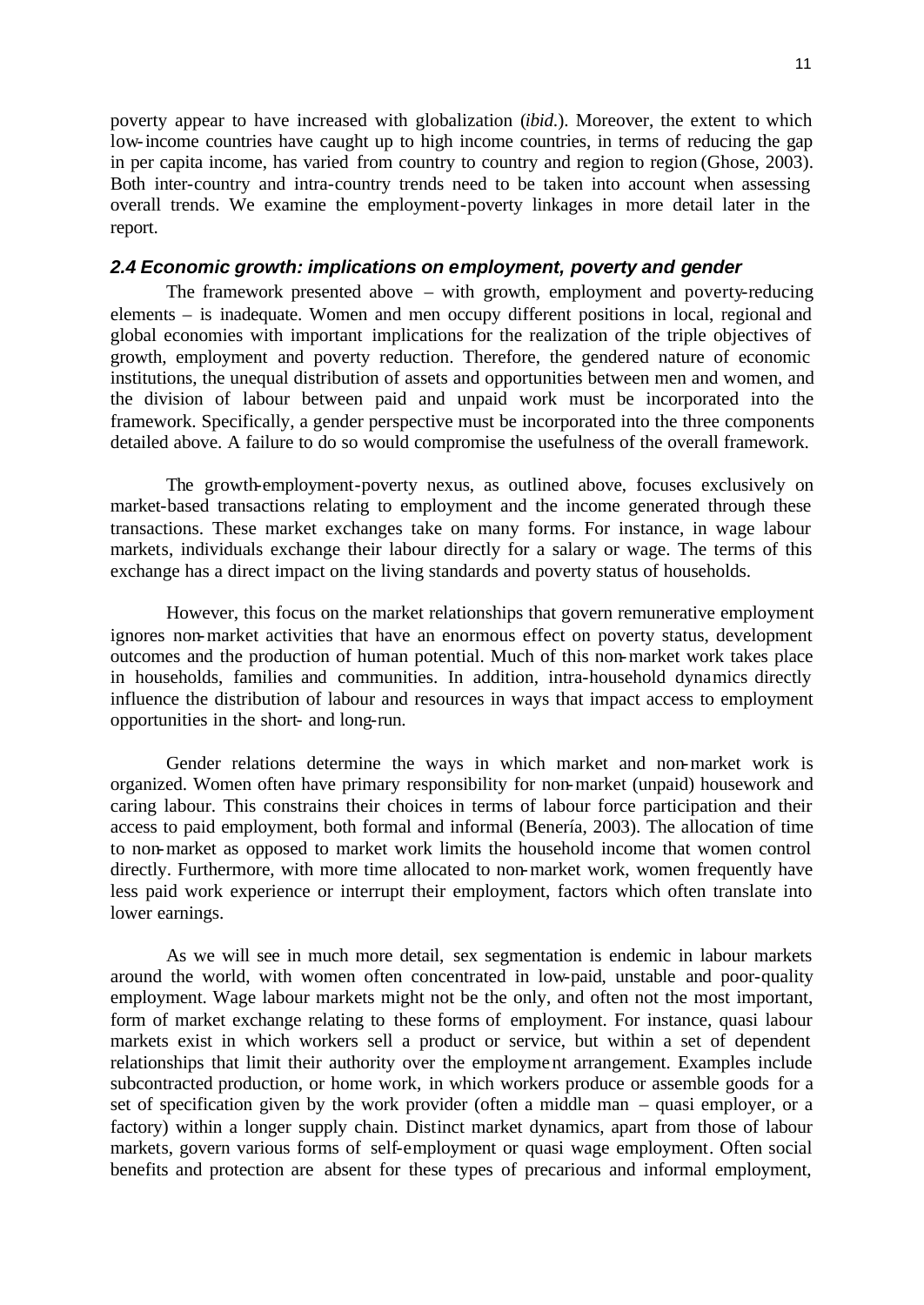poverty appear to have increased with globalization (*ibid.*). Moreover, the extent to which low-income countries have caught up to high income countries, in terms of reducing the gap in per capita income, has varied from country to country and region to region (Ghose, 2003). Both inter-country and intra-country trends need to be taken into account when assessing overall trends. We examine the employment-poverty linkages in more detail later in the report.

### *2.4 Economic growth: implications on employment, poverty and gender*

The framework presented above – with growth, employment and poverty-reducing elements – is inadequate. Women and men occupy different positions in local, regional and global economies with important implications for the realization of the triple objectives of growth, employment and poverty reduction. Therefore, the gendered nature of economic institutions, the unequal distribution of assets and opportunities between men and women, and the division of labour between paid and unpaid work must be incorporated into the framework. Specifically, a gender perspective must be incorporated into the three components detailed above. A failure to do so would compromise the usefulness of the overall framework.

The growth-employment-poverty nexus, as outlined above, focuses exclusively on market-based transactions relating to employment and the income generated through these transactions. These market exchanges take on many forms. For instance, in wage labour markets, individuals exchange their labour directly for a salary or wage. The terms of this exchange has a direct impact on the living standards and poverty status of households.

However, this focus on the market relationships that govern remunerative employment ignores non-market activities that have an enormous effect on poverty status, development outcomes and the production of human potential. Much of this non-market work takes place in households, families and communities. In addition, intra-household dynamics directly influence the distribution of labour and resources in ways that impact access to employment opportunities in the short- and long-run.

Gender relations determine the ways in which market and non-market work is organized. Women often have primary responsibility for non-market (unpaid) housework and caring labour. This constrains their choices in terms of labour force participation and their access to paid employment, both formal and informal (Benería, 2003). The allocation of time to non-market as opposed to market work limits the household income that women control directly. Furthermore, with more time allocated to non-market work, women frequently have less paid work experience or interrupt their employment, factors which often translate into lower earnings.

As we will see in much more detail, sex segmentation is endemic in labour markets around the world, with women often concentrated in low-paid, unstable and poor-quality employment. Wage labour markets might not be the only, and often not the most important, form of market exchange relating to these forms of employment. For instance, quasi labour markets exist in which workers sell a product or service, but within a set of dependent relationships that limit their authority over the employment arrangement. Examples include subcontracted production, or home work, in which workers produce or assemble goods for a set of specification given by the work provider (often a middle man – quasi employer, or a factory) within a longer supply chain. Distinct market dynamics, apart from those of labour markets, govern various forms of self-employment or quasi wage employment. Often social benefits and protection are absent for these types of precarious and informal employment,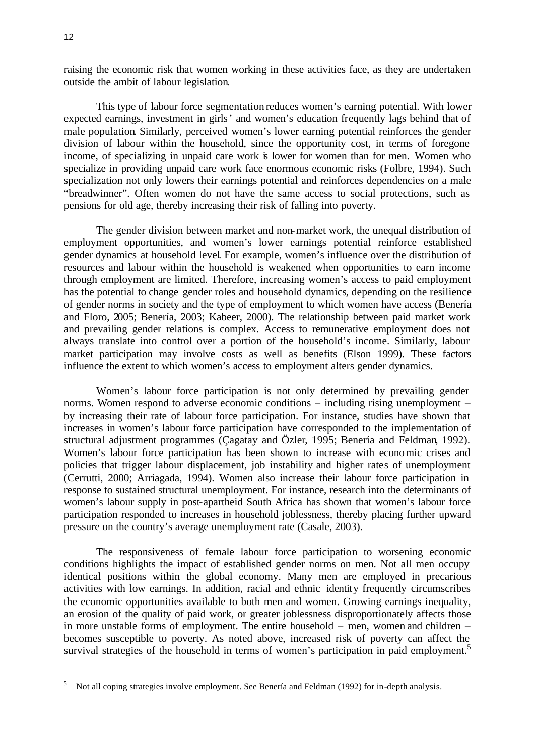raising the economic risk that women working in these activities face, as they are undertaken outside the ambit of labour legislation.

This type of labour force segmentation reduces women's earning potential. With lower expected earnings, investment in girls' and women's education frequently lags behind that of male population. Similarly, perceived women's lower earning potential reinforces the gender division of labour within the household, since the opportunity cost, in terms of foregone income, of specializing in unpaid care work is lower for women than for men. Women who specialize in providing unpaid care work face enormous economic risks (Folbre, 1994). Such specialization not only lowers their earnings potential and reinforces dependencies on a male "breadwinner". Often women do not have the same access to social protections, such as pensions for old age, thereby increasing their risk of falling into poverty.

The gender division between market and non-market work, the unequal distribution of employment opportunities, and women's lower earnings potential reinforce established gender dynamics at household level. For example, women's influence over the distribution of resources and labour within the household is weakened when opportunities to earn income through employment are limited. Therefore, increasing women's access to paid employment has the potential to change gender roles and household dynamics, depending on the resilience of gender norms in society and the type of employment to which women have access (Benería and Floro, 2005; Benería, 2003; Kabeer, 2000). The relationship between paid market work and prevailing gender relations is complex. Access to remunerative employment does not always translate into control over a portion of the household's income. Similarly, labour market participation may involve costs as well as benefits (Elson 1999). These factors influence the extent to which women's access to employment alters gender dynamics.

Women's labour force participation is not only determined by prevailing gender norms. Women respond to adverse economic conditions – including rising unemployment – by increasing their rate of labour force participation. For instance, studies have shown that increases in women's labour force participation have corresponded to the implementation of structural adjustment programmes (Çagatay and Özler, 1995; Benería and Feldman, 1992). Women's labour force participation has been shown to increase with economic crises and policies that trigger labour displacement, job instability and higher rates of unemployment (Cerrutti, 2000; Arriagada, 1994). Women also increase their labour force participation in response to sustained structural unemployment. For instance, research into the determinants of women's labour supply in post-apartheid South Africa has shown that women's labour force participation responded to increases in household joblessness, thereby placing further upward pressure on the country's average unemployment rate (Casale, 2003).

The responsiveness of female labour force participation to worsening economic conditions highlights the impact of established gender norms on men. Not all men occupy identical positions within the global economy. Many men are employed in precarious activities with low earnings. In addition, racial and ethnic identity frequently circumscribes the economic opportunities available to both men and women. Growing earnings inequality, an erosion of the quality of paid work, or greater joblessness disproportionately affects those in more unstable forms of employment. The entire household – men, women and children – becomes susceptible to poverty. As noted above, increased risk of poverty can affect the survival strategies of the household in terms of women's participation in paid employment.[5]

[5] Not all coping strategies involve employment. See Benería and Feldman (1992) for in-depth analysis.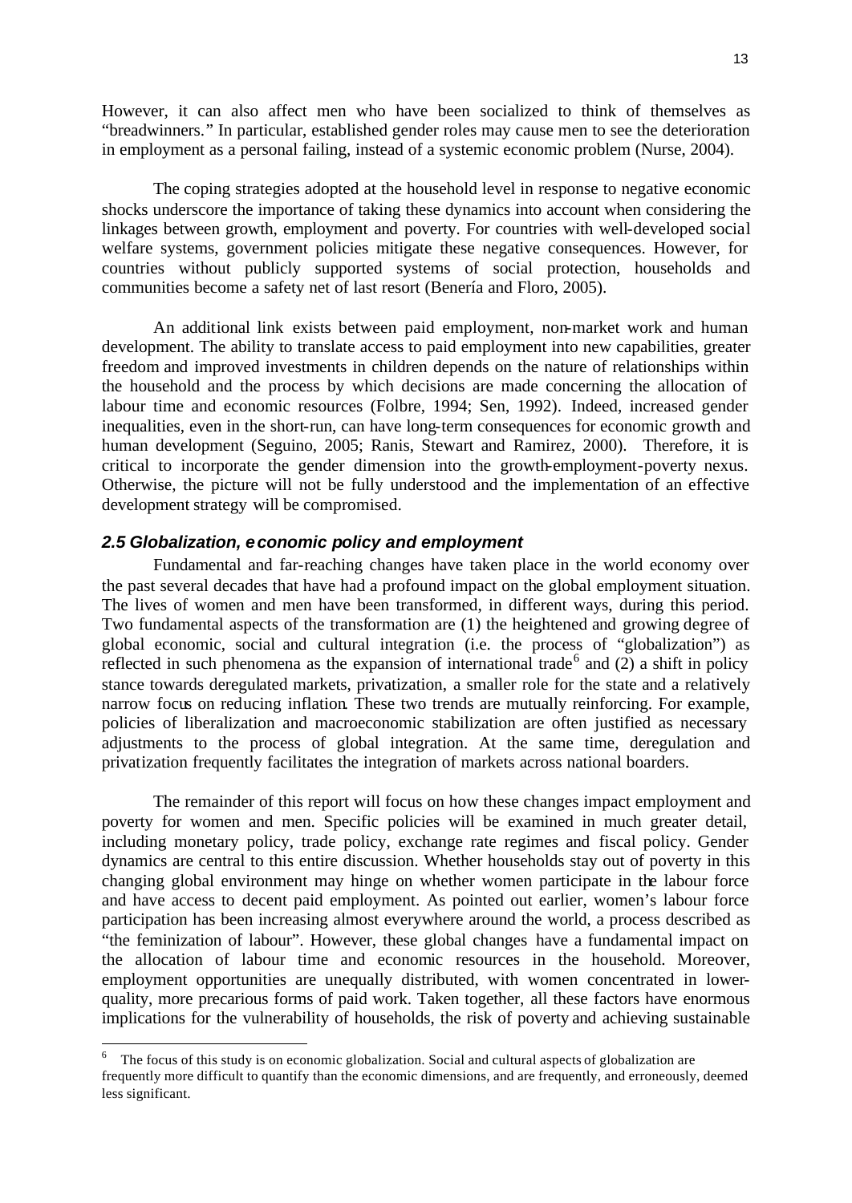However, it can also affect men who have been socialized to think of themselves as "breadwinners." In particular, established gender roles may cause men to see the deterioration in employment as a personal failing, instead of a systemic economic problem (Nurse, 2004).

The coping strategies adopted at the household level in response to negative economic shocks underscore the importance of taking these dynamics into account when considering the linkages between growth, employment and poverty. For countries with well-developed social welfare systems, government policies mitigate these negative consequences. However, for countries without publicly supported systems of social protection, households and communities become a safety net of last resort (Benería and Floro, 2005).

An additional link exists between paid employment, non-market work and human development. The ability to translate access to paid employment into new capabilities, greater freedom and improved investments in children depends on the nature of relationships within the household and the process by which decisions are made concerning the allocation of labour time and economic resources (Folbre, 1994; Sen, 1992). Indeed, increased gender inequalities, even in the short-run, can have long-term consequences for economic growth and human development (Seguino, 2005; Ranis, Stewart and Ramirez, 2000). Therefore, it is critical to incorporate the gender dimension into the growth-employment-poverty nexus. Otherwise, the picture will not be fully understood and the implementation of an effective development strategy will be compromised.

### *2.5 Globalization, economic policy and employment*

Fundamental and far-reaching changes have taken place in the world economy over the past several decades that have had a profound impact on the global employment situation. The lives of women and men have been transformed, in different ways, during this period. Two fundamental aspects of the transformation are (1) the heightened and growing degree of global economic, social and cultural integration (i.e. the process of "globalization") as reflected in such phenomena as the expansion of international trade[6] and (2) a shift in policy stance towards deregulated markets, privatization, a smaller role for the state and a relatively narrow focus on reducing inflation. These two trends are mutually reinforcing. For example, policies of liberalization and macroeconomic stabilization are often justified as necessary adjustments to the process of global integration. At the same time, deregulation and privatization frequently facilitates the integration of markets across national boarders.

The remainder of this report will focus on how these changes impact employment and poverty for women and men. Specific policies will be examined in much greater detail, including monetary policy, trade policy, exchange rate regimes and fiscal policy. Gender dynamics are central to this entire discussion. Whether households stay out of poverty in this changing global environment may hinge on whether women participate in the labour force and have access to decent paid employment. As pointed out earlier, women's labour force participation has been increasing almost everywhere around the world, a process described as "the feminization of labour". However, these global changes have a fundamental impact on the allocation of labour time and economic resources in the household. Moreover, employment opportunities are unequally distributed, with women concentrated in lower-quality, more precarious forms of paid work. Taken together, all these factors have enormous implications for the vulnerability of households, the risk of poverty and achieving sustainable

[6] The focus of this study is on economic globalization. Social and cultural aspects of globalization are frequently more difficult to quantify than the economic dimensions, and are frequently, and erroneously, deemed less significant.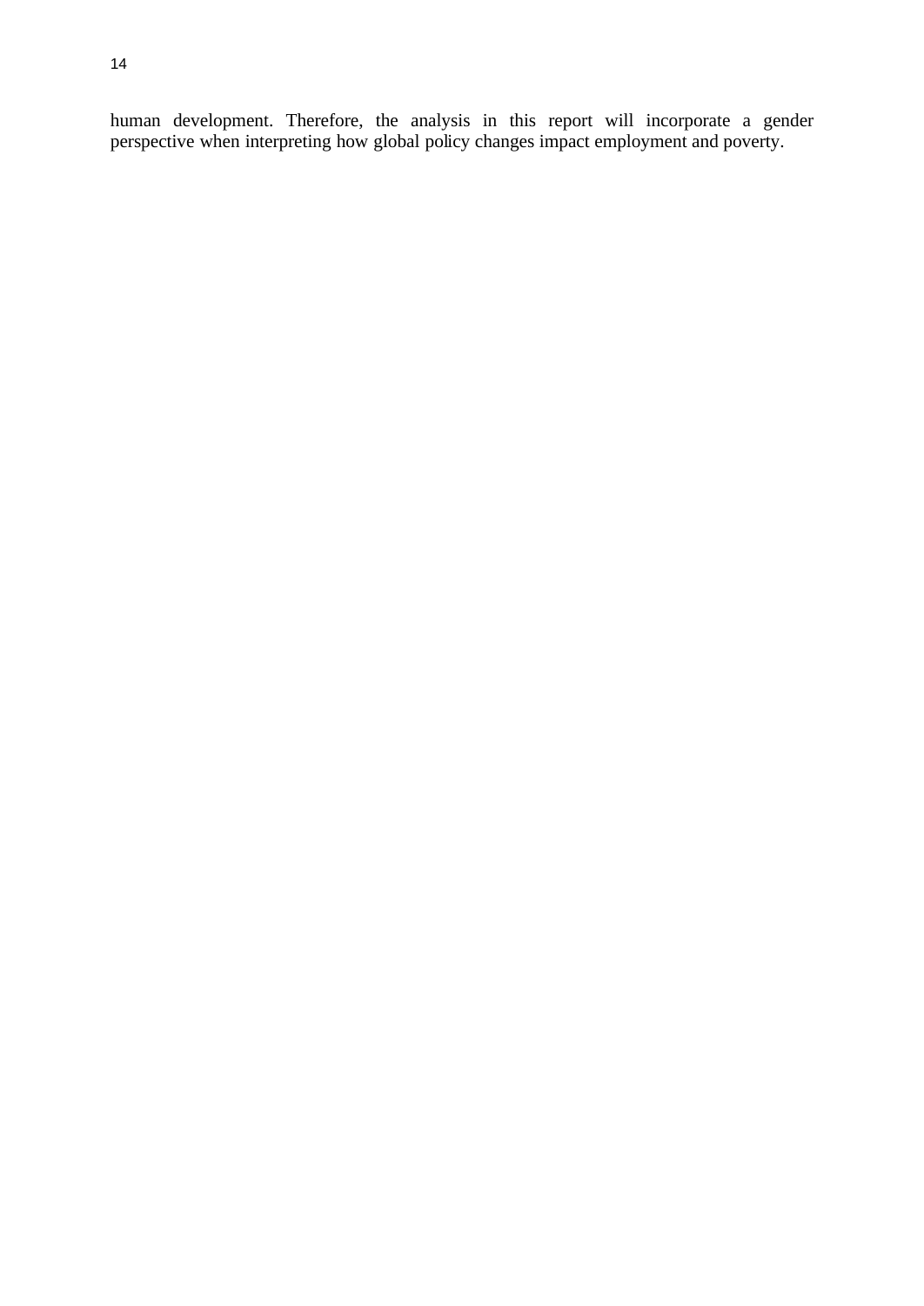human development. Therefore, the analysis in this report will incorporate a gender perspective when interpreting how global policy changes impact employment and poverty.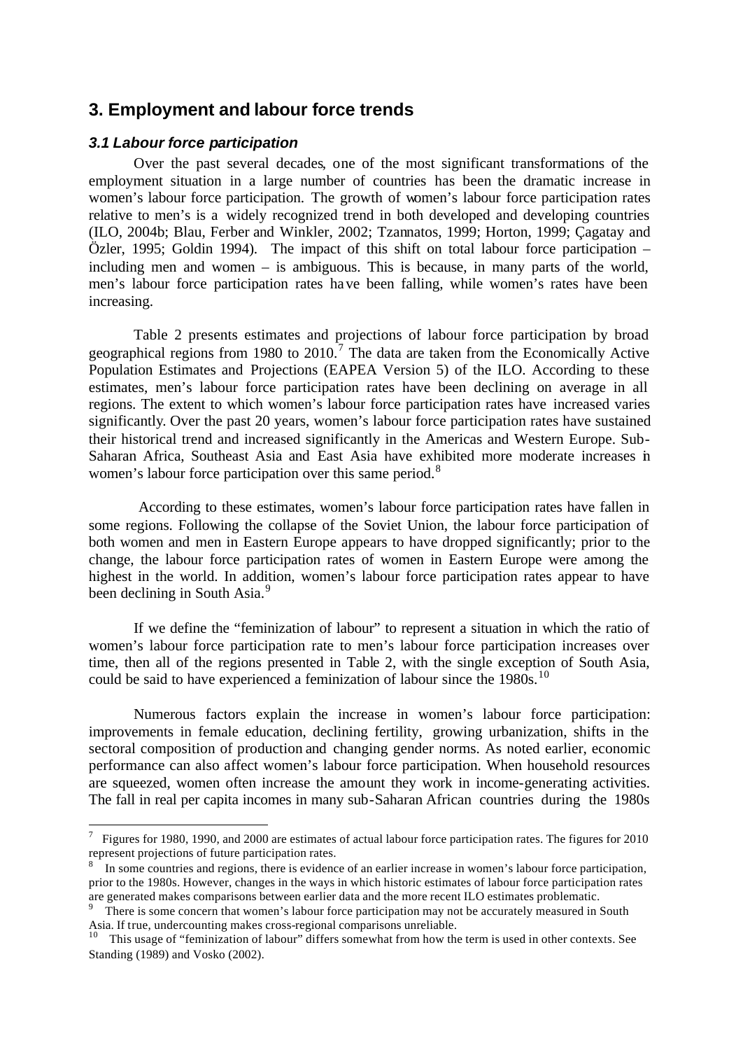## 3. Employment and labour force trends

### *3.1 Labour force participation*

Over the past several decades, one of the most significant transformations of the employment situation in a large number of countries has been the dramatic increase in women's labour force participation. The growth of women's labour force participation rates relative to men's is a widely recognized trend in both developed and developing countries (ILO, 2004b; Blau, Ferber and Winkler, 2002; Tzannatos, 1999; Horton, 1999; Çagatay and Özler, 1995; Goldin 1994). The impact of this shift on total labour force participation – including men and women – is ambiguous. This is because, in many parts of the world, men's labour force participation rates have been falling, while women's rates have been increasing.

Table 2 presents estimates and projections of labour force participation by broad geographical regions from 1980 to 2010.[7] The data are taken from the Economically Active Population Estimates and Projections (EAPEA Version 5) of the ILO. According to these estimates, men's labour force participation rates have been declining on average in all regions. The extent to which women's labour force participation rates have increased varies significantly. Over the past 20 years, women's labour force participation rates have sustained their historical trend and increased significantly in the Americas and Western Europe. Sub-Saharan Africa, Southeast Asia and East Asia have exhibited more moderate increases in women's labour force participation over this same period.[8]

According to these estimates, women's labour force participation rates have fallen in some regions. Following the collapse of the Soviet Union, the labour force participation of both women and men in Eastern Europe appears to have dropped significantly; prior to the change, the labour force participation rates of women in Eastern Europe were among the highest in the world. In addition, women's labour force participation rates appear to have been declining in South Asia.[9]

If we define the "feminization of labour" to represent a situation in which the ratio of women's labour force participation rate to men's labour force participation increases over time, then all of the regions presented in Table 2, with the single exception of South Asia, could be said to have experienced a feminization of labour since the 1980s.[10]

Numerous factors explain the increase in women's labour force participation: improvements in female education, declining fertility, growing urbanization, shifts in the sectoral composition of production and changing gender norms. As noted earlier, economic performance can also affect women's labour force participation. When household resources are squeezed, women often increase the amount they work in income-generating activities. The fall in real per capita incomes in many sub-Saharan African countries during the 1980s

---

[7] Figures for 1980, 1990, and 2000 are estimates of actual labour force participation rates. The figures for 2010 represent projections of future participation rates.

[8] In some countries and regions, there is evidence of an earlier increase in women's labour force participation, prior to the 1980s. However, changes in the ways in which historic estimates of labour force participation rates are generated makes comparisons between earlier data and the more recent ILO estimates problematic.

[9] There is some concern that women's labour force participation may not be accurately measured in South Asia. If true, undercounting makes cross-regional comparisons unreliable.

[10] This usage of "feminization of labour" differs somewhat from how the term is used in other contexts. See Standing (1989) and Vosko (2002).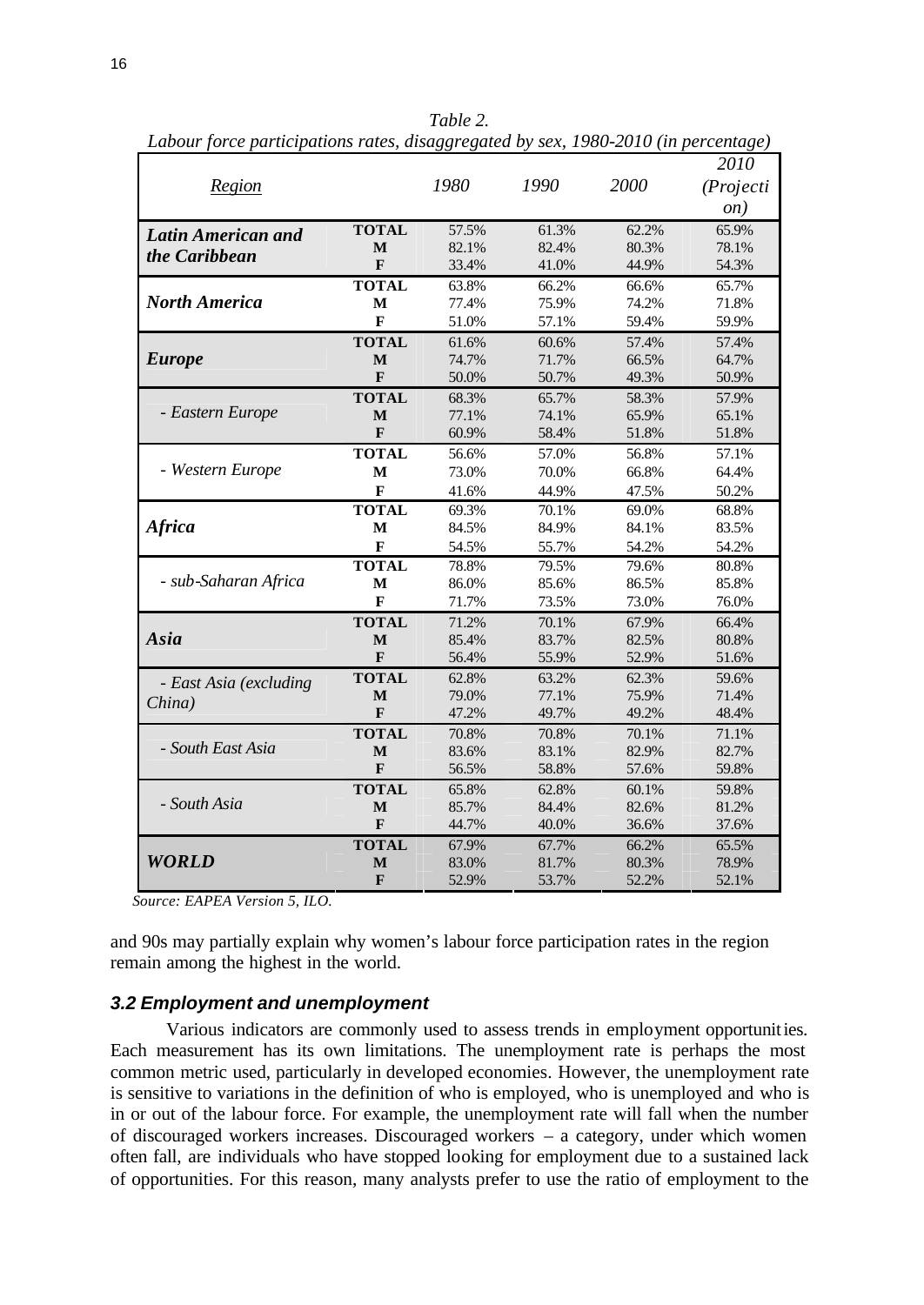*Table 2.*
*Labour force participations rates, disaggregated by sex, 1980-2010 (in percentage)*

| Region | | 1980 | 1990 | 2000 | 2010 (Projection) |
|---|---|---|---|---|---|
| ***Latin American and the Caribbean*** | **TOTAL** | 57.5% | 61.3% | 62.2% | 65.9% |
| | **M** | 82.1% | 82.4% | 80.3% | 78.1% |
| | **F** | 33.4% | 41.0% | 44.9% | 54.3% |
| ***North America*** | **TOTAL** | 63.8% | 66.2% | 66.6% | 65.7% |
| | **M** | 77.4% | 75.9% | 74.2% | 71.8% |
| | **F** | 51.0% | 57.1% | 59.4% | 59.9% |
| ***Europe*** | **TOTAL** | 61.6% | 60.6% | 57.4% | 57.4% |
| | **M** | 74.7% | 71.7% | 66.5% | 64.7% |
| | **F** | 50.0% | 50.7% | 49.3% | 50.9% |
| *- Eastern Europe* | **TOTAL** | 68.3% | 65.7% | 58.3% | 57.9% |
| | **M** | 77.1% | 74.1% | 65.9% | 65.1% |
| | **F** | 60.9% | 58.4% | 51.8% | 51.8% |
| *- Western Europe* | **TOTAL** | 56.6% | 57.0% | 56.8% | 57.1% |
| | **M** | 73.0% | 70.0% | 66.8% | 64.4% |
| | **F** | 41.6% | 44.9% | 47.5% | 50.2% |
| ***Africa*** | **TOTAL** | 69.3% | 70.1% | 69.0% | 68.8% |
| | **M** | 84.5% | 84.9% | 84.1% | 83.5% |
| | **F** | 54.5% | 55.7% | 54.2% | 54.2% |
| *- sub-Saharan Africa* | **TOTAL** | 78.8% | 79.5% | 79.6% | 80.8% |
| | **M** | 86.0% | 85.6% | 86.5% | 85.8% |
| | **F** | 71.7% | 73.5% | 73.0% | 76.0% |
| ***Asia*** | **TOTAL** | 71.2% | 70.1% | 67.9% | 66.4% |
| | **M** | 85.4% | 83.7% | 82.5% | 80.8% |
| | **F** | 56.4% | 55.9% | 52.9% | 51.6% |
| *- East Asia (excluding China)* | **TOTAL** | 62.8% | 63.2% | 62.3% | 59.6% |
| | **M** | 79.0% | 77.1% | 75.9% | 71.4% |
| | **F** | 47.2% | 49.7% | 49.2% | 48.4% |
| *- South East Asia* | **TOTAL** | 70.8% | 70.8% | 70.1% | 71.1% |
| | **M** | 83.6% | 83.1% | 82.9% | 82.7% |
| | **F** | 56.5% | 58.8% | 57.6% | 59.8% |
| *- South Asia* | **TOTAL** | 65.8% | 62.8% | 60.1% | 59.8% |
| | **M** | 85.7% | 84.4% | 82.6% | 81.2% |
| | **F** | 44.7% | 40.0% | 36.6% | 37.6% |
| ***WORLD*** | **TOTAL** | 67.9% | 67.7% | 66.2% | 65.5% |
| | **M** | 83.0% | 81.7% | 80.3% | 78.9% |
| | **F** | 52.9% | 53.7% | 52.2% | 52.1% |

*Source: EAPEA Version 5, ILO.*

and 90s may partially explain why women's labour force participation rates in the region remain among the highest in the world.

### *3.2 Employment and unemployment*

Various indicators are commonly used to assess trends in employment opportunities. Each measurement has its own limitations. The unemployment rate is perhaps the most common metric used, particularly in developed economies. However, the unemployment rate is sensitive to variations in the definition of who is employed, who is unemployed and who is in or out of the labour force. For example, the unemployment rate will fall when the number of discouraged workers increases. Discouraged workers – a category, under which women often fall, are individuals who have stopped looking for employment due to a sustained lack of opportunities. For this reason, many analysts prefer to use the ratio of employment to the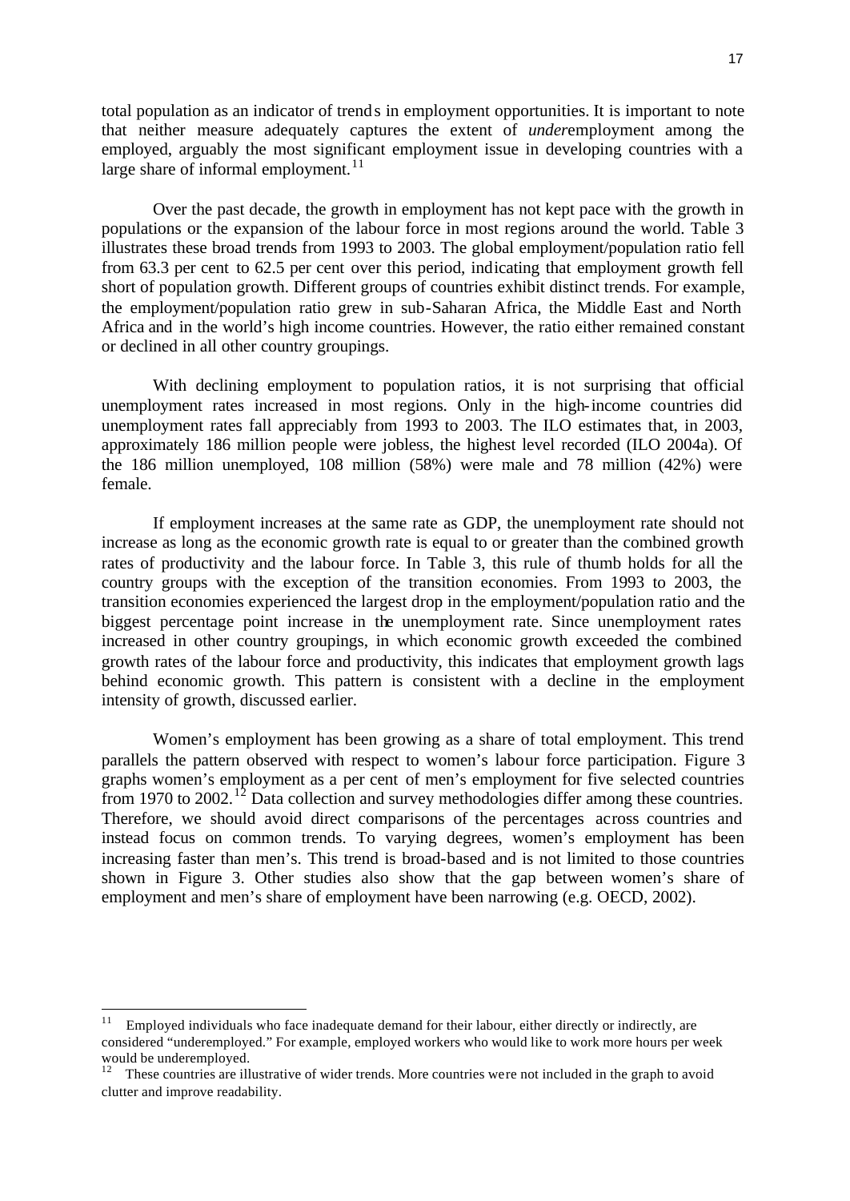total population as an indicator of trends in employment opportunities. It is important to note that neither measure adequately captures the extent of *under*employment among the employed, arguably the most significant employment issue in developing countries with a large share of informal employment.[11]

Over the past decade, the growth in employment has not kept pace with the growth in populations or the expansion of the labour force in most regions around the world. Table 3 illustrates these broad trends from 1993 to 2003. The global employment/population ratio fell from 63.3 per cent to 62.5 per cent over this period, indicating that employment growth fell short of population growth. Different groups of countries exhibit distinct trends. For example, the employment/population ratio grew in sub-Saharan Africa, the Middle East and North Africa and in the world's high income countries. However, the ratio either remained constant or declined in all other country groupings.

With declining employment to population ratios, it is not surprising that official unemployment rates increased in most regions. Only in the high-income countries did unemployment rates fall appreciably from 1993 to 2003. The ILO estimates that, in 2003, approximately 186 million people were jobless, the highest level recorded (ILO 2004a). Of the 186 million unemployed, 108 million (58%) were male and 78 million (42%) were female.

If employment increases at the same rate as GDP, the unemployment rate should not increase as long as the economic growth rate is equal to or greater than the combined growth rates of productivity and the labour force. In Table 3, this rule of thumb holds for all the country groups with the exception of the transition economies. From 1993 to 2003, the transition economies experienced the largest drop in the employment/population ratio and the biggest percentage point increase in the unemployment rate. Since unemployment rates increased in other country groupings, in which economic growth exceeded the combined growth rates of the labour force and productivity, this indicates that employment growth lags behind economic growth. This pattern is consistent with a decline in the employment intensity of growth, discussed earlier.

Women's employment has been growing as a share of total employment. This trend parallels the pattern observed with respect to women's labour force participation. Figure 3 graphs women's employment as a per cent of men's employment for five selected countries from 1970 to 2002.[12] Data collection and survey methodologies differ among these countries. Therefore, we should avoid direct comparisons of the percentages across countries and instead focus on common trends. To varying degrees, women's employment has been increasing faster than men's. This trend is broad-based and is not limited to those countries shown in Figure 3. Other studies also show that the gap between women's share of employment and men's share of employment have been narrowing (e.g. OECD, 2002).

---

[11] Employed individuals who face inadequate demand for their labour, either directly or indirectly, are considered "underemployed." For example, employed workers who would like to work more hours per week would be underemployed.

[12] These countries are illustrative of wider trends. More countries were not included in the graph to avoid clutter and improve readability.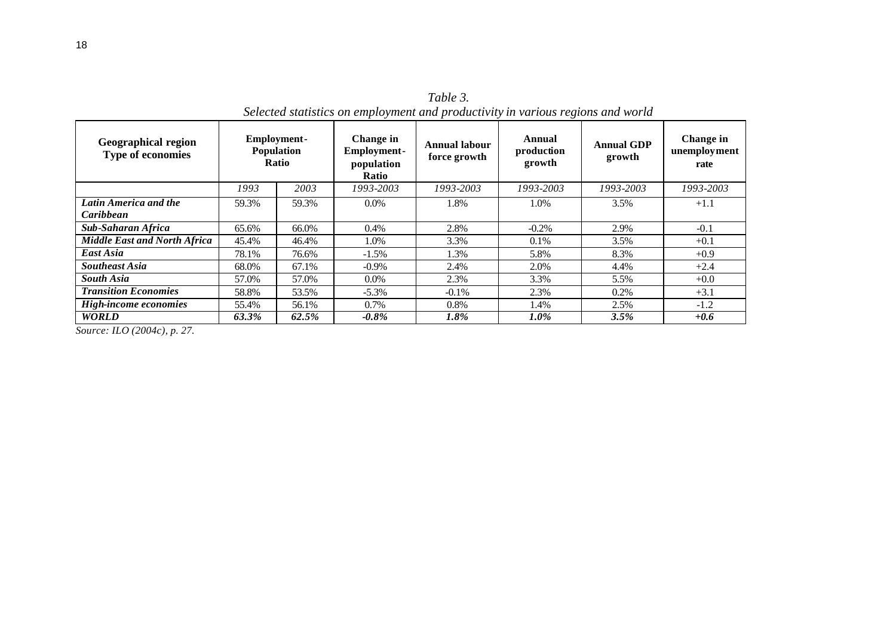*Table 3.*
*Selected statistics on employment and productivity in various regions and world*

| Geographical region Type of economies | Employment-Population Ratio | | Change in Employment-population Ratio | Annual labour force growth | Annual production growth | Annual GDP growth | Change in unemployment rate |
|---|---|---|---|---|---|---|---|
| | *1993* | *2003* | *1993-2003* | *1993-2003* | *1993-2003* | *1993-2003* | *1993-2003* |
| ***Latin America and the Caribbean*** | 59.3% | 59.3% | 0.0% | 1.8% | 1.0% | 3.5% | +1.1 |
| ***Sub-Saharan Africa*** | 65.6% | 66.0% | 0.4% | 2.8% | -0.2% | 2.9% | -0.1 |
| ***Middle East and North Africa*** | 45.4% | 46.4% | 1.0% | 3.3% | 0.1% | 3.5% | +0.1 |
| ***East Asia*** | 78.1% | 76.6% | -1.5% | 1.3% | 5.8% | 8.3% | +0.9 |
| ***Southeast Asia*** | 68.0% | 67.1% | -0.9% | 2.4% | 2.0% | 4.4% | +2.4 |
| ***South Asia*** | 57.0% | 57.0% | 0.0% | 2.3% | 3.3% | 5.5% | +0.0 |
| ***Transition Economies*** | 58.8% | 53.5% | -5.3% | -0.1% | 2.3% | 0.2% | +3.1 |
| ***High-income economies*** | 55.4% | 56.1% | 0.7% | 0.8% | 1.4% | 2.5% | -1.2 |
| ***WORLD*** | ***63.3%*** | ***62.5%*** | ***-0.8%*** | ***1.8%*** | ***1.0%*** | ***3.5%*** | ***+0.6*** |

*Source: ILO (2004c), p. 27.*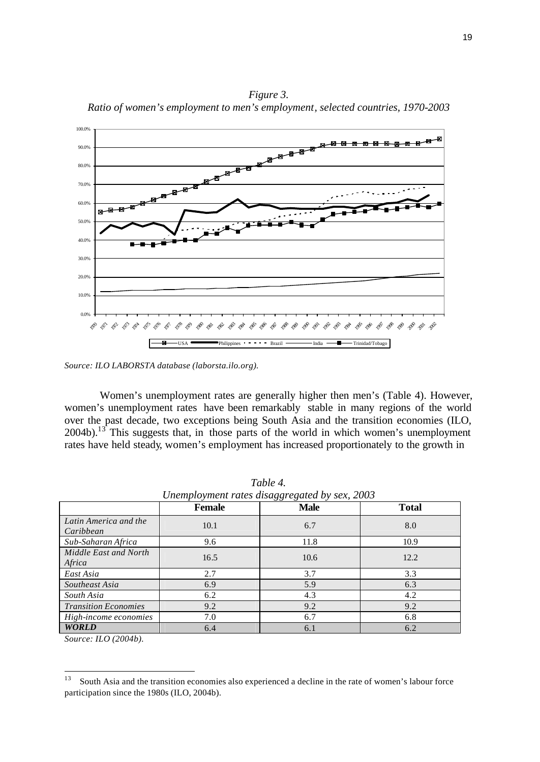*Figure 3.*
*Ratio of women's employment to men's employment, selected countries, 1970-2003*

*Source: ILO LABORSTA database (laborsta.ilo.org).*

Women's unemployment rates are generally higher then men's (Table 4). However, women's unemployment rates have been remarkably stable in many regions of the world over the past decade, two exceptions being South Asia and the transition economies (ILO, 2004b).[13] This suggests that, in those parts of the world in which women's unemployment rates have held steady, women's employment has increased proportionately to the growth in

*Table 4.*
*Unemployment rates disaggregated by sex, 2003*

| | Female | Male | Total |
|---|---|---|---|
| *Latin America and the Caribbean* | 10.1 | 6.7 | 8.0 |
| *Sub-Saharan Africa* | 9.6 | 11.8 | 10.9 |
| *Middle East and North Africa* | 16.5 | 10.6 | 12.2 |
| *East Asia* | 2.7 | 3.7 | 3.3 |
| *Southeast Asia* | 6.9 | 5.9 | 6.3 |
| *South Asia* | 6.2 | 4.3 | 4.2 |
| *Transition Economies* | 9.2 | 9.2 | 9.2 |
| *High-income economies* | 7.0 | 6.7 | 6.8 |
| ***WORLD*** | 6.4 | 6.1 | 6.2 |

*Source: ILO (2004b).*

[13] South Asia and the transition economies also experienced a decline in the rate of women's labour force participation since the 1980s (ILO, 2004b).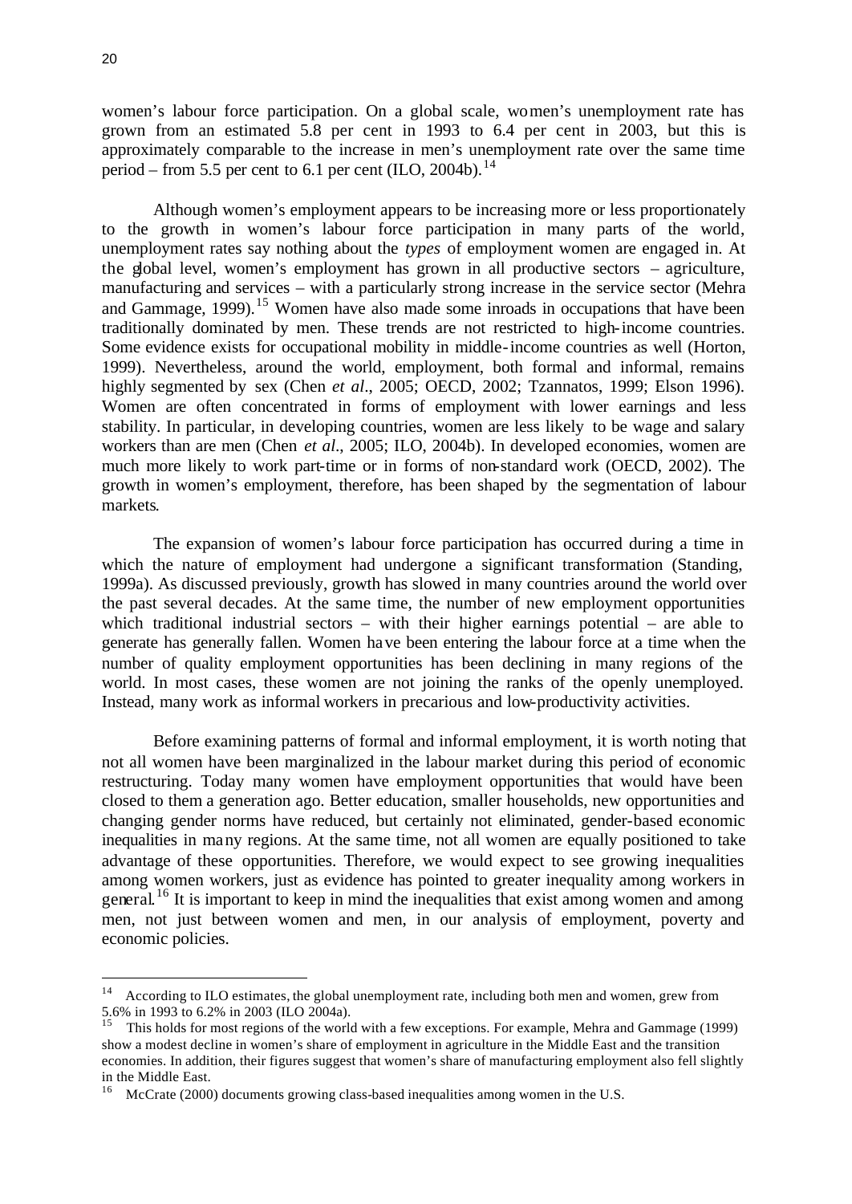women's labour force participation. On a global scale, women's unemployment rate has grown from an estimated 5.8 per cent in 1993 to 6.4 per cent in 2003, but this is approximately comparable to the increase in men's unemployment rate over the same time period – from 5.5 per cent to 6.1 per cent (ILO, 2004b).[14]

Although women's employment appears to be increasing more or less proportionately to the growth in women's labour force participation in many parts of the world, unemployment rates say nothing about the *types* of employment women are engaged in. At the global level, women's employment has grown in all productive sectors – agriculture, manufacturing and services – with a particularly strong increase in the service sector (Mehra and Gammage, 1999).[15] Women have also made some inroads in occupations that have been traditionally dominated by men. These trends are not restricted to high-income countries. Some evidence exists for occupational mobility in middle-income countries as well (Horton, 1999). Nevertheless, around the world, employment, both formal and informal, remains highly segmented by sex (Chen *et al*., 2005; OECD, 2002; Tzannatos, 1999; Elson 1996). Women are often concentrated in forms of employment with lower earnings and less stability. In particular, in developing countries, women are less likely to be wage and salary workers than are men (Chen *et al*., 2005; ILO, 2004b). In developed economies, women are much more likely to work part-time or in forms of non-standard work (OECD, 2002). The growth in women's employment, therefore, has been shaped by the segmentation of labour markets.

The expansion of women's labour force participation has occurred during a time in which the nature of employment had undergone a significant transformation (Standing, 1999a). As discussed previously, growth has slowed in many countries around the world over the past several decades. At the same time, the number of new employment opportunities which traditional industrial sectors – with their higher earnings potential – are able to generate has generally fallen. Women have been entering the labour force at a time when the number of quality employment opportunities has been declining in many regions of the world. In most cases, these women are not joining the ranks of the openly unemployed. Instead, many work as informal workers in precarious and low-productivity activities.

Before examining patterns of formal and informal employment, it is worth noting that not all women have been marginalized in the labour market during this period of economic restructuring. Today many women have employment opportunities that would have been closed to them a generation ago. Better education, smaller households, new opportunities and changing gender norms have reduced, but certainly not eliminated, gender-based economic inequalities in many regions. At the same time, not all women are equally positioned to take advantage of these opportunities. Therefore, we would expect to see growing inequalities among women workers, just as evidence has pointed to greater inequality among workers in general.[16] It is important to keep in mind the inequalities that exist among women and among men, not just between women and men, in our analysis of employment, poverty and economic policies.

---

[14] According to ILO estimates, the global unemployment rate, including both men and women, grew from 5.6% in 1993 to 6.2% in 2003 (ILO 2004a).

[15] This holds for most regions of the world with a few exceptions. For example, Mehra and Gammage (1999) show a modest decline in women's share of employment in agriculture in the Middle East and the transition economies. In addition, their figures suggest that women's share of manufacturing employment also fell slightly in the Middle East.

[16] McCrate (2000) documents growing class-based inequalities among women in the U.S.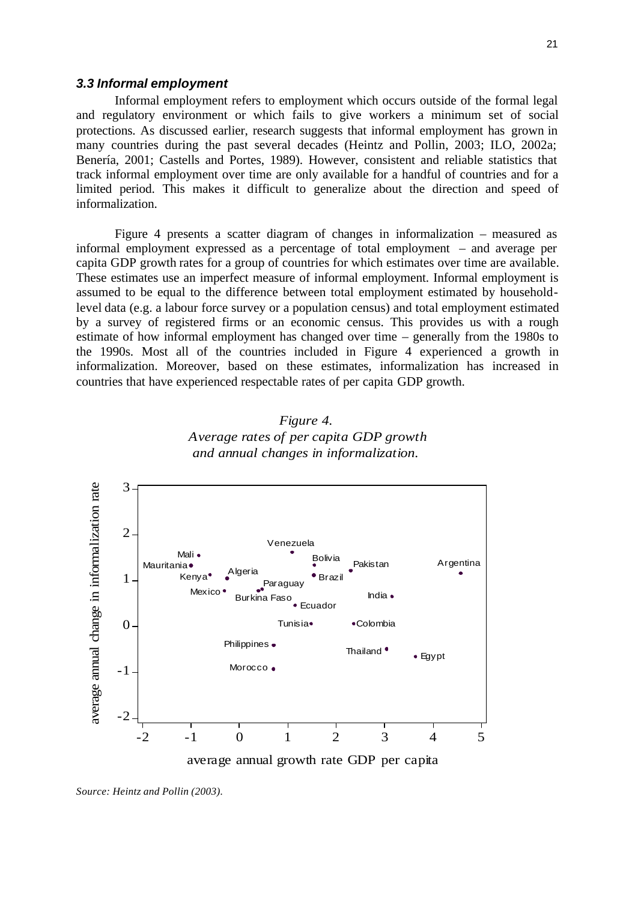### *3.3 Informal employment*

Informal employment refers to employment which occurs outside of the formal legal and regulatory environment or which fails to give workers a minimum set of social protections. As discussed earlier, research suggests that informal employment has grown in many countries during the past several decades (Heintz and Pollin, 2003; ILO, 2002a; Benería, 2001; Castells and Portes, 1989). However, consistent and reliable statistics that track informal employment over time are only available for a handful of countries and for a limited period. This makes it difficult to generalize about the direction and speed of informalization.

Figure 4 presents a scatter diagram of changes in informalization – measured as informal employment expressed as a percentage of total employment – and average per capita GDP growth rates for a group of countries for which estimates over time are available. These estimates use an imperfect measure of informal employment. Informal employment is assumed to be equal to the difference between total employment estimated by household-level data (e.g. a labour force survey or a population census) and total employment estimated by a survey of registered firms or an economic census. This provides us with a rough estimate of how informal employment has changed over time – generally from the 1980s to the 1990s. Most all of the countries included in Figure 4 experienced a growth in informalization. Moreover, based on these estimates, informalization has increased in countries that have experienced respectable rates of per capita GDP growth.

*Figure 4.*
*Average rates of per capita GDP growth and annual changes in informalization.*

*Source: Heintz and Pollin (2003).*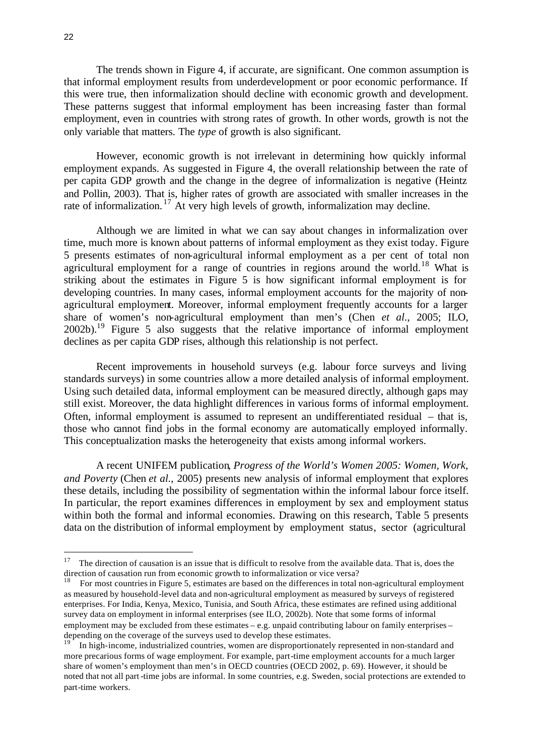The trends shown in Figure 4, if accurate, are significant. One common assumption is that informal employment results from underdevelopment or poor economic performance. If this were true, then informalization should decline with economic growth and development. These patterns suggest that informal employment has been increasing faster than formal employment, even in countries with strong rates of growth. In other words, growth is not the only variable that matters. The *type* of growth is also significant.

However, economic growth is not irrelevant in determining how quickly informal employment expands. As suggested in Figure 4, the overall relationship between the rate of per capita GDP growth and the change in the degree of informalization is negative (Heintz and Pollin, 2003). That is, higher rates of growth are associated with smaller increases in the rate of informalization.[17] At very high levels of growth, informalization may decline.

Although we are limited in what we can say about changes in informalization over time, much more is known about patterns of informal employment as they exist today. Figure 5 presents estimates of non-agricultural informal employment as a per cent of total non agricultural employment for a range of countries in regions around the world.[18] What is striking about the estimates in Figure 5 is how significant informal employment is for developing countries. In many cases, informal employment accounts for the majority of non-agricultural employment. Moreover, informal employment frequently accounts for a larger share of women's non-agricultural employment than men's (Chen *et al*., 2005; ILO, 2002b).[19] Figure 5 also suggests that the relative importance of informal employment declines as per capita GDP rises, although this relationship is not perfect.

Recent improvements in household surveys (e.g. labour force surveys and living standards surveys) in some countries allow a more detailed analysis of informal employment. Using such detailed data, informal employment can be measured directly, although gaps may still exist. Moreover, the data highlight differences in various forms of informal employment. Often, informal employment is assumed to represent an undifferentiated residual – that is, those who cannot find jobs in the formal economy are automatically employed informally. This conceptualization masks the heterogeneity that exists among informal workers.

A recent UNIFEM publication, *Progress of the World's Women 2005: Women, Work, and Poverty* (Chen *et al.*, 2005) presents new analysis of informal employment that explores these details, including the possibility of segmentation within the informal labour force itself. In particular, the report examines differences in employment by sex and employment status within both the formal and informal economies. Drawing on this research, Table 5 presents data on the distribution of informal employment by employment status, sector (agricultural

---

[17] The direction of causation is an issue that is difficult to resolve from the available data. That is, does the direction of causation run from economic growth to informalization or vice versa?

[18] For most countries in Figure 5, estimates are based on the differences in total non-agricultural employment as measured by household-level data and non-agricultural employment as measured by surveys of registered enterprises. For India, Kenya, Mexico, Tunisia, and South Africa, these estimates are refined using additional survey data on employment in informal enterprises (see ILO, 2002b). Note that some forms of informal employment may be excluded from these estimates – e.g. unpaid contributing labour on family enterprises – depending on the coverage of the surveys used to develop these estimates.

[19] In high-income, industrialized countries, women are disproportionately represented in non-standard and more precarious forms of wage employment. For example, part-time employment accounts for a much larger share of women's employment than men's in OECD countries (OECD 2002, p. 69). However, it should be noted that not all part-time jobs are informal. In some countries, e.g. Sweden, social protections are extended to part-time workers.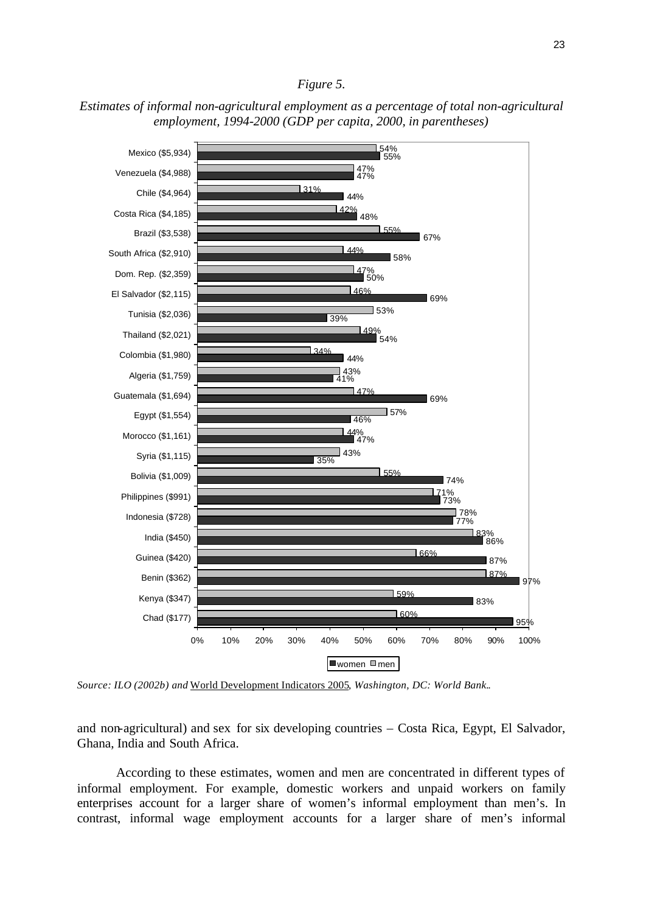*Figure 5.*

*Estimates of informal non-agricultural employment as a percentage of total non-agricultural employment, 1994-2000 (GDP per capita, 2000, in parentheses)*

| Country (GDP per capita, 2000) | Women | Men |
|---|---|---|
| Mexico ($5,934) | 55% | 54% |
| Venezuela ($4,988) | 47% | 47% |
| Chile ($4,964) | 44% | 31% |
| Costa Rica ($4,185) | 48% | 42% |
| Brazil ($3,538) | 67% | 55% |
| South Africa ($2,910) | 58% | 44% |
| Dom. Rep. ($2,359) | 50% | 47% |
| El Salvador ($2,115) | 69% | 46% |
| Tunisia ($2,036) | 39% | 53% |
| Thailand ($2,021) | 54% | 49% |
| Colombia ($1,980) | 44% | 34% |
| Algeria ($1,759) | 41% | 43% |
| Guatemala ($1,694) | 69% | 47% |
| Egypt ($1,554) | 46% | 57% |
| Morocco ($1,161) | 47% | 44% |
| Syria ($1,115) | 35% | 43% |
| Bolivia ($1,009) | 74% | 55% |
| Philippines ($991) | 73% | 71% |
| Indonesia ($728) | 77% | 78% |
| India ($450) | 86% | 83% |
| Guinea ($420) | 87% | 66% |
| Benin ($362) | 97% | 87% |
| Kenya ($347) | 83% | 59% |
| Chad ($177) | 95% | 60% |

*Source: ILO (2002b) and* World Development Indicators 2005*, Washington, DC: World Bank..*

and non-agricultural) and sex for six developing countries – Costa Rica, Egypt, El Salvador, Ghana, India and South Africa.

According to these estimates, women and men are concentrated in different types of informal employment. For example, domestic workers and unpaid workers on family enterprises account for a larger share of women's informal employment than men's. In contrast, informal wage employment accounts for a larger share of men's informal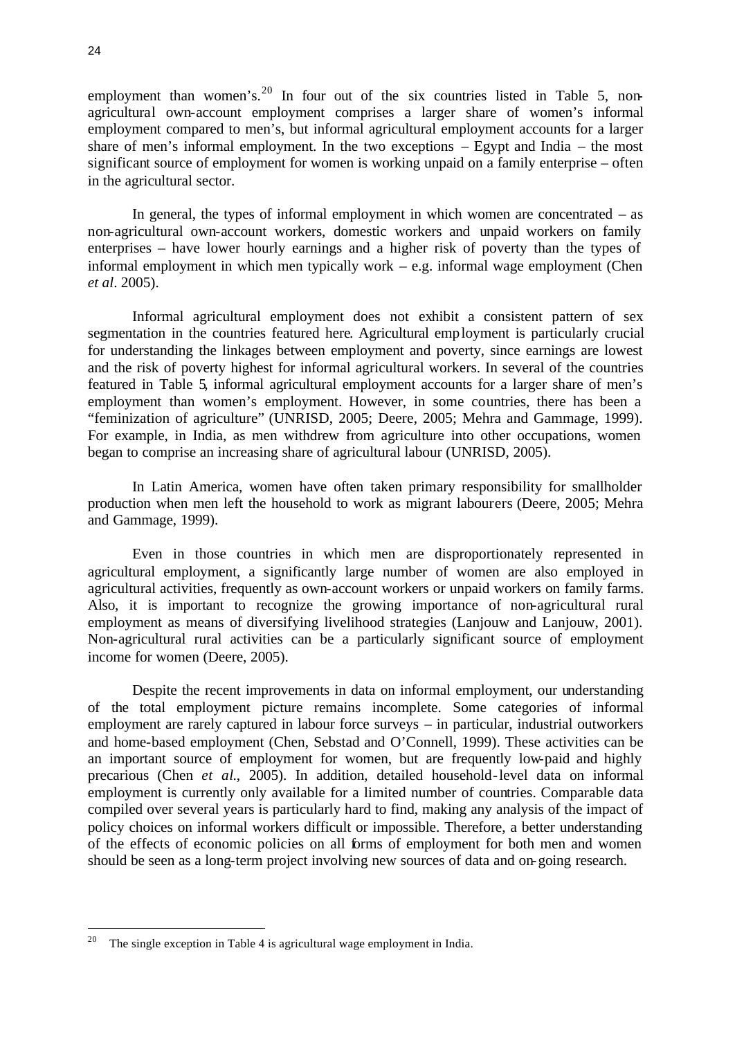employment than women's.[20] In four out of the six countries listed in Table 5, non-agricultural own-account employment comprises a larger share of women's informal employment compared to men's, but informal agricultural employment accounts for a larger share of men's informal employment. In the two exceptions – Egypt and India – the most significant source of employment for women is working unpaid on a family enterprise – often in the agricultural sector.

In general, the types of informal employment in which women are concentrated – as non-agricultural own-account workers, domestic workers and unpaid workers on family enterprises – have lower hourly earnings and a higher risk of poverty than the types of informal employment in which men typically work – e.g. informal wage employment (Chen *et al*. 2005).

Informal agricultural employment does not exhibit a consistent pattern of sex segmentation in the countries featured here. Agricultural employment is particularly crucial for understanding the linkages between employment and poverty, since earnings are lowest and the risk of poverty highest for informal agricultural workers. In several of the countries featured in Table 5, informal agricultural employment accounts for a larger share of men's employment than women's employment. However, in some countries, there has been a "feminization of agriculture" (UNRISD, 2005; Deere, 2005; Mehra and Gammage, 1999). For example, in India, as men withdrew from agriculture into other occupations, women began to comprise an increasing share of agricultural labour (UNRISD, 2005).

In Latin America, women have often taken primary responsibility for smallholder production when men left the household to work as migrant labourers (Deere, 2005; Mehra and Gammage, 1999).

Even in those countries in which men are disproportionately represented in agricultural employment, a significantly large number of women are also employed in agricultural activities, frequently as own-account workers or unpaid workers on family farms. Also, it is important to recognize the growing importance of non-agricultural rural employment as means of diversifying livelihood strategies (Lanjouw and Lanjouw, 2001). Non-agricultural rural activities can be a particularly significant source of employment income for women (Deere, 2005).

Despite the recent improvements in data on informal employment, our understanding of the total employment picture remains incomplete. Some categories of informal employment are rarely captured in labour force surveys – in particular, industrial outworkers and home-based employment (Chen, Sebstad and O'Connell, 1999). These activities can be an important source of employment for women, but are frequently low-paid and highly precarious (Chen *et al*., 2005). In addition, detailed household-level data on informal employment is currently only available for a limited number of countries. Comparable data compiled over several years is particularly hard to find, making any analysis of the impact of policy choices on informal workers difficult or impossible. Therefore, a better understanding of the effects of economic policies on all forms of employment for both men and women should be seen as a long-term project involving new sources of data and on-going research.

---

[20] The single exception in Table 4 is agricultural wage employment in India.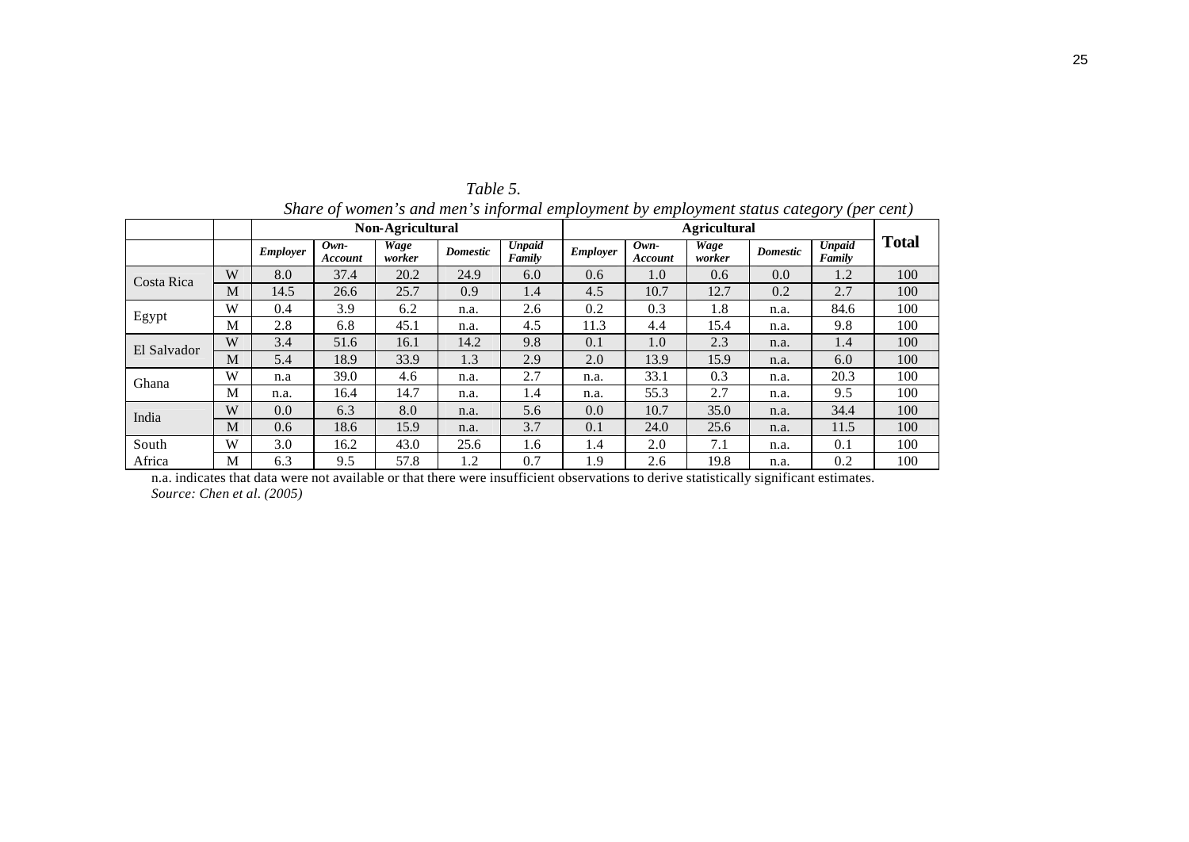*Table 5.*

*Share of women's and men's informal employment by employment status category (per cent)*

| | | Non-Agricultural | | | | | Agricultural | | | | | Total |
|---|---|---|---|---|---|---|---|---|---|---|---|---|
| | | *Employer* | *Own-Account* | *Wage worker* | *Domestic* | *Unpaid Family* | *Employer* | *Own-Account* | *Wage worker* | *Domestic* | *Unpaid Family* | |
| Costa Rica | W | 8.0 | 37.4 | 20.2 | 24.9 | 6.0 | 0.6 | 1.0 | 0.6 | 0.0 | 1.2 | 100 |
| | M | 14.5 | 26.6 | 25.7 | 0.9 | 1.4 | 4.5 | 10.7 | 12.7 | 0.2 | 2.7 | 100 |
| Egypt | W | 0.4 | 3.9 | 6.2 | n.a. | 2.6 | 0.2 | 0.3 | 1.8 | n.a. | 84.6 | 100 |
| | M | 2.8 | 6.8 | 45.1 | n.a. | 4.5 | 11.3 | 4.4 | 15.4 | n.a. | 9.8 | 100 |
| El Salvador | W | 3.4 | 51.6 | 16.1 | 14.2 | 9.8 | 0.1 | 1.0 | 2.3 | n.a. | 1.4 | 100 |
| | M | 5.4 | 18.9 | 33.9 | 1.3 | 2.9 | 2.0 | 13.9 | 15.9 | n.a. | 6.0 | 100 |
| Ghana | W | n.a | 39.0 | 4.6 | n.a. | 2.7 | n.a. | 33.1 | 0.3 | n.a. | 20.3 | 100 |
| | M | n.a. | 16.4 | 14.7 | n.a. | 1.4 | n.a. | 55.3 | 2.7 | n.a. | 9.5 | 100 |
| India | W | 0.0 | 6.3 | 8.0 | n.a. | 5.6 | 0.0 | 10.7 | 35.0 | n.a. | 34.4 | 100 |
| | M | 0.6 | 18.6 | 15.9 | n.a. | 3.7 | 0.1 | 24.0 | 25.6 | n.a. | 11.5 | 100 |
| South Africa | W | 3.0 | 16.2 | 43.0 | 25.6 | 1.6 | 1.4 | 2.0 | 7.1 | n.a. | 0.1 | 100 |
| | M | 6.3 | 9.5 | 57.8 | 1.2 | 0.7 | 1.9 | 2.6 | 19.8 | n.a. | 0.2 | 100 |

n.a. indicates that data were not available or that there were insufficient observations to derive statistically significant estimates.

*Source: Chen et al. (2005)*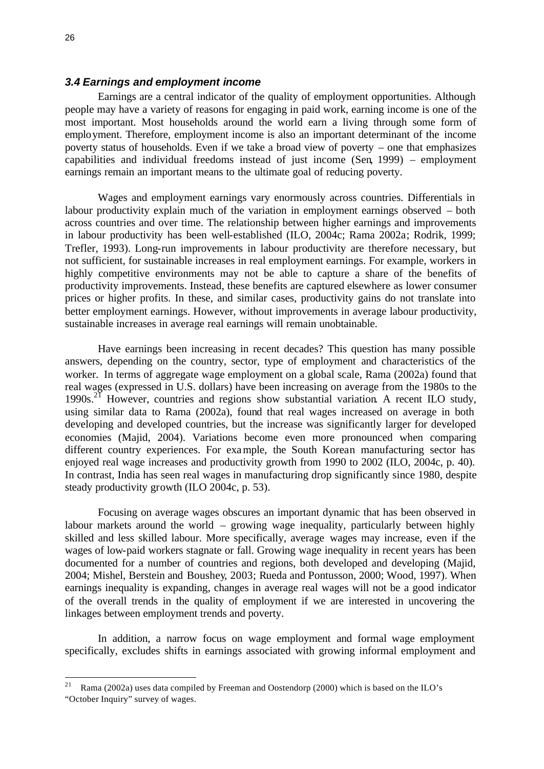### *3.4 Earnings and employment income*

Earnings are a central indicator of the quality of employment opportunities. Although people may have a variety of reasons for engaging in paid work, earning income is one of the most important. Most households around the world earn a living through some form of employment. Therefore, employment income is also an important determinant of the income poverty status of households. Even if we take a broad view of poverty – one that emphasizes capabilities and individual freedoms instead of just income (Sen, 1999) – employment earnings remain an important means to the ultimate goal of reducing poverty.

Wages and employment earnings vary enormously across countries. Differentials in labour productivity explain much of the variation in employment earnings observed – both across countries and over time. The relationship between higher earnings and improvements in labour productivity has been well-established (ILO, 2004c; Rama 2002a; Rodrik, 1999; Trefler, 1993). Long-run improvements in labour productivity are therefore necessary, but not sufficient, for sustainable increases in real employment earnings. For example, workers in highly competitive environments may not be able to capture a share of the benefits of productivity improvements. Instead, these benefits are captured elsewhere as lower consumer prices or higher profits. In these, and similar cases, productivity gains do not translate into better employment earnings. However, without improvements in average labour productivity, sustainable increases in average real earnings will remain unobtainable.

Have earnings been increasing in recent decades? This question has many possible answers, depending on the country, sector, type of employment and characteristics of the worker. In terms of aggregate wage employment on a global scale, Rama (2002a) found that real wages (expressed in U.S. dollars) have been increasing on average from the 1980s to the 1990s.[21] However, countries and regions show substantial variation. A recent ILO study, using similar data to Rama (2002a), found that real wages increased on average in both developing and developed countries, but the increase was significantly larger for developed economies (Majid, 2004). Variations become even more pronounced when comparing different country experiences. For example, the South Korean manufacturing sector has enjoyed real wage increases and productivity growth from 1990 to 2002 (ILO, 2004c, p. 40). In contrast, India has seen real wages in manufacturing drop significantly since 1980, despite steady productivity growth (ILO 2004c, p. 53).

Focusing on average wages obscures an important dynamic that has been observed in labour markets around the world – growing wage inequality, particularly between highly skilled and less skilled labour. More specifically, average wages may increase, even if the wages of low-paid workers stagnate or fall. Growing wage inequality in recent years has been documented for a number of countries and regions, both developed and developing (Majid, 2004; Mishel, Berstein and Boushey, 2003; Rueda and Pontusson, 2000; Wood, 1997). When earnings inequality is expanding, changes in average real wages will not be a good indicator of the overall trends in the quality of employment if we are interested in uncovering the linkages between employment trends and poverty.

In addition, a narrow focus on wage employment and formal wage employment specifically, excludes shifts in earnings associated with growing informal employment and

---

[21] Rama (2002a) uses data compiled by Freeman and Oostendorp (2000) which is based on the ILO's "October Inquiry" survey of wages.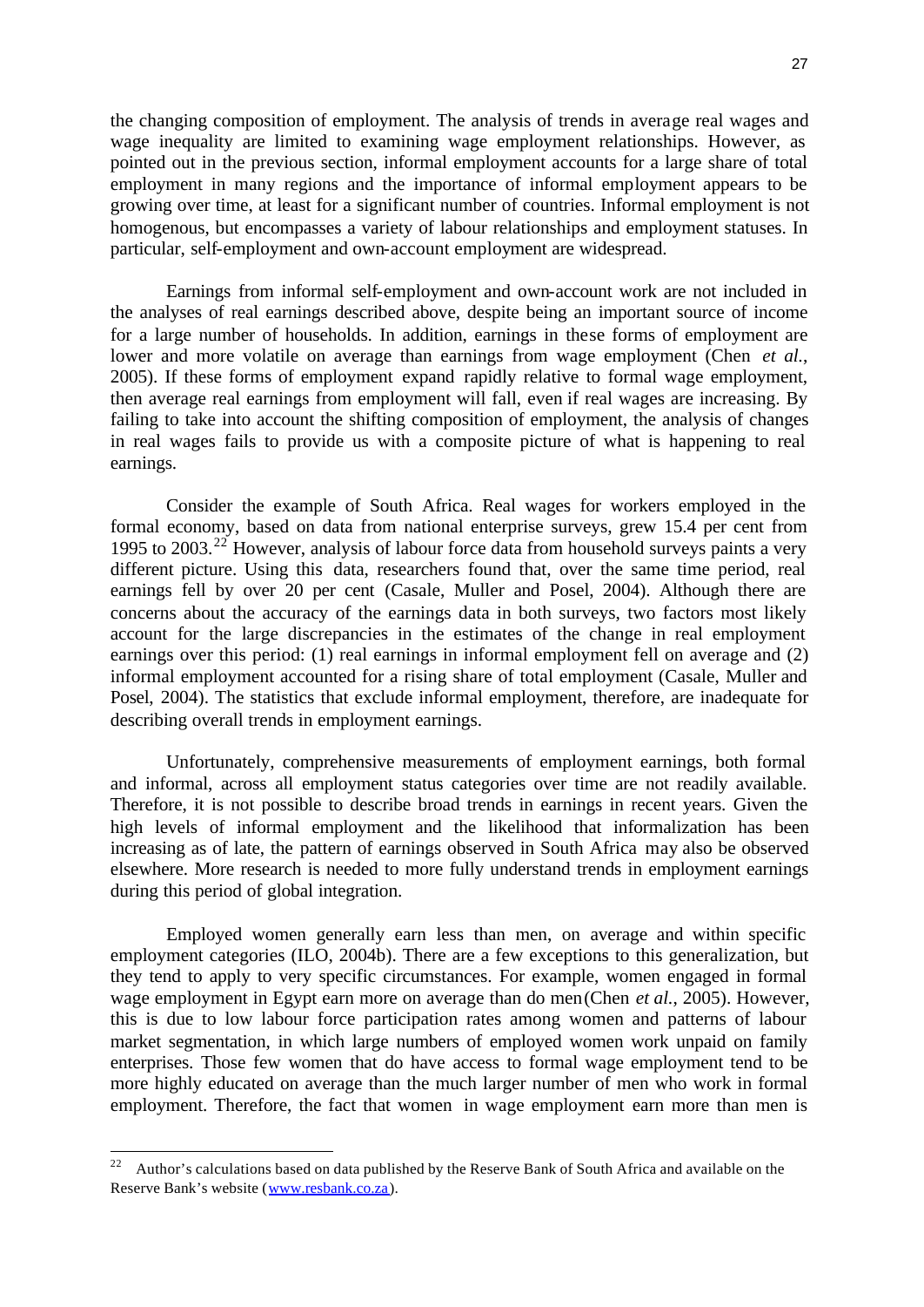the changing composition of employment. The analysis of trends in average real wages and wage inequality are limited to examining wage employment relationships. However, as pointed out in the previous section, informal employment accounts for a large share of total employment in many regions and the importance of informal employment appears to be growing over time, at least for a significant number of countries. Informal employment is not homogenous, but encompasses a variety of labour relationships and employment statuses. In particular, self-employment and own-account employment are widespread.

Earnings from informal self-employment and own-account work are not included in the analyses of real earnings described above, despite being an important source of income for a large number of households. In addition, earnings in these forms of employment are lower and more volatile on average than earnings from wage employment (Chen *et al.*, 2005). If these forms of employment expand rapidly relative to formal wage employment, then average real earnings from employment will fall, even if real wages are increasing. By failing to take into account the shifting composition of employment, the analysis of changes in real wages fails to provide us with a composite picture of what is happening to real earnings.

Consider the example of South Africa. Real wages for workers employed in the formal economy, based on data from national enterprise surveys, grew 15.4 per cent from 1995 to 2003.[22] However, analysis of labour force data from household surveys paints a very different picture. Using this data, researchers found that, over the same time period, real earnings fell by over 20 per cent (Casale, Muller and Posel, 2004). Although there are concerns about the accuracy of the earnings data in both surveys, two factors most likely account for the large discrepancies in the estimates of the change in real employment earnings over this period: (1) real earnings in informal employment fell on average and (2) informal employment accounted for a rising share of total employment (Casale, Muller and Posel, 2004). The statistics that exclude informal employment, therefore, are inadequate for describing overall trends in employment earnings.

Unfortunately, comprehensive measurements of employment earnings, both formal and informal, across all employment status categories over time are not readily available. Therefore, it is not possible to describe broad trends in earnings in recent years. Given the high levels of informal employment and the likelihood that informalization has been increasing as of late, the pattern of earnings observed in South Africa may also be observed elsewhere. More research is needed to more fully understand trends in employment earnings during this period of global integration.

Employed women generally earn less than men, on average and within specific employment categories (ILO, 2004b). There are a few exceptions to this generalization, but they tend to apply to very specific circumstances. For example, women engaged in formal wage employment in Egypt earn more on average than do men (Chen *et al.*, 2005). However, this is due to low labour force participation rates among women and patterns of labour market segmentation, in which large numbers of employed women work unpaid on family enterprises. Those few women that do have access to formal wage employment tend to be more highly educated on average than the much larger number of men who work in formal employment. Therefore, the fact that women in wage employment earn more than men is

---

[22] Author's calculations based on data published by the Reserve Bank of South Africa and available on the Reserve Bank's website (www.resbank.co.za).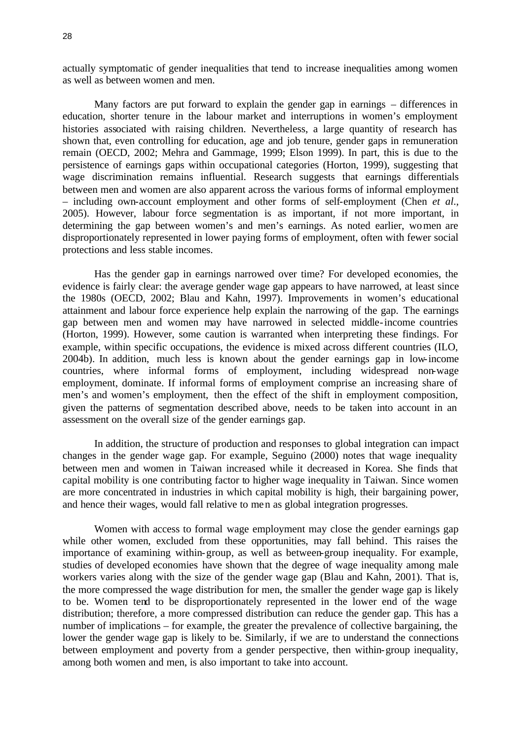actually symptomatic of gender inequalities that tend to increase inequalities among women as well as between women and men.

Many factors are put forward to explain the gender gap in earnings – differences in education, shorter tenure in the labour market and interruptions in women's employment histories associated with raising children. Nevertheless, a large quantity of research has shown that, even controlling for education, age and job tenure, gender gaps in remuneration remain (OECD, 2002; Mehra and Gammage, 1999; Elson 1999). In part, this is due to the persistence of earnings gaps within occupational categories (Horton, 1999), suggesting that wage discrimination remains influential. Research suggests that earnings differentials between men and women are also apparent across the various forms of informal employment – including own-account employment and other forms of self-employment (Chen *et al.*, 2005). However, labour force segmentation is as important, if not more important, in determining the gap between women's and men's earnings. As noted earlier, women are disproportionately represented in lower paying forms of employment, often with fewer social protections and less stable incomes.

Has the gender gap in earnings narrowed over time? For developed economies, the evidence is fairly clear: the average gender wage gap appears to have narrowed, at least since the 1980s (OECD, 2002; Blau and Kahn, 1997). Improvements in women's educational attainment and labour force experience help explain the narrowing of the gap. The earnings gap between men and women may have narrowed in selected middle-income countries (Horton, 1999). However, some caution is warranted when interpreting these findings. For example, within specific occupations, the evidence is mixed across different countries (ILO, 2004b). In addition, much less is known about the gender earnings gap in low-income countries, where informal forms of employment, including widespread non-wage employment, dominate. If informal forms of employment comprise an increasing share of men's and women's employment, then the effect of the shift in employment composition, given the patterns of segmentation described above, needs to be taken into account in an assessment on the overall size of the gender earnings gap.

In addition, the structure of production and responses to global integration can impact changes in the gender wage gap. For example, Seguino (2000) notes that wage inequality between men and women in Taiwan increased while it decreased in Korea. She finds that capital mobility is one contributing factor to higher wage inequality in Taiwan. Since women are more concentrated in industries in which capital mobility is high, their bargaining power, and hence their wages, would fall relative to men as global integration progresses.

Women with access to formal wage employment may close the gender earnings gap while other women, excluded from these opportunities, may fall behind. This raises the importance of examining within-group, as well as between-group inequality. For example, studies of developed economies have shown that the degree of wage inequality among male workers varies along with the size of the gender wage gap (Blau and Kahn, 2001). That is, the more compressed the wage distribution for men, the smaller the gender wage gap is likely to be. Women tend to be disproportionately represented in the lower end of the wage distribution; therefore, a more compressed distribution can reduce the gender gap. This has a number of implications – for example, the greater the prevalence of collective bargaining, the lower the gender wage gap is likely to be. Similarly, if we are to understand the connections between employment and poverty from a gender perspective, then within-group inequality, among both women and men, is also important to take into account.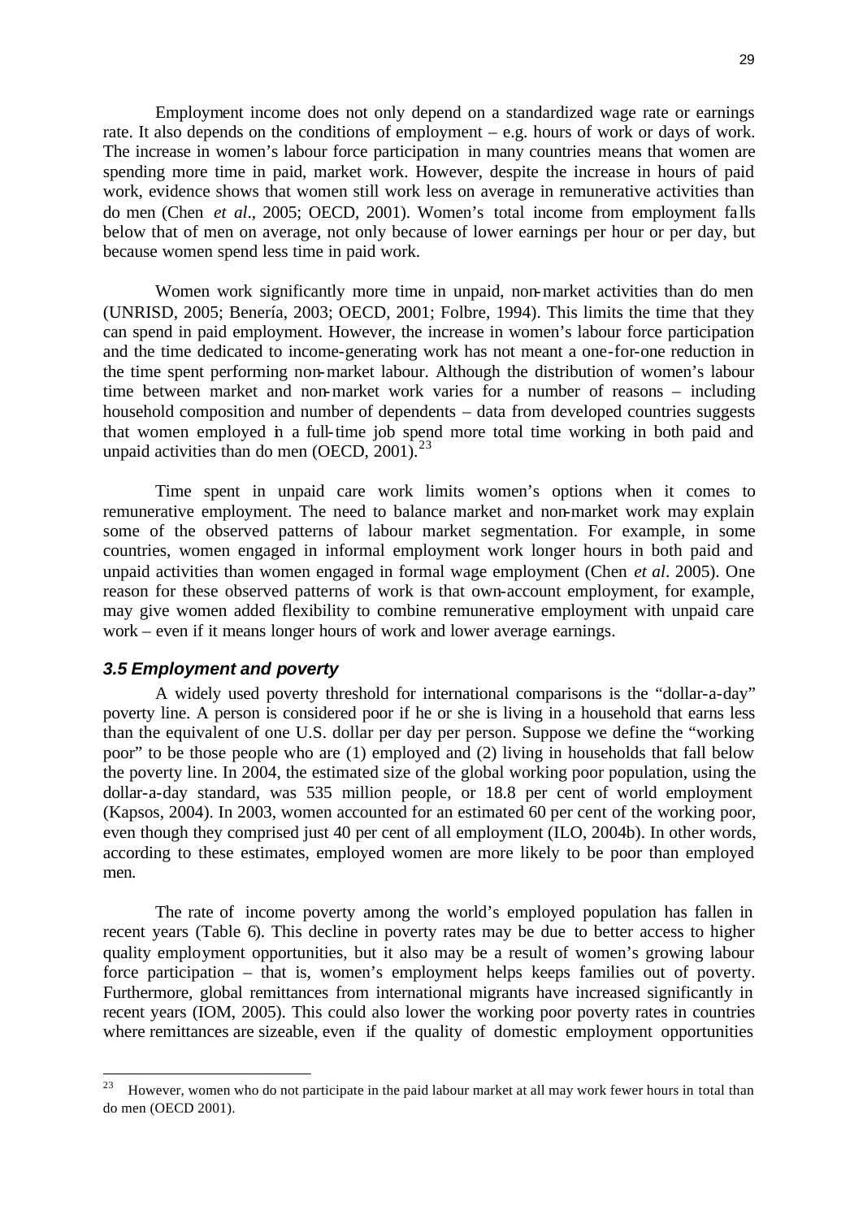Employment income does not only depend on a standardized wage rate or earnings rate. It also depends on the conditions of employment – e.g. hours of work or days of work. The increase in women's labour force participation in many countries means that women are spending more time in paid, market work. However, despite the increase in hours of paid work, evidence shows that women still work less on average in remunerative activities than do men (Chen *et al*., 2005; OECD, 2001). Women's total income from employment falls below that of men on average, not only because of lower earnings per hour or per day, but because women spend less time in paid work.

Women work significantly more time in unpaid, non-market activities than do men (UNRISD, 2005; Benería, 2003; OECD, 2001; Folbre, 1994). This limits the time that they can spend in paid employment. However, the increase in women's labour force participation and the time dedicated to income-generating work has not meant a one-for-one reduction in the time spent performing non-market labour. Although the distribution of women's labour time between market and non-market work varies for a number of reasons – including household composition and number of dependents – data from developed countries suggests that women employed in a full-time job spend more total time working in both paid and unpaid activities than do men (OECD, 2001).[23]

Time spent in unpaid care work limits women's options when it comes to remunerative employment. The need to balance market and non-market work may explain some of the observed patterns of labour market segmentation. For example, in some countries, women engaged in informal employment work longer hours in both paid and unpaid activities than women engaged in formal wage employment (Chen *et al*. 2005). One reason for these observed patterns of work is that own-account employment, for example, may give women added flexibility to combine remunerative employment with unpaid care work – even if it means longer hours of work and lower average earnings.

### *3.5 Employment and poverty*

A widely used poverty threshold for international comparisons is the "dollar-a-day" poverty line. A person is considered poor if he or she is living in a household that earns less than the equivalent of one U.S. dollar per day per person. Suppose we define the "working poor" to be those people who are (1) employed and (2) living in households that fall below the poverty line. In 2004, the estimated size of the global working poor population, using the dollar-a-day standard, was 535 million people, or 18.8 per cent of world employment (Kapsos, 2004). In 2003, women accounted for an estimated 60 per cent of the working poor, even though they comprised just 40 per cent of all employment (ILO, 2004b). In other words, according to these estimates, employed women are more likely to be poor than employed men.

The rate of income poverty among the world's employed population has fallen in recent years (Table 6). This decline in poverty rates may be due to better access to higher quality employment opportunities, but it also may be a result of women's growing labour force participation – that is, women's employment helps keeps families out of poverty. Furthermore, global remittances from international migrants have increased significantly in recent years (IOM, 2005). This could also lower the working poor poverty rates in countries where remittances are sizeable, even if the quality of domestic employment opportunities

[23] However, women who do not participate in the paid labour market at all may work fewer hours in total than do men (OECD 2001).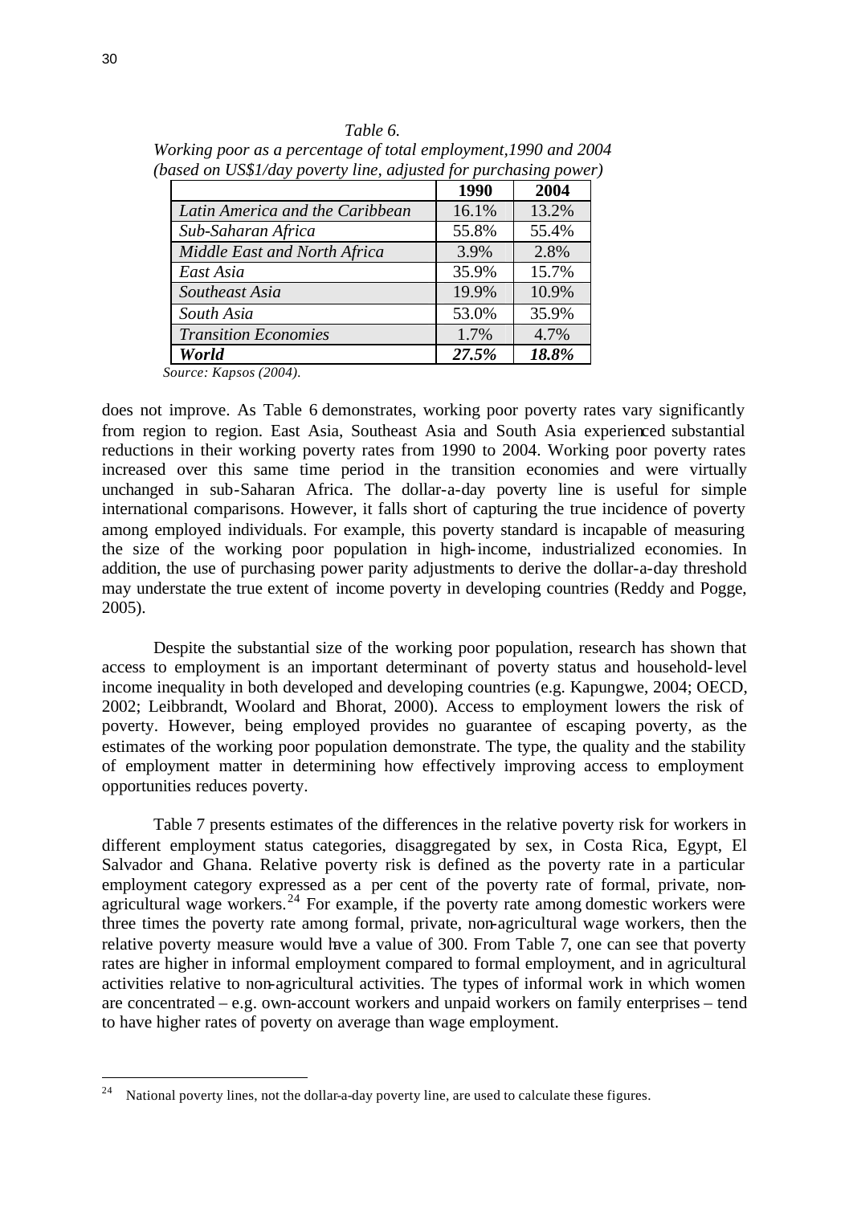*Table 6.*
*Working poor as a percentage of total employment,1990 and 2004 (based on US$1/day poverty line, adjusted for purchasing power)*

| | 1990 | 2004 |
|---|---|---|
| *Latin America and the Caribbean* | 16.1% | 13.2% |
| *Sub-Saharan Africa* | 55.8% | 55.4% |
| *Middle East and North Africa* | 3.9% | 2.8% |
| *East Asia* | 35.9% | 15.7% |
| *Southeast Asia* | 19.9% | 10.9% |
| *South Asia* | 53.0% | 35.9% |
| *Transition Economies* | 1.7% | 4.7% |
| ***World*** | ***27.5%*** | ***18.8%*** |

*Source: Kapsos (2004).*

does not improve. As Table 6 demonstrates, working poor poverty rates vary significantly from region to region. East Asia, Southeast Asia and South Asia experienced substantial reductions in their working poverty rates from 1990 to 2004. Working poor poverty rates increased over this same time period in the transition economies and were virtually unchanged in sub-Saharan Africa. The dollar-a-day poverty line is useful for simple international comparisons. However, it falls short of capturing the true incidence of poverty among employed individuals. For example, this poverty standard is incapable of measuring the size of the working poor population in high-income, industrialized economies. In addition, the use of purchasing power parity adjustments to derive the dollar-a-day threshold may understate the true extent of income poverty in developing countries (Reddy and Pogge, 2005).

Despite the substantial size of the working poor population, research has shown that access to employment is an important determinant of poverty status and household-level income inequality in both developed and developing countries (e.g. Kapungwe, 2004; OECD, 2002; Leibbrandt, Woolard and Bhorat, 2000). Access to employment lowers the risk of poverty. However, being employed provides no guarantee of escaping poverty, as the estimates of the working poor population demonstrate. The type, the quality and the stability of employment matter in determining how effectively improving access to employment opportunities reduces poverty.

Table 7 presents estimates of the differences in the relative poverty risk for workers in different employment status categories, disaggregated by sex, in Costa Rica, Egypt, El Salvador and Ghana. Relative poverty risk is defined as the poverty rate in a particular employment category expressed as a per cent of the poverty rate of formal, private, non-agricultural wage workers.[24] For example, if the poverty rate among domestic workers were three times the poverty rate among formal, private, non-agricultural wage workers, then the relative poverty measure would have a value of 300. From Table 7, one can see that poverty rates are higher in informal employment compared to formal employment, and in agricultural activities relative to non-agricultural activities. The types of informal work in which women are concentrated – e.g. own-account workers and unpaid workers on family enterprises – tend to have higher rates of poverty on average than wage employment.

---

[24] National poverty lines, not the dollar-a-day poverty line, are used to calculate these figures.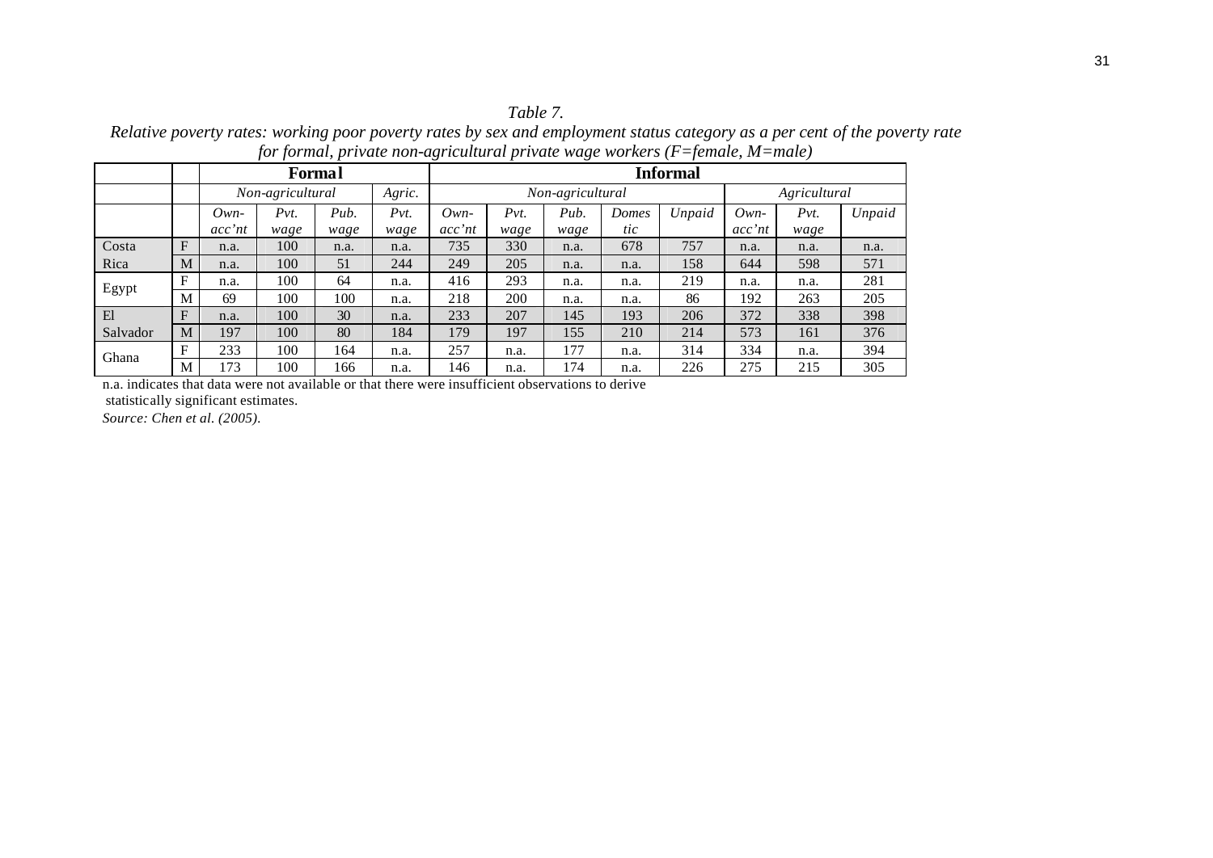*Table 7.*

*Relative poverty rates: working poor poverty rates by sex and employment status category as a per cent of the poverty rate for formal, private non-agricultural private wage workers (F=female, M=male)*

| | | **Formal** | | | | **Informal** | | | | | | | |
|---|---|---|---|---|---|---|---|---|---|---|---|---|---|
| | | *Non-agricultural* | | | *Agric.* | *Non-agricultural* | | | | | *Agricultural* | | |
| | | *Own-acc'nt* | *Pvt. wage* | *Pub. wage* | *Pvt. wage* | *Own-acc'nt* | *Pvt. wage* | *Pub. wage* | *Domestic* | *Unpaid* | *Own-acc'nt* | *Pvt. wage* | *Unpaid* |
| Costa Rica | F | n.a. | 100 | n.a. | n.a. | 735 | 330 | n.a. | 678 | 757 | n.a. | n.a. | n.a. |
| | M | n.a. | 100 | 51 | 244 | 249 | 205 | n.a. | n.a. | 158 | 644 | 598 | 571 |
| Egypt | F | n.a. | 100 | 64 | n.a. | 416 | 293 | n.a. | n.a. | 219 | n.a. | n.a. | 281 |
| | M | 69 | 100 | 100 | n.a. | 218 | 200 | n.a. | n.a. | 86 | 192 | 263 | 205 |
| El Salvador | F | n.a. | 100 | 30 | n.a. | 233 | 207 | 145 | 193 | 206 | 372 | 338 | 398 |
| | M | 197 | 100 | 80 | 184 | 179 | 197 | 155 | 210 | 214 | 573 | 161 | 376 |
| Ghana | F | 233 | 100 | 164 | n.a. | 257 | n.a. | 177 | n.a. | 314 | 334 | n.a. | 394 |
| | M | 173 | 100 | 166 | n.a. | 146 | n.a. | 174 | n.a. | 226 | 275 | 215 | 305 |

n.a. indicates that data were not available or that there were insufficient observations to derive statistically significant estimates.

*Source: Chen et al. (2005).*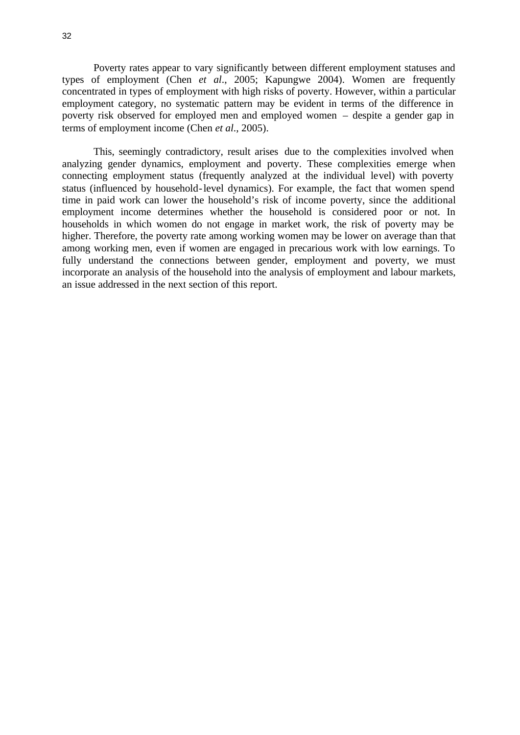Poverty rates appear to vary significantly between different employment statuses and types of employment (Chen *et al*., 2005; Kapungwe 2004). Women are frequently concentrated in types of employment with high risks of poverty. However, within a particular employment category, no systematic pattern may be evident in terms of the difference in poverty risk observed for employed men and employed women – despite a gender gap in terms of employment income (Chen *et al*., 2005).

This, seemingly contradictory, result arises due to the complexities involved when analyzing gender dynamics, employment and poverty. These complexities emerge when connecting employment status (frequently analyzed at the individual level) with poverty status (influenced by household-level dynamics). For example, the fact that women spend time in paid work can lower the household's risk of income poverty, since the additional employment income determines whether the household is considered poor or not. In households in which women do not engage in market work, the risk of poverty may be higher. Therefore, the poverty rate among working women may be lower on average than that among working men, even if women are engaged in precarious work with low earnings. To fully understand the connections between gender, employment and poverty, we must incorporate an analysis of the household into the analysis of employment and labour markets, an issue addressed in the next section of this report.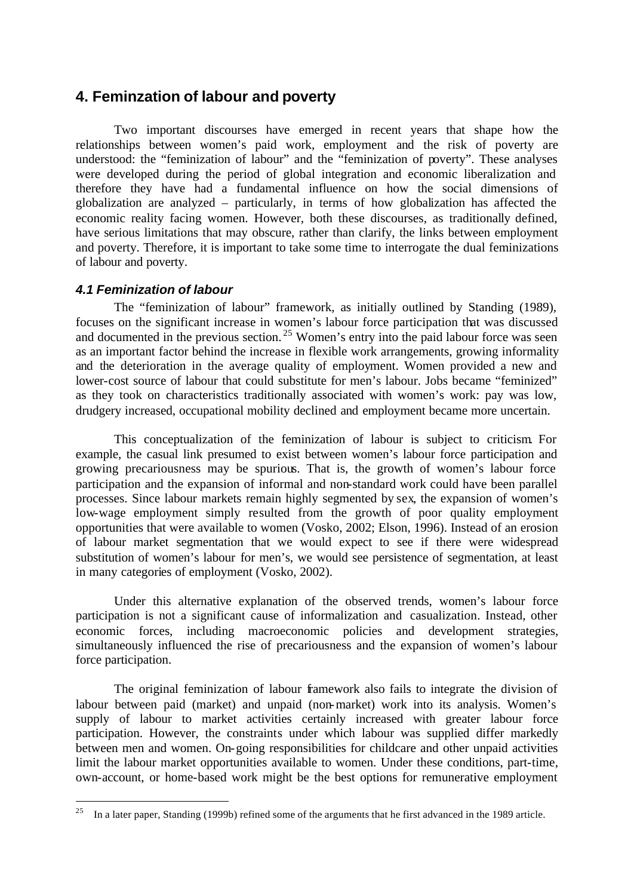## 4. Feminzation of labour and poverty

Two important discourses have emerged in recent years that shape how the relationships between women's paid work, employment and the risk of poverty are understood: the "feminization of labour" and the "feminization of poverty". These analyses were developed during the period of global integration and economic liberalization and therefore they have had a fundamental influence on how the social dimensions of globalization are analyzed – particularly, in terms of how globalization has affected the economic reality facing women. However, both these discourses, as traditionally defined, have serious limitations that may obscure, rather than clarify, the links between employment and poverty. Therefore, it is important to take some time to interrogate the dual feminizations of labour and poverty.

### *4.1 Feminization of labour*

The "feminization of labour" framework, as initially outlined by Standing (1989), focuses on the significant increase in women's labour force participation that was discussed and documented in the previous section.[25] Women's entry into the paid labour force was seen as an important factor behind the increase in flexible work arrangements, growing informality and the deterioration in the average quality of employment. Women provided a new and lower-cost source of labour that could substitute for men's labour. Jobs became "feminized" as they took on characteristics traditionally associated with women's work: pay was low, drudgery increased, occupational mobility declined and employment became more uncertain.

This conceptualization of the feminization of labour is subject to criticism. For example, the casual link presumed to exist between women's labour force participation and growing precariousness may be spurious. That is, the growth of women's labour force participation and the expansion of informal and non-standard work could have been parallel processes. Since labour markets remain highly segmented by sex, the expansion of women's low-wage employment simply resulted from the growth of poor quality employment opportunities that were available to women (Vosko, 2002; Elson, 1996). Instead of an erosion of labour market segmentation that we would expect to see if there were widespread substitution of women's labour for men's, we would see persistence of segmentation, at least in many categories of employment (Vosko, 2002).

Under this alternative explanation of the observed trends, women's labour force participation is not a significant cause of informalization and casualization. Instead, other economic forces, including macroeconomic policies and development strategies, simultaneously influenced the rise of precariousness and the expansion of women's labour force participation.

The original feminization of labour framework also fails to integrate the division of labour between paid (market) and unpaid (non-market) work into its analysis. Women's supply of labour to market activities certainly increased with greater labour force participation. However, the constraints under which labour was supplied differ markedly between men and women. On-going responsibilities for childcare and other unpaid activities limit the labour market opportunities available to women. Under these conditions, part-time, own-account, or home-based work might be the best options for remunerative employment

[25] In a later paper, Standing (1999b) refined some of the arguments that he first advanced in the 1989 article.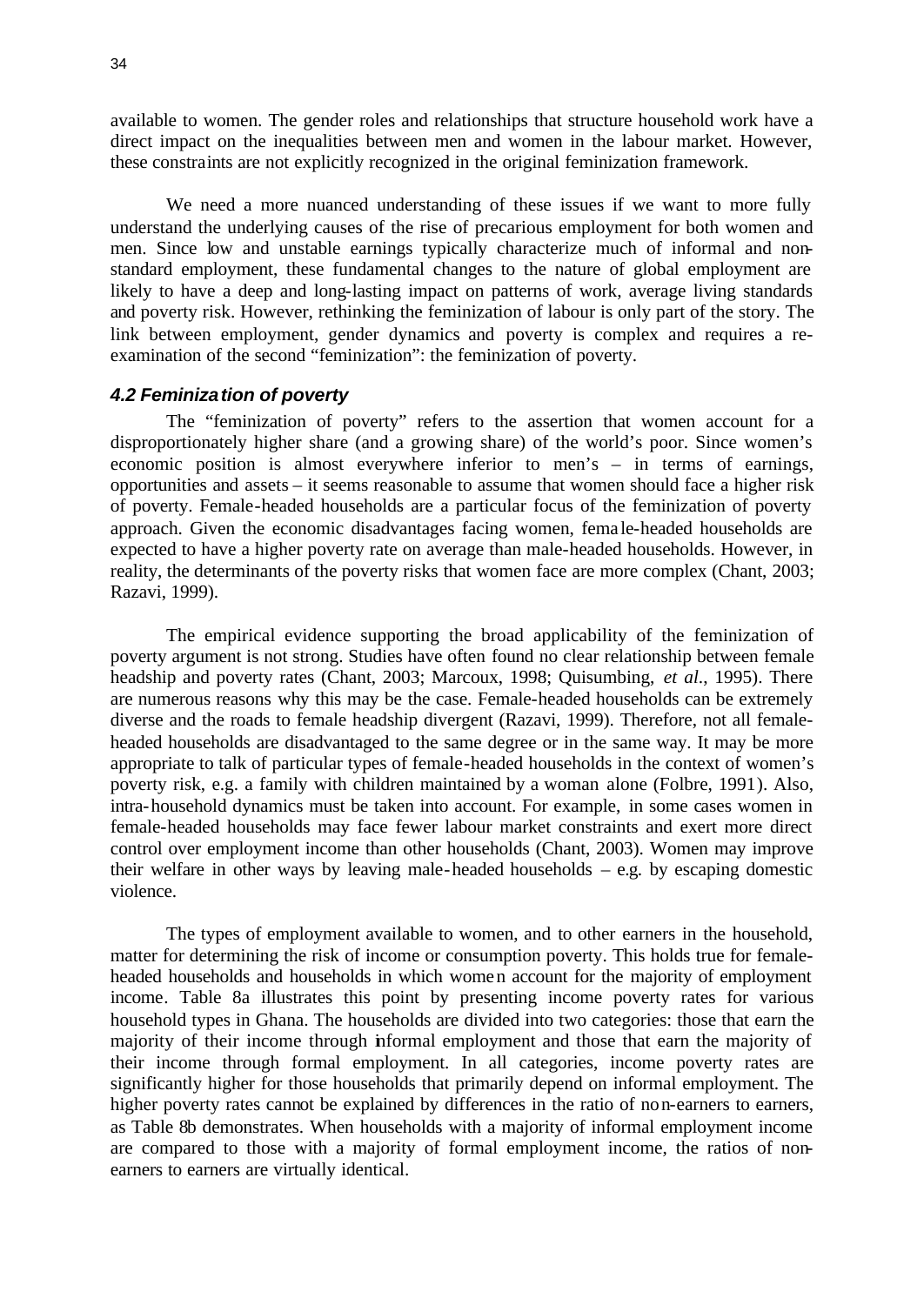available to women. The gender roles and relationships that structure household work have a direct impact on the inequalities between men and women in the labour market. However, these constraints are not explicitly recognized in the original feminization framework.

We need a more nuanced understanding of these issues if we want to more fully understand the underlying causes of the rise of precarious employment for both women and men. Since low and unstable earnings typically characterize much of informal and non-standard employment, these fundamental changes to the nature of global employment are likely to have a deep and long-lasting impact on patterns of work, average living standards and poverty risk. However, rethinking the feminization of labour is only part of the story. The link between employment, gender dynamics and poverty is complex and requires a re-examination of the second "feminization": the feminization of poverty.

### *4.2 Feminization of poverty*

The "feminization of poverty" refers to the assertion that women account for a disproportionately higher share (and a growing share) of the world's poor. Since women's economic position is almost everywhere inferior to men's – in terms of earnings, opportunities and assets – it seems reasonable to assume that women should face a higher risk of poverty. Female-headed households are a particular focus of the feminization of poverty approach. Given the economic disadvantages facing women, female-headed households are expected to have a higher poverty rate on average than male-headed households. However, in reality, the determinants of the poverty risks that women face are more complex (Chant, 2003; Razavi, 1999).

The empirical evidence supporting the broad applicability of the feminization of poverty argument is not strong. Studies have often found no clear relationship between female headship and poverty rates (Chant, 2003; Marcoux, 1998; Quisumbing, *et al*., 1995). There are numerous reasons why this may be the case. Female-headed households can be extremely diverse and the roads to female headship divergent (Razavi, 1999). Therefore, not all female-headed households are disadvantaged to the same degree or in the same way. It may be more appropriate to talk of particular types of female-headed households in the context of women's poverty risk, e.g. a family with children maintained by a woman alone (Folbre, 1991). Also, intra-household dynamics must be taken into account. For example, in some cases women in female-headed households may face fewer labour market constraints and exert more direct control over employment income than other households (Chant, 2003). Women may improve their welfare in other ways by leaving male-headed households – e.g. by escaping domestic violence.

The types of employment available to women, and to other earners in the household, matter for determining the risk of income or consumption poverty. This holds true for female-headed households and households in which women account for the majority of employment income. Table 8a illustrates this point by presenting income poverty rates for various household types in Ghana. The households are divided into two categories: those that earn the majority of their income through informal employment and those that earn the majority of their income through formal employment. In all categories, income poverty rates are significantly higher for those households that primarily depend on informal employment. The higher poverty rates cannot be explained by differences in the ratio of non-earners to earners, as Table 8b demonstrates. When households with a majority of informal employment income are compared to those with a majority of formal employment income, the ratios of non-earners to earners are virtually identical.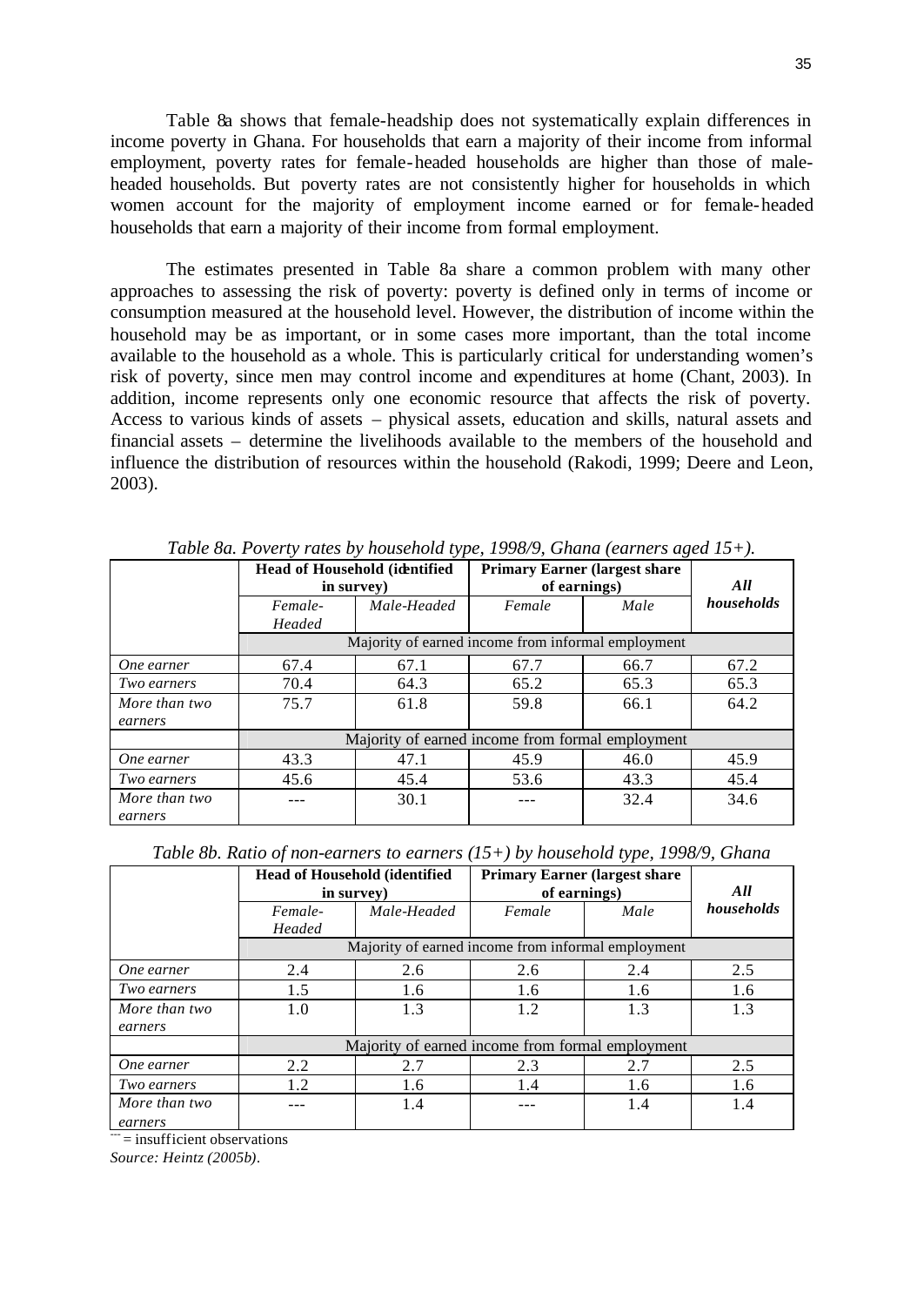Table 8a shows that female-headship does not systematically explain differences in income poverty in Ghana. For households that earn a majority of their income from informal employment, poverty rates for female-headed households are higher than those of male-headed households. But poverty rates are not consistently higher for households in which women account for the majority of employment income earned or for female-headed households that earn a majority of their income from formal employment.

The estimates presented in Table 8a share a common problem with many other approaches to assessing the risk of poverty: poverty is defined only in terms of income or consumption measured at the household level. However, the distribution of income within the household may be as important, or in some cases more important, than the total income available to the household as a whole. This is particularly critical for understanding women's risk of poverty, since men may control income and expenditures at home (Chant, 2003). In addition, income represents only one economic resource that affects the risk of poverty. Access to various kinds of assets – physical assets, education and skills, natural assets and financial assets – determine the livelihoods available to the members of the household and influence the distribution of resources within the household (Rakodi, 1999; Deere and Leon, 2003).

*Table 8a. Poverty rates by household type, 1998/9, Ghana (earners aged 15+).*

| | **Head of Household (identified in survey)** | | **Primary Earner (largest share of earnings)** | | ***All households*** |
|---|---|---|---|---|---|
| | *Female-Headed* | *Male-Headed* | *Female* | *Male* | |
| | Majority of earned income from informal employment | | | | |
| *One earner* | 67.4 | 67.1 | 67.7 | 66.7 | 67.2 |
| *Two earners* | 70.4 | 64.3 | 65.2 | 65.3 | 65.3 |
| *More than two earners* | 75.7 | 61.8 | 59.8 | 66.1 | 64.2 |
| | Majority of earned income from formal employment | | | | |
| *One earner* | 43.3 | 47.1 | 45.9 | 46.0 | 45.9 |
| *Two earners* | 45.6 | 45.4 | 53.6 | 43.3 | 45.4 |
| *More than two earners* | --- | 30.1 | --- | 32.4 | 34.6 |

*Table 8b. Ratio of non-earners to earners (15+) by household type, 1998/9, Ghana*

| | **Head of Household (identified in survey)** | | **Primary Earner (largest share of earnings)** | | ***All households*** |
|---|---|---|---|---|---|
| | *Female-Headed* | *Male-Headed* | *Female* | *Male* | |
| | Majority of earned income from informal employment | | | | |
| *One earner* | 2.4 | 2.6 | 2.6 | 2.4 | 2.5 |
| *Two earners* | 1.5 | 1.6 | 1.6 | 1.6 | 1.6 |
| *More than two earners* | 1.0 | 1.3 | 1.2 | 1.3 | 1.3 |
| | Majority of earned income from formal employment | | | | |
| *One earner* | 2.2 | 2.7 | 2.3 | 2.7 | 2.5 |
| *Two earners* | 1.2 | 1.6 | 1.4 | 1.6 | 1.6 |
| *More than two earners* | --- | 1.4 | --- | 1.4 | 1.4 |

--- = insufficient observations

*Source: Heintz (2005b).*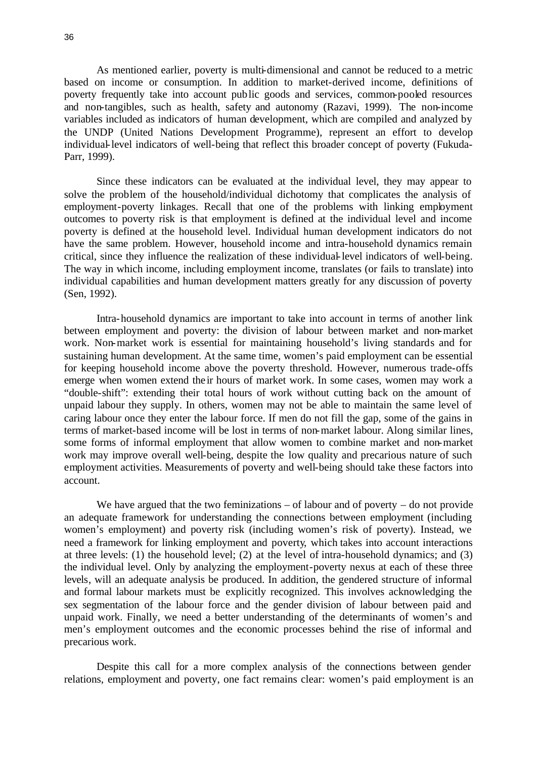As mentioned earlier, poverty is multi-dimensional and cannot be reduced to a metric based on income or consumption. In addition to market-derived income, definitions of poverty frequently take into account public goods and services, common-pooled resources and non-tangibles, such as health, safety and autonomy (Razavi, 1999). The non-income variables included as indicators of human development, which are compiled and analyzed by the UNDP (United Nations Development Programme), represent an effort to develop individual-level indicators of well-being that reflect this broader concept of poverty (Fukuda-Parr, 1999).

Since these indicators can be evaluated at the individual level, they may appear to solve the problem of the household/individual dichotomy that complicates the analysis of employment-poverty linkages. Recall that one of the problems with linking employment outcomes to poverty risk is that employment is defined at the individual level and income poverty is defined at the household level. Individual human development indicators do not have the same problem. However, household income and intra-household dynamics remain critical, since they influence the realization of these individual-level indicators of well-being. The way in which income, including employment income, translates (or fails to translate) into individual capabilities and human development matters greatly for any discussion of poverty (Sen, 1992).

Intra-household dynamics are important to take into account in terms of another link between employment and poverty: the division of labour between market and non-market work. Non-market work is essential for maintaining household's living standards and for sustaining human development. At the same time, women's paid employment can be essential for keeping household income above the poverty threshold. However, numerous trade-offs emerge when women extend their hours of market work. In some cases, women may work a "double-shift": extending their total hours of work without cutting back on the amount of unpaid labour they supply. In others, women may not be able to maintain the same level of caring labour once they enter the labour force. If men do not fill the gap, some of the gains in terms of market-based income will be lost in terms of non-market labour. Along similar lines, some forms of informal employment that allow women to combine market and non-market work may improve overall well-being, despite the low quality and precarious nature of such employment activities. Measurements of poverty and well-being should take these factors into account.

We have argued that the two feminizations – of labour and of poverty – do not provide an adequate framework for understanding the connections between employment (including women's employment) and poverty risk (including women's risk of poverty). Instead, we need a framework for linking employment and poverty, which takes into account interactions at three levels: (1) the household level; (2) at the level of intra-household dynamics; and (3) the individual level. Only by analyzing the employment-poverty nexus at each of these three levels, will an adequate analysis be produced. In addition, the gendered structure of informal and formal labour markets must be explicitly recognized. This involves acknowledging the sex segmentation of the labour force and the gender division of labour between paid and unpaid work. Finally, we need a better understanding of the determinants of women's and men's employment outcomes and the economic processes behind the rise of informal and precarious work.

Despite this call for a more complex analysis of the connections between gender relations, employment and poverty, one fact remains clear: women's paid employment is an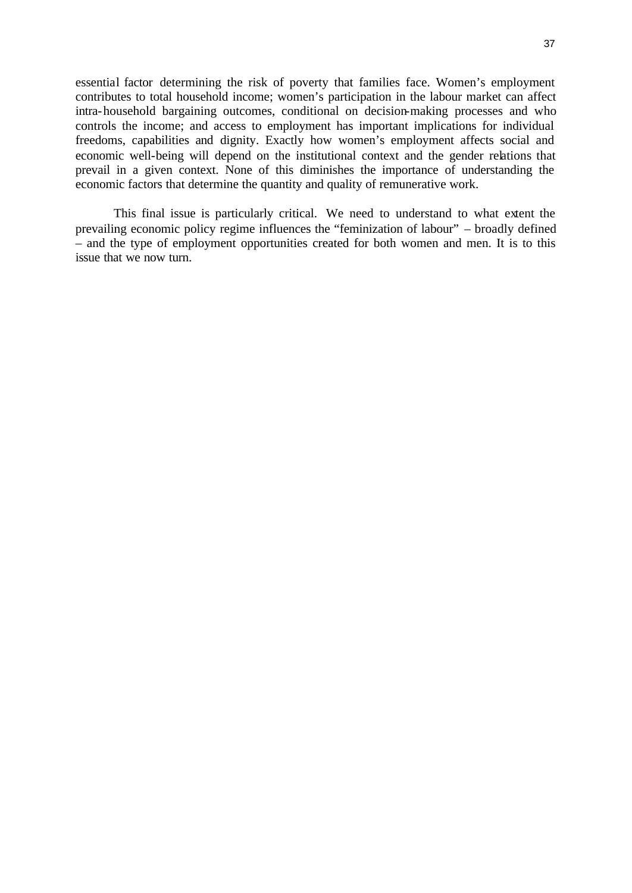essential factor determining the risk of poverty that families face. Women's employment contributes to total household income; women's participation in the labour market can affect intra-household bargaining outcomes, conditional on decision-making processes and who controls the income; and access to employment has important implications for individual freedoms, capabilities and dignity. Exactly how women's employment affects social and economic well-being will depend on the institutional context and the gender relations that prevail in a given context. None of this diminishes the importance of understanding the economic factors that determine the quantity and quality of remunerative work.

This final issue is particularly critical. We need to understand to what extent the prevailing economic policy regime influences the "feminization of labour" – broadly defined – and the type of employment opportunities created for both women and men. It is to this issue that we now turn.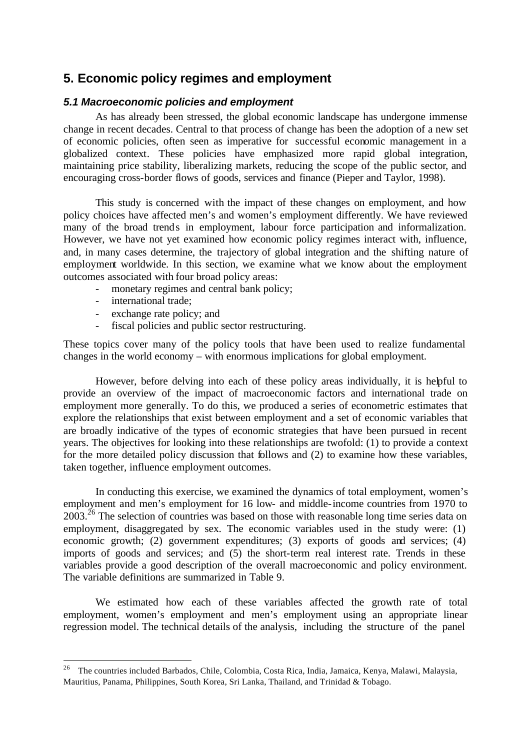## 5. Economic policy regimes and employment

### *5.1 Macroeconomic policies and employment*

As has already been stressed, the global economic landscape has undergone immense change in recent decades. Central to that process of change has been the adoption of a new set of economic policies, often seen as imperative for successful economic management in a globalized context. These policies have emphasized more rapid global integration, maintaining price stability, liberalizing markets, reducing the scope of the public sector, and encouraging cross-border flows of goods, services and finance (Pieper and Taylor, 1998).

This study is concerned with the impact of these changes on employment, and how policy choices have affected men's and women's employment differently. We have reviewed many of the broad trends in employment, labour force participation and informalization. However, we have not yet examined how economic policy regimes interact with, influence, and, in many cases determine, the trajectory of global integration and the shifting nature of employment worldwide. In this section, we examine what we know about the employment outcomes associated with four broad policy areas:

- monetary regimes and central bank policy;
- international trade;
- exchange rate policy; and
- fiscal policies and public sector restructuring.

These topics cover many of the policy tools that have been used to realize fundamental changes in the world economy – with enormous implications for global employment.

However, before delving into each of these policy areas individually, it is helpful to provide an overview of the impact of macroeconomic factors and international trade on employment more generally. To do this, we produced a series of econometric estimates that explore the relationships that exist between employment and a set of economic variables that are broadly indicative of the types of economic strategies that have been pursued in recent years. The objectives for looking into these relationships are twofold: (1) to provide a context for the more detailed policy discussion that follows and (2) to examine how these variables, taken together, influence employment outcomes.

In conducting this exercise, we examined the dynamics of total employment, women's employment and men's employment for 16 low- and middle-income countries from 1970 to 2003.[26] The selection of countries was based on those with reasonable long time series data on employment, disaggregated by sex. The economic variables used in the study were: (1) economic growth; (2) government expenditures; (3) exports of goods and services; (4) imports of goods and services; and (5) the short-term real interest rate. Trends in these variables provide a good description of the overall macroeconomic and policy environment. The variable definitions are summarized in Table 9.

We estimated how each of these variables affected the growth rate of total employment, women's employment and men's employment using an appropriate linear regression model. The technical details of the analysis, including the structure of the panel

[26] The countries included Barbados, Chile, Colombia, Costa Rica, India, Jamaica, Kenya, Malawi, Malaysia, Mauritius, Panama, Philippines, South Korea, Sri Lanka, Thailand, and Trinidad & Tobago.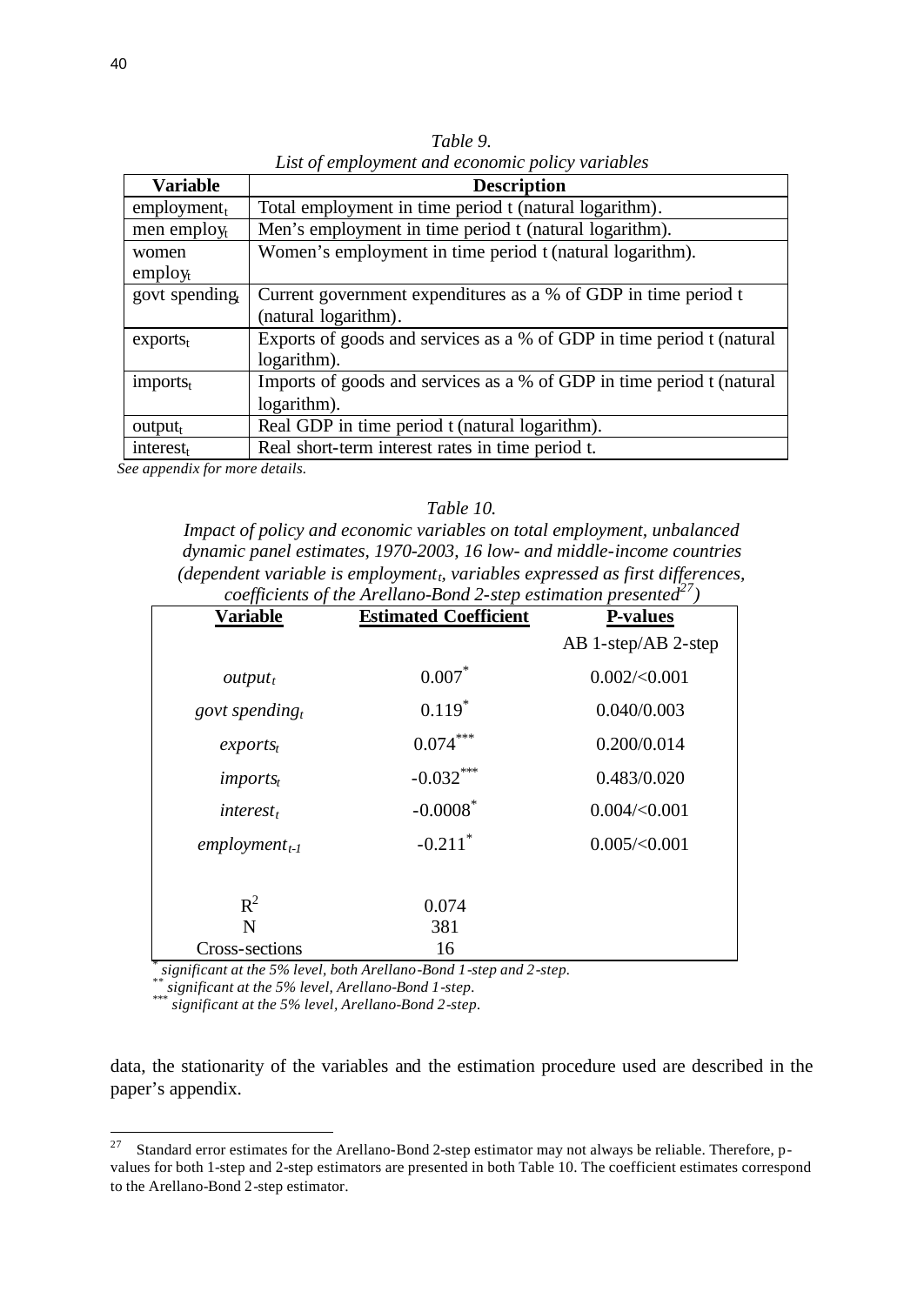*Table 9.*
*List of employment and economic policy variables*

| Variable | Description |
|---|---|
| $employment_t$ | Total employment in time period t (natural logarithm). |
| men $employ_t$ | Men's employment in time period t (natural logarithm). |
| women $employ_t$ | Women's employment in time period t (natural logarithm). |
| govt $spending_t$ | Current government expenditures as a % of GDP in time period t (natural logarithm). |
| $exports_t$ | Exports of goods and services as a % of GDP in time period t (natural logarithm). |
| $imports_t$ | Imports of goods and services as a % of GDP in time period t (natural logarithm). |
| $output_t$ | Real GDP in time period t (natural logarithm). |
| $interest_t$ | Real short-term interest rates in time period t. |

*See appendix for more details.*

*Table 10.*
*Impact of policy and economic variables on total employment, unbalanced dynamic panel estimates, 1970-2003, 16 low- and middle-income countries (dependent variable is $employment_t$, variables expressed as first differences, coefficients of the Arellano-Bond 2-step estimation presented[27])*

| Variable | Estimated Coefficient | P-values AB 1-step/AB 2-step |
|---|---|---|
| $output_t$ | $0.007^{*}$ | 0.002/<0.001 |
| $govt\ spending_t$ | $0.119^{*}$ | 0.040/0.003 |
| $exports_t$ | $0.074^{***}$ | 0.200/0.014 |
| $imports_t$ | $-0.032^{***}$ | 0.483/0.020 |
| $interest_t$ | $-0.0008^{*}$ | 0.004/<0.001 |
| $employment_{t-1}$ | $-0.211^{*}$ | 0.005/<0.001 |
| $R^2$ | 0.074 | |
| N | 381 | |
| Cross-sections | 16 | |

$^{*}$ *significant at the 5% level, both Arellano-Bond 1-step and 2-step.*
$^{**}$ *significant at the 5% level, Arellano-Bond 1-step.*
$^{***}$ *significant at the 5% level, Arellano-Bond 2-step.*

data, the stationarity of the variables and the estimation procedure used are described in the paper's appendix.

[27] Standard error estimates for the Arellano-Bond 2-step estimator may not always be reliable. Therefore, p-values for both 1-step and 2-step estimators are presented in both Table 10. The coefficient estimates correspond to the Arellano-Bond 2-step estimator.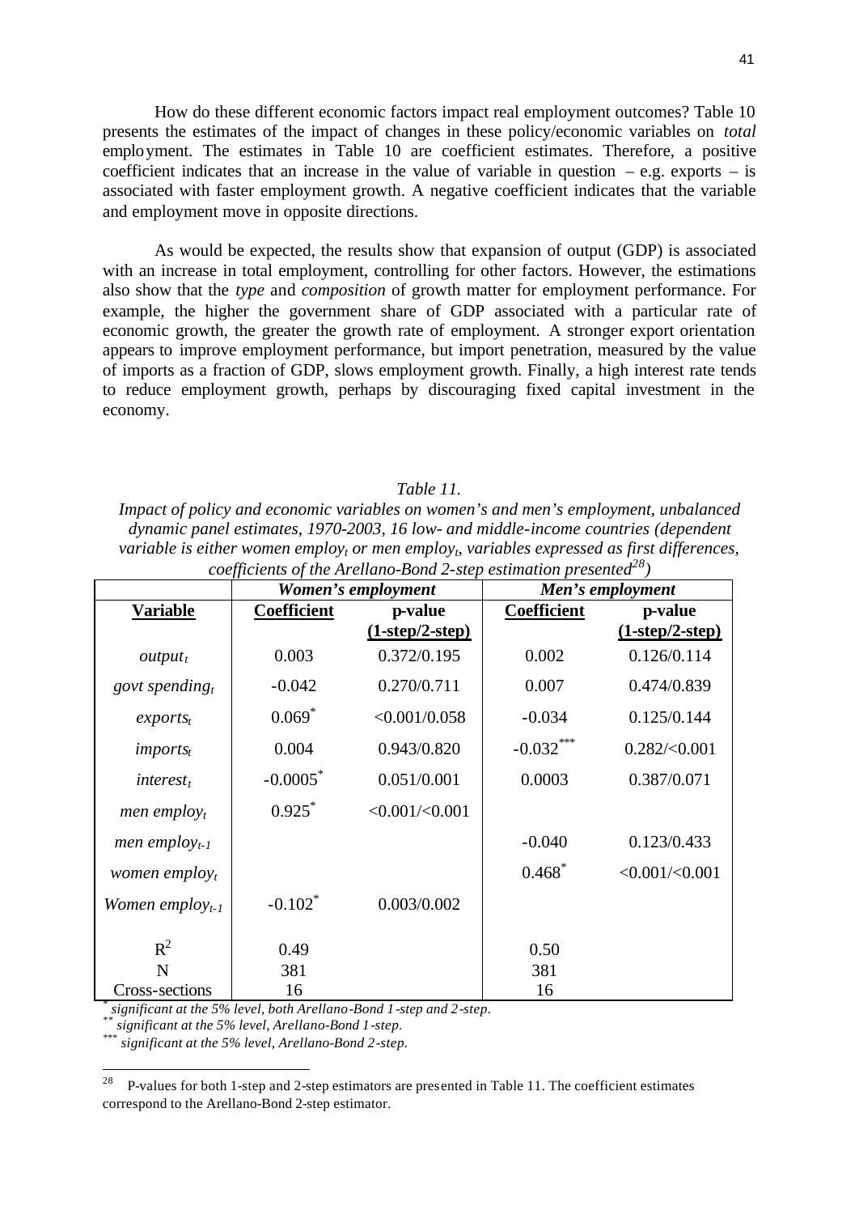How do these different economic factors impact real employment outcomes? Table 10 presents the estimates of the impact of changes in these policy/economic variables on *total* employment. The estimates in Table 10 are coefficient estimates. Therefore, a positive coefficient indicates that an increase in the value of variable in question – e.g. exports – is associated with faster employment growth. A negative coefficient indicates that the variable and employment move in opposite directions.

As would be expected, the results show that expansion of output (GDP) is associated with an increase in total employment, controlling for other factors. However, the estimations also show that the *type* and *composition* of growth matter for employment performance. For example, the higher the government share of GDP associated with a particular rate of economic growth, the greater the growth rate of employment. A stronger export orientation appears to improve employment performance, but import penetration, measured by the value of imports as a fraction of GDP, slows employment growth. Finally, a high interest rate tends to reduce employment growth, perhaps by discouraging fixed capital investment in the economy.

*Table 11.*

*Impact of policy and economic variables on women's and men's employment, unbalanced dynamic panel estimates, 1970-2003, 16 low- and middle-income countries (dependent variable is either women employ$_t$ or men employ$_t$, variables expressed as first differences, coefficients of the Arellano-Bond 2-step estimation presented[28])*

| | ***Women's employment*** | | ***Men's employment*** | |
|---|---|---|---|---|
| **Variable** | **Coefficient** | **p-value (1-step/2-step)** | **Coefficient** | **p-value (1-step/2-step)** |
| *output$_t$* | 0.003 | 0.372/0.195 | 0.002 | 0.126/0.114 |
| *govt spending$_t$* | -0.042 | 0.270/0.711 | 0.007 | 0.474/0.839 |
| *exports$_t$* | 0.069* | <0.001/0.058 | -0.034 | 0.125/0.144 |
| *imports$_t$* | 0.004 | 0.943/0.820 | -0.032*** | 0.282/<0.001 |
| *interest$_t$* | -0.0005* | 0.051/0.001 | 0.0003 | 0.387/0.071 |
| *men employ$_t$* | 0.925* | <0.001/<0.001 | | |
| *men employ$_{t-1}$* | | | -0.040 | 0.123/0.433 |
| *women employ$_t$* | | | 0.468* | <0.001/<0.001 |
| *Women employ$_{t-1}$* | -0.102* | 0.003/0.002 | | |
| $R^2$ | 0.49 | | 0.50 | |
| N | 381 | | 381 | |
| Cross-sections | 16 | | 16 | |

\* *significant at the 5% level, both Arellano-Bond 1-step and 2-step.*
\** *significant at the 5% level, Arellano-Bond 1-step.*
\*** *significant at the 5% level, Arellano-Bond 2-step.*

[28] P-values for both 1-step and 2-step estimators are presented in Table 11. The coefficient estimates correspond to the Arellano-Bond 2-step estimator.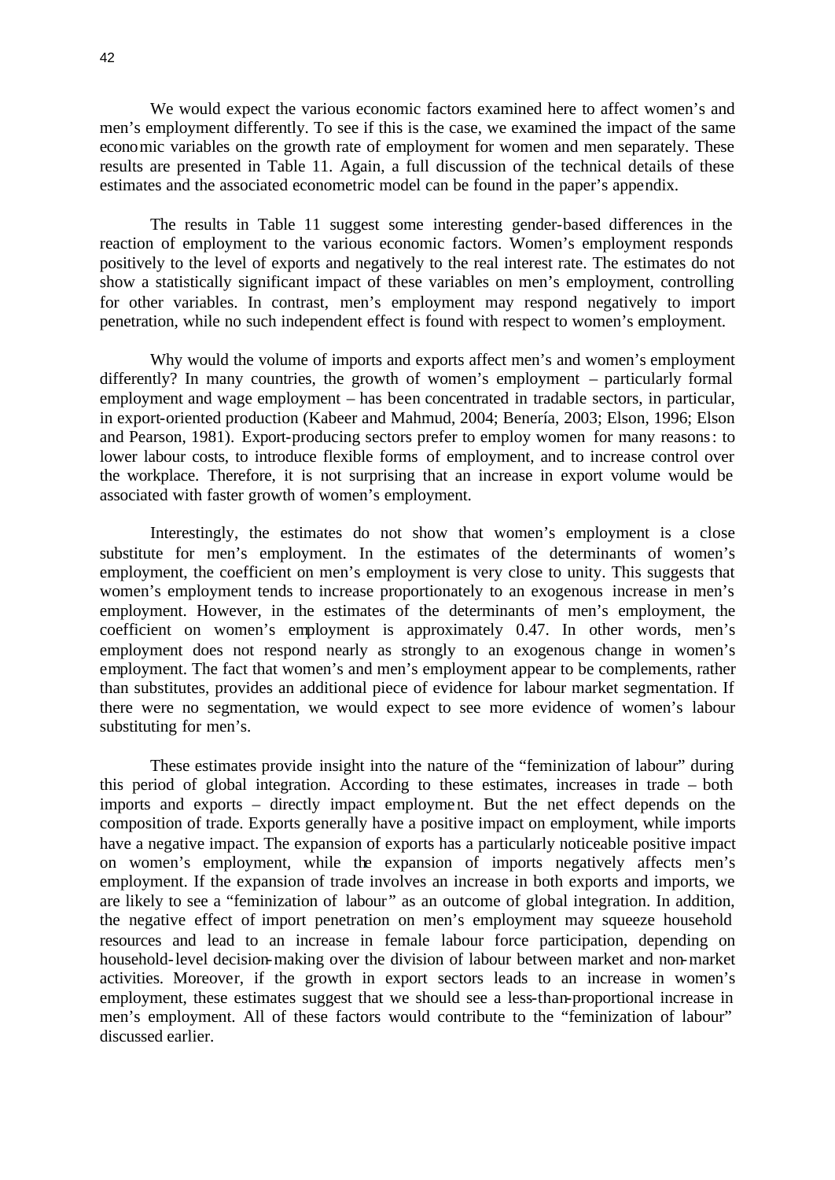We would expect the various economic factors examined here to affect women's and men's employment differently. To see if this is the case, we examined the impact of the same economic variables on the growth rate of employment for women and men separately. These results are presented in Table 11. Again, a full discussion of the technical details of these estimates and the associated econometric model can be found in the paper's appendix.

The results in Table 11 suggest some interesting gender-based differences in the reaction of employment to the various economic factors. Women's employment responds positively to the level of exports and negatively to the real interest rate. The estimates do not show a statistically significant impact of these variables on men's employment, controlling for other variables. In contrast, men's employment may respond negatively to import penetration, while no such independent effect is found with respect to women's employment.

Why would the volume of imports and exports affect men's and women's employment differently? In many countries, the growth of women's employment – particularly formal employment and wage employment – has been concentrated in tradable sectors, in particular, in export-oriented production (Kabeer and Mahmud, 2004; Benería, 2003; Elson, 1996; Elson and Pearson, 1981). Export-producing sectors prefer to employ women for many reasons: to lower labour costs, to introduce flexible forms of employment, and to increase control over the workplace. Therefore, it is not surprising that an increase in export volume would be associated with faster growth of women's employment.

Interestingly, the estimates do not show that women's employment is a close substitute for men's employment. In the estimates of the determinants of women's employment, the coefficient on men's employment is very close to unity. This suggests that women's employment tends to increase proportionately to an exogenous increase in men's employment. However, in the estimates of the determinants of men's employment, the coefficient on women's employment is approximately 0.47. In other words, men's employment does not respond nearly as strongly to an exogenous change in women's employment. The fact that women's and men's employment appear to be complements, rather than substitutes, provides an additional piece of evidence for labour market segmentation. If there were no segmentation, we would expect to see more evidence of women's labour substituting for men's.

These estimates provide insight into the nature of the "feminization of labour" during this period of global integration. According to these estimates, increases in trade – both imports and exports – directly impact employment. But the net effect depends on the composition of trade. Exports generally have a positive impact on employment, while imports have a negative impact. The expansion of exports has a particularly noticeable positive impact on women's employment, while the expansion of imports negatively affects men's employment. If the expansion of trade involves an increase in both exports and imports, we are likely to see a "feminization of labour" as an outcome of global integration. In addition, the negative effect of import penetration on men's employment may squeeze household resources and lead to an increase in female labour force participation, depending on household-level decision-making over the division of labour between market and non-market activities. Moreover, if the growth in export sectors leads to an increase in women's employment, these estimates suggest that we should see a less-than-proportional increase in men's employment. All of these factors would contribute to the "feminization of labour" discussed earlier.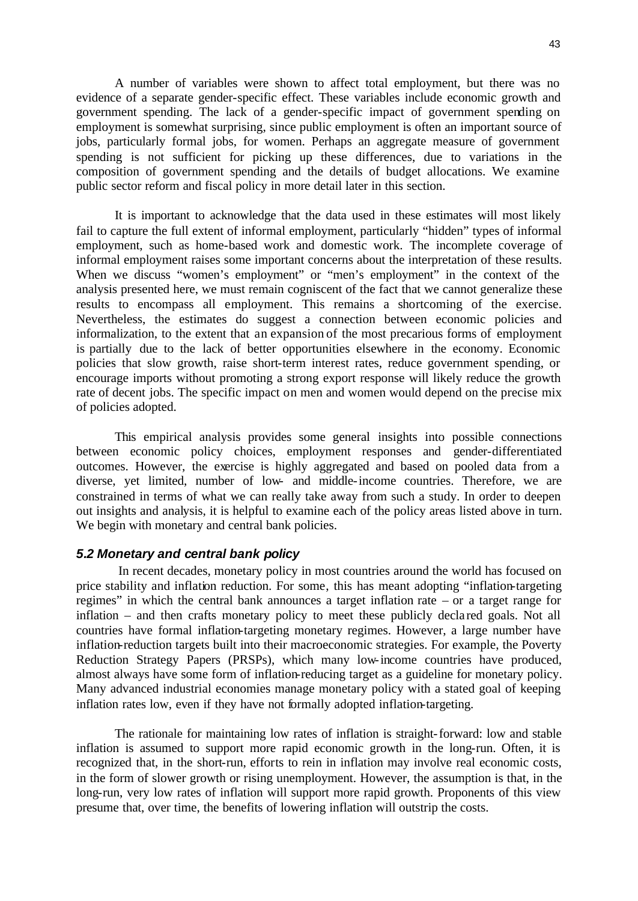A number of variables were shown to affect total employment, but there was no evidence of a separate gender-specific effect. These variables include economic growth and government spending. The lack of a gender-specific impact of government spending on employment is somewhat surprising, since public employment is often an important source of jobs, particularly formal jobs, for women. Perhaps an aggregate measure of government spending is not sufficient for picking up these differences, due to variations in the composition of government spending and the details of budget allocations. We examine public sector reform and fiscal policy in more detail later in this section.

It is important to acknowledge that the data used in these estimates will most likely fail to capture the full extent of informal employment, particularly "hidden" types of informal employment, such as home-based work and domestic work. The incomplete coverage of informal employment raises some important concerns about the interpretation of these results. When we discuss "women's employment" or "men's employment" in the context of the analysis presented here, we must remain cogniscent of the fact that we cannot generalize these results to encompass all employment. This remains a shortcoming of the exercise. Nevertheless, the estimates do suggest a connection between economic policies and informalization, to the extent that an expansion of the most precarious forms of employment is partially due to the lack of better opportunities elsewhere in the economy. Economic policies that slow growth, raise short-term interest rates, reduce government spending, or encourage imports without promoting a strong export response will likely reduce the growth rate of decent jobs. The specific impact on men and women would depend on the precise mix of policies adopted.

This empirical analysis provides some general insights into possible connections between economic policy choices, employment responses and gender-differentiated outcomes. However, the exercise is highly aggregated and based on pooled data from a diverse, yet limited, number of low- and middle-income countries. Therefore, we are constrained in terms of what we can really take away from such a study. In order to deepen out insights and analysis, it is helpful to examine each of the policy areas listed above in turn. We begin with monetary and central bank policies.

### *5.2 Monetary and central bank policy*

In recent decades, monetary policy in most countries around the world has focused on price stability and inflation reduction. For some, this has meant adopting "inflation-targeting regimes" in which the central bank announces a target inflation rate – or a target range for inflation – and then crafts monetary policy to meet these publicly declared goals. Not all countries have formal inflation-targeting monetary regimes. However, a large number have inflation-reduction targets built into their macroeconomic strategies. For example, the Poverty Reduction Strategy Papers (PRSPs), which many low-income countries have produced, almost always have some form of inflation-reducing target as a guideline for monetary policy. Many advanced industrial economies manage monetary policy with a stated goal of keeping inflation rates low, even if they have not formally adopted inflation-targeting.

The rationale for maintaining low rates of inflation is straight-forward: low and stable inflation is assumed to support more rapid economic growth in the long-run. Often, it is recognized that, in the short-run, efforts to rein in inflation may involve real economic costs, in the form of slower growth or rising unemployment. However, the assumption is that, in the long-run, very low rates of inflation will support more rapid growth. Proponents of this view presume that, over time, the benefits of lowering inflation will outstrip the costs.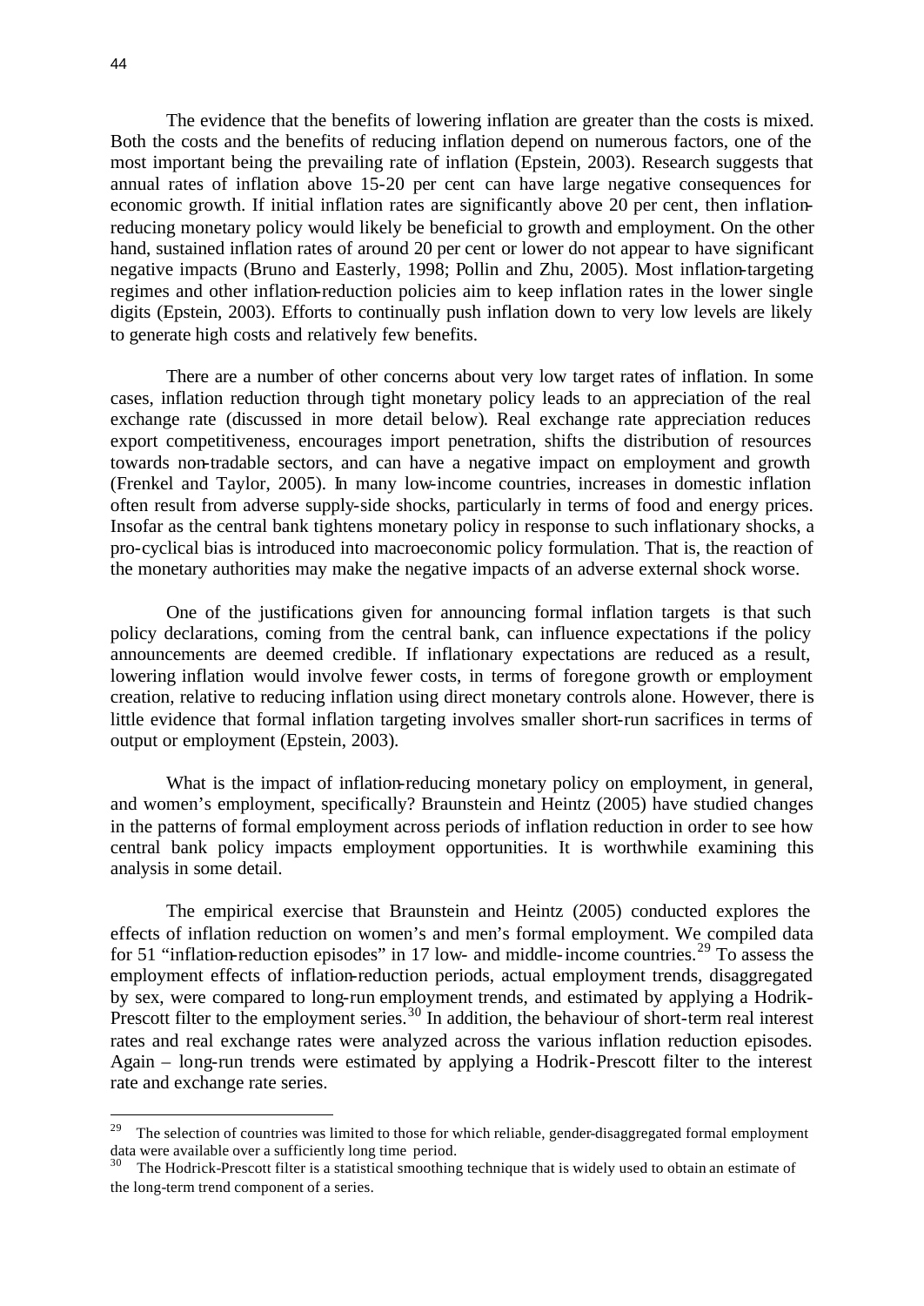The evidence that the benefits of lowering inflation are greater than the costs is mixed. Both the costs and the benefits of reducing inflation depend on numerous factors, one of the most important being the prevailing rate of inflation (Epstein, 2003). Research suggests that annual rates of inflation above 15-20 per cent can have large negative consequences for economic growth. If initial inflation rates are significantly above 20 per cent, then inflation-reducing monetary policy would likely be beneficial to growth and employment. On the other hand, sustained inflation rates of around 20 per cent or lower do not appear to have significant negative impacts (Bruno and Easterly, 1998; Pollin and Zhu, 2005). Most inflation-targeting regimes and other inflation-reduction policies aim to keep inflation rates in the lower single digits (Epstein, 2003). Efforts to continually push inflation down to very low levels are likely to generate high costs and relatively few benefits.

There are a number of other concerns about very low target rates of inflation. In some cases, inflation reduction through tight monetary policy leads to an appreciation of the real exchange rate (discussed in more detail below). Real exchange rate appreciation reduces export competitiveness, encourages import penetration, shifts the distribution of resources towards non-tradable sectors, and can have a negative impact on employment and growth (Frenkel and Taylor, 2005). In many low-income countries, increases in domestic inflation often result from adverse supply-side shocks, particularly in terms of food and energy prices. Insofar as the central bank tightens monetary policy in response to such inflationary shocks, a pro-cyclical bias is introduced into macroeconomic policy formulation. That is, the reaction of the monetary authorities may make the negative impacts of an adverse external shock worse.

One of the justifications given for announcing formal inflation targets is that such policy declarations, coming from the central bank, can influence expectations if the policy announcements are deemed credible. If inflationary expectations are reduced as a result, lowering inflation would involve fewer costs, in terms of foregone growth or employment creation, relative to reducing inflation using direct monetary controls alone. However, there is little evidence that formal inflation targeting involves smaller short-run sacrifices in terms of output or employment (Epstein, 2003).

What is the impact of inflation-reducing monetary policy on employment, in general, and women's employment, specifically? Braunstein and Heintz (2005) have studied changes in the patterns of formal employment across periods of inflation reduction in order to see how central bank policy impacts employment opportunities. It is worthwhile examining this analysis in some detail.

The empirical exercise that Braunstein and Heintz (2005) conducted explores the effects of inflation reduction on women's and men's formal employment. We compiled data for 51 "inflation-reduction episodes" in 17 low- and middle-income countries.[29] To assess the employment effects of inflation-reduction periods, actual employment trends, disaggregated by sex, were compared to long-run employment trends, and estimated by applying a Hodrik-Prescott filter to the employment series.[30] In addition, the behaviour of short-term real interest rates and real exchange rates were analyzed across the various inflation reduction episodes. Again – long-run trends were estimated by applying a Hodrik-Prescott filter to the interest rate and exchange rate series.

---

[29] The selection of countries was limited to those for which reliable, gender-disaggregated formal employment data were available over a sufficiently long time period.

[30] The Hodrick-Prescott filter is a statistical smoothing technique that is widely used to obtain an estimate of the long-term trend component of a series.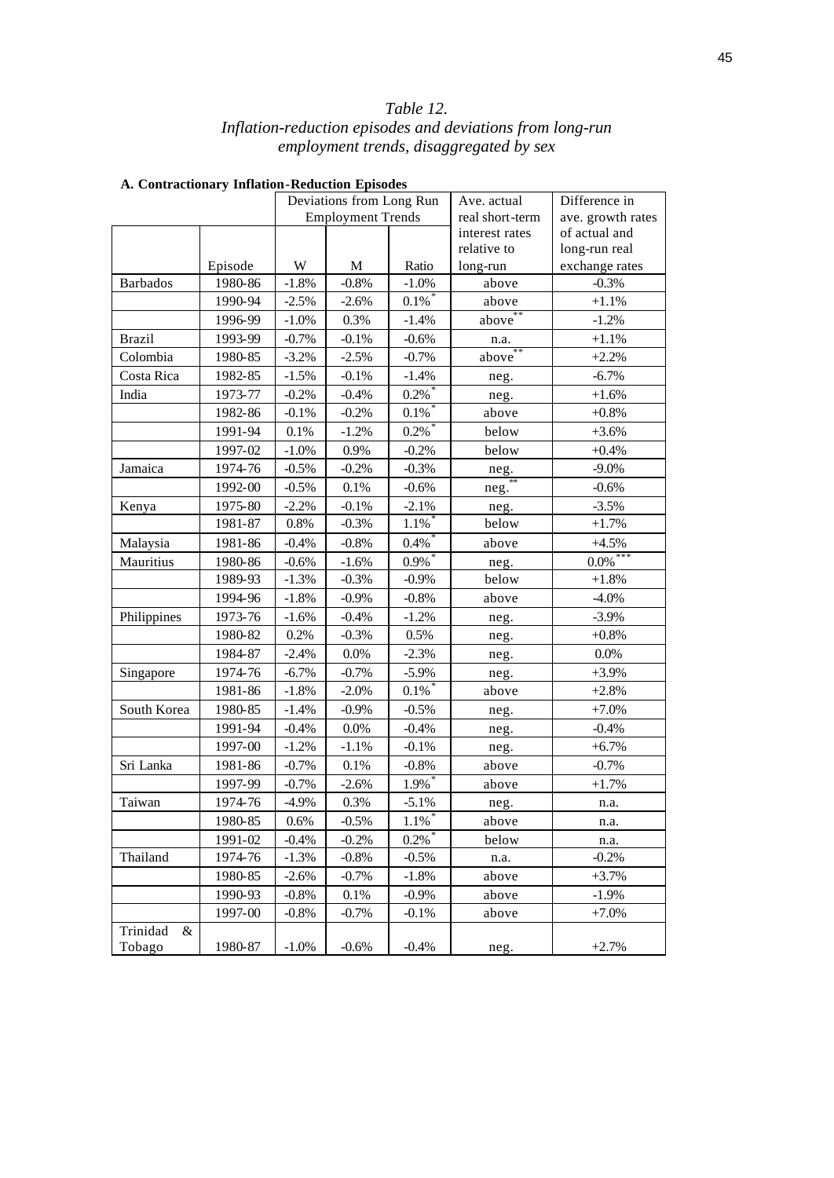*Table 12.*
*Inflation-reduction episodes and deviations from long-run employment trends, disaggregated by sex*

**A. Contractionary Inflation-Reduction Episodes**

| | | Deviations from Long Run Employment Trends | | | Ave. actual real short-term interest rates relative to long-run | Difference in ave. growth rates of actual and long-run real exchange rates |
|---|---|---|---|---|---|---|
| | Episode | W | M | Ratio | | |
| Barbados | 1980-86 | -1.8% | -0.8% | -1.0% | above | -0.3% |
| | 1990-94 | -2.5% | -2.6% | 0.1%* | above | +1.1% |
| | 1996-99 | -1.0% | 0.3% | -1.4% | above** | -1.2% |
| Brazil | 1993-99 | -0.7% | -0.1% | -0.6% | n.a. | +1.1% |
| Colombia | 1980-85 | -3.2% | -2.5% | -0.7% | above** | +2.2% |
| Costa Rica | 1982-85 | -1.5% | -0.1% | -1.4% | neg. | -6.7% |
| India | 1973-77 | -0.2% | -0.4% | 0.2%* | neg. | +1.6% |
| | 1982-86 | -0.1% | -0.2% | 0.1%* | above | +0.8% |
| | 1991-94 | 0.1% | -1.2% | 0.2%* | below | +3.6% |
| | 1997-02 | -1.0% | 0.9% | -0.2% | below | +0.4% |
| Jamaica | 1974-76 | -0.5% | -0.2% | -0.3% | neg. | -9.0% |
| | 1992-00 | -0.5% | 0.1% | -0.6% | neg.** | -0.6% |
| Kenya | 1975-80 | -2.2% | -0.1% | -2.1% | neg. | -3.5% |
| | 1981-87 | 0.8% | -0.3% | 1.1%* | below | +1.7% |
| Malaysia | 1981-86 | -0.4% | -0.8% | 0.4%* | above | +4.5% |
| Mauritius | 1980-86 | -0.6% | -1.6% | 0.9%* | neg. | 0.0%*** |
| | 1989-93 | -1.3% | -0.3% | -0.9% | below | +1.8% |
| | 1994-96 | -1.8% | -0.9% | -0.8% | above | -4.0% |
| Philippines | 1973-76 | -1.6% | -0.4% | -1.2% | neg. | -3.9% |
| | 1980-82 | 0.2% | -0.3% | 0.5% | neg. | +0.8% |
| | 1984-87 | -2.4% | 0.0% | -2.3% | neg. | 0.0% |
| Singapore | 1974-76 | -6.7% | -0.7% | -5.9% | neg. | +3.9% |
| | 1981-86 | -1.8% | -2.0% | 0.1%* | above | +2.8% |
| South Korea | 1980-85 | -1.4% | -0.9% | -0.5% | neg. | +7.0% |
| | 1991-94 | -0.4% | 0.0% | -0.4% | neg. | -0.4% |
| | 1997-00 | -1.2% | -1.1% | -0.1% | neg. | +6.7% |
| Sri Lanka | 1981-86 | -0.7% | 0.1% | -0.8% | above | -0.7% |
| | 1997-99 | -0.7% | -2.6% | 1.9%* | above | +1.7% |
| Taiwan | 1974-76 | -4.9% | 0.3% | -5.1% | neg. | n.a. |
| | 1980-85 | 0.6% | -0.5% | 1.1%* | above | n.a. |
| | 1991-02 | -0.4% | -0.2% | 0.2%* | below | n.a. |
| Thailand | 1974-76 | -1.3% | -0.8% | -0.5% | n.a. | -0.2% |
| | 1980-85 | -2.6% | -0.7% | -1.8% | above | +3.7% |
| | 1990-93 | -0.8% | 0.1% | -0.9% | above | -1.9% |
| | 1997-00 | -0.8% | -0.7% | -0.1% | above | +7.0% |
| Trinidad & Tobago | 1980-87 | -1.0% | -0.6% | -0.4% | neg. | +2.7% |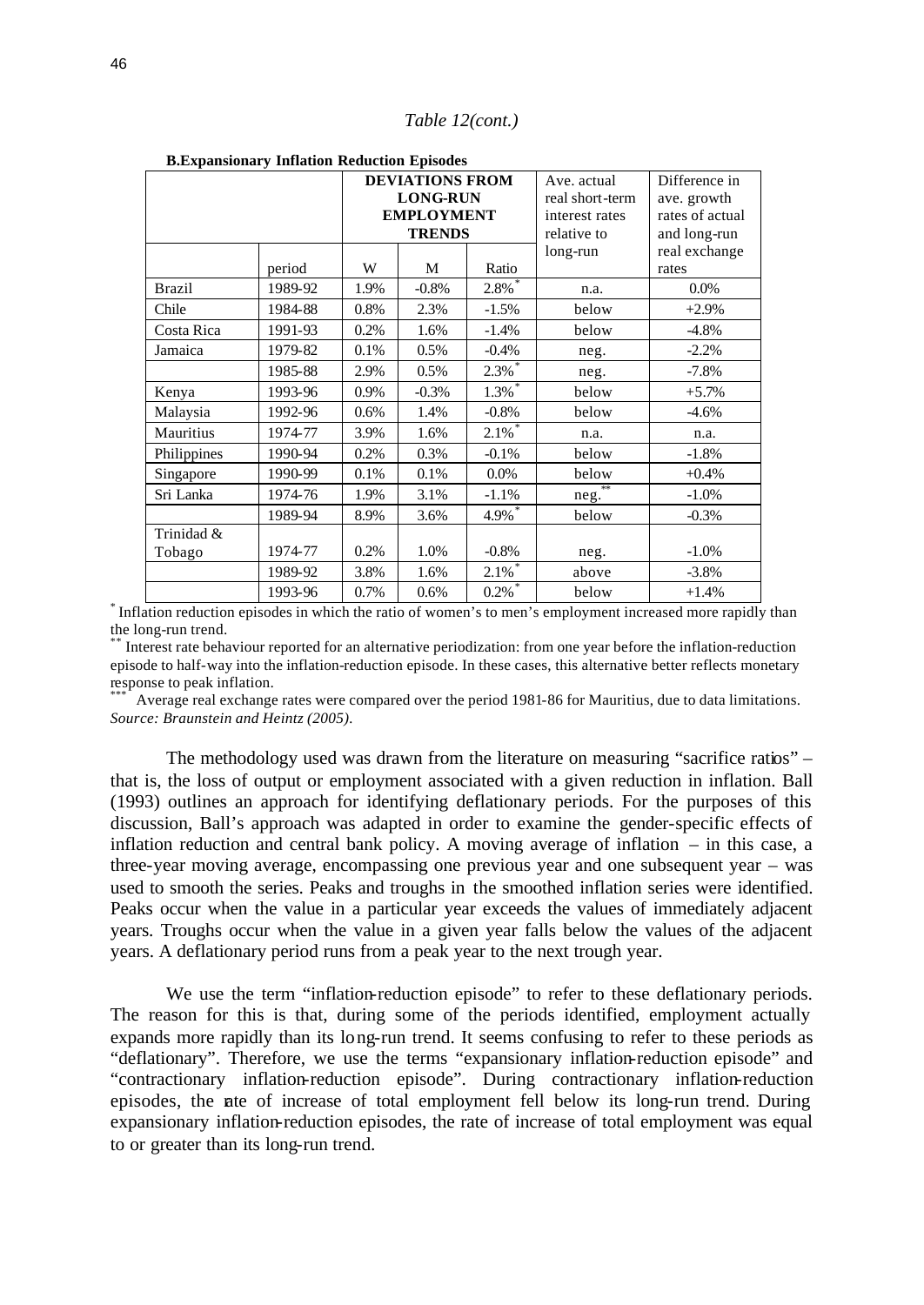*Table 12(cont.)*

**B.Expansionary Inflation Reduction Episodes**

| | | DEVIATIONS FROM LONG-RUN EMPLOYMENT TRENDS | | | Ave. actual real short-term interest rates relative to long-run | Difference in ave. growth rates of actual and long-run real exchange rates |
|---|---|---|---|---|---|---|
| | period | W | M | Ratio | | |
| Brazil | 1989-92 | 1.9% | -0.8% | 2.8%* | n.a. | 0.0% |
| Chile | 1984-88 | 0.8% | 2.3% | -1.5% | below | +2.9% |
| Costa Rica | 1991-93 | 0.2% | 1.6% | -1.4% | below | -4.8% |
| Jamaica | 1979-82 | 0.1% | 0.5% | -0.4% | neg. | -2.2% |
| | 1985-88 | 2.9% | 0.5% | 2.3%* | neg. | -7.8% |
| Kenya | 1993-96 | 0.9% | -0.3% | 1.3%* | below | +5.7% |
| Malaysia | 1992-96 | 0.6% | 1.4% | -0.8% | below | -4.6% |
| Mauritius | 1974-77 | 3.9% | 1.6% | 2.1%* | n.a. | n.a. |
| Philippines | 1990-94 | 0.2% | 0.3% | -0.1% | below | -1.8% |
| Singapore | 1990-99 | 0.1% | 0.1% | 0.0% | below | +0.4% |
| Sri Lanka | 1974-76 | 1.9% | 3.1% | -1.1% | neg.** | -1.0% |
| | 1989-94 | 8.9% | 3.6% | 4.9%* | below | -0.3% |
| Trinidad & Tobago | 1974-77 | 0.2% | 1.0% | -0.8% | neg. | -1.0% |
| | 1989-92 | 3.8% | 1.6% | 2.1%* | above | -3.8% |
| | 1993-96 | 0.7% | 0.6% | 0.2%* | below | +1.4% |

\* Inflation reduction episodes in which the ratio of women's to men's employment increased more rapidly than the long-run trend.
\*\* Interest rate behaviour reported for an alternative periodization: from one year before the inflation-reduction episode to half-way into the inflation-reduction episode. In these cases, this alternative better reflects monetary response to peak inflation.
\*\*\* Average real exchange rates were compared over the period 1981-86 for Mauritius, due to data limitations.
*Source: Braunstein and Heintz (2005).*

The methodology used was drawn from the literature on measuring "sacrifice ratios" – that is, the loss of output or employment associated with a given reduction in inflation. Ball (1993) outlines an approach for identifying deflationary periods. For the purposes of this discussion, Ball's approach was adapted in order to examine the gender-specific effects of inflation reduction and central bank policy. A moving average of inflation – in this case, a three-year moving average, encompassing one previous year and one subsequent year – was used to smooth the series. Peaks and troughs in the smoothed inflation series were identified. Peaks occur when the value in a particular year exceeds the values of immediately adjacent years. Troughs occur when the value in a given year falls below the values of the adjacent years. A deflationary period runs from a peak year to the next trough year.

We use the term "inflation-reduction episode" to refer to these deflationary periods. The reason for this is that, during some of the periods identified, employment actually expands more rapidly than its long-run trend. It seems confusing to refer to these periods as "deflationary". Therefore, we use the terms "expansionary inflation-reduction episode" and "contractionary inflation-reduction episode". During contractionary inflation-reduction episodes, the rate of increase of total employment fell below its long-run trend. During expansionary inflation-reduction episodes, the rate of increase of total employment was equal to or greater than its long-run trend.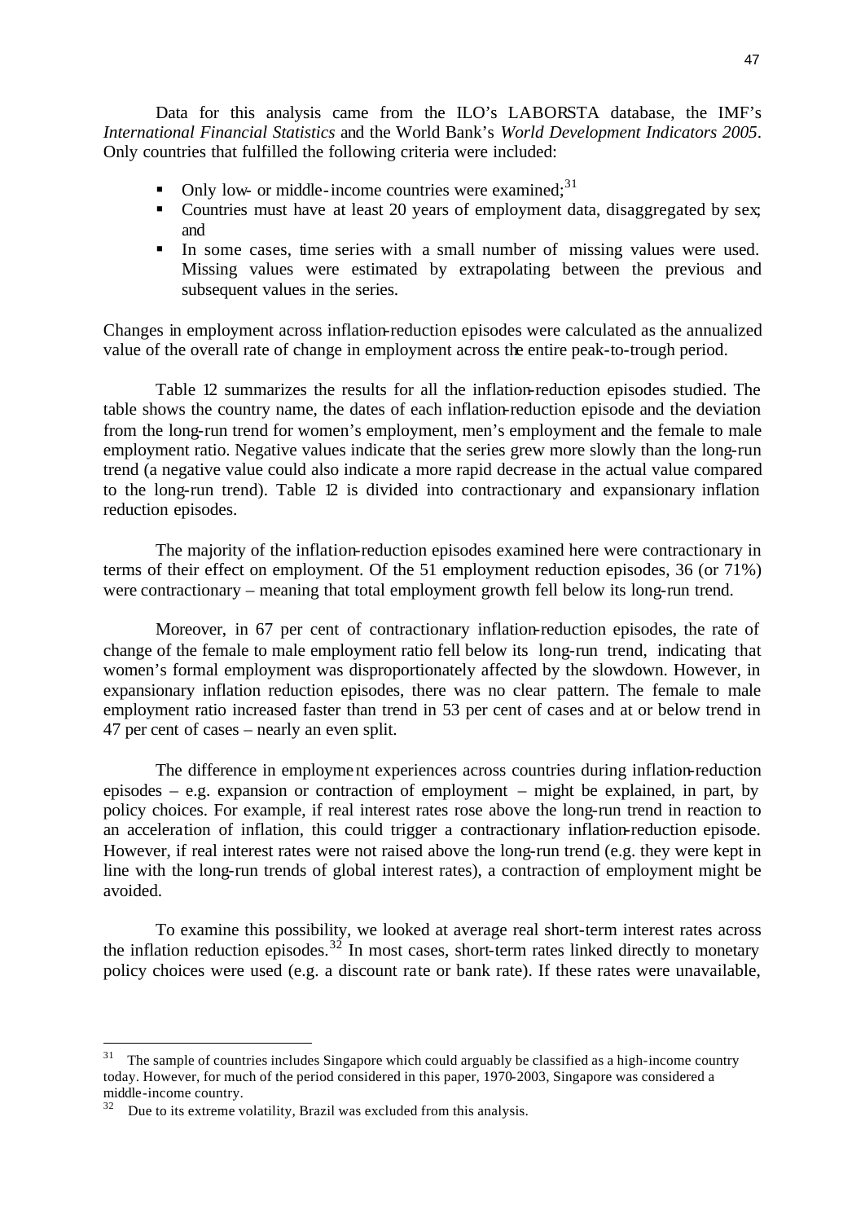Data for this analysis came from the ILO's LABORSTA database, the IMF's *International Financial Statistics* and the World Bank's *World Development Indicators 2005*. Only countries that fulfilled the following criteria were included:

- Only low- or middle-income countries were examined;[31]
- Countries must have at least 20 years of employment data, disaggregated by sex; and
- In some cases, time series with a small number of missing values were used. Missing values were estimated by extrapolating between the previous and subsequent values in the series.

Changes in employment across inflation-reduction episodes were calculated as the annualized value of the overall rate of change in employment across the entire peak-to-trough period.

Table 12 summarizes the results for all the inflation-reduction episodes studied. The table shows the country name, the dates of each inflation-reduction episode and the deviation from the long-run trend for women's employment, men's employment and the female to male employment ratio. Negative values indicate that the series grew more slowly than the long-run trend (a negative value could also indicate a more rapid decrease in the actual value compared to the long-run trend). Table 12 is divided into contractionary and expansionary inflation reduction episodes.

The majority of the inflation-reduction episodes examined here were contractionary in terms of their effect on employment. Of the 51 employment reduction episodes, 36 (or 71%) were contractionary – meaning that total employment growth fell below its long-run trend.

Moreover, in 67 per cent of contractionary inflation-reduction episodes, the rate of change of the female to male employment ratio fell below its long-run trend, indicating that women's formal employment was disproportionately affected by the slowdown. However, in expansionary inflation reduction episodes, there was no clear pattern. The female to male employment ratio increased faster than trend in 53 per cent of cases and at or below trend in 47 per cent of cases – nearly an even split.

The difference in employment experiences across countries during inflation-reduction episodes – e.g. expansion or contraction of employment – might be explained, in part, by policy choices. For example, if real interest rates rose above the long-run trend in reaction to an acceleration of inflation, this could trigger a contractionary inflation-reduction episode. However, if real interest rates were not raised above the long-run trend (e.g. they were kept in line with the long-run trends of global interest rates), a contraction of employment might be avoided.

To examine this possibility, we looked at average real short-term interest rates across the inflation reduction episodes.[32] In most cases, short-term rates linked directly to monetary policy choices were used (e.g. a discount rate or bank rate). If these rates were unavailable,

---

[31] The sample of countries includes Singapore which could arguably be classified as a high-income country today. However, for much of the period considered in this paper, 1970-2003, Singapore was considered a middle-income country.

[32] Due to its extreme volatility, Brazil was excluded from this analysis.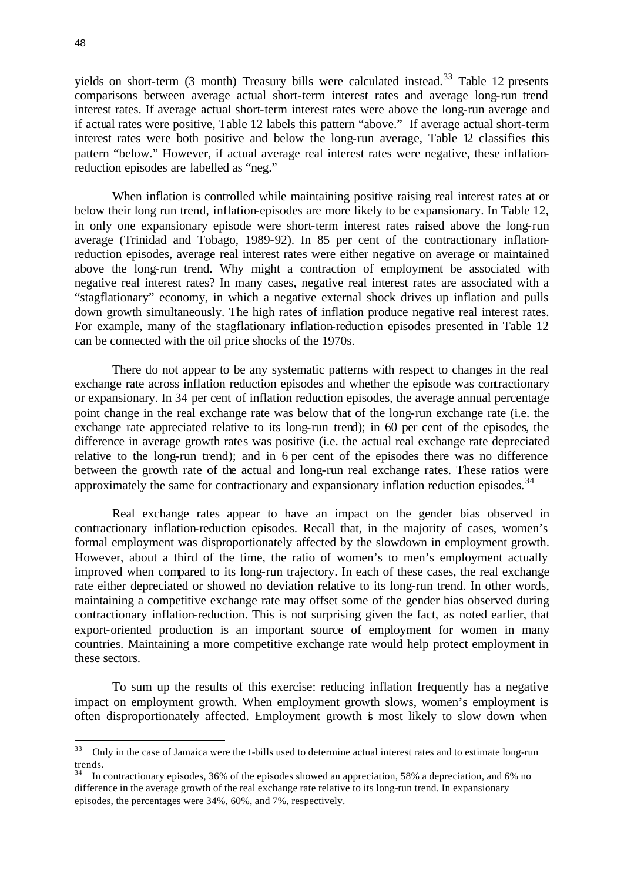yields on short-term (3 month) Treasury bills were calculated instead.[33] Table 12 presents comparisons between average actual short-term interest rates and average long-run trend interest rates. If average actual short-term interest rates were above the long-run average and if actual rates were positive, Table 12 labels this pattern "above." If average actual short-term interest rates were both positive and below the long-run average, Table 12 classifies this pattern "below." However, if actual average real interest rates were negative, these inflation-reduction episodes are labelled as "neg."

When inflation is controlled while maintaining positive raising real interest rates at or below their long run trend, inflation-episodes are more likely to be expansionary. In Table 12, in only one expansionary episode were short-term interest rates raised above the long-run average (Trinidad and Tobago, 1989-92). In 85 per cent of the contractionary inflation-reduction episodes, average real interest rates were either negative on average or maintained above the long-run trend. Why might a contraction of employment be associated with negative real interest rates? In many cases, negative real interest rates are associated with a "stagflationary" economy, in which a negative external shock drives up inflation and pulls down growth simultaneously. The high rates of inflation produce negative real interest rates. For example, many of the stagflationary inflation-reduction episodes presented in Table 12 can be connected with the oil price shocks of the 1970s.

There do not appear to be any systematic patterns with respect to changes in the real exchange rate across inflation reduction episodes and whether the episode was contractionary or expansionary. In 34 per cent of inflation reduction episodes, the average annual percentage point change in the real exchange rate was below that of the long-run exchange rate (i.e. the exchange rate appreciated relative to its long-run trend); in 60 per cent of the episodes, the difference in average growth rates was positive (i.e. the actual real exchange rate depreciated relative to the long-run trend); and in 6 per cent of the episodes there was no difference between the growth rate of the actual and long-run real exchange rates. These ratios were approximately the same for contractionary and expansionary inflation reduction episodes.[34]

Real exchange rates appear to have an impact on the gender bias observed in contractionary inflation-reduction episodes. Recall that, in the majority of cases, women's formal employment was disproportionately affected by the slowdown in employment growth. However, about a third of the time, the ratio of women's to men's employment actually improved when compared to its long-run trajectory. In each of these cases, the real exchange rate either depreciated or showed no deviation relative to its long-run trend. In other words, maintaining a competitive exchange rate may offset some of the gender bias observed during contractionary inflation-reduction. This is not surprising given the fact, as noted earlier, that export-oriented production is an important source of employment for women in many countries. Maintaining a more competitive exchange rate would help protect employment in these sectors.

To sum up the results of this exercise: reducing inflation frequently has a negative impact on employment growth. When employment growth slows, women's employment is often disproportionately affected. Employment growth is most likely to slow down when

[33] Only in the case of Jamaica were the t-bills used to determine actual interest rates and to estimate long-run trends.

[34] In contractionary episodes, 36% of the episodes showed an appreciation, 58% a depreciation, and 6% no difference in the average growth of the real exchange rate relative to its long-run trend. In expansionary episodes, the percentages were 34%, 60%, and 7%, respectively.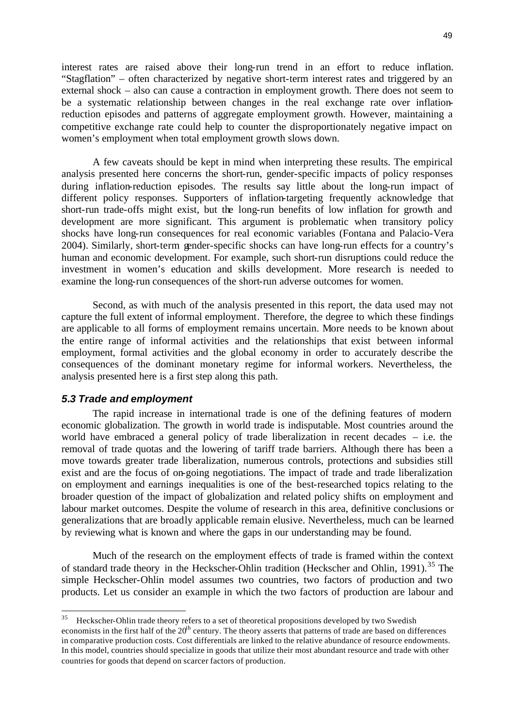interest rates are raised above their long-run trend in an effort to reduce inflation. "Stagflation" – often characterized by negative short-term interest rates and triggered by an external shock – also can cause a contraction in employment growth. There does not seem to be a systematic relationship between changes in the real exchange rate over inflation-reduction episodes and patterns of aggregate employment growth. However, maintaining a competitive exchange rate could help to counter the disproportionately negative impact on women's employment when total employment growth slows down.

A few caveats should be kept in mind when interpreting these results. The empirical analysis presented here concerns the short-run, gender-specific impacts of policy responses during inflation-reduction episodes. The results say little about the long-run impact of different policy responses. Supporters of inflation-targeting frequently acknowledge that short-run trade-offs might exist, but the long-run benefits of low inflation for growth and development are more significant. This argument is problematic when transitory policy shocks have long-run consequences for real economic variables (Fontana and Palacio-Vera 2004). Similarly, short-term gender-specific shocks can have long-run effects for a country's human and economic development. For example, such short-run disruptions could reduce the investment in women's education and skills development. More research is needed to examine the long-run consequences of the short-run adverse outcomes for women.

Second, as with much of the analysis presented in this report, the data used may not capture the full extent of informal employment. Therefore, the degree to which these findings are applicable to all forms of employment remains uncertain. More needs to be known about the entire range of informal activities and the relationships that exist between informal employment, formal activities and the global economy in order to accurately describe the consequences of the dominant monetary regime for informal workers. Nevertheless, the analysis presented here is a first step along this path.

### *5.3 Trade and employment*

The rapid increase in international trade is one of the defining features of modern economic globalization. The growth in world trade is indisputable. Most countries around the world have embraced a general policy of trade liberalization in recent decades – i.e. the removal of trade quotas and the lowering of tariff trade barriers. Although there has been a move towards greater trade liberalization, numerous controls, protections and subsidies still exist and are the focus of on-going negotiations. The impact of trade and trade liberalization on employment and earnings inequalities is one of the best-researched topics relating to the broader question of the impact of globalization and related policy shifts on employment and labour market outcomes. Despite the volume of research in this area, definitive conclusions or generalizations that are broadly applicable remain elusive. Nevertheless, much can be learned by reviewing what is known and where the gaps in our understanding may be found.

Much of the research on the employment effects of trade is framed within the context of standard trade theory in the Heckscher-Ohlin tradition (Heckscher and Ohlin, 1991).[35] The simple Heckscher-Ohlin model assumes two countries, two factors of production and two products. Let us consider an example in which the two factors of production are labour and

---

[35] Heckscher-Ohlin trade theory refers to a set of theoretical propositions developed by two Swedish economists in the first half of the 20th century. The theory asserts that patterns of trade are based on differences in comparative production costs. Cost differentials are linked to the relative abundance of resource endowments. In this model, countries should specialize in goods that utilize their most abundant resource and trade with other countries for goods that depend on scarcer factors of production.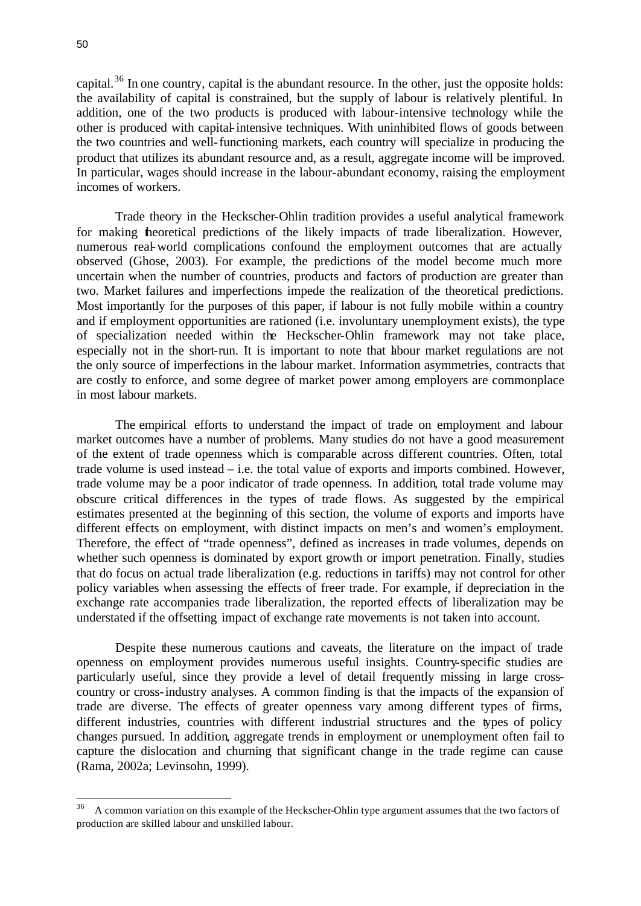capital.[36] In one country, capital is the abundant resource. In the other, just the opposite holds: the availability of capital is constrained, but the supply of labour is relatively plentiful. In addition, one of the two products is produced with labour-intensive technology while the other is produced with capital-intensive techniques. With uninhibited flows of goods between the two countries and well-functioning markets, each country will specialize in producing the product that utilizes its abundant resource and, as a result, aggregate income will be improved. In particular, wages should increase in the labour-abundant economy, raising the employment incomes of workers.

Trade theory in the Heckscher-Ohlin tradition provides a useful analytical framework for making theoretical predictions of the likely impacts of trade liberalization. However, numerous real-world complications confound the employment outcomes that are actually observed (Ghose, 2003). For example, the predictions of the model become much more uncertain when the number of countries, products and factors of production are greater than two. Market failures and imperfections impede the realization of the theoretical predictions. Most importantly for the purposes of this paper, if labour is not fully mobile within a country and if employment opportunities are rationed (i.e. involuntary unemployment exists), the type of specialization needed within the Heckscher-Ohlin framework may not take place, especially not in the short-run. It is important to note that labour market regulations are not the only source of imperfections in the labour market. Information asymmetries, contracts that are costly to enforce, and some degree of market power among employers are commonplace in most labour markets.

The empirical efforts to understand the impact of trade on employment and labour market outcomes have a number of problems. Many studies do not have a good measurement of the extent of trade openness which is comparable across different countries. Often, total trade volume is used instead – i.e. the total value of exports and imports combined. However, trade volume may be a poor indicator of trade openness. In addition, total trade volume may obscure critical differences in the types of trade flows. As suggested by the empirical estimates presented at the beginning of this section, the volume of exports and imports have different effects on employment, with distinct impacts on men's and women's employment. Therefore, the effect of "trade openness", defined as increases in trade volumes, depends on whether such openness is dominated by export growth or import penetration. Finally, studies that do focus on actual trade liberalization (e.g. reductions in tariffs) may not control for other policy variables when assessing the effects of freer trade. For example, if depreciation in the exchange rate accompanies trade liberalization, the reported effects of liberalization may be understated if the offsetting impact of exchange rate movements is not taken into account.

Despite these numerous cautions and caveats, the literature on the impact of trade openness on employment provides numerous useful insights. Country-specific studies are particularly useful, since they provide a level of detail frequently missing in large cross-country or cross-industry analyses. A common finding is that the impacts of the expansion of trade are diverse. The effects of greater openness vary among different types of firms, different industries, countries with different industrial structures and the types of policy changes pursued. In addition, aggregate trends in employment or unemployment often fail to capture the dislocation and churning that significant change in the trade regime can cause (Rama, 2002a; Levinsohn, 1999).

---

[36] A common variation on this example of the Heckscher-Ohlin type argument assumes that the two factors of production are skilled labour and unskilled labour.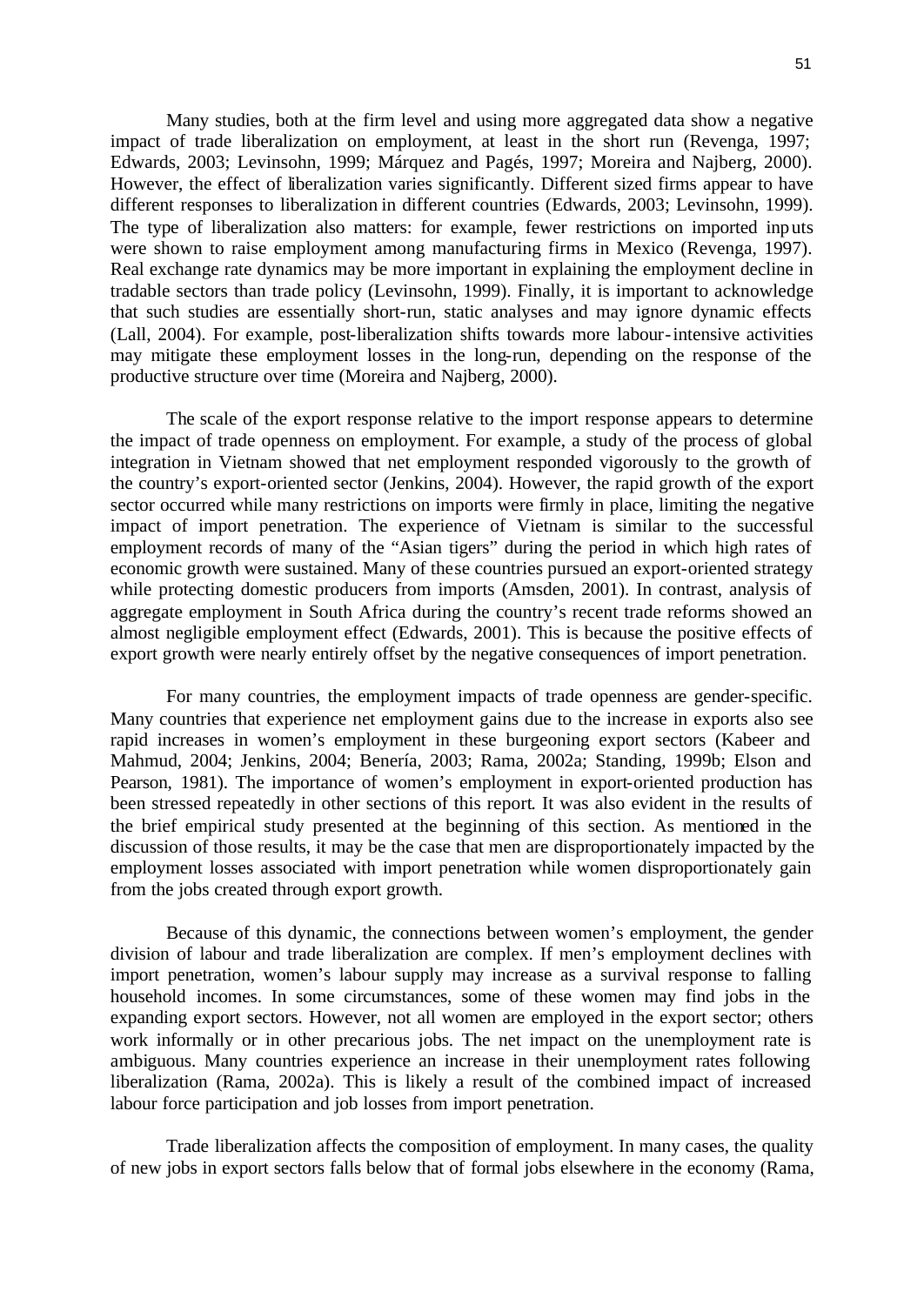Many studies, both at the firm level and using more aggregated data show a negative impact of trade liberalization on employment, at least in the short run (Revenga, 1997; Edwards, 2003; Levinsohn, 1999; Márquez and Pagés, 1997; Moreira and Najberg, 2000). However, the effect of liberalization varies significantly. Different sized firms appear to have different responses to liberalization in different countries (Edwards, 2003; Levinsohn, 1999). The type of liberalization also matters: for example, fewer restrictions on imported inputs were shown to raise employment among manufacturing firms in Mexico (Revenga, 1997). Real exchange rate dynamics may be more important in explaining the employment decline in tradable sectors than trade policy (Levinsohn, 1999). Finally, it is important to acknowledge that such studies are essentially short-run, static analyses and may ignore dynamic effects (Lall, 2004). For example, post-liberalization shifts towards more labour-intensive activities may mitigate these employment losses in the long-run, depending on the response of the productive structure over time (Moreira and Najberg, 2000).

The scale of the export response relative to the import response appears to determine the impact of trade openness on employment. For example, a study of the process of global integration in Vietnam showed that net employment responded vigorously to the growth of the country's export-oriented sector (Jenkins, 2004). However, the rapid growth of the export sector occurred while many restrictions on imports were firmly in place, limiting the negative impact of import penetration. The experience of Vietnam is similar to the successful employment records of many of the "Asian tigers" during the period in which high rates of economic growth were sustained. Many of these countries pursued an export-oriented strategy while protecting domestic producers from imports (Amsden, 2001). In contrast, analysis of aggregate employment in South Africa during the country's recent trade reforms showed an almost negligible employment effect (Edwards, 2001). This is because the positive effects of export growth were nearly entirely offset by the negative consequences of import penetration.

For many countries, the employment impacts of trade openness are gender-specific. Many countries that experience net employment gains due to the increase in exports also see rapid increases in women's employment in these burgeoning export sectors (Kabeer and Mahmud, 2004; Jenkins, 2004; Benería, 2003; Rama, 2002a; Standing, 1999b; Elson and Pearson, 1981). The importance of women's employment in export-oriented production has been stressed repeatedly in other sections of this report. It was also evident in the results of the brief empirical study presented at the beginning of this section. As mentioned in the discussion of those results, it may be the case that men are disproportionately impacted by the employment losses associated with import penetration while women disproportionately gain from the jobs created through export growth.

Because of this dynamic, the connections between women's employment, the gender division of labour and trade liberalization are complex. If men's employment declines with import penetration, women's labour supply may increase as a survival response to falling household incomes. In some circumstances, some of these women may find jobs in the expanding export sectors. However, not all women are employed in the export sector; others work informally or in other precarious jobs. The net impact on the unemployment rate is ambiguous. Many countries experience an increase in their unemployment rates following liberalization (Rama, 2002a). This is likely a result of the combined impact of increased labour force participation and job losses from import penetration.

Trade liberalization affects the composition of employment. In many cases, the quality of new jobs in export sectors falls below that of formal jobs elsewhere in the economy (Rama,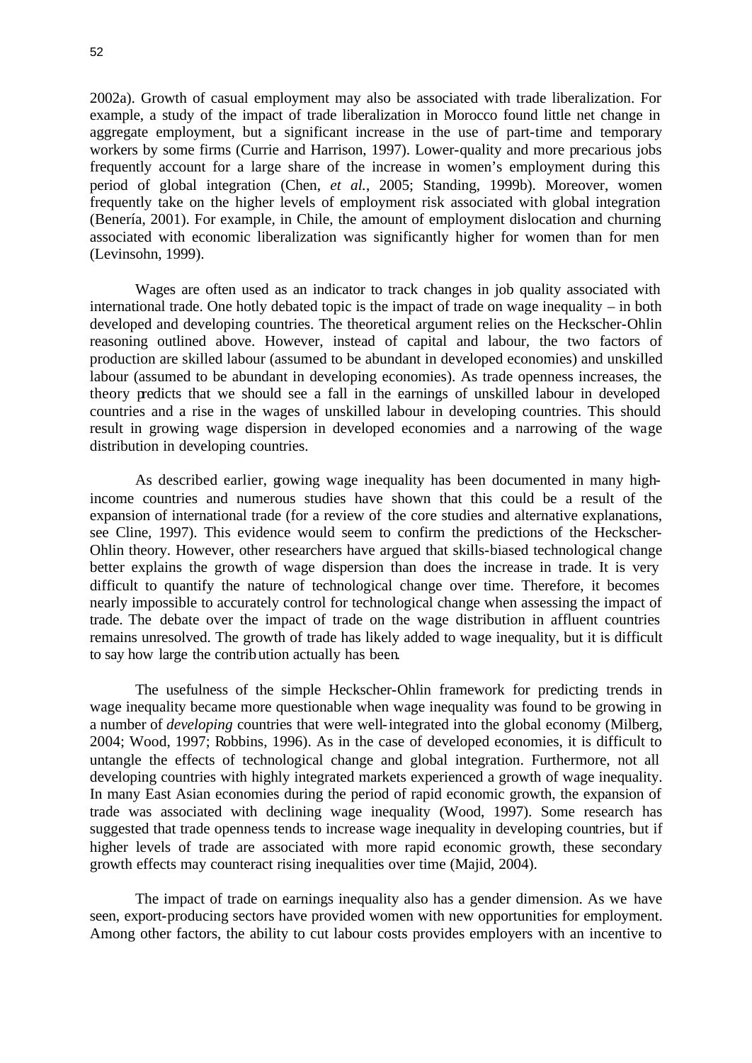2002a). Growth of casual employment may also be associated with trade liberalization. For example, a study of the impact of trade liberalization in Morocco found little net change in aggregate employment, but a significant increase in the use of part-time and temporary workers by some firms (Currie and Harrison, 1997). Lower-quality and more precarious jobs frequently account for a large share of the increase in women's employment during this period of global integration (Chen, *et al.*, 2005; Standing, 1999b). Moreover, women frequently take on the higher levels of employment risk associated with global integration (Benería, 2001). For example, in Chile, the amount of employment dislocation and churning associated with economic liberalization was significantly higher for women than for men (Levinsohn, 1999).

Wages are often used as an indicator to track changes in job quality associated with international trade. One hotly debated topic is the impact of trade on wage inequality – in both developed and developing countries. The theoretical argument relies on the Heckscher-Ohlin reasoning outlined above. However, instead of capital and labour, the two factors of production are skilled labour (assumed to be abundant in developed economies) and unskilled labour (assumed to be abundant in developing economies). As trade openness increases, the theory predicts that we should see a fall in the earnings of unskilled labour in developed countries and a rise in the wages of unskilled labour in developing countries. This should result in growing wage dispersion in developed economies and a narrowing of the wage distribution in developing countries.

As described earlier, growing wage inequality has been documented in many high-income countries and numerous studies have shown that this could be a result of the expansion of international trade (for a review of the core studies and alternative explanations, see Cline, 1997). This evidence would seem to confirm the predictions of the Heckscher-Ohlin theory. However, other researchers have argued that skills-biased technological change better explains the growth of wage dispersion than does the increase in trade. It is very difficult to quantify the nature of technological change over time. Therefore, it becomes nearly impossible to accurately control for technological change when assessing the impact of trade. The debate over the impact of trade on the wage distribution in affluent countries remains unresolved. The growth of trade has likely added to wage inequality, but it is difficult to say how large the contribution actually has been.

The usefulness of the simple Heckscher-Ohlin framework for predicting trends in wage inequality became more questionable when wage inequality was found to be growing in a number of *developing* countries that were well-integrated into the global economy (Milberg, 2004; Wood, 1997; Robbins, 1996). As in the case of developed economies, it is difficult to untangle the effects of technological change and global integration. Furthermore, not all developing countries with highly integrated markets experienced a growth of wage inequality. In many East Asian economies during the period of rapid economic growth, the expansion of trade was associated with declining wage inequality (Wood, 1997). Some research has suggested that trade openness tends to increase wage inequality in developing countries, but if higher levels of trade are associated with more rapid economic growth, these secondary growth effects may counteract rising inequalities over time (Majid, 2004).

The impact of trade on earnings inequality also has a gender dimension. As we have seen, export-producing sectors have provided women with new opportunities for employment. Among other factors, the ability to cut labour costs provides employers with an incentive to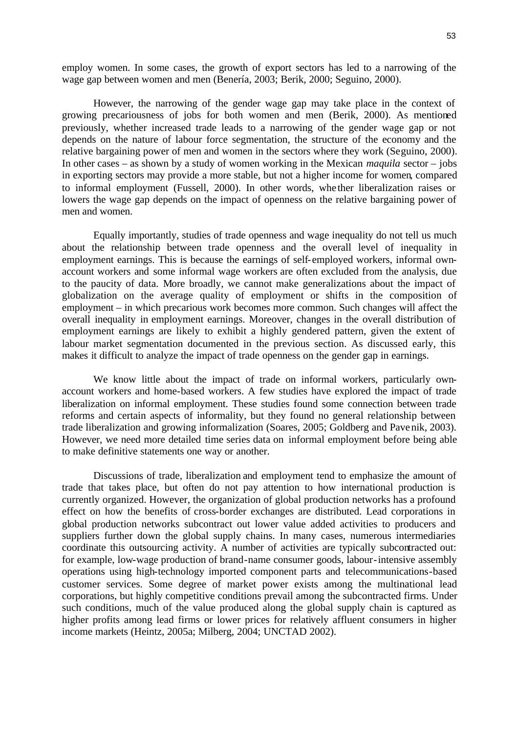employ women. In some cases, the growth of export sectors has led to a narrowing of the wage gap between women and men (Benería, 2003; Berik, 2000; Seguino, 2000).

However, the narrowing of the gender wage gap may take place in the context of growing precariousness of jobs for both women and men (Berik, 2000). As mentioned previously, whether increased trade leads to a narrowing of the gender wage gap or not depends on the nature of labour force segmentation, the structure of the economy and the relative bargaining power of men and women in the sectors where they work (Seguino, 2000). In other cases – as shown by a study of women working in the Mexican *maquila* sector – jobs in exporting sectors may provide a more stable, but not a higher income for women, compared to informal employment (Fussell, 2000). In other words, whether liberalization raises or lowers the wage gap depends on the impact of openness on the relative bargaining power of men and women.

Equally importantly, studies of trade openness and wage inequality do not tell us much about the relationship between trade openness and the overall level of inequality in employment earnings. This is because the earnings of self-employed workers, informal own-account workers and some informal wage workers are often excluded from the analysis, due to the paucity of data. More broadly, we cannot make generalizations about the impact of globalization on the average quality of employment or shifts in the composition of employment – in which precarious work becomes more common. Such changes will affect the overall inequality in employment earnings. Moreover, changes in the overall distribution of employment earnings are likely to exhibit a highly gendered pattern, given the extent of labour market segmentation documented in the previous section. As discussed early, this makes it difficult to analyze the impact of trade openness on the gender gap in earnings.

We know little about the impact of trade on informal workers, particularly own-account workers and home-based workers. A few studies have explored the impact of trade liberalization on informal employment. These studies found some connection between trade reforms and certain aspects of informality, but they found no general relationship between trade liberalization and growing informalization (Soares, 2005; Goldberg and Pavenik, 2003). However, we need more detailed time series data on informal employment before being able to make definitive statements one way or another.

Discussions of trade, liberalization and employment tend to emphasize the amount of trade that takes place, but often do not pay attention to how international production is currently organized. However, the organization of global production networks has a profound effect on how the benefits of cross-border exchanges are distributed. Lead corporations in global production networks subcontract out lower value added activities to producers and suppliers further down the global supply chains. In many cases, numerous intermediaries coordinate this outsourcing activity. A number of activities are typically subcontracted out: for example, low-wage production of brand-name consumer goods, labour-intensive assembly operations using high-technology imported component parts and telecommunications-based customer services. Some degree of market power exists among the multinational lead corporations, but highly competitive conditions prevail among the subcontracted firms. Under such conditions, much of the value produced along the global supply chain is captured as higher profits among lead firms or lower prices for relatively affluent consumers in higher income markets (Heintz, 2005a; Milberg, 2004; UNCTAD 2002).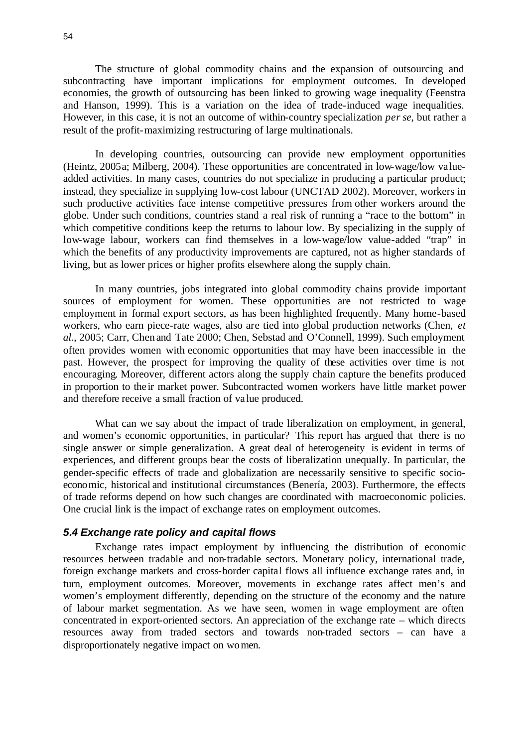The structure of global commodity chains and the expansion of outsourcing and subcontracting have important implications for employment outcomes. In developed economies, the growth of outsourcing has been linked to growing wage inequality (Feenstra and Hanson, 1999). This is a variation on the idea of trade-induced wage inequalities. However, in this case, it is not an outcome of within-country specialization *per se*, but rather a result of the profit-maximizing restructuring of large multinationals.

In developing countries, outsourcing can provide new employment opportunities (Heintz, 2005a; Milberg, 2004). These opportunities are concentrated in low-wage/low value-added activities. In many cases, countries do not specialize in producing a particular product; instead, they specialize in supplying low-cost labour (UNCTAD 2002). Moreover, workers in such productive activities face intense competitive pressures from other workers around the globe. Under such conditions, countries stand a real risk of running a "race to the bottom" in which competitive conditions keep the returns to labour low. By specializing in the supply of low-wage labour, workers can find themselves in a low-wage/low value-added "trap" in which the benefits of any productivity improvements are captured, not as higher standards of living, but as lower prices or higher profits elsewhere along the supply chain.

In many countries, jobs integrated into global commodity chains provide important sources of employment for women. These opportunities are not restricted to wage employment in formal export sectors, as has been highlighted frequently. Many home-based workers, who earn piece-rate wages, also are tied into global production networks (Chen, *et al.*, 2005; Carr, Chen and Tate 2000; Chen, Sebstad and O'Connell, 1999). Such employment often provides women with economic opportunities that may have been inaccessible in the past. However, the prospect for improving the quality of these activities over time is not encouraging. Moreover, different actors along the supply chain capture the benefits produced in proportion to their market power. Subcontracted women workers have little market power and therefore receive a small fraction of value produced.

What can we say about the impact of trade liberalization on employment, in general, and women's economic opportunities, in particular? This report has argued that there is no single answer or simple generalization. A great deal of heterogeneity is evident in terms of experiences, and different groups bear the costs of liberalization unequally. In particular, the gender-specific effects of trade and globalization are necessarily sensitive to specific socio-economic, historical and institutional circumstances (Benería, 2003). Furthermore, the effects of trade reforms depend on how such changes are coordinated with macroeconomic policies. One crucial link is the impact of exchange rates on employment outcomes.

### *5.4 Exchange rate policy and capital flows*

Exchange rates impact employment by influencing the distribution of economic resources between tradable and non-tradable sectors. Monetary policy, international trade, foreign exchange markets and cross-border capital flows all influence exchange rates and, in turn, employment outcomes. Moreover, movements in exchange rates affect men's and women's employment differently, depending on the structure of the economy and the nature of labour market segmentation. As we have seen, women in wage employment are often concentrated in export-oriented sectors. An appreciation of the exchange rate – which directs resources away from traded sectors and towards non-traded sectors – can have a disproportionately negative impact on women.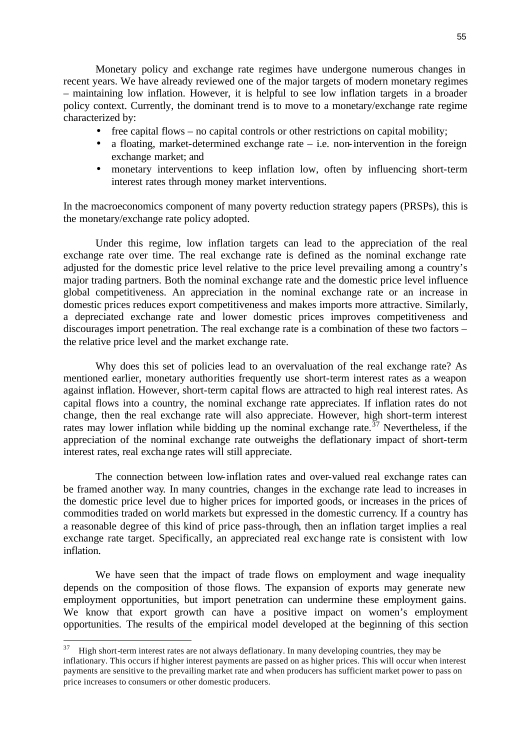Monetary policy and exchange rate regimes have undergone numerous changes in recent years. We have already reviewed one of the major targets of modern monetary regimes – maintaining low inflation. However, it is helpful to see low inflation targets in a broader policy context. Currently, the dominant trend is to move to a monetary/exchange rate regime characterized by:

- free capital flows – no capital controls or other restrictions on capital mobility;
- a floating, market-determined exchange rate – i.e. non-intervention in the foreign exchange market; and
- monetary interventions to keep inflation low, often by influencing short-term interest rates through money market interventions.

In the macroeconomics component of many poverty reduction strategy papers (PRSPs), this is the monetary/exchange rate policy adopted.

Under this regime, low inflation targets can lead to the appreciation of the real exchange rate over time. The real exchange rate is defined as the nominal exchange rate adjusted for the domestic price level relative to the price level prevailing among a country's major trading partners. Both the nominal exchange rate and the domestic price level influence global competitiveness. An appreciation in the nominal exchange rate or an increase in domestic prices reduces export competitiveness and makes imports more attractive. Similarly, a depreciated exchange rate and lower domestic prices improves competitiveness and discourages import penetration. The real exchange rate is a combination of these two factors – the relative price level and the market exchange rate.

Why does this set of policies lead to an overvaluation of the real exchange rate? As mentioned earlier, monetary authorities frequently use short-term interest rates as a weapon against inflation. However, short-term capital flows are attracted to high real interest rates. As capital flows into a country, the nominal exchange rate appreciates. If inflation rates do not change, then the real exchange rate will also appreciate. However, high short-term interest rates may lower inflation while bidding up the nominal exchange rate.[37] Nevertheless, if the appreciation of the nominal exchange rate outweighs the deflationary impact of short-term interest rates, real exchange rates will still appreciate.

The connection between low-inflation rates and over-valued real exchange rates can be framed another way. In many countries, changes in the exchange rate lead to increases in the domestic price level due to higher prices for imported goods, or increases in the prices of commodities traded on world markets but expressed in the domestic currency. If a country has a reasonable degree of this kind of price pass-through, then an inflation target implies a real exchange rate target. Specifically, an appreciated real exchange rate is consistent with low inflation.

We have seen that the impact of trade flows on employment and wage inequality depends on the composition of those flows. The expansion of exports may generate new employment opportunities, but import penetration can undermine these employment gains. We know that export growth can have a positive impact on women's employment opportunities. The results of the empirical model developed at the beginning of this section

[37] High short-term interest rates are not always deflationary. In many developing countries, they may be inflationary. This occurs if higher interest payments are passed on as higher prices. This will occur when interest payments are sensitive to the prevailing market rate and when producers has sufficient market power to pass on price increases to consumers or other domestic producers.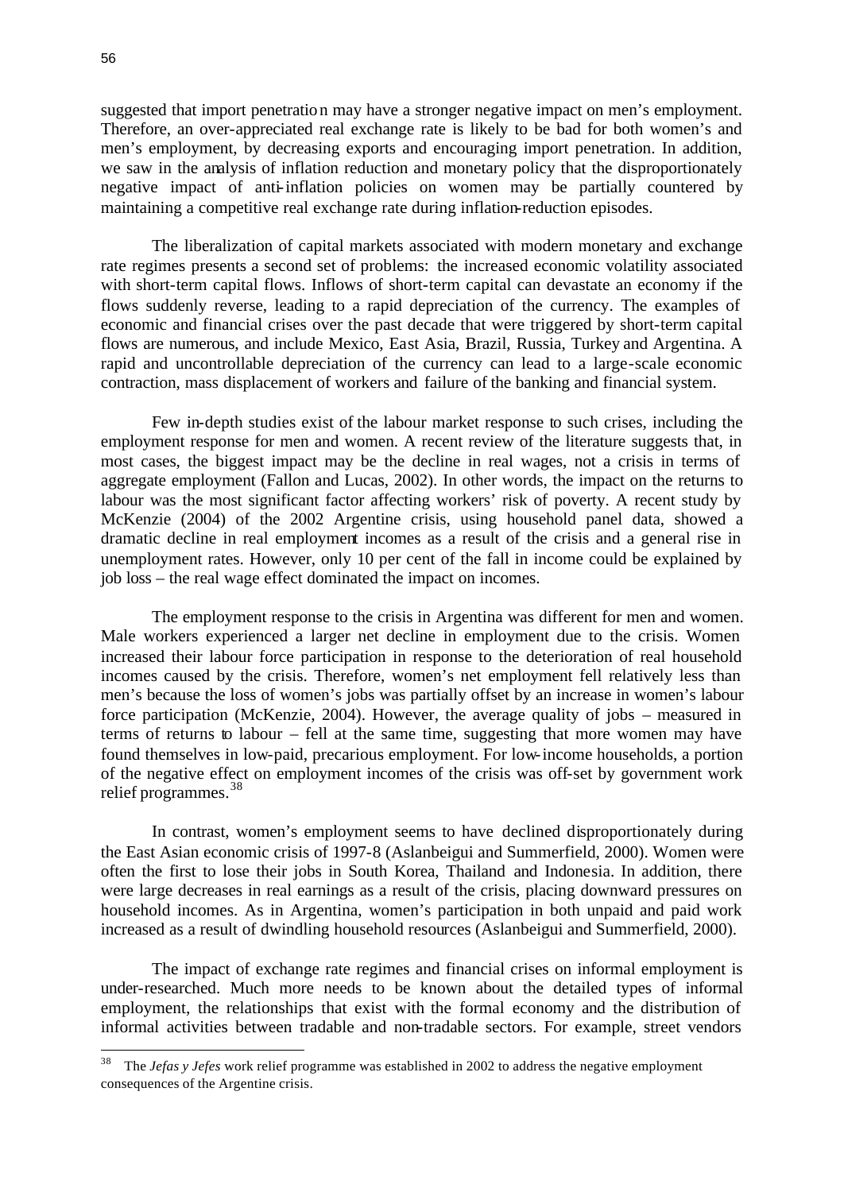suggested that import penetration may have a stronger negative impact on men's employment. Therefore, an over-appreciated real exchange rate is likely to be bad for both women's and men's employment, by decreasing exports and encouraging import penetration. In addition, we saw in the analysis of inflation reduction and monetary policy that the disproportionately negative impact of anti-inflation policies on women may be partially countered by maintaining a competitive real exchange rate during inflation-reduction episodes.

The liberalization of capital markets associated with modern monetary and exchange rate regimes presents a second set of problems: the increased economic volatility associated with short-term capital flows. Inflows of short-term capital can devastate an economy if the flows suddenly reverse, leading to a rapid depreciation of the currency. The examples of economic and financial crises over the past decade that were triggered by short-term capital flows are numerous, and include Mexico, East Asia, Brazil, Russia, Turkey and Argentina. A rapid and uncontrollable depreciation of the currency can lead to a large-scale economic contraction, mass displacement of workers and failure of the banking and financial system.

Few in-depth studies exist of the labour market response to such crises, including the employment response for men and women. A recent review of the literature suggests that, in most cases, the biggest impact may be the decline in real wages, not a crisis in terms of aggregate employment (Fallon and Lucas, 2002). In other words, the impact on the returns to labour was the most significant factor affecting workers' risk of poverty. A recent study by McKenzie (2004) of the 2002 Argentine crisis, using household panel data, showed a dramatic decline in real employment incomes as a result of the crisis and a general rise in unemployment rates. However, only 10 per cent of the fall in income could be explained by job loss – the real wage effect dominated the impact on incomes.

The employment response to the crisis in Argentina was different for men and women. Male workers experienced a larger net decline in employment due to the crisis. Women increased their labour force participation in response to the deterioration of real household incomes caused by the crisis. Therefore, women's net employment fell relatively less than men's because the loss of women's jobs was partially offset by an increase in women's labour force participation (McKenzie, 2004). However, the average quality of jobs – measured in terms of returns to labour – fell at the same time, suggesting that more women may have found themselves in low-paid, precarious employment. For low-income households, a portion of the negative effect on employment incomes of the crisis was off-set by government work relief programmes.[38]

In contrast, women's employment seems to have declined disproportionately during the East Asian economic crisis of 1997-8 (Aslanbeigui and Summerfield, 2000). Women were often the first to lose their jobs in South Korea, Thailand and Indonesia. In addition, there were large decreases in real earnings as a result of the crisis, placing downward pressures on household incomes. As in Argentina, women's participation in both unpaid and paid work increased as a result of dwindling household resources (Aslanbeigui and Summerfield, 2000).

The impact of exchange rate regimes and financial crises on informal employment is under-researched. Much more needs to be known about the detailed types of informal employment, the relationships that exist with the formal economy and the distribution of informal activities between tradable and non-tradable sectors. For example, street vendors

[38] The *Jefas y Jefes* work relief programme was established in 2002 to address the negative employment consequences of the Argentine crisis.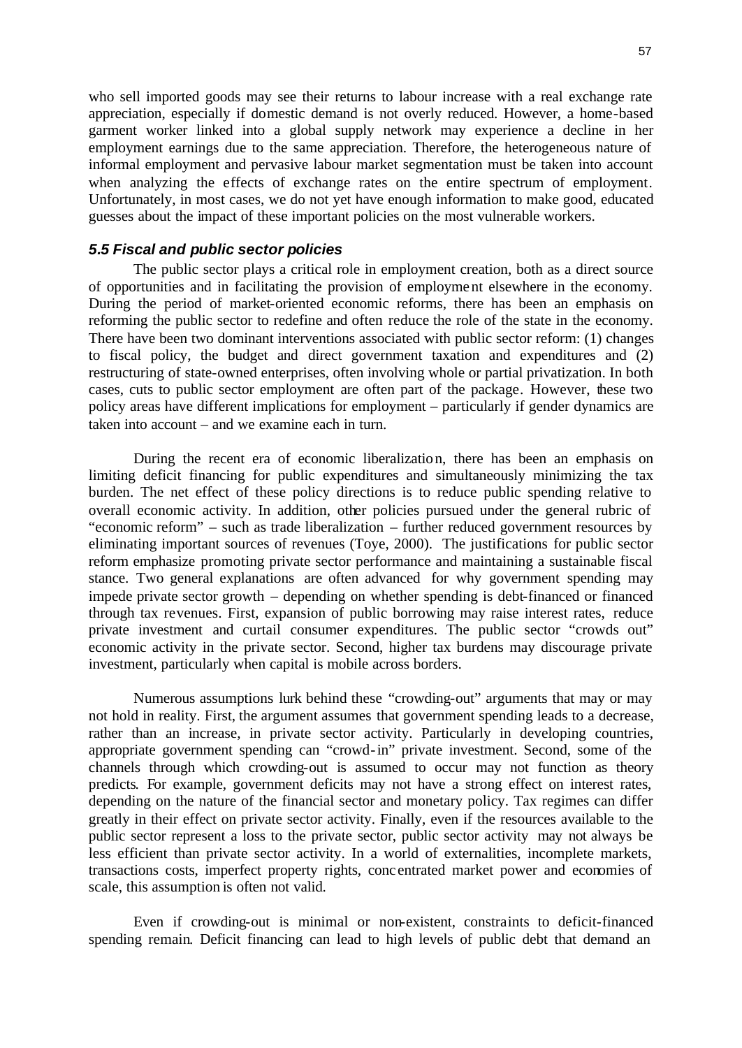who sell imported goods may see their returns to labour increase with a real exchange rate appreciation, especially if domestic demand is not overly reduced. However, a home-based garment worker linked into a global supply network may experience a decline in her employment earnings due to the same appreciation. Therefore, the heterogeneous nature of informal employment and pervasive labour market segmentation must be taken into account when analyzing the effects of exchange rates on the entire spectrum of employment. Unfortunately, in most cases, we do not yet have enough information to make good, educated guesses about the impact of these important policies on the most vulnerable workers.

### *5.5 Fiscal and public sector policies*

The public sector plays a critical role in employment creation, both as a direct source of opportunities and in facilitating the provision of employment elsewhere in the economy. During the period of market-oriented economic reforms, there has been an emphasis on reforming the public sector to redefine and often reduce the role of the state in the economy. There have been two dominant interventions associated with public sector reform: (1) changes to fiscal policy, the budget and direct government taxation and expenditures and (2) restructuring of state-owned enterprises, often involving whole or partial privatization. In both cases, cuts to public sector employment are often part of the package. However, these two policy areas have different implications for employment – particularly if gender dynamics are taken into account – and we examine each in turn.

During the recent era of economic liberalization, there has been an emphasis on limiting deficit financing for public expenditures and simultaneously minimizing the tax burden. The net effect of these policy directions is to reduce public spending relative to overall economic activity. In addition, other policies pursued under the general rubric of "economic reform" – such as trade liberalization – further reduced government resources by eliminating important sources of revenues (Toye, 2000). The justifications for public sector reform emphasize promoting private sector performance and maintaining a sustainable fiscal stance. Two general explanations are often advanced for why government spending may impede private sector growth – depending on whether spending is debt-financed or financed through tax revenues. First, expansion of public borrowing may raise interest rates, reduce private investment and curtail consumer expenditures. The public sector "crowds out" economic activity in the private sector. Second, higher tax burdens may discourage private investment, particularly when capital is mobile across borders.

Numerous assumptions lurk behind these "crowding-out" arguments that may or may not hold in reality. First, the argument assumes that government spending leads to a decrease, rather than an increase, in private sector activity. Particularly in developing countries, appropriate government spending can "crowd-in" private investment. Second, some of the channels through which crowding-out is assumed to occur may not function as theory predicts. For example, government deficits may not have a strong effect on interest rates, depending on the nature of the financial sector and monetary policy. Tax regimes can differ greatly in their effect on private sector activity. Finally, even if the resources available to the public sector represent a loss to the private sector, public sector activity may not always be less efficient than private sector activity. In a world of externalities, incomplete markets, transactions costs, imperfect property rights, concentrated market power and economies of scale, this assumption is often not valid.

Even if crowding-out is minimal or non-existent, constraints to deficit-financed spending remain. Deficit financing can lead to high levels of public debt that demand an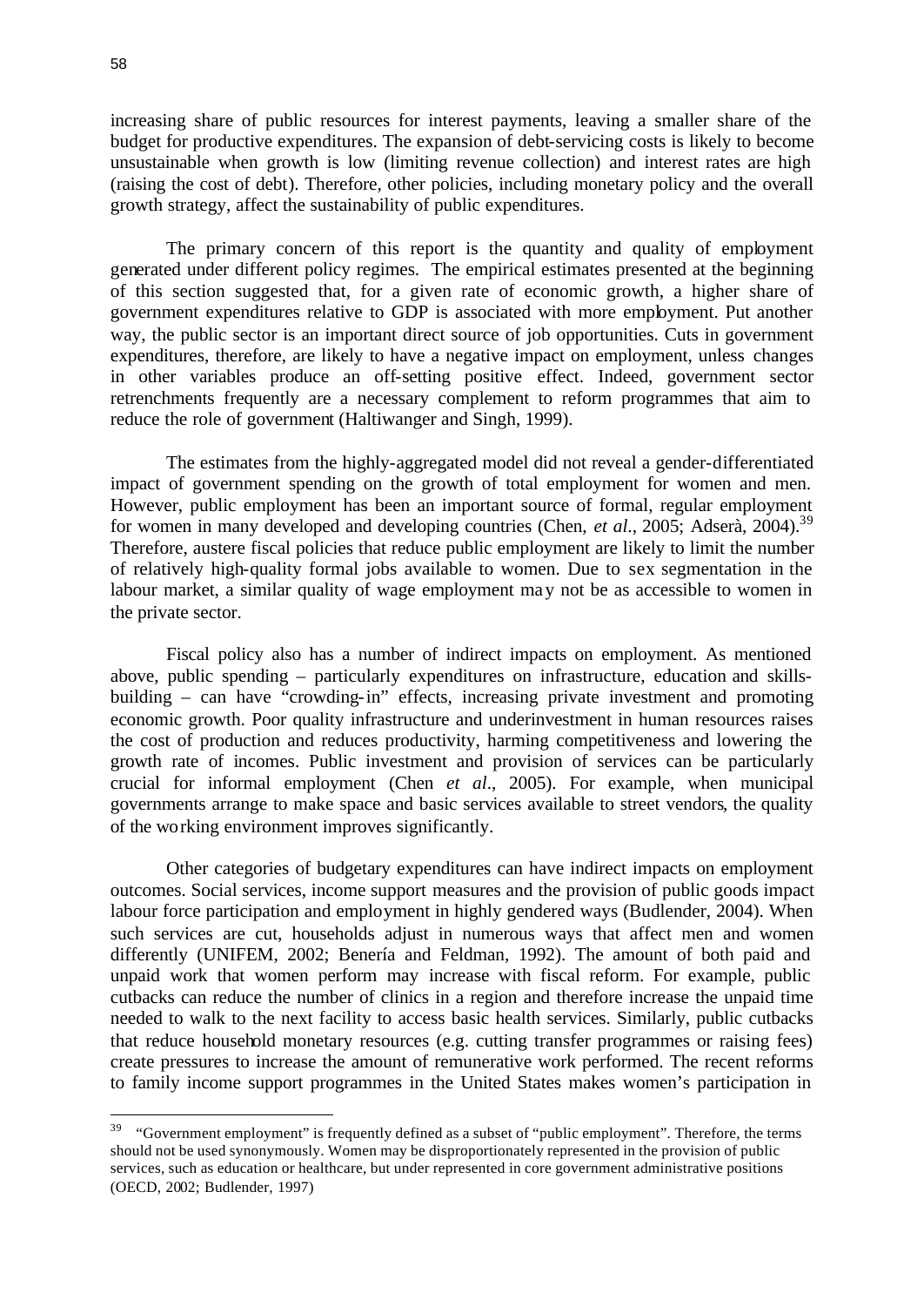increasing share of public resources for interest payments, leaving a smaller share of the budget for productive expenditures. The expansion of debt-servicing costs is likely to become unsustainable when growth is low (limiting revenue collection) and interest rates are high (raising the cost of debt). Therefore, other policies, including monetary policy and the overall growth strategy, affect the sustainability of public expenditures.

The primary concern of this report is the quantity and quality of employment generated under different policy regimes. The empirical estimates presented at the beginning of this section suggested that, for a given rate of economic growth, a higher share of government expenditures relative to GDP is associated with more employment. Put another way, the public sector is an important direct source of job opportunities. Cuts in government expenditures, therefore, are likely to have a negative impact on employment, unless changes in other variables produce an off-setting positive effect. Indeed, government sector retrenchments frequently are a necessary complement to reform programmes that aim to reduce the role of government (Haltiwanger and Singh, 1999).

The estimates from the highly-aggregated model did not reveal a gender-differentiated impact of government spending on the growth of total employment for women and men. However, public employment has been an important source of formal, regular employment for women in many developed and developing countries (Chen, *et al*., 2005; Adserà, 2004).[39] Therefore, austere fiscal policies that reduce public employment are likely to limit the number of relatively high-quality formal jobs available to women. Due to sex segmentation in the labour market, a similar quality of wage employment may not be as accessible to women in the private sector.

Fiscal policy also has a number of indirect impacts on employment. As mentioned above, public spending – particularly expenditures on infrastructure, education and skills-building – can have "crowding-in" effects, increasing private investment and promoting economic growth. Poor quality infrastructure and underinvestment in human resources raises the cost of production and reduces productivity, harming competitiveness and lowering the growth rate of incomes. Public investment and provision of services can be particularly crucial for informal employment (Chen *et al*., 2005). For example, when municipal governments arrange to make space and basic services available to street vendors, the quality of the working environment improves significantly.

Other categories of budgetary expenditures can have indirect impacts on employment outcomes. Social services, income support measures and the provision of public goods impact labour force participation and employment in highly gendered ways (Budlender, 2004). When such services are cut, households adjust in numerous ways that affect men and women differently (UNIFEM, 2002; Benería and Feldman, 1992). The amount of both paid and unpaid work that women perform may increase with fiscal reform. For example, public cutbacks can reduce the number of clinics in a region and therefore increase the unpaid time needed to walk to the next facility to access basic health services. Similarly, public cutbacks that reduce household monetary resources (e.g. cutting transfer programmes or raising fees) create pressures to increase the amount of remunerative work performed. The recent reforms to family income support programmes in the United States makes women's participation in

[39] "Government employment" is frequently defined as a subset of "public employment". Therefore, the terms should not be used synonymously. Women may be disproportionately represented in the provision of public services, such as education or healthcare, but under represented in core government administrative positions (OECD, 2002; Budlender, 1997)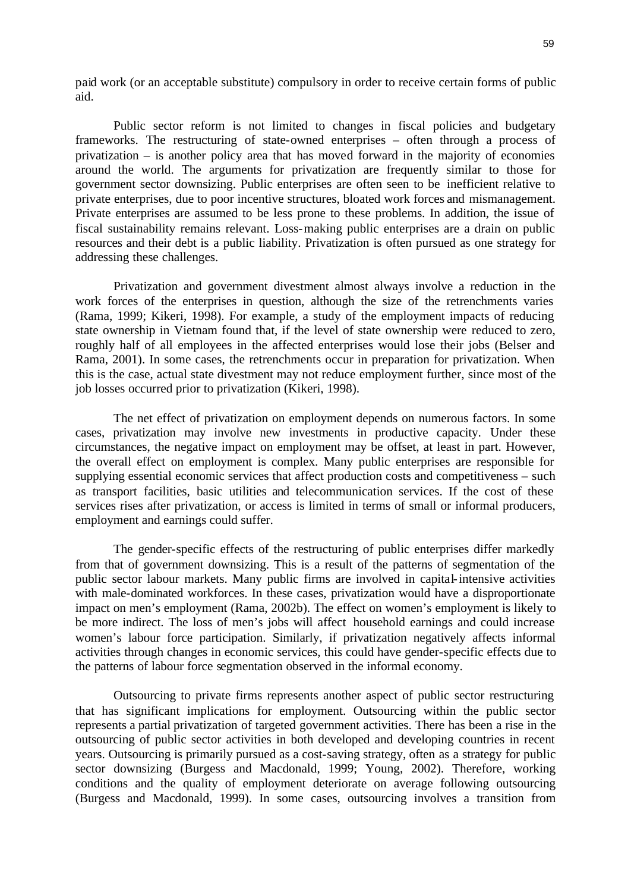paid work (or an acceptable substitute) compulsory in order to receive certain forms of public aid.

Public sector reform is not limited to changes in fiscal policies and budgetary frameworks. The restructuring of state-owned enterprises – often through a process of privatization – is another policy area that has moved forward in the majority of economies around the world. The arguments for privatization are frequently similar to those for government sector downsizing. Public enterprises are often seen to be inefficient relative to private enterprises, due to poor incentive structures, bloated work forces and mismanagement. Private enterprises are assumed to be less prone to these problems. In addition, the issue of fiscal sustainability remains relevant. Loss-making public enterprises are a drain on public resources and their debt is a public liability. Privatization is often pursued as one strategy for addressing these challenges.

Privatization and government divestment almost always involve a reduction in the work forces of the enterprises in question, although the size of the retrenchments varies (Rama, 1999; Kikeri, 1998). For example, a study of the employment impacts of reducing state ownership in Vietnam found that, if the level of state ownership were reduced to zero, roughly half of all employees in the affected enterprises would lose their jobs (Belser and Rama, 2001). In some cases, the retrenchments occur in preparation for privatization. When this is the case, actual state divestment may not reduce employment further, since most of the job losses occurred prior to privatization (Kikeri, 1998).

The net effect of privatization on employment depends on numerous factors. In some cases, privatization may involve new investments in productive capacity. Under these circumstances, the negative impact on employment may be offset, at least in part. However, the overall effect on employment is complex. Many public enterprises are responsible for supplying essential economic services that affect production costs and competitiveness – such as transport facilities, basic utilities and telecommunication services. If the cost of these services rises after privatization, or access is limited in terms of small or informal producers, employment and earnings could suffer.

The gender-specific effects of the restructuring of public enterprises differ markedly from that of government downsizing. This is a result of the patterns of segmentation of the public sector labour markets. Many public firms are involved in capital-intensive activities with male-dominated workforces. In these cases, privatization would have a disproportionate impact on men's employment (Rama, 2002b). The effect on women's employment is likely to be more indirect. The loss of men's jobs will affect household earnings and could increase women's labour force participation. Similarly, if privatization negatively affects informal activities through changes in economic services, this could have gender-specific effects due to the patterns of labour force segmentation observed in the informal economy.

Outsourcing to private firms represents another aspect of public sector restructuring that has significant implications for employment. Outsourcing within the public sector represents a partial privatization of targeted government activities. There has been a rise in the outsourcing of public sector activities in both developed and developing countries in recent years. Outsourcing is primarily pursued as a cost-saving strategy, often as a strategy for public sector downsizing (Burgess and Macdonald, 1999; Young, 2002). Therefore, working conditions and the quality of employment deteriorate on average following outsourcing (Burgess and Macdonald, 1999). In some cases, outsourcing involves a transition from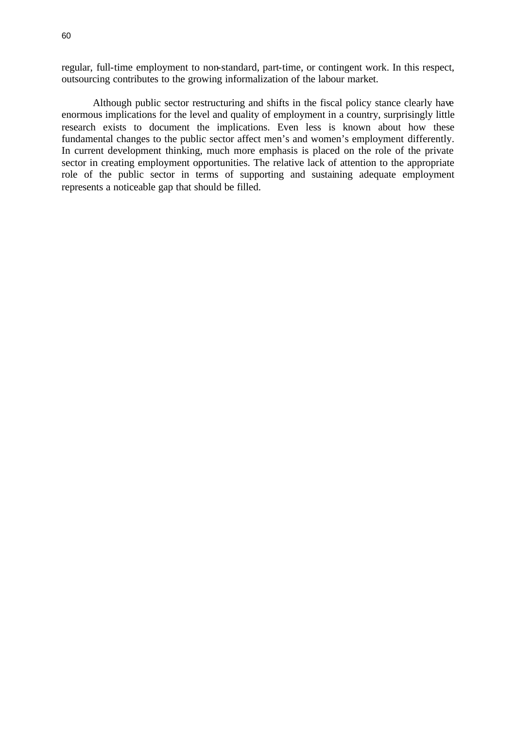regular, full-time employment to non-standard, part-time, or contingent work. In this respect, outsourcing contributes to the growing informalization of the labour market.

Although public sector restructuring and shifts in the fiscal policy stance clearly have enormous implications for the level and quality of employment in a country, surprisingly little research exists to document the implications. Even less is known about how these fundamental changes to the public sector affect men's and women's employment differently. In current development thinking, much more emphasis is placed on the role of the private sector in creating employment opportunities. The relative lack of attention to the appropriate role of the public sector in terms of supporting and sustaining adequate employment represents a noticeable gap that should be filled.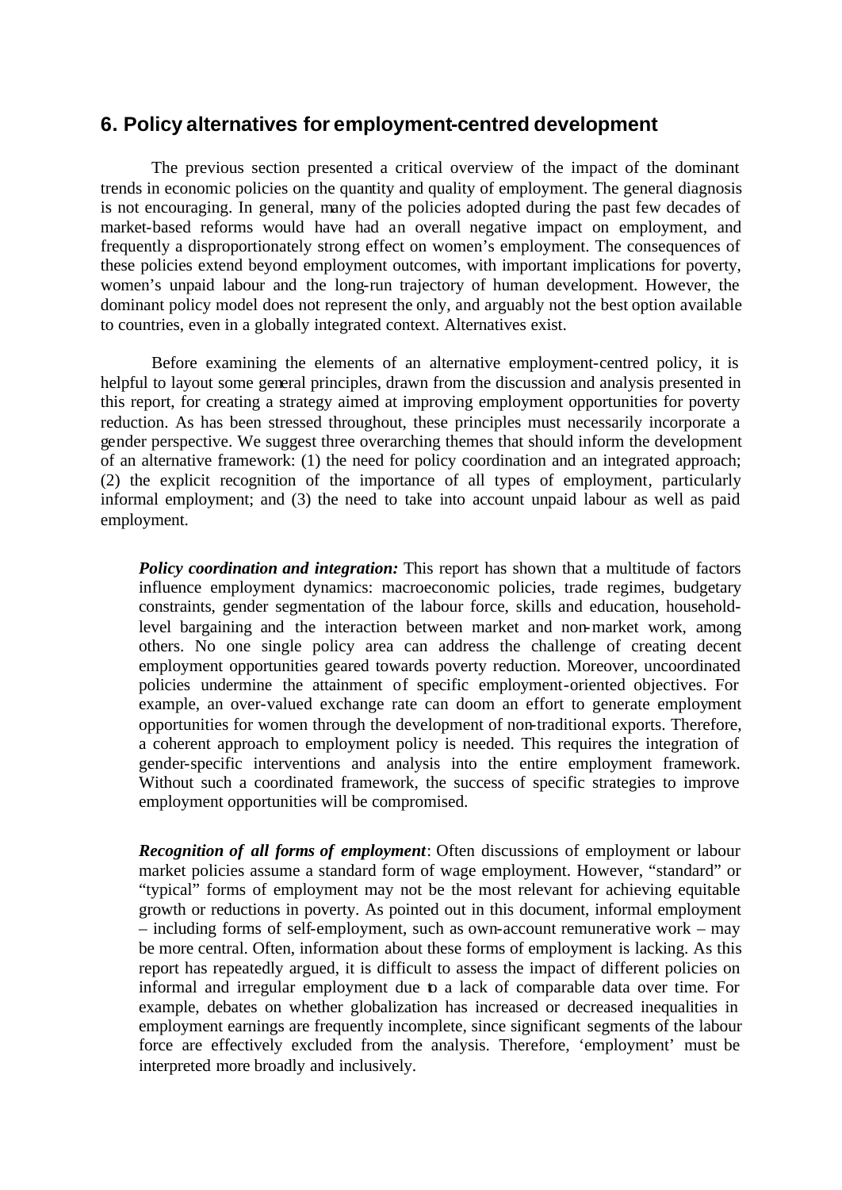## 6. Policy alternatives for employment-centred development

The previous section presented a critical overview of the impact of the dominant trends in economic policies on the quantity and quality of employment. The general diagnosis is not encouraging. In general, many of the policies adopted during the past few decades of market-based reforms would have had an overall negative impact on employment, and frequently a disproportionately strong effect on women's employment. The consequences of these policies extend beyond employment outcomes, with important implications for poverty, women's unpaid labour and the long-run trajectory of human development. However, the dominant policy model does not represent the only, and arguably not the best option available to countries, even in a globally integrated context. Alternatives exist.

Before examining the elements of an alternative employment-centred policy, it is helpful to layout some general principles, drawn from the discussion and analysis presented in this report, for creating a strategy aimed at improving employment opportunities for poverty reduction. As has been stressed throughout, these principles must necessarily incorporate a gender perspective. We suggest three overarching themes that should inform the development of an alternative framework: (1) the need for policy coordination and an integrated approach; (2) the explicit recognition of the importance of all types of employment, particularly informal employment; and (3) the need to take into account unpaid labour as well as paid employment.

> ***Policy coordination and integration:*** This report has shown that a multitude of factors influence employment dynamics: macroeconomic policies, trade regimes, budgetary constraints, gender segmentation of the labour force, skills and education, household-level bargaining and the interaction between market and non-market work, among others. No one single policy area can address the challenge of creating decent employment opportunities geared towards poverty reduction. Moreover, uncoordinated policies undermine the attainment of specific employment-oriented objectives. For example, an over-valued exchange rate can doom an effort to generate employment opportunities for women through the development of non-traditional exports. Therefore, a coherent approach to employment policy is needed. This requires the integration of gender-specific interventions and analysis into the entire employment framework. Without such a coordinated framework, the success of specific strategies to improve employment opportunities will be compromised.

> ***Recognition of all forms of employment***: Often discussions of employment or labour market policies assume a standard form of wage employment. However, "standard" or "typical" forms of employment may not be the most relevant for achieving equitable growth or reductions in poverty. As pointed out in this document, informal employment – including forms of self-employment, such as own-account remunerative work – may be more central. Often, information about these forms of employment is lacking. As this report has repeatedly argued, it is difficult to assess the impact of different policies on informal and irregular employment due to a lack of comparable data over time. For example, debates on whether globalization has increased or decreased inequalities in employment earnings are frequently incomplete, since significant segments of the labour force are effectively excluded from the analysis. Therefore, 'employment' must be interpreted more broadly and inclusively.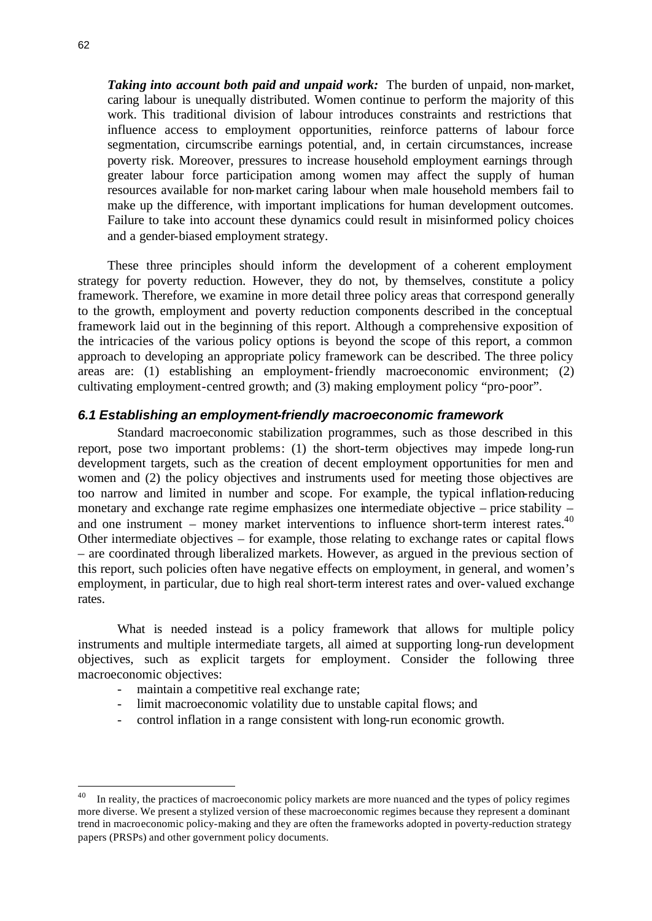*Taking into account both paid and unpaid work:* The burden of unpaid, non-market, caring labour is unequally distributed. Women continue to perform the majority of this work. This traditional division of labour introduces constraints and restrictions that influence access to employment opportunities, reinforce patterns of labour force segmentation, circumscribe earnings potential, and, in certain circumstances, increase poverty risk. Moreover, pressures to increase household employment earnings through greater labour force participation among women may affect the supply of human resources available for non-market caring labour when male household members fail to make up the difference, with important implications for human development outcomes. Failure to take into account these dynamics could result in misinformed policy choices and a gender-biased employment strategy.

These three principles should inform the development of a coherent employment strategy for poverty reduction. However, they do not, by themselves, constitute a policy framework. Therefore, we examine in more detail three policy areas that correspond generally to the growth, employment and poverty reduction components described in the conceptual framework laid out in the beginning of this report. Although a comprehensive exposition of the intricacies of the various policy options is beyond the scope of this report, a common approach to developing an appropriate policy framework can be described. The three policy areas are: (1) establishing an employment-friendly macroeconomic environment; (2) cultivating employment-centred growth; and (3) making employment policy "pro-poor".

### 6.1 Establishing an employment-friendly macroeconomic framework

Standard macroeconomic stabilization programmes, such as those described in this report, pose two important problems: (1) the short-term objectives may impede long-run development targets, such as the creation of decent employment opportunities for men and women and (2) the policy objectives and instruments used for meeting those objectives are too narrow and limited in number and scope. For example, the typical inflation-reducing monetary and exchange rate regime emphasizes one intermediate objective – price stability – and one instrument – money market interventions to influence short-term interest rates.[40] Other intermediate objectives – for example, those relating to exchange rates or capital flows – are coordinated through liberalized markets. However, as argued in the previous section of this report, such policies often have negative effects on employment, in general, and women's employment, in particular, due to high real short-term interest rates and over-valued exchange rates.

What is needed instead is a policy framework that allows for multiple policy instruments and multiple intermediate targets, all aimed at supporting long-run development objectives, such as explicit targets for employment. Consider the following three macroeconomic objectives:

- maintain a competitive real exchange rate;
- limit macroeconomic volatility due to unstable capital flows; and
- control inflation in a range consistent with long-run economic growth.

---

[40] In reality, the practices of macroeconomic policy markets are more nuanced and the types of policy regimes more diverse. We present a stylized version of these macroeconomic regimes because they represent a dominant trend in macroeconomic policy-making and they are often the frameworks adopted in poverty-reduction strategy papers (PRSPs) and other government policy documents.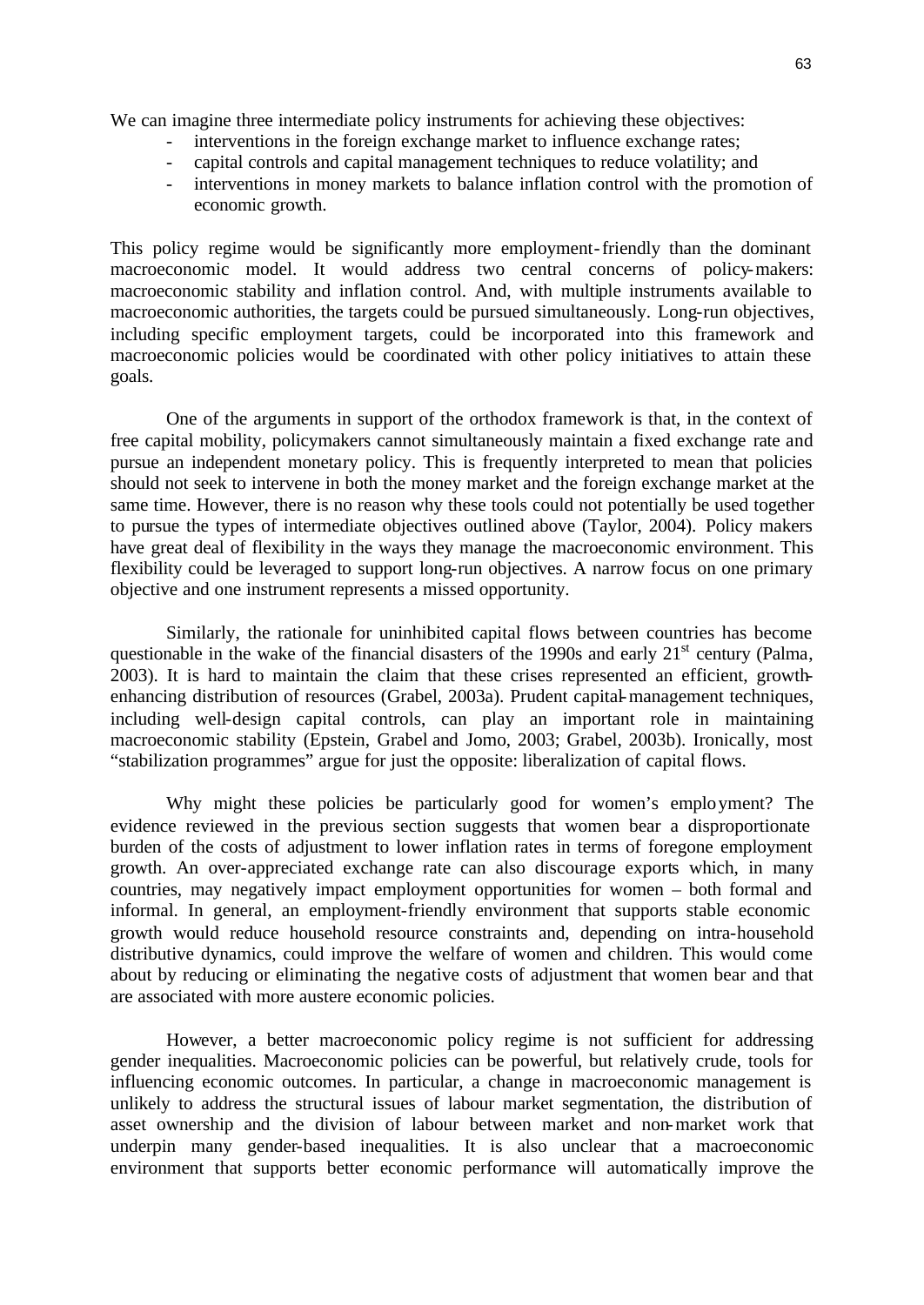We can imagine three intermediate policy instruments for achieving these objectives:

- interventions in the foreign exchange market to influence exchange rates;
- capital controls and capital management techniques to reduce volatility; and
- interventions in money markets to balance inflation control with the promotion of economic growth.

This policy regime would be significantly more employment-friendly than the dominant macroeconomic model. It would address two central concerns of policy-makers: macroeconomic stability and inflation control. And, with multiple instruments available to macroeconomic authorities, the targets could be pursued simultaneously. Long-run objectives, including specific employment targets, could be incorporated into this framework and macroeconomic policies would be coordinated with other policy initiatives to attain these goals.

One of the arguments in support of the orthodox framework is that, in the context of free capital mobility, policymakers cannot simultaneously maintain a fixed exchange rate and pursue an independent monetary policy. This is frequently interpreted to mean that policies should not seek to intervene in both the money market and the foreign exchange market at the same time. However, there is no reason why these tools could not potentially be used together to pursue the types of intermediate objectives outlined above (Taylor, 2004). Policy makers have great deal of flexibility in the ways they manage the macroeconomic environment. This flexibility could be leveraged to support long-run objectives. A narrow focus on one primary objective and one instrument represents a missed opportunity.

Similarly, the rationale for uninhibited capital flows between countries has become questionable in the wake of the financial disasters of the 1990s and early 21st century (Palma, 2003). It is hard to maintain the claim that these crises represented an efficient, growth-enhancing distribution of resources (Grabel, 2003a). Prudent capital-management techniques, including well-design capital controls, can play an important role in maintaining macroeconomic stability (Epstein, Grabel and Jomo, 2003; Grabel, 2003b). Ironically, most "stabilization programmes" argue for just the opposite: liberalization of capital flows.

Why might these policies be particularly good for women's employment? The evidence reviewed in the previous section suggests that women bear a disproportionate burden of the costs of adjustment to lower inflation rates in terms of foregone employment growth. An over-appreciated exchange rate can also discourage exports which, in many countries, may negatively impact employment opportunities for women – both formal and informal. In general, an employment-friendly environment that supports stable economic growth would reduce household resource constraints and, depending on intra-household distributive dynamics, could improve the welfare of women and children. This would come about by reducing or eliminating the negative costs of adjustment that women bear and that are associated with more austere economic policies.

However, a better macroeconomic policy regime is not sufficient for addressing gender inequalities. Macroeconomic policies can be powerful, but relatively crude, tools for influencing economic outcomes. In particular, a change in macroeconomic management is unlikely to address the structural issues of labour market segmentation, the distribution of asset ownership and the division of labour between market and non-market work that underpin many gender-based inequalities. It is also unclear that a macroeconomic environment that supports better economic performance will automatically improve the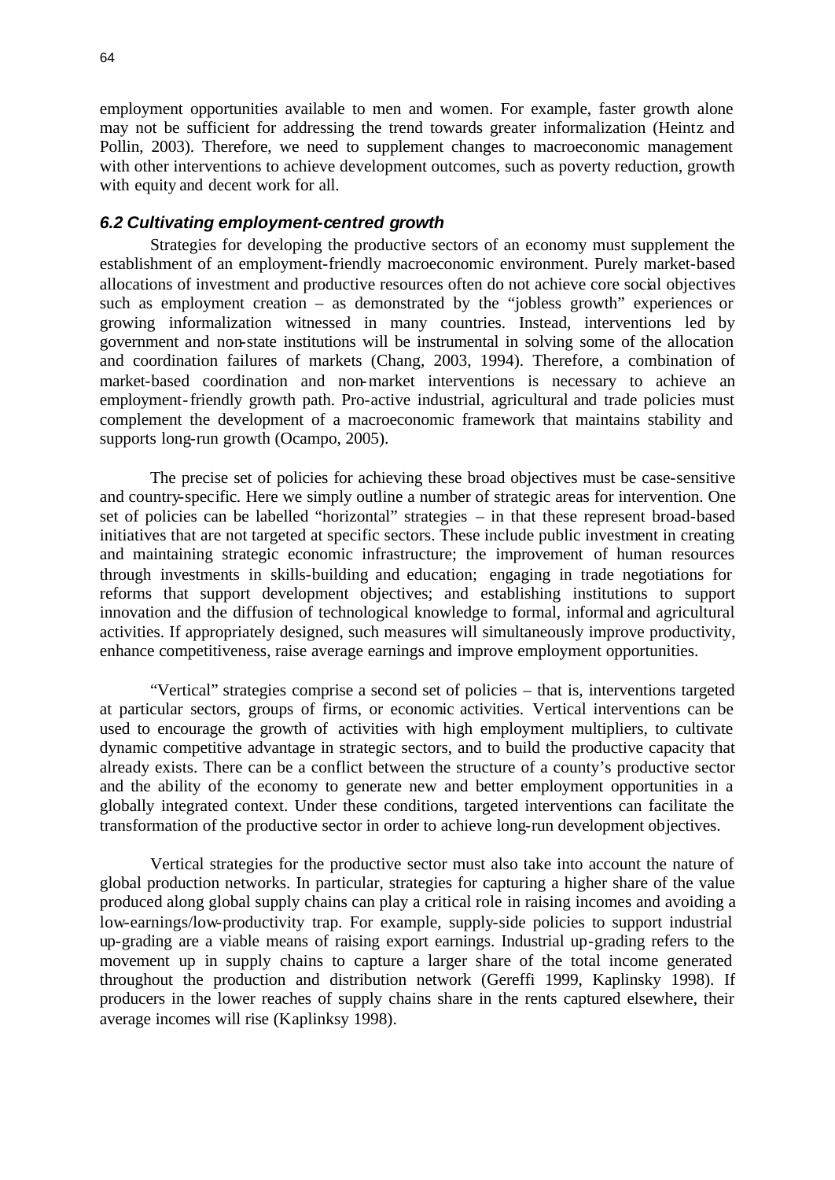employment opportunities available to men and women. For example, faster growth alone may not be sufficient for addressing the trend towards greater informalization (Heintz and Pollin, 2003). Therefore, we need to supplement changes to macroeconomic management with other interventions to achieve development outcomes, such as poverty reduction, growth with equity and decent work for all.

### *6.2 Cultivating employment-centred growth*

Strategies for developing the productive sectors of an economy must supplement the establishment of an employment-friendly macroeconomic environment. Purely market-based allocations of investment and productive resources often do not achieve core social objectives such as employment creation – as demonstrated by the "jobless growth" experiences or growing informalization witnessed in many countries. Instead, interventions led by government and non-state institutions will be instrumental in solving some of the allocation and coordination failures of markets (Chang, 2003, 1994). Therefore, a combination of market-based coordination and non-market interventions is necessary to achieve an employment-friendly growth path. Pro-active industrial, agricultural and trade policies must complement the development of a macroeconomic framework that maintains stability and supports long-run growth (Ocampo, 2005).

The precise set of policies for achieving these broad objectives must be case-sensitive and country-specific. Here we simply outline a number of strategic areas for intervention. One set of policies can be labelled "horizontal" strategies – in that these represent broad-based initiatives that are not targeted at specific sectors. These include public investment in creating and maintaining strategic economic infrastructure; the improvement of human resources through investments in skills-building and education; engaging in trade negotiations for reforms that support development objectives; and establishing institutions to support innovation and the diffusion of technological knowledge to formal, informal and agricultural activities. If appropriately designed, such measures will simultaneously improve productivity, enhance competitiveness, raise average earnings and improve employment opportunities.

"Vertical" strategies comprise a second set of policies – that is, interventions targeted at particular sectors, groups of firms, or economic activities. Vertical interventions can be used to encourage the growth of activities with high employment multipliers, to cultivate dynamic competitive advantage in strategic sectors, and to build the productive capacity that already exists. There can be a conflict between the structure of a county's productive sector and the ability of the economy to generate new and better employment opportunities in a globally integrated context. Under these conditions, targeted interventions can facilitate the transformation of the productive sector in order to achieve long-run development objectives.

Vertical strategies for the productive sector must also take into account the nature of global production networks. In particular, strategies for capturing a higher share of the value produced along global supply chains can play a critical role in raising incomes and avoiding a low-earnings/low-productivity trap. For example, supply-side policies to support industrial up-grading are a viable means of raising export earnings. Industrial up-grading refers to the movement up in supply chains to capture a larger share of the total income generated throughout the production and distribution network (Gereffi 1999, Kaplinsky 1998). If producers in the lower reaches of supply chains share in the rents captured elsewhere, their average incomes will rise (Kaplinksy 1998).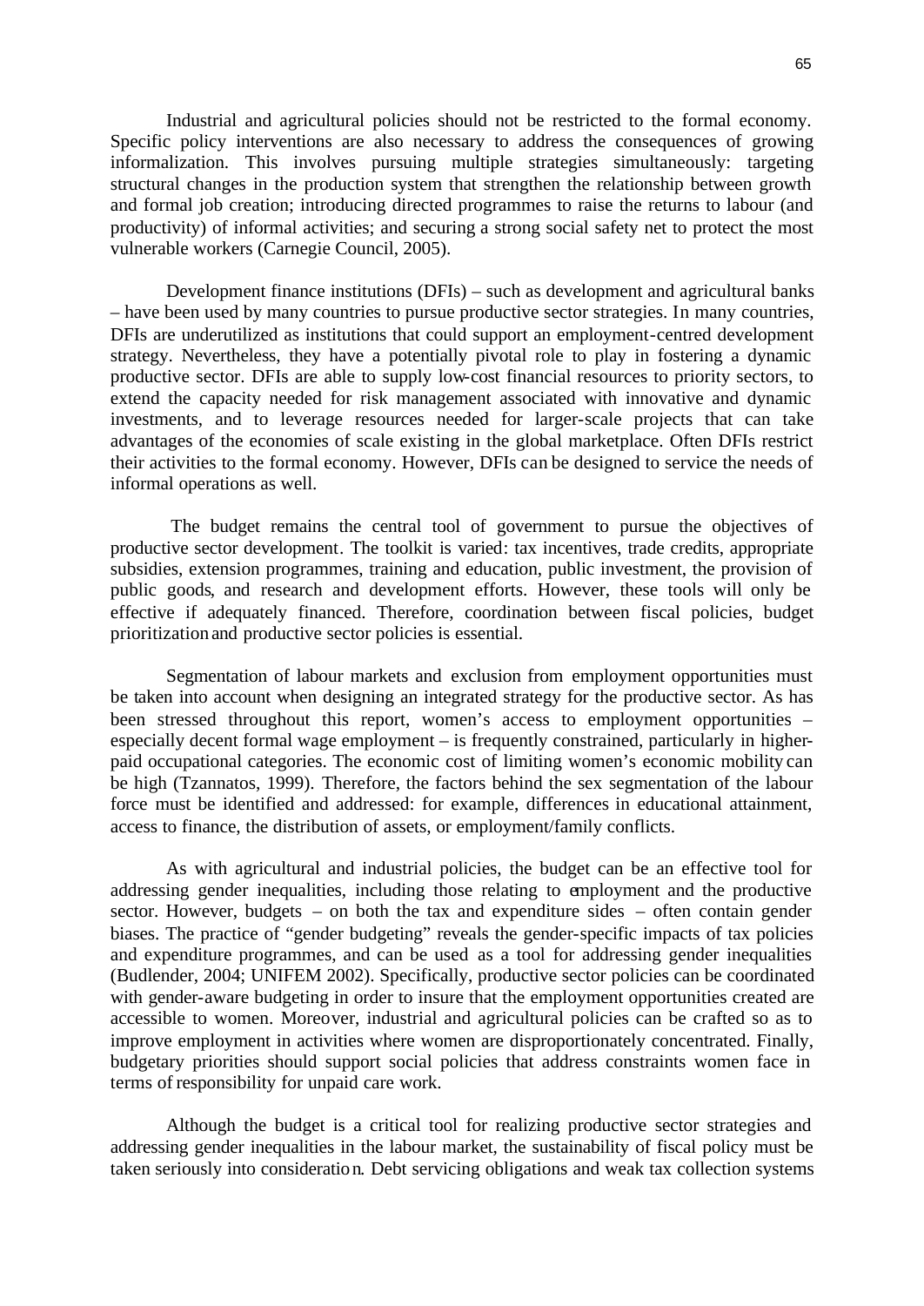Industrial and agricultural policies should not be restricted to the formal economy. Specific policy interventions are also necessary to address the consequences of growing informalization. This involves pursuing multiple strategies simultaneously: targeting structural changes in the production system that strengthen the relationship between growth and formal job creation; introducing directed programmes to raise the returns to labour (and productivity) of informal activities; and securing a strong social safety net to protect the most vulnerable workers (Carnegie Council, 2005).

Development finance institutions (DFIs) – such as development and agricultural banks – have been used by many countries to pursue productive sector strategies. In many countries, DFIs are underutilized as institutions that could support an employment-centred development strategy. Nevertheless, they have a potentially pivotal role to play in fostering a dynamic productive sector. DFIs are able to supply low-cost financial resources to priority sectors, to extend the capacity needed for risk management associated with innovative and dynamic investments, and to leverage resources needed for larger-scale projects that can take advantages of the economies of scale existing in the global marketplace. Often DFIs restrict their activities to the formal economy. However, DFIs can be designed to service the needs of informal operations as well.

The budget remains the central tool of government to pursue the objectives of productive sector development. The toolkit is varied: tax incentives, trade credits, appropriate subsidies, extension programmes, training and education, public investment, the provision of public goods, and research and development efforts. However, these tools will only be effective if adequately financed. Therefore, coordination between fiscal policies, budget prioritization and productive sector policies is essential.

Segmentation of labour markets and exclusion from employment opportunities must be taken into account when designing an integrated strategy for the productive sector. As has been stressed throughout this report, women's access to employment opportunities – especially decent formal wage employment – is frequently constrained, particularly in higher-paid occupational categories. The economic cost of limiting women's economic mobility can be high (Tzannatos, 1999). Therefore, the factors behind the sex segmentation of the labour force must be identified and addressed: for example, differences in educational attainment, access to finance, the distribution of assets, or employment/family conflicts.

As with agricultural and industrial policies, the budget can be an effective tool for addressing gender inequalities, including those relating to employment and the productive sector. However, budgets – on both the tax and expenditure sides – often contain gender biases. The practice of "gender budgeting" reveals the gender-specific impacts of tax policies and expenditure programmes, and can be used as a tool for addressing gender inequalities (Budlender, 2004; UNIFEM 2002). Specifically, productive sector policies can be coordinated with gender-aware budgeting in order to insure that the employment opportunities created are accessible to women. Moreover, industrial and agricultural policies can be crafted so as to improve employment in activities where women are disproportionately concentrated. Finally, budgetary priorities should support social policies that address constraints women face in terms of responsibility for unpaid care work.

Although the budget is a critical tool for realizing productive sector strategies and addressing gender inequalities in the labour market, the sustainability of fiscal policy must be taken seriously into consideration. Debt servicing obligations and weak tax collection systems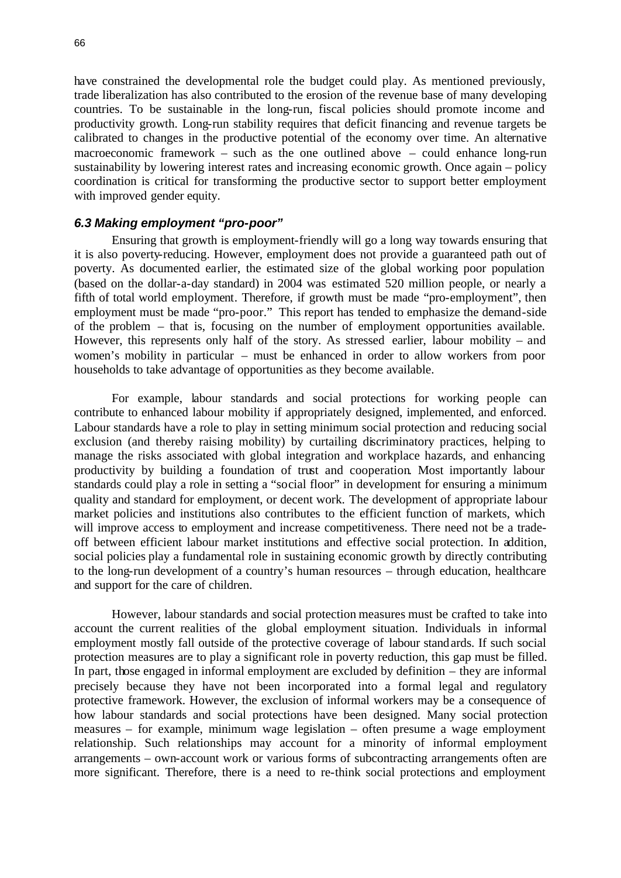have constrained the developmental role the budget could play. As mentioned previously, trade liberalization has also contributed to the erosion of the revenue base of many developing countries. To be sustainable in the long-run, fiscal policies should promote income and productivity growth. Long-run stability requires that deficit financing and revenue targets be calibrated to changes in the productive potential of the economy over time. An alternative macroeconomic framework – such as the one outlined above – could enhance long-run sustainability by lowering interest rates and increasing economic growth. Once again – policy coordination is critical for transforming the productive sector to support better employment with improved gender equity.

### *6.3 Making employment "pro-poor"*

Ensuring that growth is employment-friendly will go a long way towards ensuring that it is also poverty-reducing. However, employment does not provide a guaranteed path out of poverty. As documented earlier, the estimated size of the global working poor population (based on the dollar-a-day standard) in 2004 was estimated 520 million people, or nearly a fifth of total world employment. Therefore, if growth must be made "pro-employment", then employment must be made "pro-poor." This report has tended to emphasize the demand-side of the problem – that is, focusing on the number of employment opportunities available. However, this represents only half of the story. As stressed earlier, labour mobility – and women's mobility in particular – must be enhanced in order to allow workers from poor households to take advantage of opportunities as they become available.

For example, labour standards and social protections for working people can contribute to enhanced labour mobility if appropriately designed, implemented, and enforced. Labour standards have a role to play in setting minimum social protection and reducing social exclusion (and thereby raising mobility) by curtailing discriminatory practices, helping to manage the risks associated with global integration and workplace hazards, and enhancing productivity by building a foundation of trust and cooperation. Most importantly labour standards could play a role in setting a "social floor" in development for ensuring a minimum quality and standard for employment, or decent work. The development of appropriate labour market policies and institutions also contributes to the efficient function of markets, which will improve access to employment and increase competitiveness. There need not be a trade-off between efficient labour market institutions and effective social protection. In addition, social policies play a fundamental role in sustaining economic growth by directly contributing to the long-run development of a country's human resources – through education, healthcare and support for the care of children.

However, labour standards and social protection measures must be crafted to take into account the current realities of the global employment situation. Individuals in informal employment mostly fall outside of the protective coverage of labour standards. If such social protection measures are to play a significant role in poverty reduction, this gap must be filled. In part, those engaged in informal employment are excluded by definition – they are informal precisely because they have not been incorporated into a formal legal and regulatory protective framework. However, the exclusion of informal workers may be a consequence of how labour standards and social protections have been designed. Many social protection measures – for example, minimum wage legislation – often presume a wage employment relationship. Such relationships may account for a minority of informal employment arrangements – own-account work or various forms of subcontracting arrangements often are more significant. Therefore, there is a need to re-think social protections and employment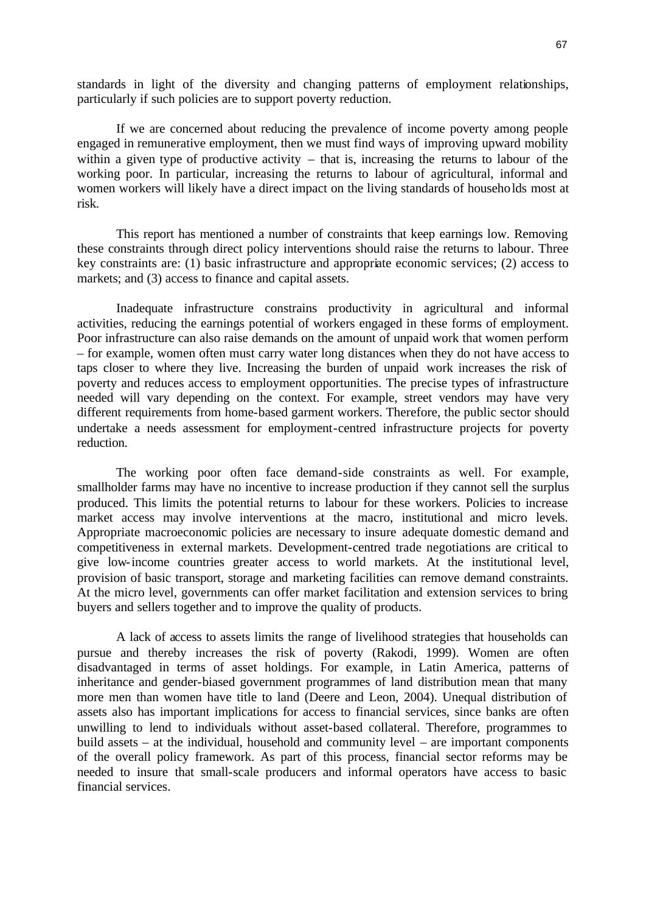standards in light of the diversity and changing patterns of employment relationships, particularly if such policies are to support poverty reduction.

If we are concerned about reducing the prevalence of income poverty among people engaged in remunerative employment, then we must find ways of improving upward mobility within a given type of productive activity – that is, increasing the returns to labour of the working poor. In particular, increasing the returns to labour of agricultural, informal and women workers will likely have a direct impact on the living standards of households most at risk.

This report has mentioned a number of constraints that keep earnings low. Removing these constraints through direct policy interventions should raise the returns to labour. Three key constraints are: (1) basic infrastructure and appropriate economic services; (2) access to markets; and (3) access to finance and capital assets.

Inadequate infrastructure constrains productivity in agricultural and informal activities, reducing the earnings potential of workers engaged in these forms of employment. Poor infrastructure can also raise demands on the amount of unpaid work that women perform – for example, women often must carry water long distances when they do not have access to taps closer to where they live. Increasing the burden of unpaid work increases the risk of poverty and reduces access to employment opportunities. The precise types of infrastructure needed will vary depending on the context. For example, street vendors may have very different requirements from home-based garment workers. Therefore, the public sector should undertake a needs assessment for employment-centred infrastructure projects for poverty reduction.

The working poor often face demand-side constraints as well. For example, smallholder farms may have no incentive to increase production if they cannot sell the surplus produced. This limits the potential returns to labour for these workers. Policies to increase market access may involve interventions at the macro, institutional and micro levels. Appropriate macroeconomic policies are necessary to insure adequate domestic demand and competitiveness in external markets. Development-centred trade negotiations are critical to give low-income countries greater access to world markets. At the institutional level, provision of basic transport, storage and marketing facilities can remove demand constraints. At the micro level, governments can offer market facilitation and extension services to bring buyers and sellers together and to improve the quality of products.

A lack of access to assets limits the range of livelihood strategies that households can pursue and thereby increases the risk of poverty (Rakodi, 1999). Women are often disadvantaged in terms of asset holdings. For example, in Latin America, patterns of inheritance and gender-biased government programmes of land distribution mean that many more men than women have title to land (Deere and Leon, 2004). Unequal distribution of assets also has important implications for access to financial services, since banks are often unwilling to lend to individuals without asset-based collateral. Therefore, programmes to build assets – at the individual, household and community level – are important components of the overall policy framework. As part of this process, financial sector reforms may be needed to insure that small-scale producers and informal operators have access to basic financial services.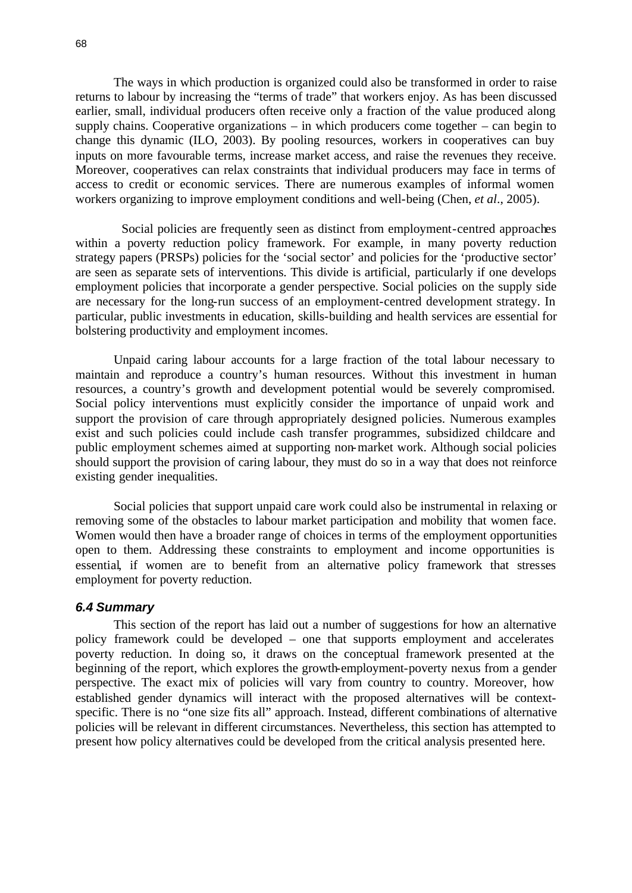The ways in which production is organized could also be transformed in order to raise returns to labour by increasing the "terms of trade" that workers enjoy. As has been discussed earlier, small, individual producers often receive only a fraction of the value produced along supply chains. Cooperative organizations – in which producers come together – can begin to change this dynamic (ILO, 2003). By pooling resources, workers in cooperatives can buy inputs on more favourable terms, increase market access, and raise the revenues they receive. Moreover, cooperatives can relax constraints that individual producers may face in terms of access to credit or economic services. There are numerous examples of informal women workers organizing to improve employment conditions and well-being (Chen, *et al*., 2005).

Social policies are frequently seen as distinct from employment-centred approaches within a poverty reduction policy framework. For example, in many poverty reduction strategy papers (PRSPs) policies for the 'social sector' and policies for the 'productive sector' are seen as separate sets of interventions. This divide is artificial, particularly if one develops employment policies that incorporate a gender perspective. Social policies on the supply side are necessary for the long-run success of an employment-centred development strategy. In particular, public investments in education, skills-building and health services are essential for bolstering productivity and employment incomes.

Unpaid caring labour accounts for a large fraction of the total labour necessary to maintain and reproduce a country's human resources. Without this investment in human resources, a country's growth and development potential would be severely compromised. Social policy interventions must explicitly consider the importance of unpaid work and support the provision of care through appropriately designed policies. Numerous examples exist and such policies could include cash transfer programmes, subsidized childcare and public employment schemes aimed at supporting non-market work. Although social policies should support the provision of caring labour, they must do so in a way that does not reinforce existing gender inequalities.

Social policies that support unpaid care work could also be instrumental in relaxing or removing some of the obstacles to labour market participation and mobility that women face. Women would then have a broader range of choices in terms of the employment opportunities open to them. Addressing these constraints to employment and income opportunities is essential, if women are to benefit from an alternative policy framework that stresses employment for poverty reduction.

### *6.4 Summary*

This section of the report has laid out a number of suggestions for how an alternative policy framework could be developed – one that supports employment and accelerates poverty reduction. In doing so, it draws on the conceptual framework presented at the beginning of the report, which explores the growth-employment-poverty nexus from a gender perspective. The exact mix of policies will vary from country to country. Moreover, how established gender dynamics will interact with the proposed alternatives will be context-specific. There is no "one size fits all" approach. Instead, different combinations of alternative policies will be relevant in different circumstances. Nevertheless, this section has attempted to present how policy alternatives could be developed from the critical analysis presented here.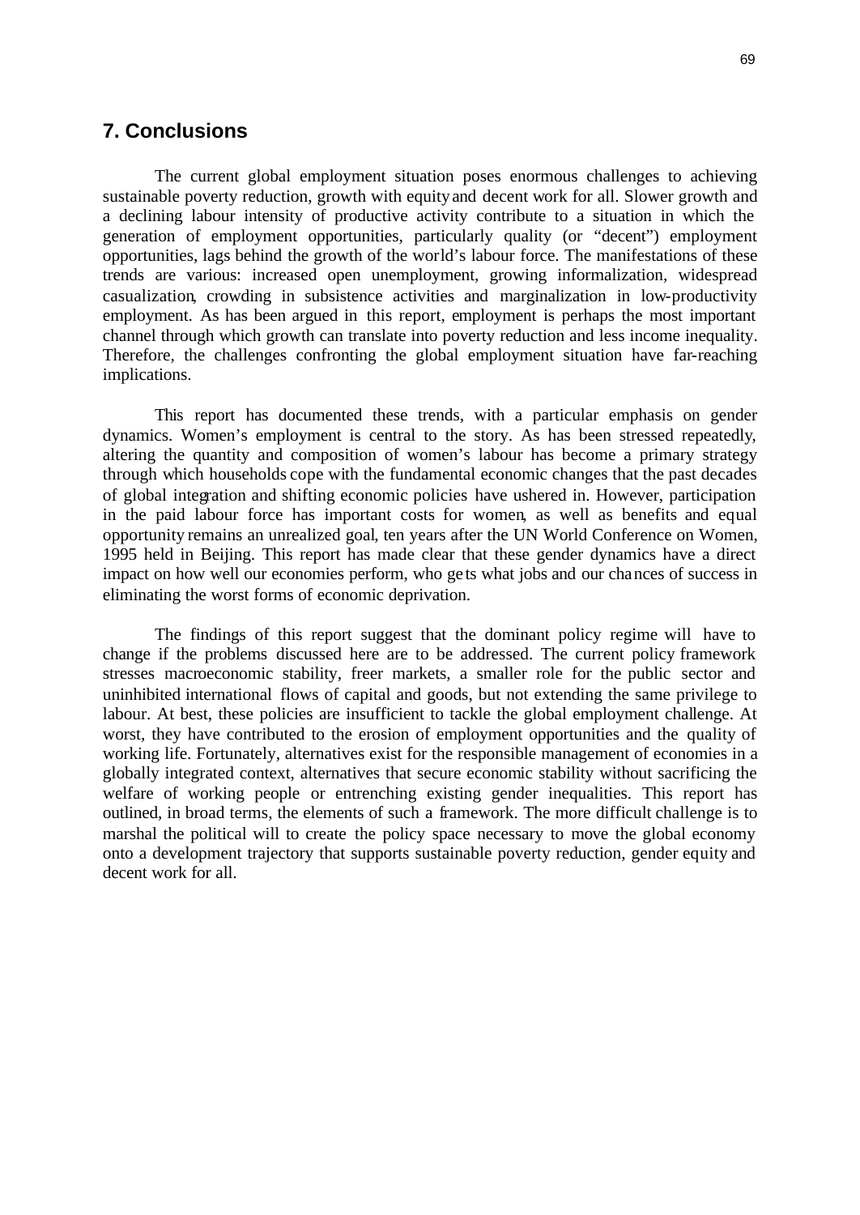## 7. Conclusions

The current global employment situation poses enormous challenges to achieving sustainable poverty reduction, growth with equity and decent work for all. Slower growth and a declining labour intensity of productive activity contribute to a situation in which the generation of employment opportunities, particularly quality (or "decent") employment opportunities, lags behind the growth of the world's labour force. The manifestations of these trends are various: increased open unemployment, growing informalization, widespread casualization, crowding in subsistence activities and marginalization in low-productivity employment. As has been argued in this report, employment is perhaps the most important channel through which growth can translate into poverty reduction and less income inequality. Therefore, the challenges confronting the global employment situation have far-reaching implications.

This report has documented these trends, with a particular emphasis on gender dynamics. Women's employment is central to the story. As has been stressed repeatedly, altering the quantity and composition of women's labour has become a primary strategy through which households cope with the fundamental economic changes that the past decades of global integration and shifting economic policies have ushered in. However, participation in the paid labour force has important costs for women, as well as benefits and equal opportunity remains an unrealized goal, ten years after the UN World Conference on Women, 1995 held in Beijing. This report has made clear that these gender dynamics have a direct impact on how well our economies perform, who gets what jobs and our chances of success in eliminating the worst forms of economic deprivation.

The findings of this report suggest that the dominant policy regime will have to change if the problems discussed here are to be addressed. The current policy framework stresses macroeconomic stability, freer markets, a smaller role for the public sector and uninhibited international flows of capital and goods, but not extending the same privilege to labour. At best, these policies are insufficient to tackle the global employment challenge. At worst, they have contributed to the erosion of employment opportunities and the quality of working life. Fortunately, alternatives exist for the responsible management of economies in a globally integrated context, alternatives that secure economic stability without sacrificing the welfare of working people or entrenching existing gender inequalities. This report has outlined, in broad terms, the elements of such a framework. The more difficult challenge is to marshal the political will to create the policy space necessary to move the global economy onto a development trajectory that supports sustainable poverty reduction, gender equity and decent work for all.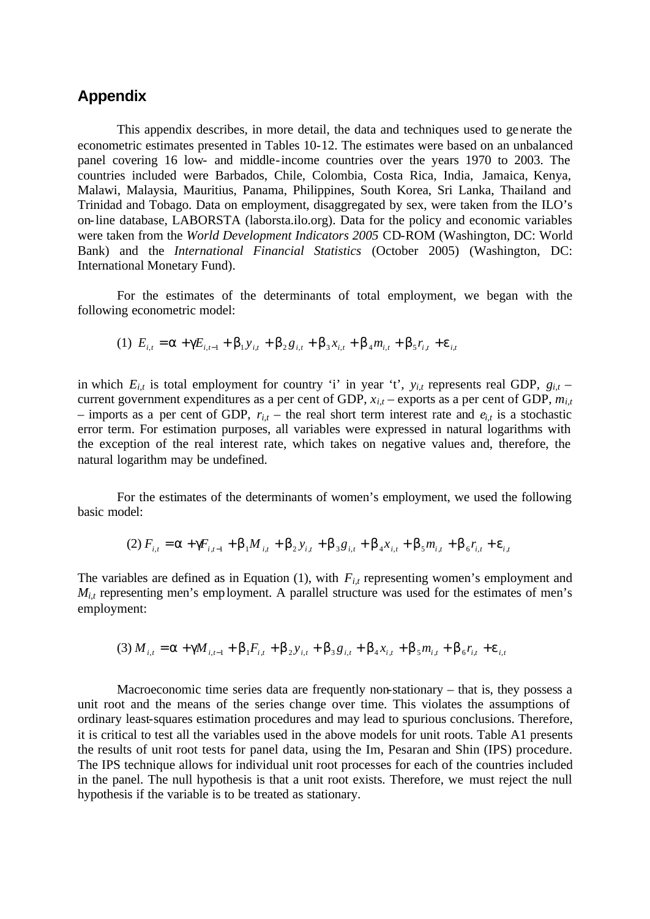## Appendix

This appendix describes, in more detail, the data and techniques used to generate the econometric estimates presented in Tables 10-12. The estimates were based on an unbalanced panel covering 16 low- and middle-income countries over the years 1970 to 2003. The countries included were Barbados, Chile, Colombia, Costa Rica, India, Jamaica, Kenya, Malawi, Malaysia, Mauritius, Panama, Philippines, South Korea, Sri Lanka, Thailand and Trinidad and Tobago. Data on employment, disaggregated by sex, were taken from the ILO's on-line database, LABORSTA (laborsta.ilo.org). Data for the policy and economic variables were taken from the *World Development Indicators 2005* CD-ROM (Washington, DC: World Bank) and the *International Financial Statistics* (October 2005) (Washington, DC: International Monetary Fund).

For the estimates of the determinants of total employment, we began with the following econometric model:

$$(1)\ E_{i,t} = \alpha + \gamma E_{i,t-1} + \beta_1 y_{i,t} + \beta_2 g_{i,t} + \beta_3 x_{i,t} + \beta_4 m_{i,t} + \beta_5 r_{i,t} + \varepsilon_{i,t}$$

in which $E_{i,t}$ is total employment for country 'i' in year 't', $y_{i,t}$ represents real GDP, $g_{i,t}$ – current government expenditures as a per cent of GDP, $x_{i,t}$ – exports as a per cent of GDP, $m_{i,t}$ – imports as a per cent of GDP, $r_{i,t}$ – the real short term interest rate and $e_{i,t}$ is a stochastic error term. For estimation purposes, all variables were expressed in natural logarithms with the exception of the real interest rate, which takes on negative values and, therefore, the natural logarithm may be undefined.

For the estimates of the determinants of women's employment, we used the following basic model:

$$(2)\ F_{i,t} = \alpha + \gamma F_{i,t-1} + \beta_1 M_{i,t} + \beta_2 y_{i,t} + \beta_3 g_{i,t} + \beta_4 x_{i,t} + \beta_5 m_{i,t} + \beta_6 r_{i,t} + \varepsilon_{i,t}$$

The variables are defined as in Equation (1), with $F_{i,t}$ representing women's employment and $M_{i,t}$ representing men's employment. A parallel structure was used for the estimates of men's employment:

$$(3)\ M_{i,t} = \alpha + \gamma M_{i,t-1} + \beta_1 F_{i,t} + \beta_2 y_{i,t} + \beta_3 g_{i,t} + \beta_4 x_{i,t} + \beta_5 m_{i,t} + \beta_6 r_{i,t} + \varepsilon_{i,t}$$

Macroeconomic time series data are frequently non-stationary – that is, they possess a unit root and the means of the series change over time. This violates the assumptions of ordinary least-squares estimation procedures and may lead to spurious conclusions. Therefore, it is critical to test all the variables used in the above models for unit roots. Table A1 presents the results of unit root tests for panel data, using the Im, Pesaran and Shin (IPS) procedure. The IPS technique allows for individual unit root processes for each of the countries included in the panel. The null hypothesis is that a unit root exists. Therefore, we must reject the null hypothesis if the variable is to be treated as stationary.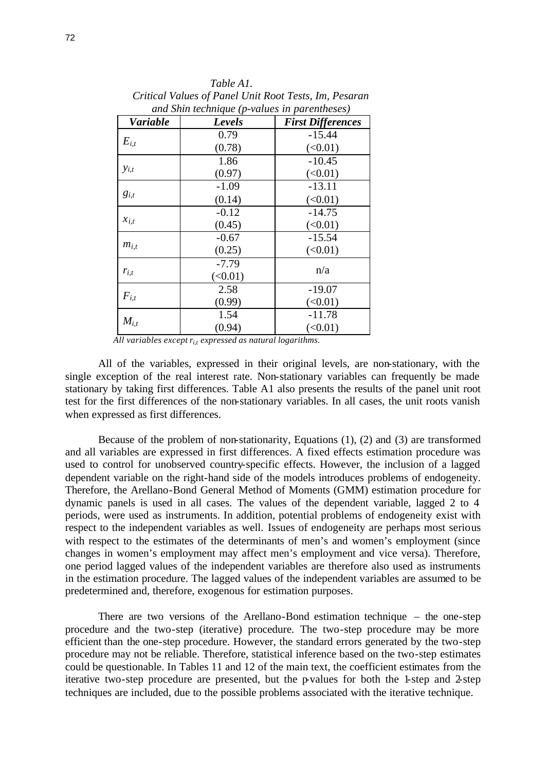*Table A1.*
*Critical Values of Panel Unit Root Tests, Im, Pesaran and Shin technique (p-values in parentheses)*

| *Variable* | *Levels* | *First Differences* |
|---|---|---|
| $E_{i,t}$ | 0.79 (0.78) | -15.44 (<0.01) |
| $y_{i,t}$ | 1.86 (0.97) | -10.45 (<0.01) |
| $g_{i,t}$ | -1.09 (0.14) | -13.11 (<0.01) |
| $x_{i,t}$ | -0.12 (0.45) | -14.75 (<0.01) |
| $m_{i,t}$ | -0.67 (0.25) | -15.54 (<0.01) |
| $r_{i,t}$ | -7.79 (<0.01) | n/a |
| $F_{i,t}$ | 2.58 (0.99) | -19.07 (<0.01) |
| $M_{i,t}$ | 1.54 (0.94) | -11.78 (<0.01) |

*All variables except $r_{i,t}$ expressed as natural logarithms.*

All of the variables, expressed in their original levels, are non-stationary, with the single exception of the real interest rate. Non-stationary variables can frequently be made stationary by taking first differences. Table A1 also presents the results of the panel unit root test for the first differences of the non-stationary variables. In all cases, the unit roots vanish when expressed as first differences.

Because of the problem of non-stationarity, Equations (1), (2) and (3) are transformed and all variables are expressed in first differences. A fixed effects estimation procedure was used to control for unobserved country-specific effects. However, the inclusion of a lagged dependent variable on the right-hand side of the models introduces problems of endogeneity. Therefore, the Arellano-Bond General Method of Moments (GMM) estimation procedure for dynamic panels is used in all cases. The values of the dependent variable, lagged 2 to 4 periods, were used as instruments. In addition, potential problems of endogeneity exist with respect to the independent variables as well. Issues of endogeneity are perhaps most serious with respect to the estimates of the determinants of men's and women's employment (since changes in women's employment may affect men's employment and vice versa). Therefore, one period lagged values of the independent variables are therefore also used as instruments in the estimation procedure. The lagged values of the independent variables are assumed to be predetermined and, therefore, exogenous for estimation purposes.

There are two versions of the Arellano-Bond estimation technique – the one-step procedure and the two-step (iterative) procedure. The two-step procedure may be more efficient than the one-step procedure. However, the standard errors generated by the two-step procedure may not be reliable. Therefore, statistical inference based on the two-step estimates could be questionable. In Tables 11 and 12 of the main text, the coefficient estimates from the iterative two-step procedure are presented, but the p-values for both the 1-step and 2-step techniques are included, due to the possible problems associated with the iterative technique.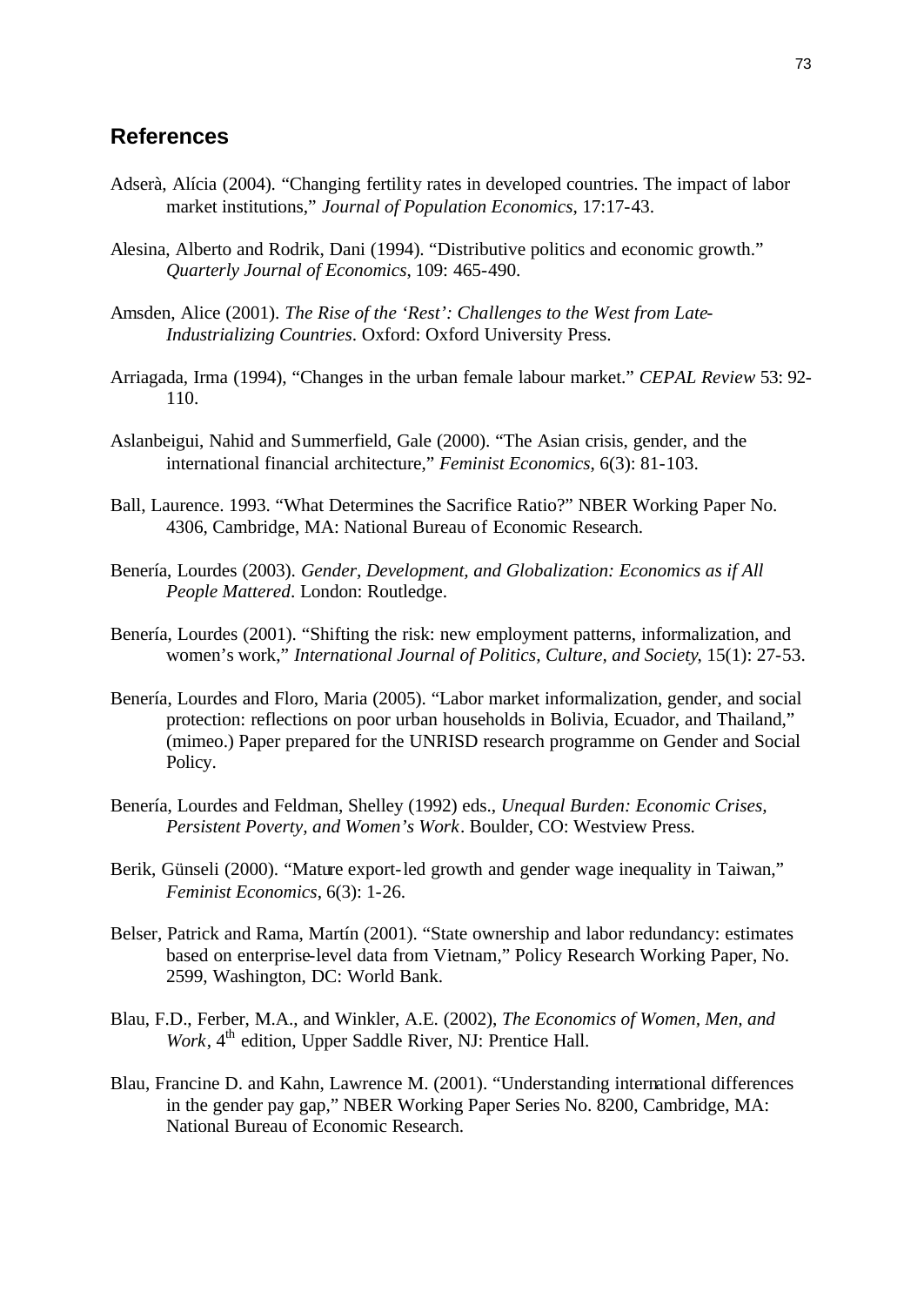## References

Adserà, Alícia (2004). "Changing fertility rates in developed countries. The impact of labor market institutions," *Journal of Population Economics*, 17:17-43.

Alesina, Alberto and Rodrik, Dani (1994). "Distributive politics and economic growth." *Quarterly Journal of Economics*, 109: 465-490.

Amsden, Alice (2001). *The Rise of the 'Rest': Challenges to the West from Late-Industrializing Countries*. Oxford: Oxford University Press.

Arriagada, Irma (1994), "Changes in the urban female labour market." *CEPAL Review* 53: 92-110.

Aslanbeigui, Nahid and Summerfield, Gale (2000). "The Asian crisis, gender, and the international financial architecture," *Feminist Economics*, 6(3): 81-103.

Ball, Laurence. 1993. "What Determines the Sacrifice Ratio?" NBER Working Paper No. 4306, Cambridge, MA: National Bureau of Economic Research.

Benería, Lourdes (2003). *Gender, Development, and Globalization: Economics as if All People Mattered*. London: Routledge.

Benería, Lourdes (2001). "Shifting the risk: new employment patterns, informalization, and women's work," *International Journal of Politics, Culture, and Society*, 15(1): 27-53.

Benería, Lourdes and Floro, Maria (2005). "Labor market informalization, gender, and social protection: reflections on poor urban households in Bolivia, Ecuador, and Thailand," (mimeo.) Paper prepared for the UNRISD research programme on Gender and Social Policy.

Benería, Lourdes and Feldman, Shelley (1992) eds., *Unequal Burden: Economic Crises, Persistent Poverty, and Women's Work*. Boulder, CO: Westview Press.

Berik, Günseli (2000). "Mature export-led growth and gender wage inequality in Taiwan," *Feminist Economics*, 6(3): 1-26.

Belser, Patrick and Rama, Martín (2001). "State ownership and labor redundancy: estimates based on enterprise-level data from Vietnam," Policy Research Working Paper, No. 2599, Washington, DC: World Bank.

Blau, F.D., Ferber, M.A., and Winkler, A.E. (2002), *The Economics of Women, Men, and Work*, 4th edition, Upper Saddle River, NJ: Prentice Hall.

Blau, Francine D. and Kahn, Lawrence M. (2001). "Understanding international differences in the gender pay gap," NBER Working Paper Series No. 8200, Cambridge, MA: National Bureau of Economic Research.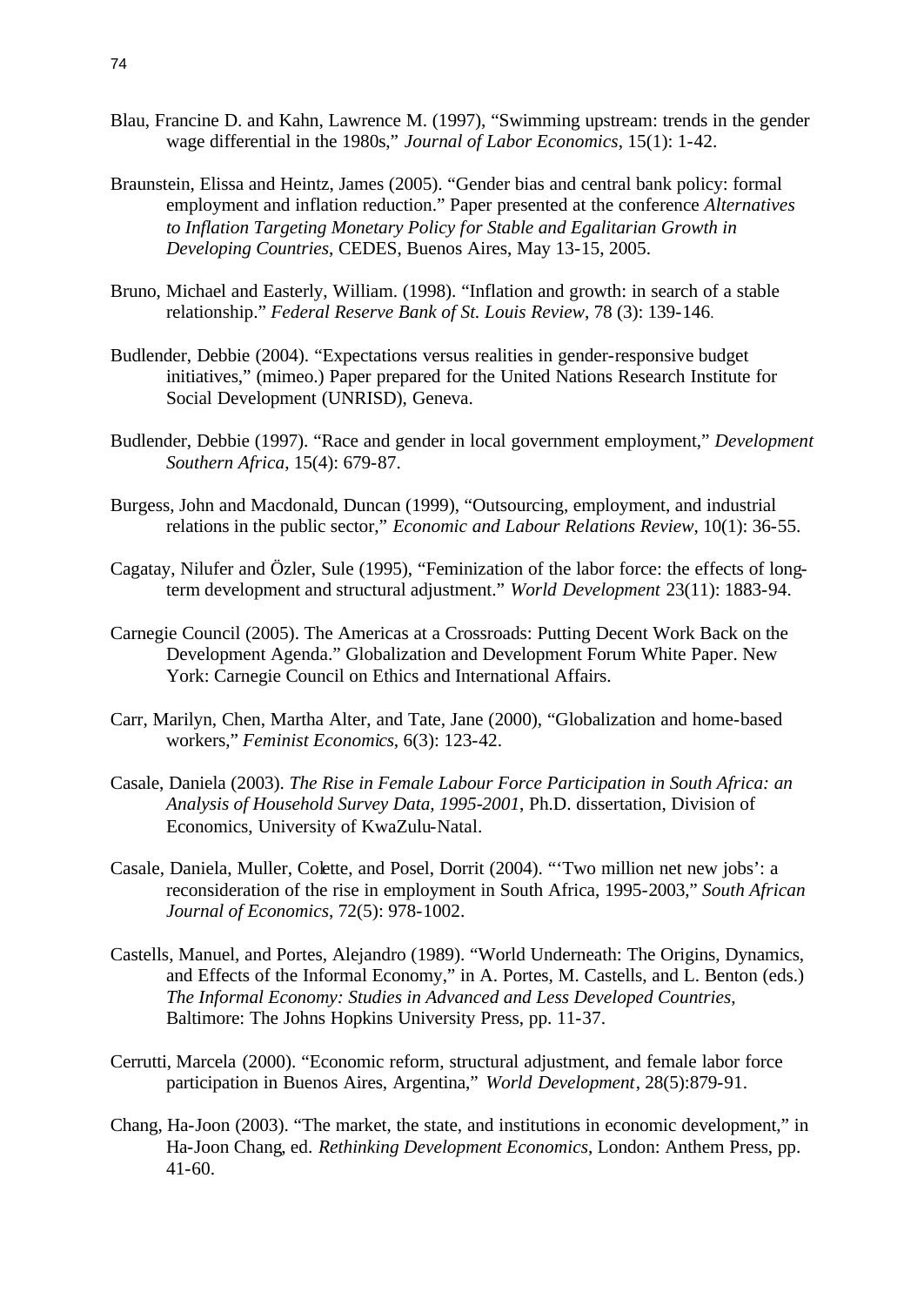Blau, Francine D. and Kahn, Lawrence M. (1997), "Swimming upstream: trends in the gender wage differential in the 1980s," *Journal of Labor Economics*, 15(1): 1-42.

Braunstein, Elissa and Heintz, James (2005). "Gender bias and central bank policy: formal employment and inflation reduction." Paper presented at the conference *Alternatives to Inflation Targeting Monetary Policy for Stable and Egalitarian Growth in Developing Countries*, CEDES, Buenos Aires, May 13-15, 2005.

Bruno, Michael and Easterly, William. (1998). "Inflation and growth: in search of a stable relationship." *Federal Reserve Bank of St. Louis Review*, 78 (3): 139-146.

Budlender, Debbie (2004). "Expectations versus realities in gender-responsive budget initiatives," (mimeo.) Paper prepared for the United Nations Research Institute for Social Development (UNRISD), Geneva.

Budlender, Debbie (1997). "Race and gender in local government employment," *Development Southern Africa*, 15(4): 679-87.

Burgess, John and Macdonald, Duncan (1999), "Outsourcing, employment, and industrial relations in the public sector," *Economic and Labour Relations Review*, 10(1): 36-55.

Cagatay, Nilufer and Özler, Sule (1995), "Feminization of the labor force: the effects of long-term development and structural adjustment." *World Development* 23(11): 1883-94.

Carnegie Council (2005). The Americas at a Crossroads: Putting Decent Work Back on the Development Agenda." Globalization and Development Forum White Paper. New York: Carnegie Council on Ethics and International Affairs.

Carr, Marilyn, Chen, Martha Alter, and Tate, Jane (2000), "Globalization and home-based workers," *Feminist Economics*, 6(3): 123-42.

Casale, Daniela (2003). *The Rise in Female Labour Force Participation in South Africa: an Analysis of Household Survey Data, 1995-2001*, Ph.D. dissertation, Division of Economics, University of KwaZulu-Natal.

Casale, Daniela, Muller, Colette, and Posel, Dorrit (2004). "'Two million net new jobs': a reconsideration of the rise in employment in South Africa, 1995-2003," *South African Journal of Economics*, 72(5): 978-1002.

Castells, Manuel, and Portes, Alejandro (1989). "World Underneath: The Origins, Dynamics, and Effects of the Informal Economy," in A. Portes, M. Castells, and L. Benton (eds.) *The Informal Economy: Studies in Advanced and Less Developed Countries*, Baltimore: The Johns Hopkins University Press, pp. 11-37.

Cerrutti, Marcela (2000). "Economic reform, structural adjustment, and female labor force participation in Buenos Aires, Argentina," *World Development*, 28(5):879-91.

Chang, Ha-Joon (2003). "The market, the state, and institutions in economic development," in Ha-Joon Chang, ed. *Rethinking Development Economics*, London: Anthem Press, pp. 41-60.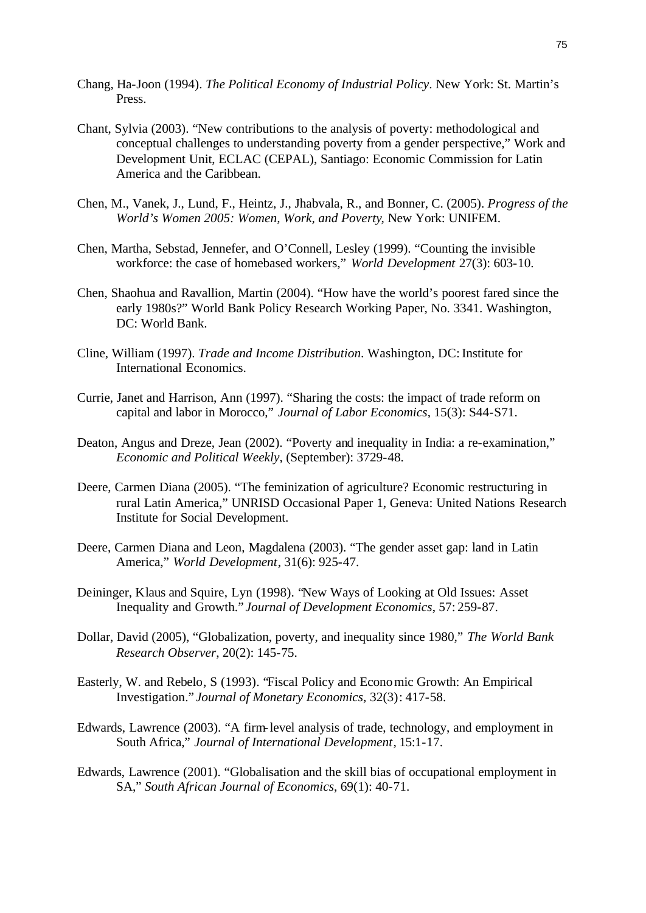Chang, Ha-Joon (1994). *The Political Economy of Industrial Policy*. New York: St. Martin's Press.

Chant, Sylvia (2003). "New contributions to the analysis of poverty: methodological and conceptual challenges to understanding poverty from a gender perspective," Work and Development Unit, ECLAC (CEPAL), Santiago: Economic Commission for Latin America and the Caribbean.

Chen, M., Vanek, J., Lund, F., Heintz, J., Jhabvala, R., and Bonner, C. (2005). *Progress of the World's Women 2005: Women, Work, and Poverty*, New York: UNIFEM.

Chen, Martha, Sebstad, Jennefer, and O'Connell, Lesley (1999). "Counting the invisible workforce: the case of homebased workers," *World Development* 27(3): 603-10.

Chen, Shaohua and Ravallion, Martin (2004). "How have the world's poorest fared since the early 1980s?" World Bank Policy Research Working Paper, No. 3341. Washington, DC: World Bank.

Cline, William (1997). *Trade and Income Distribution*. Washington, DC: Institute for International Economics.

Currie, Janet and Harrison, Ann (1997). "Sharing the costs: the impact of trade reform on capital and labor in Morocco," *Journal of Labor Economics*, 15(3): S44-S71.

Deaton, Angus and Dreze, Jean (2002). "Poverty and inequality in India: a re-examination," *Economic and Political Weekly*, (September): 3729-48.

Deere, Carmen Diana (2005). "The feminization of agriculture? Economic restructuring in rural Latin America," UNRISD Occasional Paper 1, Geneva: United Nations Research Institute for Social Development.

Deere, Carmen Diana and Leon, Magdalena (2003). "The gender asset gap: land in Latin America," *World Development*, 31(6): 925-47.

Deininger, Klaus and Squire, Lyn (1998). "New Ways of Looking at Old Issues: Asset Inequality and Growth." *Journal of Development Economics*, 57: 259-87.

Dollar, David (2005), "Globalization, poverty, and inequality since 1980," *The World Bank Research Observer*, 20(2): 145-75.

Easterly, W. and Rebelo, S (1993). "Fiscal Policy and Economic Growth: An Empirical Investigation." *Journal of Monetary Economics*, 32(3): 417-58.

Edwards, Lawrence (2003). "A firm-level analysis of trade, technology, and employment in South Africa," *Journal of International Development*, 15:1-17.

Edwards, Lawrence (2001). "Globalisation and the skill bias of occupational employment in SA," *South African Journal of Economics*, 69(1): 40-71.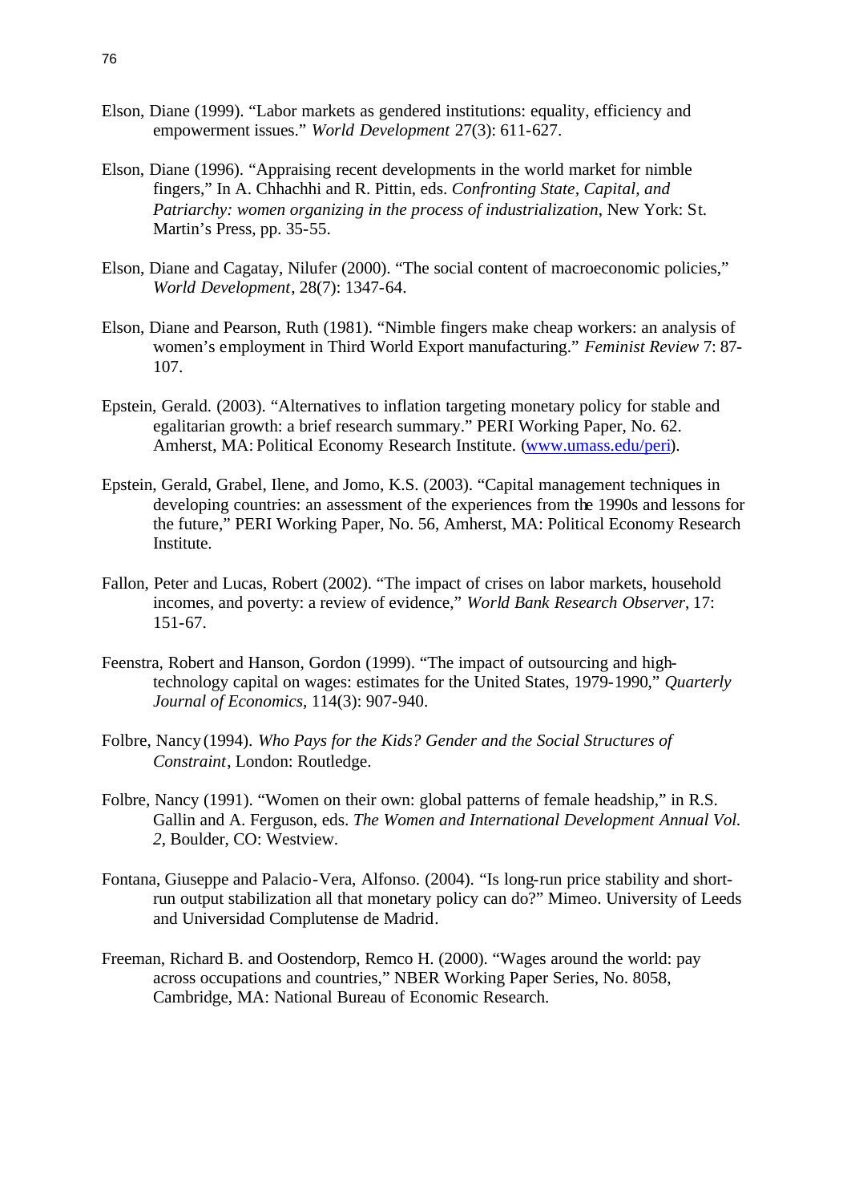Elson, Diane (1999). "Labor markets as gendered institutions: equality, efficiency and empowerment issues." *World Development* 27(3): 611-627.

Elson, Diane (1996). "Appraising recent developments in the world market for nimble fingers," In A. Chhachhi and R. Pittin, eds. *Confronting State, Capital, and Patriarchy: women organizing in the process of industrialization*, New York: St. Martin's Press, pp. 35-55.

Elson, Diane and Cagatay, Nilufer (2000). "The social content of macroeconomic policies," *World Development*, 28(7): 1347-64.

Elson, Diane and Pearson, Ruth (1981). "Nimble fingers make cheap workers: an analysis of women's employment in Third World Export manufacturing." *Feminist Review* 7: 87-107.

Epstein, Gerald. (2003). "Alternatives to inflation targeting monetary policy for stable and egalitarian growth: a brief research summary." PERI Working Paper, No. 62. Amherst, MA: Political Economy Research Institute. (www.umass.edu/peri).

Epstein, Gerald, Grabel, Ilene, and Jomo, K.S. (2003). "Capital management techniques in developing countries: an assessment of the experiences from the 1990s and lessons for the future," PERI Working Paper, No. 56, Amherst, MA: Political Economy Research Institute.

Fallon, Peter and Lucas, Robert (2002). "The impact of crises on labor markets, household incomes, and poverty: a review of evidence," *World Bank Research Observer*, 17: 151-67.

Feenstra, Robert and Hanson, Gordon (1999). "The impact of outsourcing and high-technology capital on wages: estimates for the United States, 1979-1990," *Quarterly Journal of Economics*, 114(3): 907-940.

Folbre, Nancy (1994). *Who Pays for the Kids? Gender and the Social Structures of Constraint*, London: Routledge.

Folbre, Nancy (1991). "Women on their own: global patterns of female headship," in R.S. Gallin and A. Ferguson, eds. *The Women and International Development Annual Vol. 2*, Boulder, CO: Westview.

Fontana, Giuseppe and Palacio-Vera, Alfonso. (2004). "Is long-run price stability and short-run output stabilization all that monetary policy can do?" Mimeo. University of Leeds and Universidad Complutense de Madrid.

Freeman, Richard B. and Oostendorp, Remco H. (2000). "Wages around the world: pay across occupations and countries," NBER Working Paper Series, No. 8058, Cambridge, MA: National Bureau of Economic Research.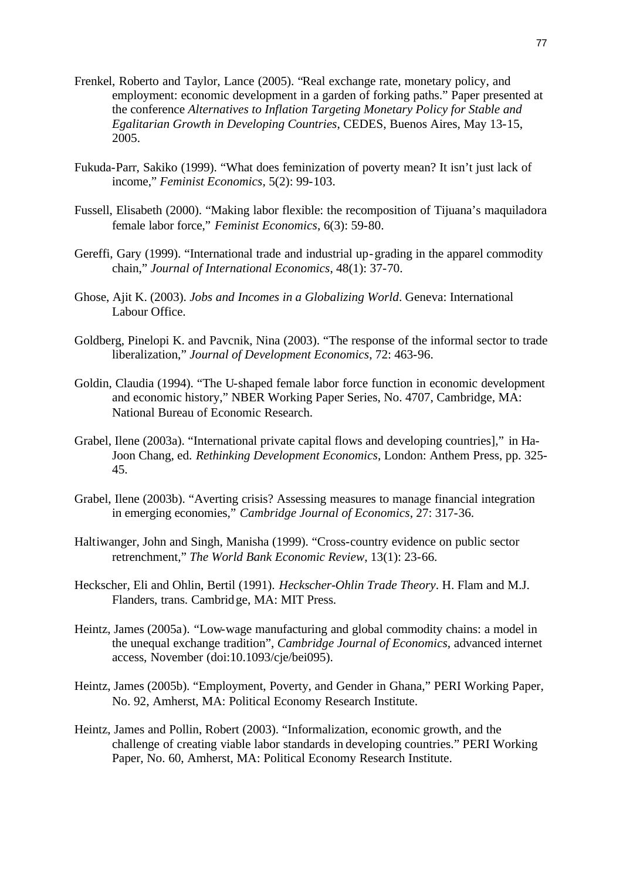Frenkel, Roberto and Taylor, Lance (2005). "Real exchange rate, monetary policy, and employment: economic development in a garden of forking paths." Paper presented at the conference *Alternatives to Inflation Targeting Monetary Policy for Stable and Egalitarian Growth in Developing Countries*, CEDES, Buenos Aires, May 13-15, 2005.

Fukuda-Parr, Sakiko (1999). "What does feminization of poverty mean? It isn't just lack of income," *Feminist Economics*, 5(2): 99-103.

Fussell, Elisabeth (2000). "Making labor flexible: the recomposition of Tijuana's maquiladora female labor force," *Feminist Economics*, 6(3): 59-80.

Gereffi, Gary (1999). "International trade and industrial up-grading in the apparel commodity chain," *Journal of International Economics*, 48(1): 37-70.

Ghose, Ajit K. (2003). *Jobs and Incomes in a Globalizing World*. Geneva: International Labour Office.

Goldberg, Pinelopi K. and Pavcnik, Nina (2003). "The response of the informal sector to trade liberalization," *Journal of Development Economics*, 72: 463-96.

Goldin, Claudia (1994). "The U-shaped female labor force function in economic development and economic history," NBER Working Paper Series, No. 4707, Cambridge, MA: National Bureau of Economic Research.

Grabel, Ilene (2003a). "International private capital flows and developing countries]," in Ha-Joon Chang, ed. *Rethinking Development Economics*, London: Anthem Press, pp. 325-45.

Grabel, Ilene (2003b). "Averting crisis? Assessing measures to manage financial integration in emerging economies," *Cambridge Journal of Economics*, 27: 317-36.

Haltiwanger, John and Singh, Manisha (1999). "Cross-country evidence on public sector retrenchment," *The World Bank Economic Review*, 13(1): 23-66.

Heckscher, Eli and Ohlin, Bertil (1991). *Heckscher-Ohlin Trade Theory*. H. Flam and M.J. Flanders, trans. Cambridge, MA: MIT Press.

Heintz, James (2005a). "Low-wage manufacturing and global commodity chains: a model in the unequal exchange tradition", *Cambridge Journal of Economics*, advanced internet access, November (doi:10.1093/cje/bei095).

Heintz, James (2005b). "Employment, Poverty, and Gender in Ghana," PERI Working Paper, No. 92, Amherst, MA: Political Economy Research Institute.

Heintz, James and Pollin, Robert (2003). "Informalization, economic growth, and the challenge of creating viable labor standards in developing countries." PERI Working Paper, No. 60, Amherst, MA: Political Economy Research Institute.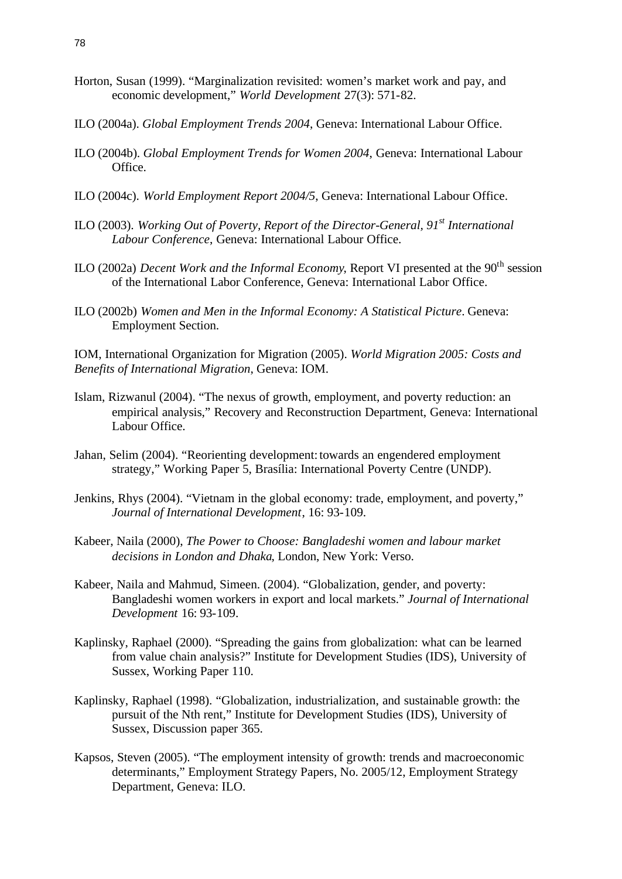Horton, Susan (1999). “Marginalization revisited: women’s market work and pay, and economic development,” *World Development* 27(3): 571-82.

ILO (2004a). *Global Employment Trends 2004*, Geneva: International Labour Office.

ILO (2004b). *Global Employment Trends for Women 2004*, Geneva: International Labour Office.

ILO (2004c). *World Employment Report 2004/5*, Geneva: International Labour Office.

ILO (2003). *Working Out of Poverty, Report of the Director-General, 91st International Labour Conference*, Geneva: International Labour Office.

ILO (2002a) *Decent Work and the Informal Economy*, Report VI presented at the 90th session of the International Labor Conference, Geneva: International Labor Office.

ILO (2002b) *Women and Men in the Informal Economy: A Statistical Picture*. Geneva: Employment Section.

IOM, International Organization for Migration (2005). *World Migration 2005: Costs and Benefits of International Migration*, Geneva: IOM.

Islam, Rizwanul (2004). “The nexus of growth, employment, and poverty reduction: an empirical analysis,” Recovery and Reconstruction Department, Geneva: International Labour Office.

Jahan, Selim (2004). “Reorienting development: towards an engendered employment strategy,” Working Paper 5, Brasília: International Poverty Centre (UNDP).

Jenkins, Rhys (2004). “Vietnam in the global economy: trade, employment, and poverty,” *Journal of International Development*, 16: 93-109.

Kabeer, Naila (2000), *The Power to Choose: Bangladeshi women and labour market decisions in London and Dhaka*, London, New York: Verso.

Kabeer, Naila and Mahmud, Simeen. (2004). “Globalization, gender, and poverty: Bangladeshi women workers in export and local markets.” *Journal of International Development* 16: 93-109.

Kaplinsky, Raphael (2000). “Spreading the gains from globalization: what can be learned from value chain analysis?” Institute for Development Studies (IDS), University of Sussex, Working Paper 110.

Kaplinsky, Raphael (1998). “Globalization, industrialization, and sustainable growth: the pursuit of the Nth rent,” Institute for Development Studies (IDS), University of Sussex, Discussion paper 365.

Kapsos, Steven (2005). “The employment intensity of growth: trends and macroeconomic determinants,” Employment Strategy Papers, No. 2005/12, Employment Strategy Department, Geneva: ILO.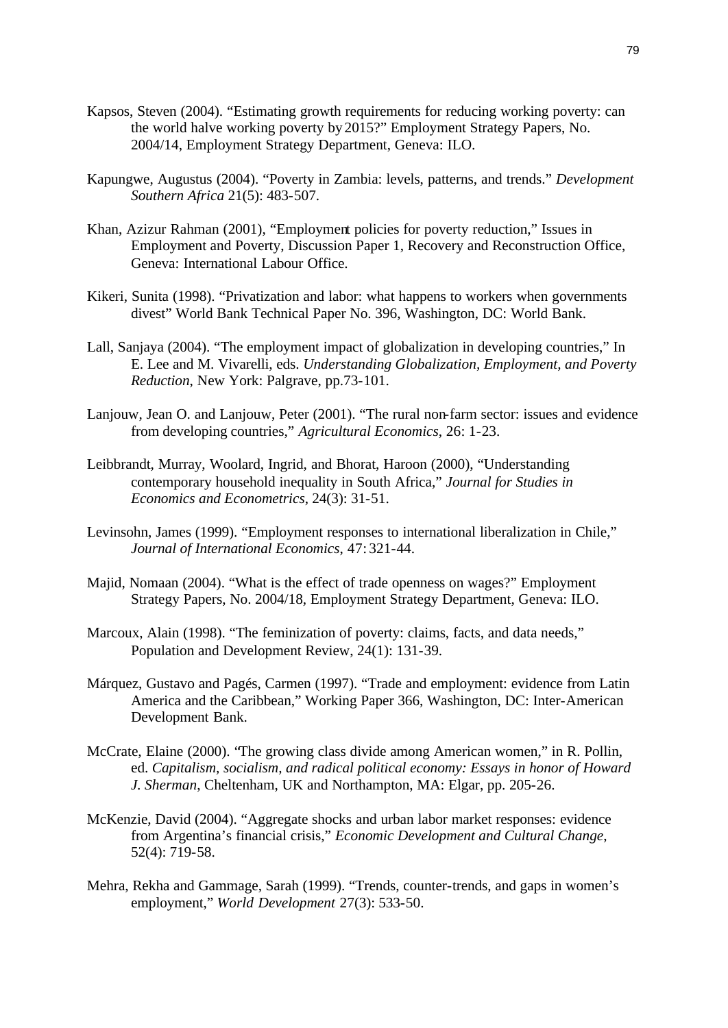Kapsos, Steven (2004). "Estimating growth requirements for reducing working poverty: can the world halve working poverty by 2015?" Employment Strategy Papers, No. 2004/14, Employment Strategy Department, Geneva: ILO.

Kapungwe, Augustus (2004). "Poverty in Zambia: levels, patterns, and trends." *Development Southern Africa* 21(5): 483-507.

Khan, Azizur Rahman (2001), "Employment policies for poverty reduction," Issues in Employment and Poverty, Discussion Paper 1, Recovery and Reconstruction Office, Geneva: International Labour Office.

Kikeri, Sunita (1998). "Privatization and labor: what happens to workers when governments divest" World Bank Technical Paper No. 396, Washington, DC: World Bank.

Lall, Sanjaya (2004). "The employment impact of globalization in developing countries," In E. Lee and M. Vivarelli, eds. *Understanding Globalization, Employment, and Poverty Reduction*, New York: Palgrave, pp.73-101.

Lanjouw, Jean O. and Lanjouw, Peter (2001). "The rural non-farm sector: issues and evidence from developing countries," *Agricultural Economics*, 26: 1-23.

Leibbrandt, Murray, Woolard, Ingrid, and Bhorat, Haroon (2000), "Understanding contemporary household inequality in South Africa," *Journal for Studies in Economics and Econometrics*, 24(3): 31-51.

Levinsohn, James (1999). "Employment responses to international liberalization in Chile," *Journal of International Economics*, 47: 321-44.

Majid, Nomaan (2004). "What is the effect of trade openness on wages?" Employment Strategy Papers, No. 2004/18, Employment Strategy Department, Geneva: ILO.

Marcoux, Alain (1998). "The feminization of poverty: claims, facts, and data needs," Population and Development Review, 24(1): 131-39.

Márquez, Gustavo and Pagés, Carmen (1997). "Trade and employment: evidence from Latin America and the Caribbean," Working Paper 366, Washington, DC: Inter-American Development Bank.

McCrate, Elaine (2000). "The growing class divide among American women," in R. Pollin, ed. *Capitalism, socialism, and radical political economy: Essays in honor of Howard J. Sherman*, Cheltenham, UK and Northampton, MA: Elgar, pp. 205-26.

McKenzie, David (2004). "Aggregate shocks and urban labor market responses: evidence from Argentina's financial crisis," *Economic Development and Cultural Change*, 52(4): 719-58.

Mehra, Rekha and Gammage, Sarah (1999). "Trends, counter-trends, and gaps in women's employment," *World Development* 27(3): 533-50.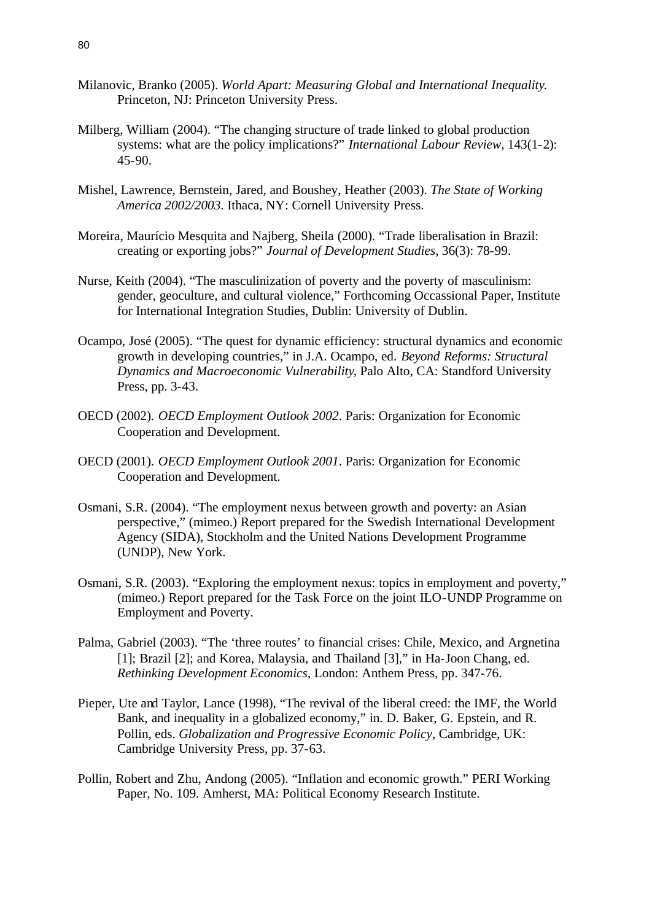Milanovic, Branko (2005). *World Apart: Measuring Global and International Inequality.* Princeton, NJ: Princeton University Press.

Milberg, William (2004). "The changing structure of trade linked to global production systems: what are the policy implications?" *International Labour Review*, 143(1-2): 45-90.

Mishel, Lawrence, Bernstein, Jared, and Boushey, Heather (2003). *The State of Working America 2002/2003*. Ithaca, NY: Cornell University Press.

Moreira, Maurício Mesquita and Najberg, Sheila (2000). "Trade liberalisation in Brazil: creating or exporting jobs?" *Journal of Development Studies*, 36(3): 78-99.

Nurse, Keith (2004). "The masculinization of poverty and the poverty of masculinism: gender, geoculture, and cultural violence," Forthcoming Occassional Paper, Institute for International Integration Studies, Dublin: University of Dublin.

Ocampo, José (2005). "The quest for dynamic efficiency: structural dynamics and economic growth in developing countries," in J.A. Ocampo, ed. *Beyond Reforms: Structural Dynamics and Macroeconomic Vulnerability*, Palo Alto, CA: Standford University Press, pp. 3-43.

OECD (2002). *OECD Employment Outlook 2002*. Paris: Organization for Economic Cooperation and Development.

OECD (2001). *OECD Employment Outlook 2001*. Paris: Organization for Economic Cooperation and Development.

Osmani, S.R. (2004). "The employment nexus between growth and poverty: an Asian perspective," (mimeo.) Report prepared for the Swedish International Development Agency (SIDA), Stockholm and the United Nations Development Programme (UNDP), New York.

Osmani, S.R. (2003). "Exploring the employment nexus: topics in employment and poverty," (mimeo.) Report prepared for the Task Force on the joint ILO-UNDP Programme on Employment and Poverty.

Palma, Gabriel (2003). "The 'three routes' to financial crises: Chile, Mexico, and Argnetina [1]; Brazil [2]; and Korea, Malaysia, and Thailand [3]," in Ha-Joon Chang, ed. *Rethinking Development Economics*, London: Anthem Press, pp. 347-76.

Pieper, Ute and Taylor, Lance (1998), "The revival of the liberal creed: the IMF, the World Bank, and inequality in a globalized economy," in. D. Baker, G. Epstein, and R. Pollin, eds. *Globalization and Progressive Economic Policy*, Cambridge, UK: Cambridge University Press, pp. 37-63.

Pollin, Robert and Zhu, Andong (2005). "Inflation and economic growth." PERI Working Paper, No. 109. Amherst, MA: Political Economy Research Institute.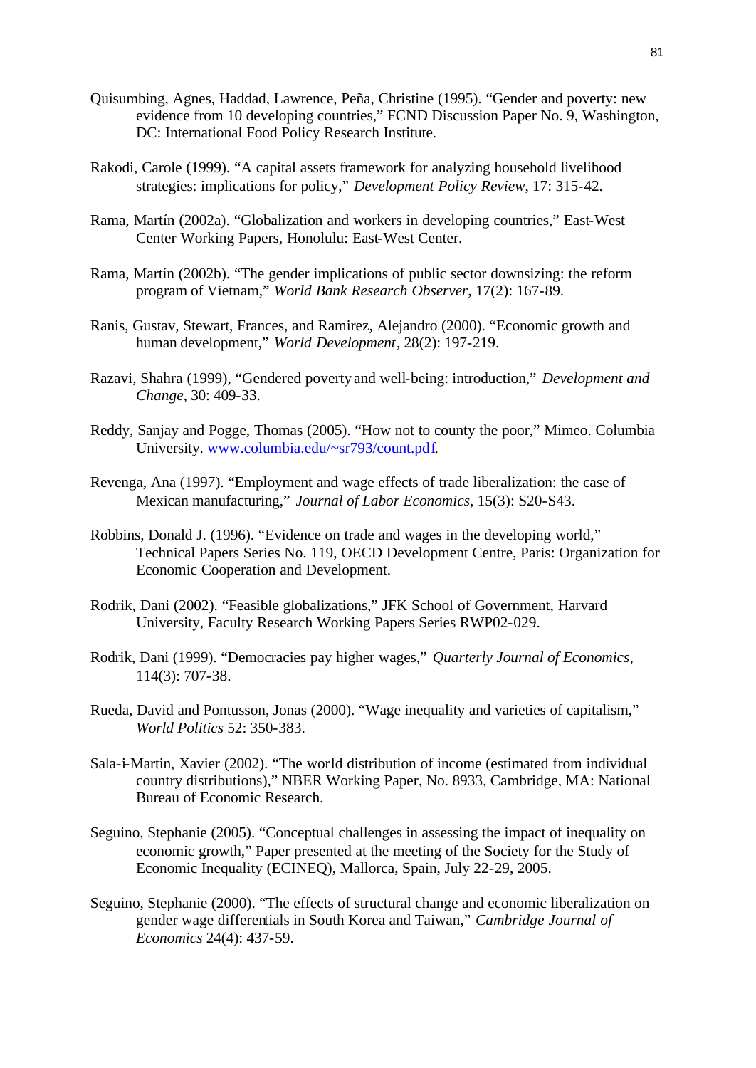Quisumbing, Agnes, Haddad, Lawrence, Peña, Christine (1995). "Gender and poverty: new evidence from 10 developing countries," FCND Discussion Paper No. 9, Washington, DC: International Food Policy Research Institute.

Rakodi, Carole (1999). "A capital assets framework for analyzing household livelihood strategies: implications for policy," *Development Policy Review*, 17: 315-42.

Rama, Martín (2002a). "Globalization and workers in developing countries," East-West Center Working Papers, Honolulu: East-West Center.

Rama, Martín (2002b). "The gender implications of public sector downsizing: the reform program of Vietnam," *World Bank Research Observer*, 17(2): 167-89.

Ranis, Gustav, Stewart, Frances, and Ramirez, Alejandro (2000). "Economic growth and human development," *World Development*, 28(2): 197-219.

Razavi, Shahra (1999), "Gendered poverty and well-being: introduction," *Development and Change*, 30: 409-33.

Reddy, Sanjay and Pogge, Thomas (2005). "How not to county the poor," Mimeo. Columbia University. www.columbia.edu/~sr793/count.pdf.

Revenga, Ana (1997). "Employment and wage effects of trade liberalization: the case of Mexican manufacturing," *Journal of Labor Economics*, 15(3): S20-S43.

Robbins, Donald J. (1996). "Evidence on trade and wages in the developing world," Technical Papers Series No. 119, OECD Development Centre, Paris: Organization for Economic Cooperation and Development.

Rodrik, Dani (2002). "Feasible globalizations," JFK School of Government, Harvard University, Faculty Research Working Papers Series RWP02-029.

Rodrik, Dani (1999). "Democracies pay higher wages," *Quarterly Journal of Economics*, 114(3): 707-38.

Rueda, David and Pontusson, Jonas (2000). "Wage inequality and varieties of capitalism," *World Politics* 52: 350-383.

Sala-i-Martin, Xavier (2002). "The world distribution of income (estimated from individual country distributions)," NBER Working Paper, No. 8933, Cambridge, MA: National Bureau of Economic Research.

Seguino, Stephanie (2005). "Conceptual challenges in assessing the impact of inequality on economic growth," Paper presented at the meeting of the Society for the Study of Economic Inequality (ECINEQ), Mallorca, Spain, July 22-29, 2005.

Seguino, Stephanie (2000). "The effects of structural change and economic liberalization on gender wage differentials in South Korea and Taiwan," *Cambridge Journal of Economics* 24(4): 437-59.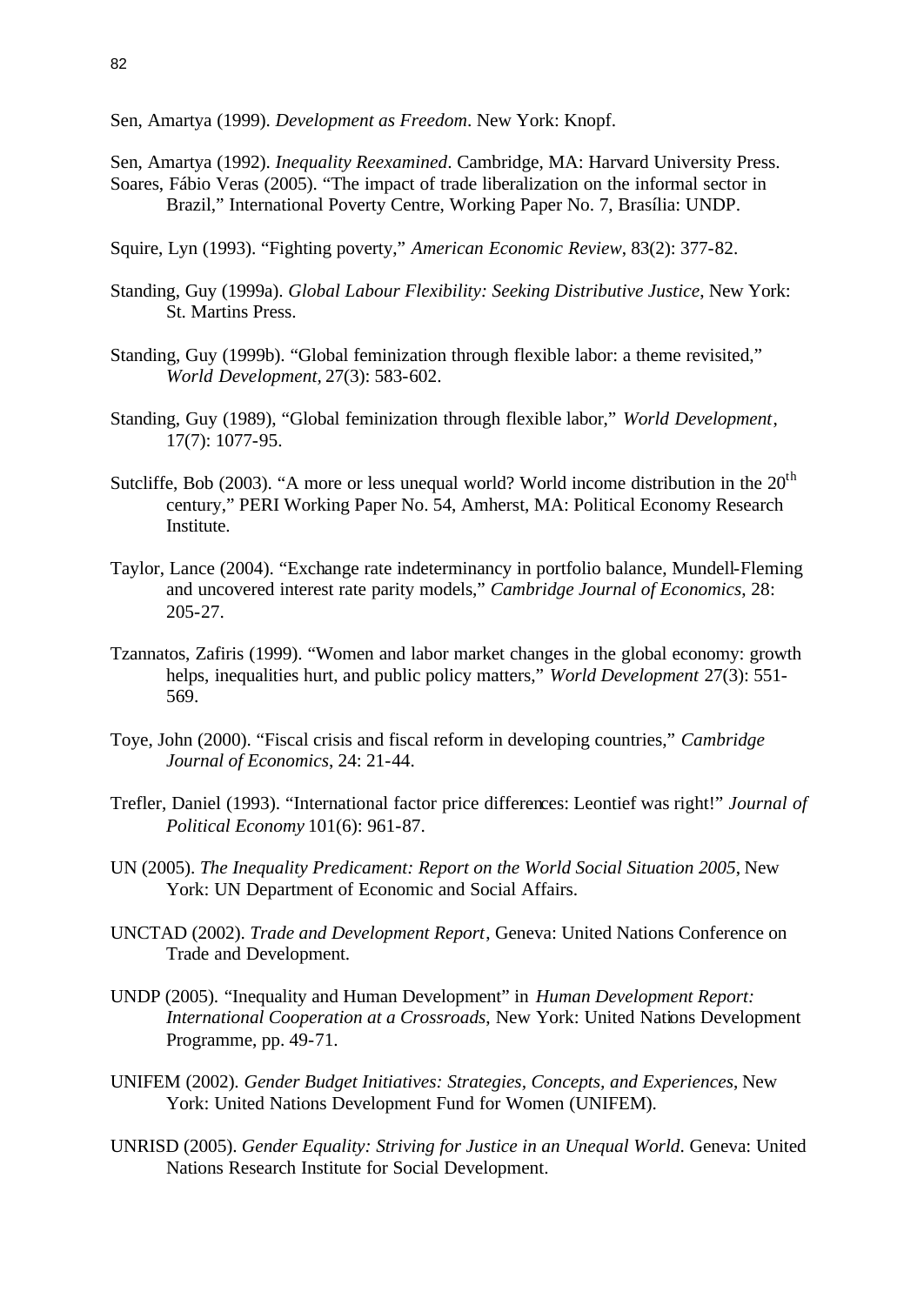Sen, Amartya (1999). *Development as Freedom*. New York: Knopf.

Sen, Amartya (1992). *Inequality Reexamined*. Cambridge, MA: Harvard University Press.

Soares, Fábio Veras (2005). "The impact of trade liberalization on the informal sector in Brazil," International Poverty Centre, Working Paper No. 7, Brasília: UNDP.

Squire, Lyn (1993). "Fighting poverty," *American Economic Review*, 83(2): 377-82.

Standing, Guy (1999a). *Global Labour Flexibility: Seeking Distributive Justice*, New York: St. Martins Press.

Standing, Guy (1999b). "Global feminization through flexible labor: a theme revisited," *World Development*, 27(3): 583-602.

Standing, Guy (1989), "Global feminization through flexible labor," *World Development*, 17(7): 1077-95.

Sutcliffe, Bob (2003). "A more or less unequal world? World income distribution in the 20th century," PERI Working Paper No. 54, Amherst, MA: Political Economy Research Institute.

Taylor, Lance (2004). "Exchange rate indeterminancy in portfolio balance, Mundell-Fleming and uncovered interest rate parity models," *Cambridge Journal of Economics*, 28: 205-27.

Tzannatos, Zafiris (1999). "Women and labor market changes in the global economy: growth helps, inequalities hurt, and public policy matters," *World Development* 27(3): 551-569.

Toye, John (2000). "Fiscal crisis and fiscal reform in developing countries," *Cambridge Journal of Economics*, 24: 21-44.

Trefler, Daniel (1993). "International factor price differences: Leontief was right!" *Journal of Political Economy* 101(6): 961-87.

UN (2005). *The Inequality Predicament: Report on the World Social Situation 2005*, New York: UN Department of Economic and Social Affairs.

UNCTAD (2002). *Trade and Development Report*, Geneva: United Nations Conference on Trade and Development.

UNDP (2005). "Inequality and Human Development" in *Human Development Report: International Cooperation at a Crossroads*, New York: United Nations Development Programme, pp. 49-71.

UNIFEM (2002). *Gender Budget Initiatives: Strategies, Concepts, and Experiences*, New York: United Nations Development Fund for Women (UNIFEM).

UNRISD (2005). *Gender Equality: Striving for Justice in an Unequal World*. Geneva: United Nations Research Institute for Social Development.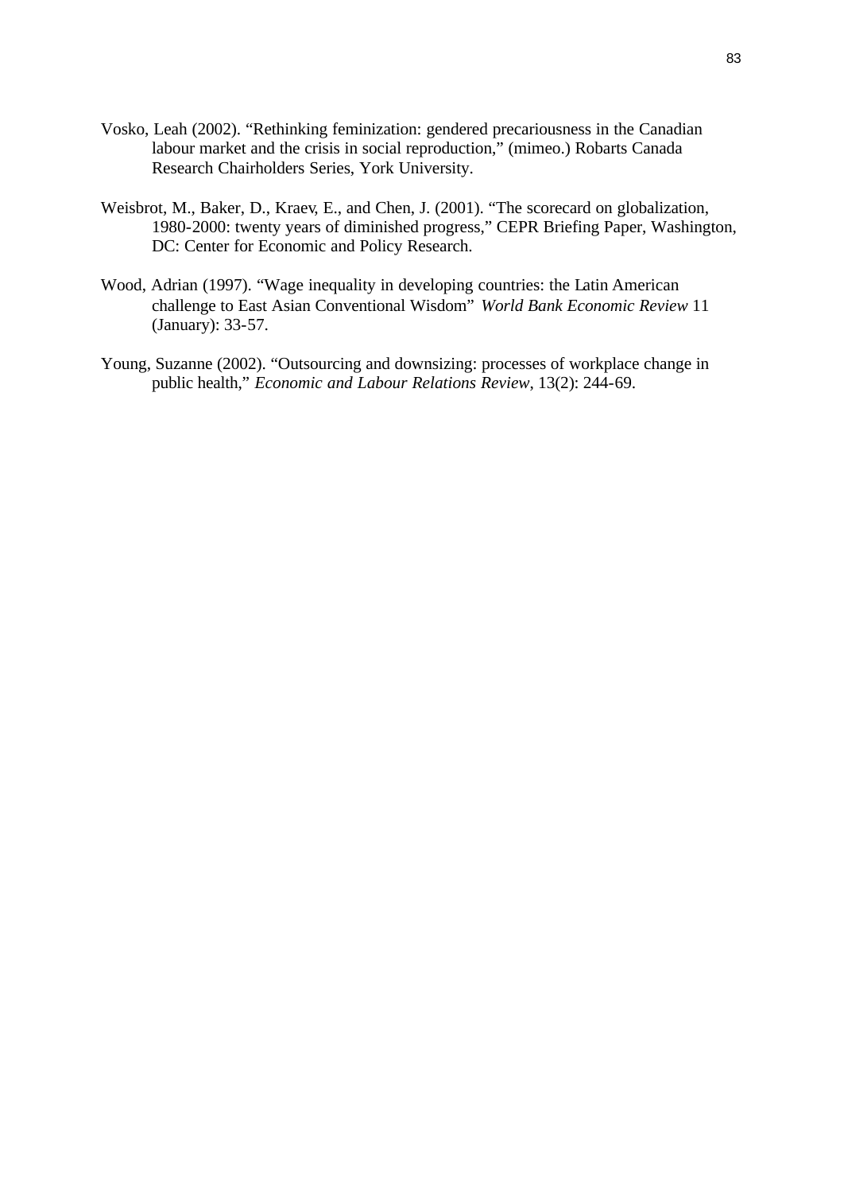Vosko, Leah (2002). “Rethinking feminization: gendered precariousness in the Canadian labour market and the crisis in social reproduction,” (mimeo.) Robarts Canada Research Chairholders Series, York University.

Weisbrot, M., Baker, D., Kraev, E., and Chen, J. (2001). “The scorecard on globalization, 1980-2000: twenty years of diminished progress,” CEPR Briefing Paper, Washington, DC: Center for Economic and Policy Research.

Wood, Adrian (1997). “Wage inequality in developing countries: the Latin American challenge to East Asian Conventional Wisdom” *World Bank Economic Review* 11 (January): 33-57.

Young, Suzanne (2002). “Outsourcing and downsizing: processes of workplace change in public health,” *Economic and Labour Relations Review*, 13(2): 244-69.